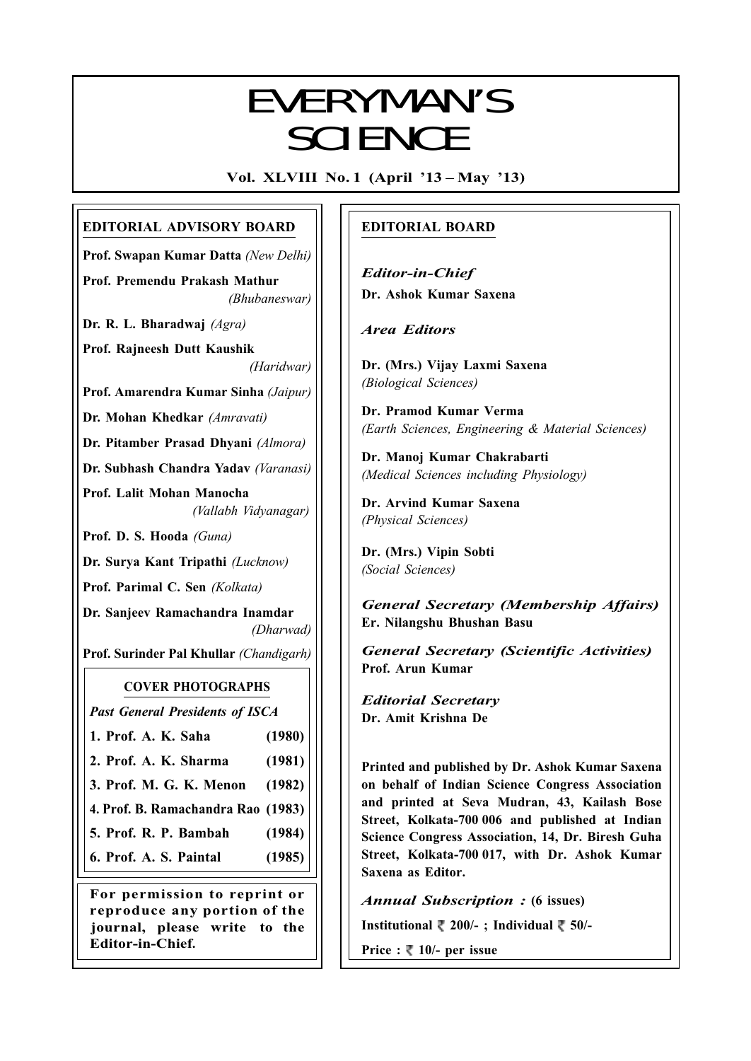# EVERYMAN'S SCIENCE

**Vol. XLVIII No. 1 (April '13 – May '13)**

## EDITORIAL ADVISORY BOARD

**Prof. Swapan Kumar Datta** *(New Delhi)*

**Prof. Premendu Prakash Mathur** *(Bhubaneswar)*

**Dr. R. L. Bharadwaj** *(Agra)*

**Prof. Rajneesh Dutt Kaushik** *(Haridwar)*

**Prof. Amarendra Kumar Sinha** *(Jaipur)*

**Dr. Mohan Khedkar** *(Amravati)*

**Dr. Pitamber Prasad Dhyani** *(Almora)*

**Dr. Subhash Chandra Yadav** *(Varanasi)*

**Prof. Lalit Mohan Manocha** *(Vallabh Vidyanagar)*

**Prof. D. S. Hooda** *(Guna)*

**Dr. Surya Kant Tripathi** *(Lucknow)*

**Prof. Parimal C. Sen** *(Kolkata)*

**Dr. Sanjeev Ramachandra Inamdar** *(Dharwad)*

**Prof. Surinder Pal Khullar** *(Chandigarh)*

### COVER PHOTOGRAPHS

*Past General Presidents of ISCA*

| | |
|---|---|
| 1. Prof. A. K. Saha | (1980) |
| 2. Prof. A. K. Sharma | (1981) |
| 3. Prof. M. G. K. Menon | (1982) |
| 4. Prof. B. Ramachandra Rao | (1983) |
| 5. Prof. R. P. Bambah | (1984) |
| 6. Prof. A. S. Paintal | (1985) |

**For permission to reprint or reproduce any portion of the journal, please write to the Editor-in-Chief.**

## EDITORIAL BOARD

***Editor-in-Chief***
**Dr. Ashok Kumar Saxena**

***Area Editors***

**Dr. (Mrs.) Vijay Laxmi Saxena**
*(Biological Sciences)*

**Dr. Pramod Kumar Verma**
*(Earth Sciences, Engineering & Material Sciences)*

**Dr. Manoj Kumar Chakrabarti**
*(Medical Sciences including Physiology)*

**Dr. Arvind Kumar Saxena**
*(Physical Sciences)*

**Dr. (Mrs.) Vipin Sobti**
*(Social Sciences)*

***General Secretary (Membership Affairs)***
**Er. Nilangshu Bhushan Basu**

***General Secretary (Scientific Activities)***
**Prof. Arun Kumar**

***Editorial Secretary***
**Dr. Amit Krishna De**

**Printed and published by Dr. Ashok Kumar Saxena on behalf of Indian Science Congress Association and printed at Seva Mudran, 43, Kailash Bose Street, Kolkata-700 006 and published at Indian Science Congress Association, 14, Dr. Biresh Guha Street, Kolkata-700 017, with Dr. Ashok Kumar Saxena as Editor.**

***Annual Subscription :*** **(6 issues)**

**Institutional ₹ 200/- ; Individual ₹ 50/-**

**Price : ₹ 10/- per issue**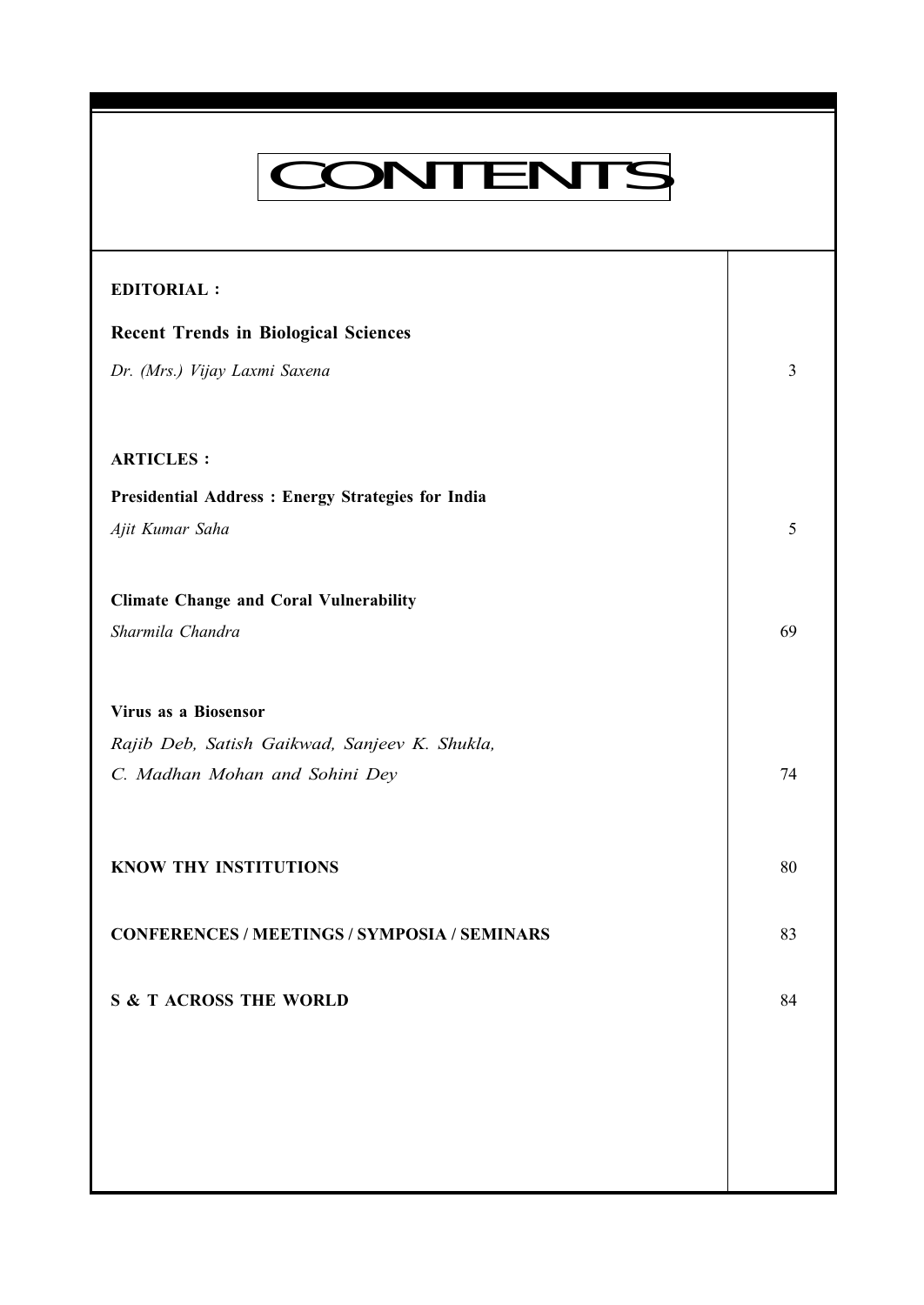# CONTENTS

| | |
|---|---|
| **EDITORIAL :** | |
| **Recent Trends in Biological Sciences** | |
| *Dr. (Mrs.) Vijay Laxmi Saxena* | 3 |
| **ARTICLES :** | |
| **Presidential Address : Energy Strategies for India** | |
| *Ajit Kumar Saha* | 5 |
| **Climate Change and Coral Vulnerability** | |
| *Sharmila Chandra* | 69 |
| **Virus as a Biosensor** | |
| *Rajib Deb, Satish Gaikwad, Sanjeev K. Shukla, C. Madhan Mohan and Sohini Dey* | 74 |
| **KNOW THY INSTITUTIONS** | 80 |
| **CONFERENCES / MEETINGS / SYMPOSIA / SEMINARS** | 83 |
| **S & T ACROSS THE WORLD** | 84 |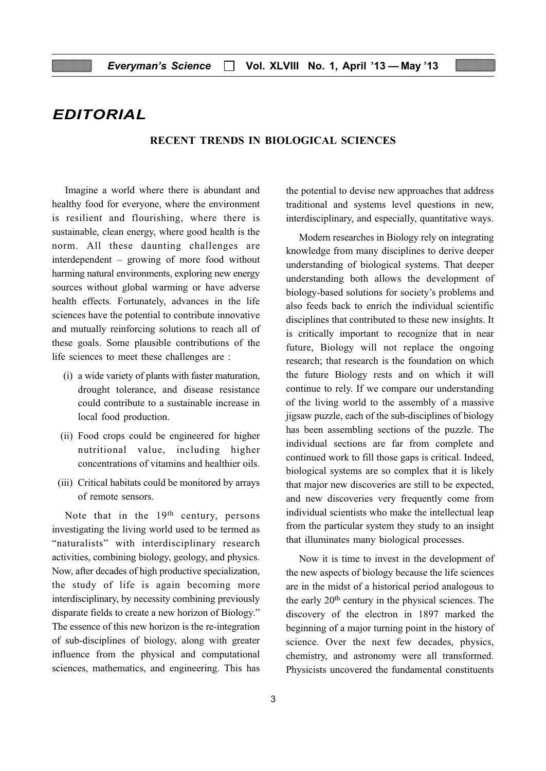# EDITORIAL

## RECENT TRENDS IN BIOLOGICAL SCIENCES

Imagine a world where there is abundant and healthy food for everyone, where the environment is resilient and flourishing, where there is sustainable, clean energy, where good health is the norm. All these daunting challenges are interdependent – growing of more food without harming natural environments, exploring new energy sources without global warming or have adverse health effects. Fortunately, advances in the life sciences have the potential to contribute innovative and mutually reinforcing solutions to reach all of these goals. Some plausible contributions of the life sciences to meet these challenges are :

(i) a wide variety of plants with faster maturation, drought tolerance, and disease resistance could contribute to a sustainable increase in local food production.

(ii) Food crops could be engineered for higher nutritional value, including higher concentrations of vitamins and healthier oils.

(iii) Critical habitats could be monitored by arrays of remote sensors.

Note that in the 19th century, persons investigating the living world used to be termed as "naturalists" with interdisciplinary research activities, combining biology, geology, and physics. Now, after decades of high productive specialization, the study of life is again becoming more interdisciplinary, by necessity combining previously disparate fields to create a new horizon of Biology." The essence of this new horizon is the re-integration of sub-disciplines of biology, along with greater influence from the physical and computational sciences, mathematics, and engineering. This has the potential to devise new approaches that address traditional and systems level questions in new, interdisciplinary, and especially, quantitative ways.

Modern researches in Biology rely on integrating knowledge from many disciplines to derive deeper understanding of biological systems. That deeper understanding both allows the development of biology-based solutions for society's problems and also feeds back to enrich the individual scientific disciplines that contributed to these new insights. It is critically important to recognize that in near future, Biology will not replace the ongoing research; that research is the foundation on which the future Biology rests and on which it will continue to rely. If we compare our understanding of the living world to the assembly of a massive jigsaw puzzle, each of the sub-disciplines of biology has been assembling sections of the puzzle. The individual sections are far from complete and continued work to fill those gaps is critical. Indeed, biological systems are so complex that it is likely that major new discoveries are still to be expected, and new discoveries very frequently come from individual scientists who make the intellectual leap from the particular system they study to an insight that illuminates many biological processes.

Now it is time to invest in the development of the new aspects of biology because the life sciences are in the midst of a historical period analogous to the early 20th century in the physical sciences. The discovery of the electron in 1897 marked the beginning of a major turning point in the history of science. Over the next few decades, physics, chemistry, and astronomy were all transformed. Physicists uncovered the fundamental constituents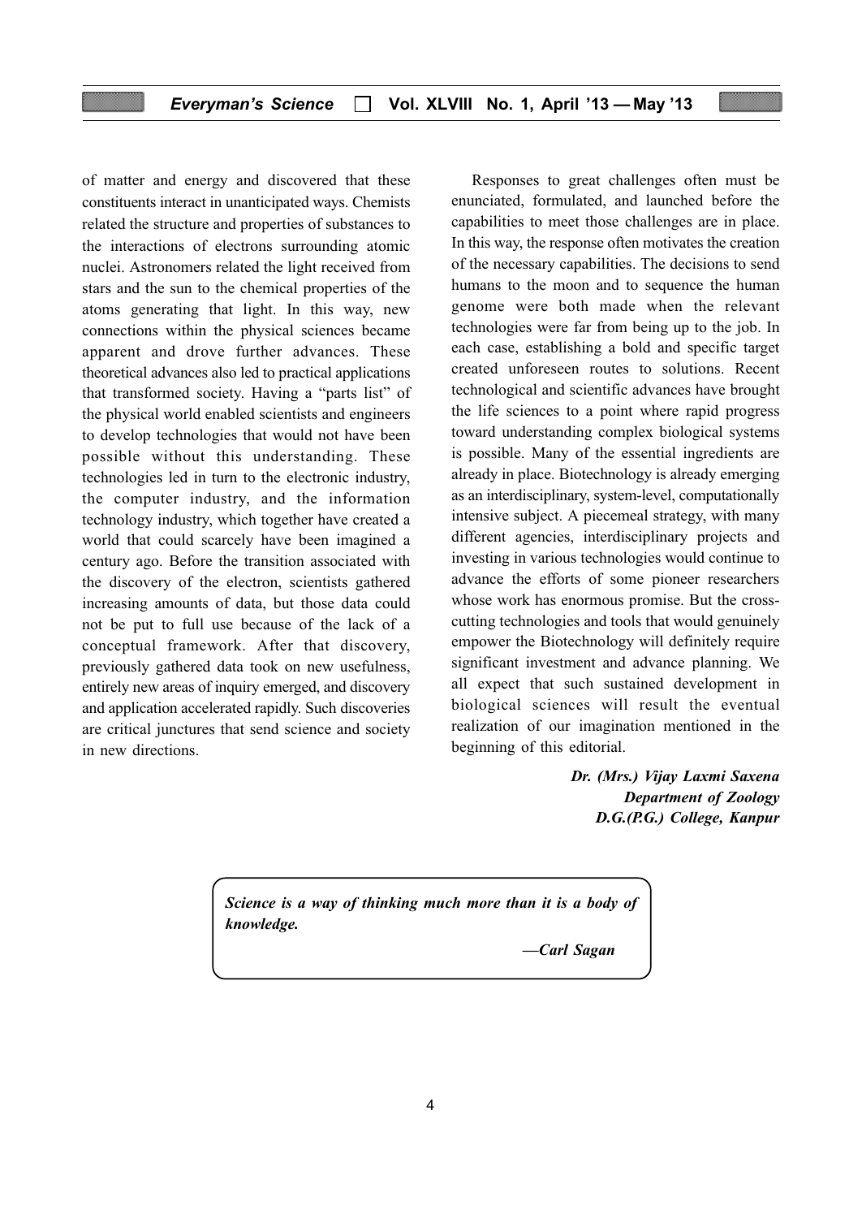of matter and energy and discovered that these constituents interact in unanticipated ways. Chemists related the structure and properties of substances to the interactions of electrons surrounding atomic nuclei. Astronomers related the light received from stars and the sun to the chemical properties of the atoms generating that light. In this way, new connections within the physical sciences became apparent and drove further advances. These theoretical advances also led to practical applications that transformed society. Having a "parts list" of the physical world enabled scientists and engineers to develop technologies that would not have been possible without this understanding. These technologies led in turn to the electronic industry, the computer industry, and the information technology industry, which together have created a world that could scarcely have been imagined a century ago. Before the transition associated with the discovery of the electron, scientists gathered increasing amounts of data, but those data could not be put to full use because of the lack of a conceptual framework. After that discovery, previously gathered data took on new usefulness, entirely new areas of inquiry emerged, and discovery and application accelerated rapidly. Such discoveries are critical junctures that send science and society in new directions.

Responses to great challenges often must be enunciated, formulated, and launched before the capabilities to meet those challenges are in place. In this way, the response often motivates the creation of the necessary capabilities. The decisions to send humans to the moon and to sequence the human genome were both made when the relevant technologies were far from being up to the job. In each case, establishing a bold and specific target created unforeseen routes to solutions. Recent technological and scientific advances have brought the life sciences to a point where rapid progress toward understanding complex biological systems is possible. Many of the essential ingredients are already in place. Biotechnology is already emerging as an interdisciplinary, system-level, computationally intensive subject. A piecemeal strategy, with many different agencies, interdisciplinary projects and investing in various technologies would continue to advance the efforts of some pioneer researchers whose work has enormous promise. But the cross-cutting technologies and tools that would genuinely empower the Biotechnology will definitely require significant investment and advance planning. We all expect that such sustained development in biological sciences will result the eventual realization of our imagination mentioned in the beginning of this editorial.

***Dr. (Mrs.) Vijay Laxmi Saxena***
***Department of Zoology***
***D.G.(P.G.) College, Kanpur***

***Science is a way of thinking much more than it is a body of knowledge.***

***—Carl Sagan***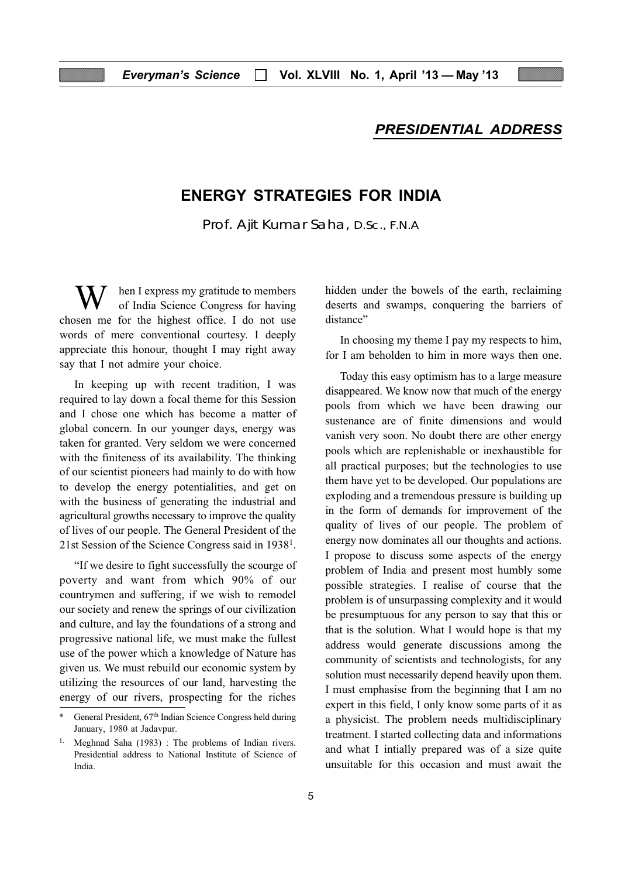## *PRESIDENTIAL ADDRESS*

# ENERGY STRATEGIES FOR INDIA

Prof. Ajit Kumar Saha, D.Sc., F.N.A

When I express my gratitude to members of India Science Congress for having chosen me for the highest office. I do not use words of mere conventional courtesy. I deeply appreciate this honour, thought I may right away say that I not admire your choice.

In keeping up with recent tradition, I was required to lay down a focal theme for this Session and I chose one which has become a matter of global concern. In our younger days, energy was taken for granted. Very seldom we were concerned with the finiteness of its availability. The thinking of our scientist pioneers had mainly to do with how to develop the energy potentialities, and get on with the business of generating the industrial and agricultural growths necessary to improve the quality of lives of our people. The General President of the 21st Session of the Science Congress said in 1938[1].

"If we desire to fight successfully the scourge of poverty and want from which 90% of our countrymen and suffering, if we wish to remodel our society and renew the springs of our civilization and culture, and lay the foundations of a strong and progressive national life, we must make the fullest use of the power which a knowledge of Nature has given us. We must rebuild our economic system by utilizing the resources of our land, harvesting the energy of our rivers, prospecting for the riches hidden under the bowels of the earth, reclaiming deserts and swamps, conquering the barriers of distance"

In choosing my theme I pay my respects to him, for I am beholden to him in more ways then one.

Today this easy optimism has to a large measure disappeared. We know now that much of the energy pools from which we have been drawing our sustenance are of finite dimensions and would vanish very soon. No doubt there are other energy pools which are replenishable or inexhaustible for all practical purposes; but the technologies to use them have yet to be developed. Our populations are exploding and a tremendous pressure is building up in the form of demands for improvement of the quality of lives of our people. The problem of energy now dominates all our thoughts and actions. I propose to discuss some aspects of the energy problem of India and present most humbly some possible strategies. I realise of course that the problem is of unsurpassing complexity and it would be presumptuous for any person to say that this or that is the solution. What I would hope is that my address would generate discussions among the community of scientists and technologists, for any solution must necessarily depend heavily upon them. I must emphasise from the beginning that I am no expert in this field, I only know some parts of it as a physicist. The problem needs multidisciplinary treatment. I started collecting data and informations and what I intially prepared was of a size quite unsuitable for this occasion and must await the

---

\* General President, 67th Indian Science Congress held during January, 1980 at Jadavpur.

[1] Meghnad Saha (1983) : The problems of Indian rivers. Presidential address to National Institute of Science of India.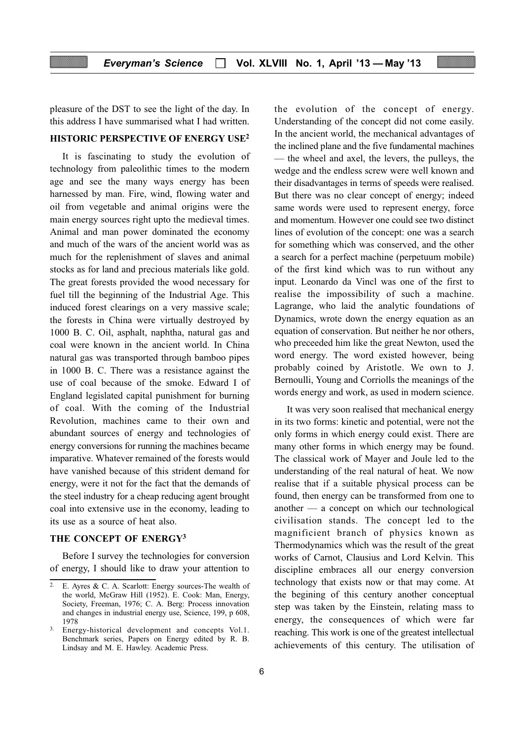pleasure of the DST to see the light of the day. In this address I have summarised what I had written.

## HISTORIC PERSPECTIVE OF ENERGY USE[2]

It is fascinating to study the evolution of technology from paleolithic times to the modern age and see the many ways energy has been harnessed by man. Fire, wind, flowing water and oil from vegetable and animal origins were the main energy sources right upto the medieval times. Animal and man power dominated the economy and much of the wars of the ancient world was as much for the replenishment of slaves and animal stocks as for land and precious materials like gold. The great forests provided the wood necessary for fuel till the beginning of the Industrial Age. This induced forest clearings on a very massive scale; the forests in China were virtually destroyed by 1000 B. C. Oil, asphalt, naphtha, natural gas and coal were known in the ancient world. In China natural gas was transported through bamboo pipes in 1000 B. C. There was a resistance against the use of coal because of the smoke. Edward I of England legislated capital punishment for burning of coal. With the coming of the Industrial Revolution, machines came to their own and abundant sources of energy and technologies of energy conversions for running the machines became imparative. Whatever remained of the forests would have vanished because of this strident demand for energy, were it not for the fact that the demands of the steel industry for a cheap reducing agent brought coal into extensive use in the economy, leading to its use as a source of heat also.

## THE CONCEPT OF ENERGY[3]

Before I survey the technologies for conversion of energy, I should like to draw your attention to the evolution of the concept of energy. Understanding of the concept did not come easily. In the ancient world, the mechanical advantages of the inclined plane and the five fundamental machines — the wheel and axel, the levers, the pulleys, the wedge and the endless screw were well known and their disadvantages in terms of speeds were realised. But there was no clear concept of energy; indeed same words were used to represent energy, force and momentum. However one could see two distinct lines of evolution of the concept: one was a search for something which was conserved, and the other a search for a perfect machine (perpetuum mobile) of the first kind which was to run without any input. Leonardo da Vincl was one of the first to realise the impossibility of such a machine. Lagrange, who laid the analytic foundations of Dynamics, wrote down the energy equation as an equation of conservation. But neither he nor others, who preceeded him like the great Newton, used the word energy. The word existed however, being probably coined by Aristotle. We own to J. Bernoulli, Young and Corriolls the meanings of the words energy and work, as used in modern science.

It was very soon realised that mechanical energy in its two forms: kinetic and potential, were not the only forms in which energy could exist. There are many other forms in which energy may be found. The classical work of Mayer and Joule led to the understanding of the real natural of heat. We now realise that if a suitable physical process can be found, then energy can be transformed from one to another — a concept on which our technological civilisation stands. The concept led to the magnificient branch of physics known as Thermodynamics which was the result of the great works of Carnot, Clausius and Lord Kelvin. This discipline embraces all our energy conversion technology that exists now or that may come. At the begining of this century another conceptual step was taken by the Einstein, relating mass to energy, the consequences of which were far reaching. This work is one of the greatest intellectual achievements of this century. The utilisation of

---

2. E. Ayres & C. A. Scarlott: Energy sources-The wealth of the world, McGraw Hill (1952). E. Cook: Man, Energy, Society, Freeman, 1976; C. A. Berg: Process innovation and changes in industrial energy use, Science, 199, p 608, 1978

3. Energy-historical development and concepts Vol.1. Benchmark series, Papers on Energy edited by R. B. Lindsay and M. E. Hawley. Academic Press.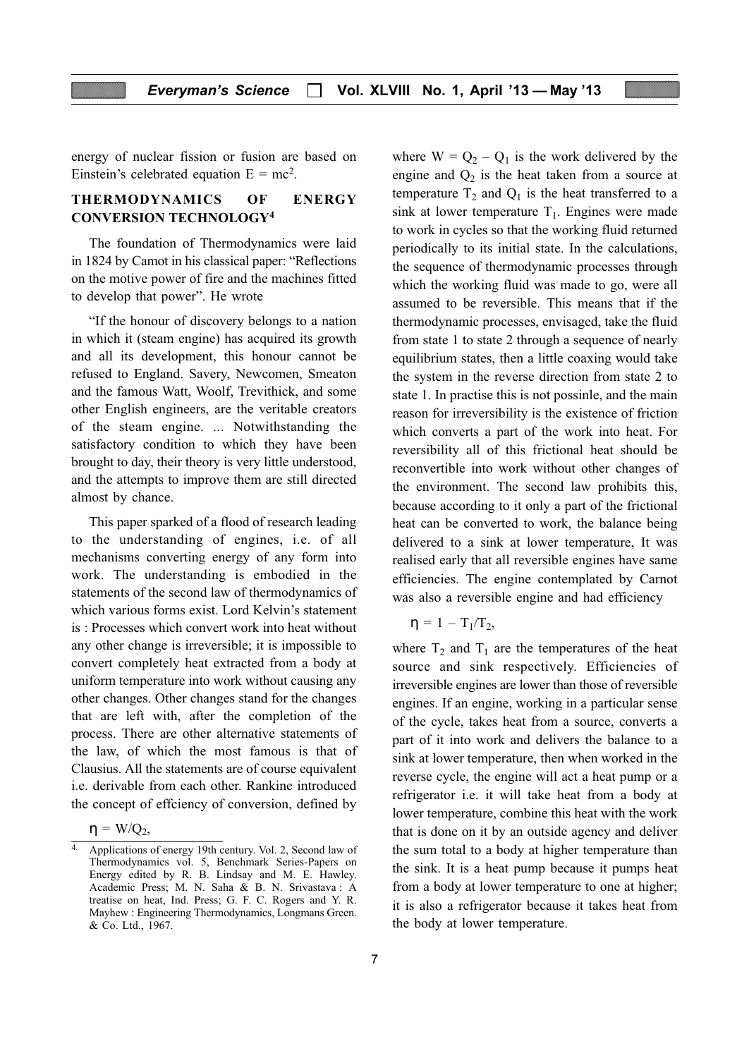energy of nuclear fission or fusion are based on Einstein's celebrated equation $E = mc^2$.

## THERMODYNAMICS OF ENERGY CONVERSION TECHNOLOGY[4]

The foundation of Thermodynamics were laid in 1824 by Camot in his classical paper: "Reflections on the motive power of fire and the machines fitted to develop that power". He wrote

"If the honour of discovery belongs to a nation in which it (steam engine) has acquired its growth and all its development, this honour cannot be refused to England. Savery, Newcomen, Smeaton and the famous Watt, Woolf, Trevithick, and some other English engineers, are the veritable creators of the steam engine. ... Notwithstanding the satisfactory condition to which they have been brought to day, their theory is very little understood, and the attempts to improve them are still directed almost by chance.

This paper sparked of a flood of research leading to the understanding of engines, i.e. of all mechanisms converting energy of any form into work. The understanding is embodied in the statements of the second law of thermodynamics of which various forms exist. Lord Kelvin's statement is : Processes which convert work into heat without any other change is irreversible; it is impossible to convert completely heat extracted from a body at uniform temperature into work without causing any other changes. Other changes stand for the changes that are left with, after the completion of the process. There are other alternative statements of the law, of which the most famous is that of Clausius. All the statements are of course equivalent i.e. derivable from each other. Rankine introduced the concept of effciency of conversion, defined by

$$\eta = W/Q_2,$$

where $W = Q_2 - Q_1$ is the work delivered by the engine and $Q_2$ is the heat taken from a source at temperature $T_2$ and $Q_1$ is the heat transferred to a sink at lower temperature $T_1$. Engines were made to work in cycles so that the working fluid returned periodically to its initial state. In the calculations, the sequence of thermodynamic processes through which the working fluid was made to go, were all assumed to be reversible. This means that if the thermodynamic processes, envisaged, take the fluid from state 1 to state 2 through a sequence of nearly equilibrium states, then a little coaxing would take the system in the reverse direction from state 2 to state 1. In practise this is not possinle, and the main reason for irreversibility is the existence of friction which converts a part of the work into heat. For reversibility all of this frictional heat should be reconvertible into work without other changes of the environment. The second law prohibits this, because according to it only a part of the frictional heat can be converted to work, the balance being delivered to a sink at lower temperature, It was realised early that all reversible engines have same efficiencies. The engine contemplated by Carnot was also a reversible engine and had efficiency

$$\eta = 1 - T_1/T_2,$$

where $T_2$ and $T_1$ are the temperatures of the heat source and sink respectively. Efficiencies of irreversible engines are lower than those of reversible engines. If an engine, working in a particular sense of the cycle, takes heat from a source, converts a part of it into work and delivers the balance to a sink at lower temperature, then when worked in the reverse cycle, the engine will act a heat pump or a refrigerator i.e. it will take heat from a body at lower temperature, combine this heat with the work that is done on it by an outside agency and deliver the sum total to a body at higher temperature than the sink. It is a heat pump because it pumps heat from a body at lower temperature to one at higher; it is also a refrigerator because it takes heat from the body at lower temperature.

---

[4] Applications of energy 19th century. Vol. 2, Second law of Thermodynamics vol. 5, Benchmark Series-Papers on Energy edited by R. B. Lindsay and M. E. Hawley. Academic Press; M. N. Saha & B. N. Srivastava : A treatise on heat, Ind. Press; G. F. C. Rogers and Y. R. Mayhew : Engineering Thermodynamics, Longmans Green. & Co. Ltd., 1967.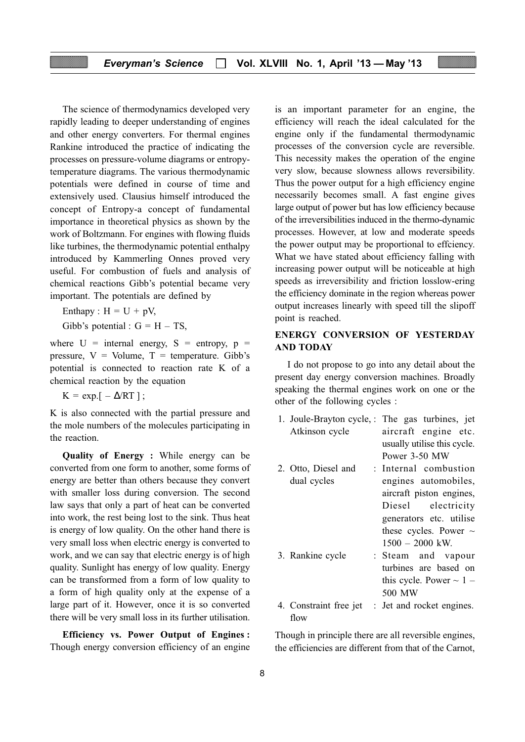The science of thermodynamics developed very rapidly leading to deeper understanding of engines and other energy converters. For thermal engines Rankine introduced the practice of indicating the processes on pressure-volume diagrams or entropy-temperature diagrams. The various thermodynamic potentials were defined in course of time and extensively used. Clausius himself introduced the concept of Entropy-a concept of fundamental importance in theoretical physics as shown by the work of Boltzmann. For engines with flowing fluids like turbines, the thermodynamic potential enthalpy introduced by Kammerling Onnes proved very useful. For combustion of fuels and analysis of chemical reactions Gibb's potential became very important. The potentials are defined by

Enthapy : $H = U + pV$,

Gibb's potential : $G = H - TS$,

where $U$ = internal energy, $S$ = entropy, $p$ = pressure, $V$ = Volume, $T$ = temperature. Gibb's potential is connected to reaction rate K of a chemical reaction by the equation

$K = \exp.[ - \Delta/RT ]$ ;

K is also connected with the partial pressure and the mole numbers of the molecules participating in the reaction.

**Quality of Energy :** While energy can be converted from one form to another, some forms of energy are better than others because they convert with smaller loss during conversion. The second law says that only a part of heat can be converted into work, the rest being lost to the sink. Thus heat is energy of low quality. On the other hand there is very small loss when electric energy is converted to work, and we can say that electric energy is of high quality. Sunlight has energy of low quality. Energy can be transformed from a form of low quality to a form of high quality only at the expense of a large part of it. However, once it is so converted there will be very small loss in its further utilisation.

**Efficiency vs. Power Output of Engines :** Though energy conversion efficiency of an engine is an important parameter for an engine, the efficiency will reach the ideal calculated for the engine only if the fundamental thermodynamic processes of the conversion cycle are reversible. This necessity makes the operation of the engine very slow, because slowness allows reversibility. Thus the power output for a high efficiency engine necessarily becomes small. A fast engine gives large output of power but has low efficiency because of the irreversibilities induced in the thermo-dynamic processes. However, at low and moderate speeds the power output may be proportional to effciency. What we have stated about efficiency falling with increasing power output will be noticeable at high speeds as irreversibility and friction losslow-ering the efficiency dominate in the region whereas power output increases linearly with speed till the slipoff point is reached.

## ENERGY CONVERSION OF YESTERDAY AND TODAY

I do not propose to go into any detail about the present day energy conversion machines. Broadly speaking the thermal engines work on one or the other of the following cycles :

1. Joule-Brayton cycle, Atkinson cycle : The gas turbines, jet aircraft engine etc. usually utilise this cycle. Power 3-50 MW
2. Otto, Diesel and dual cycles : Internal combustion engines automobiles, aircraft piston engines, Diesel electricity generators etc. utilise these cycles. Power ~ 1500 – 2000 kW.
3. Rankine cycle : Steam and vapour turbines are based on this cycle. Power ~ 1 – 500 MW
4. Constraint free jet flow : Jet and rocket engines.

Though in principle there are all reversible engines, the efficiencies are different from that of the Carnot,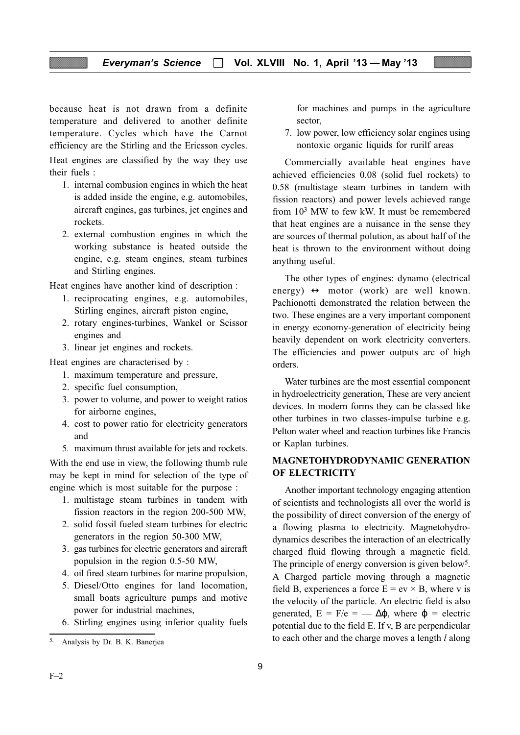because heat is not drawn from a definite temperature and delivered to another definite temperature. Cycles which have the Carnot efficiency are the Stirling and the Ericsson cycles.

Heat engines are classified by the way they use their fuels :

1. internal combustion engines in which the heat is added inside the engine, e.g. automobiles, aircraft engines, gas turbines, jet engines and rockets.
2. external combustion engines in which the working substance is heated outside the engine, e.g. steam engines, steam turbines and Stirling engines.

Heat engines have another kind of description :

1. reciprocating engines, e.g. automobiles, Stirling engines, aircraft piston engine,
2. rotary engines-turbines, Wankel or Scissor engines and
3. linear jet engines and rockets.

Heat engines are characterised by :

1. maximum temperature and pressure,
2. specific fuel consumption,
3. power to volume, and power to weight ratios for airborne engines,
4. cost to power ratio for electricity generators and
5. maximum thrust available for jets and rockets.

With the end use in view, the following thumb rule may be kept in mind for selection of the type of engine which is most suitable for the purpose :

1. multistage steam turbines in tandem with fission reactors in the region 200-500 MW,
2. solid fossil fueled steam turbines for electric generators in the region 50-300 MW,
3. gas turbines for electric generators and aircraft populsion in the region 0.5-50 MW,
4. oil fired steam turbines for marine propulsion,
5. Diesel/Otto engines for land locomation, small boats agriculture pumps and motive power for industrial machines,
6. Stirling engines using inferior quality fuels for machines and pumps in the agriculture sector,
7. low power, low efficiency solar engines using nontoxic organic liquids for rurilf areas

Commercially available heat engines have achieved efficiencies 0.08 (solid fuel rockets) to 0.58 (multistage steam turbines in tandem with fission reactors) and power levels achieved range from $10^3$ MW to few kW. It must be remembered that heat engines are a nuisance in the sense they are sources of thermal polution, as about half of the heat is thrown to the environment without doing anything useful.

The other types of engines: dynamo (electrical energy) $\leftrightarrow$ motor (work) are well known. Pachionotti demonstrated the relation between the two. These engines are a very important component in energy economy-generation of electricity being heavily dependent on work electricity converters. The efficiencies and power outputs arc of high orders.

Water turbines are the most essential component in hydroelectricity generation, These are very ancient devices. In modern forms they can be classed like other turbines in two classes-impulse turbine e.g. Pelton water wheel and reaction turbines like Francis or Kaplan turbines.

## MAGNETOHYDRODYNAMIC GENERATION OF ELECTRICITY

Another important technology engaging attention of scientists and technologists all over the world is the possibility of direct conversion of the energy of a flowing plasma to electricity. Magnetohydrodynamics describes the interaction of an electrically charged fluid flowing through a magnetic field. The principle of energy conversion is given below[5]. A Charged particle moving through a magnetic field B, experiences a force $E = ev \times B$, where v is the velocity of the particle. An electric field is also generated, $E = F/e = -\Delta\phi$, where $\phi$ = electric potential due to the field E. If v, B are perpendicular to each other and the charge moves a length $l$ along

[5] Analysis by Dr. B. K. Banerjea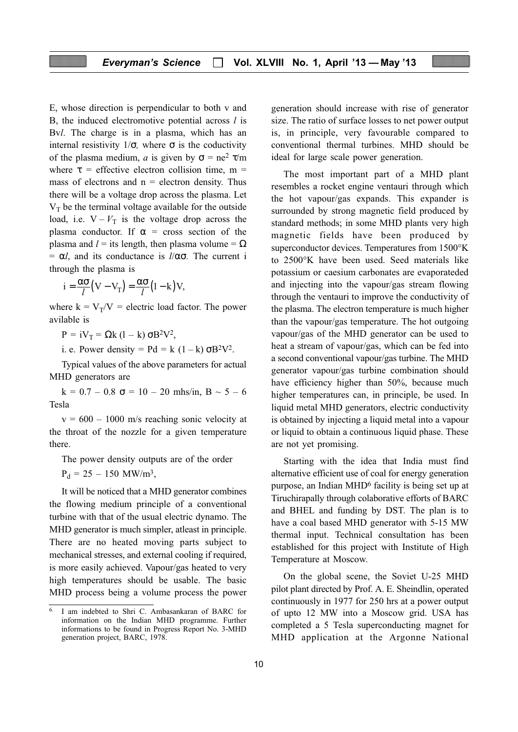E, whose direction is perpendicular to both v and B, the induced electromotive potential across $l$ is B*vl*. The charge is in a plasma, which has an internal resistivity $1/\sigma$, where $\sigma$ is the coductivity of the plasma medium, *a* is given by $\sigma = ne^2 \tau/m$ where $\tau$ = effective electron collision time, m = mass of electrons and n = electron density. Thus there will be a voltage drop across the plasma. Let $V_T$ be the terminal voltage available for the outside load, i.e. $V - V_T$ is the voltage drop across the plasma conductor. If $\alpha$ = cross section of the plasma and $l$ = its length, then plasma volume = $\Omega = \alpha l$, and its conductance is $l/\alpha\sigma$. The current i through the plasma is

$$i = \frac{\alpha\sigma}{l}\left(V - V_T\right) = \frac{\alpha\sigma}{l}\left(1 - k\right)V,$$

where $k = V_T/V$ = electric load factor. The power avilable is

$$P = iV_T = \Omega k\,(l - k)\,\sigma B^2V^2,$$

i. e. Power density = $Pd = k\,(1 - k)\,\sigma B^2V^2$.

Typical values of the above parameters for actual MHD generators are

$k = 0.7 - 0.8$ $\sigma = 10 - 20$ mhs/in, $B \sim 5 - 6$ Tesla

$v = 600 - 1000$ m/s reaching sonic velocity at the throat of the nozzle for a given temperature there.

The power density outputs are of the order

$P_d = 25 - 150$ MW/m$^3$,

It will be noticed that a MHD generator combines the flowing medium principle of a conventional turbine with that of the usual electric dynamo. The MHD generator is much simpler, atleast in principle. There are no heated moving parts subject to mechanical stresses, and external cooling if required, is more easily achieved. Vapour/gas heated to very high temperatures should be usable. The basic MHD process being a volume process the power generation should increase with rise of generator size. The ratio of surface losses to net power output is, in principle, very favourable compared to conventional thermal turbines. MHD should be ideal for large scale power generation.

The most important part of a MHD plant resembles a rocket engine ventauri through which the hot vapour/gas expands. This expander is surrounded by strong magnetic field produced by standard methods; in some MHD plants very high magnetic fields have been produced by superconductor devices. Temperatures from 1500°K to 2500°K have been used. Seed materials like potassium or caesium carbonates are evaporateded and injecting into the vapour/gas stream flowing through the ventauri to improve the conductivity of the plasma. The electron temperature is much higher than the vapour/gas temperature. The hot outgoing vapour/gas of the MHD generator can be used to heat a stream of vapour/gas, which can be fed into a second conventional vapour/gas turbine. The MHD generator vapour/gas turbine combination should have efficiency higher than 50%, because much higher temperatures can, in principle, be used. In liquid metal MHD generators, electric conductivity is obtained by injecting a liquid metal into a vapour or liquid to obtain a continuous liquid phase. These are not yet promising.

Starting with the idea that India must find alternative efficient use of coal for energy generation purpose, an Indian MHD[6] facility is being set up at Tiruchirapally through colaborative efforts of BARC and BHEL and funding by DST. The plan is to have a coal based MHD generator with 5-15 MW thermal input. Technical consultation has been established for this project with Institute of High Temperature at Moscow.

On the global scene, the Soviet U-25 MHD pilot plant directed by Prof. A. E. Sheindlin, operated continuously in 1977 for 250 hrs at a power output of upto 12 MW into a Moscow grid. USA has completed a 5 Tesla superconducting magnet for MHD application at the Argonne National

---

[6] I am indebted to Shri C. Ambasankaran of BARC for information on the Indian MHD programme. Further informations to be found in Progress Report No. 3-MHD generation project, BARC, 1978.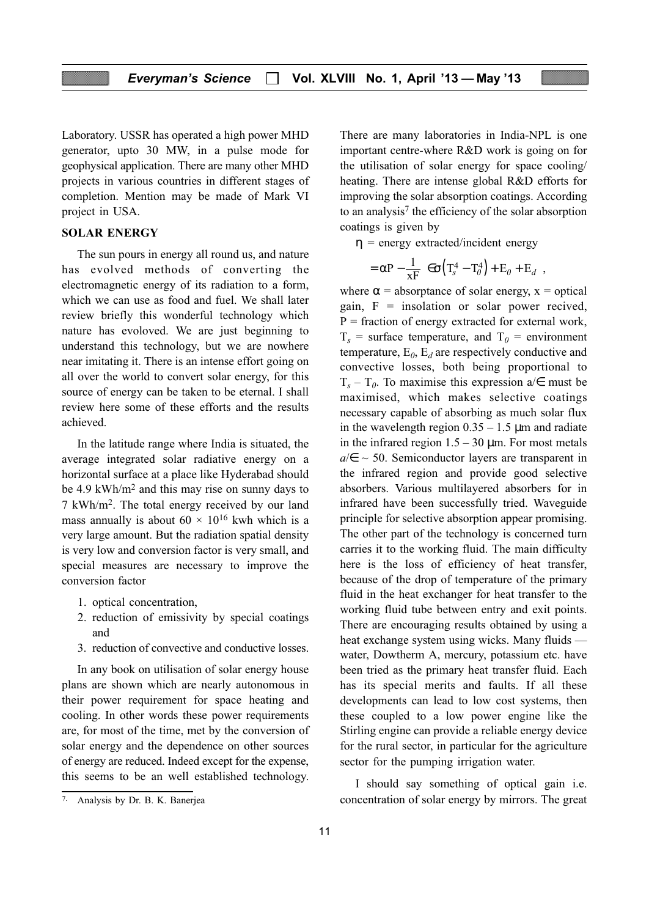Laboratory. USSR has operated a high power MHD generator, upto 30 MW, in a pulse mode for geophysical application. There are many other MHD projects in various countries in different stages of completion. Mention may be made of Mark VI project in USA.

## SOLAR ENERGY

The sun pours in energy all round us, and nature has evolved methods of converting the electromagnetic energy of its radiation to a form, which we can use as food and fuel. We shall later review briefly this wonderful technology which nature has evoloved. We are just beginning to understand this technology, but we are nowhere near imitating it. There is an intense effort going on all over the world to convert solar energy, for this source of energy can be taken to be eternal. I shall review here some of these efforts and the results achieved.

In the latitude range where India is situated, the average integrated solar radiative energy on a horizontal surface at a place like Hyderabad should be 4.9 kWh/m$^2$ and this may rise on sunny days to 7 kWh/m$^2$. The total energy received by our land mass annually is about $60 \times 10^{16}$ kwh which is a very large amount. But the radiation spatial density is very low and conversion factor is very small, and special measures are necessary to improve the conversion factor

1. optical concentration,
2. reduction of emissivity by special coatings and
3. reduction of convective and conductive losses.

In any book on utilisation of solar energy house plans are shown which are nearly autonomous in their power requirement for space heating and cooling. In other words these power requirements are, for most of the time, met by the conversion of solar energy and the dependence on other sources of energy are reduced. Indeed except for the expense, this seems to be an well established technology. There are many laboratories in India-NPL is one important centre-where R&D work is going on for the utilisation of solar energy for space cooling/ heating. There are intense global R&D efforts for improving the solar absorption coatings. According to an analysis[7] the efficiency of the solar absorption coatings is given by

$\eta$ = energy extracted/incident energy

$$= \alpha P - \frac{1}{xF} \in \sigma \left( T_s^4 - T_0^4 \right) + E_0 + E_d \ ,$$

where $\alpha$ = absorptance of solar energy, x = optical gain, F = insolation or solar power recived, P = fraction of energy extracted for external work, $T_s$ = surface temperature, and $T_0$ = environment temperature, $E_0$, $E_d$ are respectively conductive and convective losses, both being proportional to $T_s - T_0$. To maximise this expression $a/\in$ must be maximised, which makes selective coatings necessary capable of absorbing as much solar flux in the wavelength region 0.35 – 1.5 μm and radiate in the infrared region 1.5 – 30 μm. For most metals $a/\in \sim 50$. Semiconductor layers are transparent in the infrared region and provide good selective absorbers. Various multilayered absorbers for in infrared have been successfully tried. Waveguide principle for selective absorption appear promising. The other part of the technology is concerned turn carries it to the working fluid. The main difficulty here is the loss of efficiency of heat transfer, because of the drop of temperature of the primary fluid in the heat exchanger for heat transfer to the working fluid tube between entry and exit points. There are encouraging results obtained by using a heat exchange system using wicks. Many fluids — water, Dowtherm A, mercury, potassium etc. have been tried as the primary heat transfer fluid. Each has its special merits and faults. If all these developments can lead to low cost systems, then these coupled to a low power engine like the Stirling engine can provide a reliable energy device for the rural sector, in particular for the agriculture sector for the pumping irrigation water.

I should say something of optical gain i.e. concentration of solar energy by mirrors. The great

[7] Analysis by Dr. B. K. Banerjea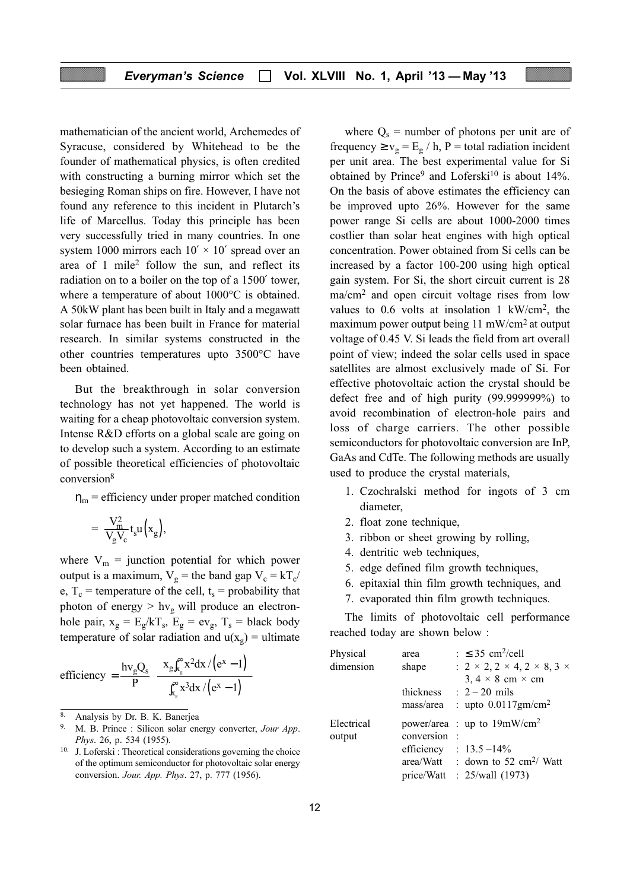mathematician of the ancient world, Archemedes of Syracuse, considered by Whitehead to be the founder of mathematical physics, is often credited with constructing a burning mirror which set the besieging Roman ships on fire. However, I have not found any reference to this incident in Plutarch's life of Marcellus. Today this principle has been very successfully tried in many countries. In one system 1000 mirrors each 10′ × 10′ spread over an area of 1 mile$^2$ follow the sun, and reflect its radiation on to a boiler on the top of a 1500′ tower, where a temperature of about 1000°C is obtained. A 50kW plant has been built in Italy and a megawatt solar furnace has been built in France for material research. In similar systems constructed in the other countries temperatures upto 3500°C have been obtained.

But the breakthrough in solar conversion technology has not yet happened. The world is waiting for a cheap photovoltaic conversion system. Intense R&D efforts on a global scale are going on to develop such a system. According to an estimate of possible theoretical efficiencies of photovoltaic conversion[8]

$\eta_m$ = efficiency under proper matched condition

$$= \frac{V_m^2}{V_g V_c} t_s u(x_g),$$

where $V_m$ = junction potential for which power output is a maximum, $V_g$ = the band gap $V_c = kT_c/e$, $T_c$ = temperature of the cell, $t_s$ = probability that photon of energy $> h\nu_g$ will produce an electron-hole pair, $x_g = E_g/kT_s$, $E_g = e\nu_g$, $T_s$ = black body temperature of solar radiation and $u(x_g)$ = ultimate

$$\text{efficiency} = \frac{h\nu_g Q_s}{P} \quad \frac{x_g \int_{x_g}^{\infty} x^2 dx / \left(e^x - 1\right)}{\int_{x_g}^{\infty} x^3 dx / \left(e^x - 1\right)}$$

where $Q_s$ = number of photons per unit are of frequency $\geq \nu_g = E_g / h$, P = total radiation incident per unit area. The best experimental value for Si obtained by Prince[9] and Loferski[10] is about 14%. On the basis of above estimates the efficiency can be improved upto 26%. However for the same power range Si cells are about 1000-2000 times costlier than solar heat engines with high optical concentration. Power obtained from Si cells can be increased by a factor 100-200 using high optical gain system. For Si, the short circuit current is 28 ma/cm$^2$ and open circuit voltage rises from low values to 0.6 volts at insolation 1 kW/cm$^2$, the maximum power output being 11 mW/cm$^2$ at output voltage of 0.45 V. Si leads the field from art overall point of view; indeed the solar cells used in space satellites are almost exclusively made of Si. For effective photovoltaic action the crystal should be defect free and of high purity (99.999999%) to avoid recombination of electron-hole pairs and loss of charge carriers. The other possible semiconductors for photovoltaic conversion are InP, GaAs and CdTe. The following methods are usually used to produce the crystal materials,

1. Czochralski method for ingots of 3 cm diameter,
2. float zone technique,
3. ribbon or sheet growing by rolling,
4. dentritic web techniques,
5. edge defined film growth techniques,
6. epitaxial thin film growth techniques, and
7. evaporated thin film growth techniques.

The limits of photovoltaic cell performance reached today are shown below :

| | | |
|---|---|---|
| Physical dimension | area | : ≤ 35 cm$^2$/cell |
| | shape | : 2 × 2, 2 × 4, 2 × 8, 3 × 3, 4 × 8 cm × cm |
| | thickness | : 2 – 20 mils |
| | mass/area | : upto 0.0117gm/cm$^2$ |
| Electrical output | power/area | : up to 19mW/cm$^2$ |
| | conversion efficiency | : 13.5 –14% |
| | area/Watt | : down to 52 cm$^2$/ Watt |
| | price/Watt | : 25/wall (1973) |

---

[8] Analysis by Dr. B. K. Banerjea

[9] M. B. Prince : Silicon solar energy converter, *Jour App. Phys*. 26, p. 534 (1955).

[10] J. Loferski : Theoretical considerations governing the choice of the optimum semiconductor for photovoltaic solar energy conversion. *Jour. App. Phys*. 27, p. 777 (1956).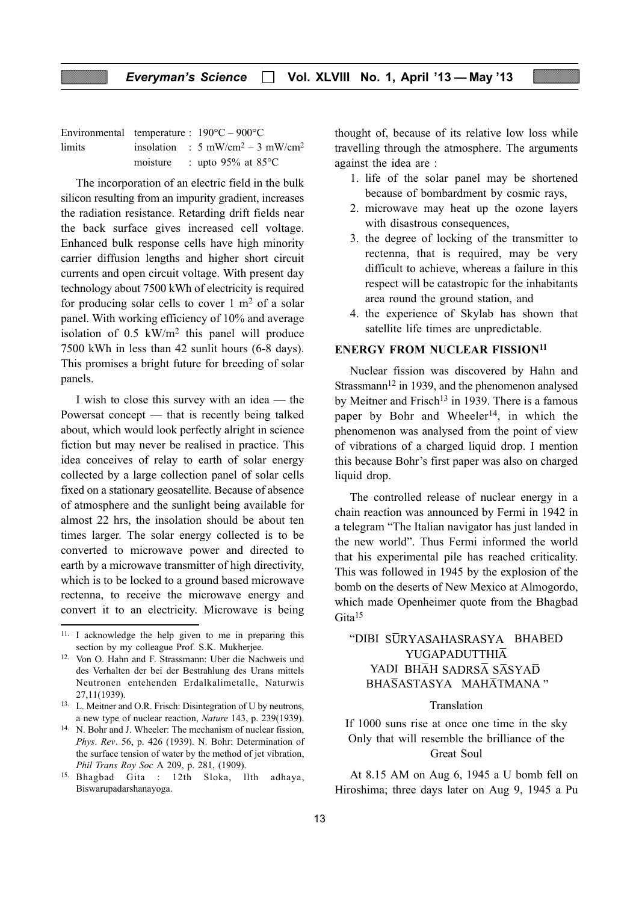| Environmental limits | temperature : | 190°C – 900°C |
| --- | --- | --- |
| | insolation | : 5 mW/cm$^2$ – 3 mW/cm$^2$ |
| | moisture | : upto 95% at 85°C |

The incorporation of an electric field in the bulk silicon resulting from an impurity gradient, increases the radiation resistance. Retarding drift fields near the back surface gives increased cell voltage. Enhanced bulk response cells have high minority carrier diffusion lengths and higher short circuit currents and open circuit voltage. With present day technology about 7500 kWh of electricity is required for producing solar cells to cover 1 m$^2$ of a solar panel. With working efficiency of 10% and average isolation of 0.5 kW/m$^2$ this panel will produce 7500 kWh in less than 42 sunlit hours (6-8 days). This promises a bright future for breeding of solar panels.

I wish to close this survey with an idea — the Powersat concept — that is recently being talked about, which would look perfectly alright in science fiction but may never be realised in practice. This idea conceives of relay to earth of solar energy collected by a large collection panel of solar cells fixed on a stationary geosatellite. Because of absence of atmosphere and the sunlight being available for almost 22 hrs, the insolation should be about ten times larger. The solar energy collected is to be converted to microwave power and directed to earth by a microwave transmitter of high directivity, which is to be locked to a ground based microwave rectenna, to receive the microwave energy and convert it to an electricity. Microwave is being thought of, because of its relative low loss while travelling through the atmosphere. The arguments against the idea are :

1. life of the solar panel may be shortened because of bombardment by cosmic rays,
2. microwave may heat up the ozone layers with disastrous consequences,
3. the degree of locking of the transmitter to rectenna, that is required, may be very difficult to achieve, whereas a failure in this respect will be catastropic for the inhabitants area round the ground station, and
4. the experience of Skylab has shown that satellite life times are unpredictable.

## ENERGY FROM NUCLEAR FISSION[11]

Nuclear fission was discovered by Hahn and Strassmann[12] in 1939, and the phenomenon analysed by Meitner and Frisch[13] in 1939. There is a famous paper by Bohr and Wheeler[14], in which the phenomenon was analysed from the point of view of vibrations of a charged liquid drop. I mention this because Bohr's first paper was also on charged liquid drop.

The controlled release of nuclear energy in a chain reaction was announced by Fermi in 1942 in a telegram "The Italian navigator has just landed in the new world". Thus Fermi informed the world that his experimental pile has reached criticality. This was followed in 1945 by the explosion of the bomb on the deserts of New Mexico at Almogordo, which made Openheimer quote from the Bhagbad Gita[15]

"DIBI SŪRYASAHASRASYA BHABED YUGAPADUTTHIĀ
YADI BHĀH SADRSĀ SĀSYAD̄
BHAS̄ASTASYA MAHĀTMANA"

Translation

If 1000 suns rise at once one time in the sky
Only that will resemble the brilliance of the Great Soul

At 8.15 AM on Aug 6, 1945 a U bomb fell on Hiroshima; three days later on Aug 9, 1945 a Pu

---

11. I acknowledge the help given to me in preparing this section by my colleague Prof. S.K. Mukherjee.
12. Von O. Hahn and F. Strassmann: Uber die Nachweis und des Verhalten der bei der Bestrahlung des Urans mittels Neutronen entehenden Erdalkalimetalle, Naturwis 27,11(1939).
13. L. Meitner and O.R. Frisch: Disintegration of U by neutrons, a new type of nuclear reaction, *Nature* 143, p. 239(1939).
14. N. Bohr and J. Wheeler: The mechanism of nuclear fission, *Phys. Rev*. 56, p. 426 (1939). N. Bohr: Determination of the surface tension of water by the method of jet vibration, *Phil Trans Roy Soc* A 209, p. 281, (1909).
15. Bhagbad Gita : 12th Sloka, llth adhaya, Biswarupadarshanayoga.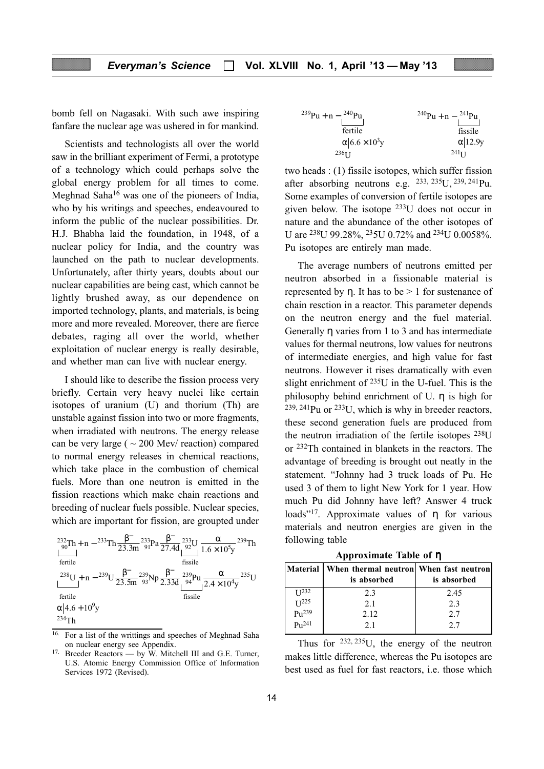bomb fell on Nagasaki. With such awe inspiring fanfare the nuclear age was ushered in for mankind.

Scientists and technologists all over the world saw in the brilliant experiment of Fermi, a prototype of a technology which could perhaps solve the global energy problem for all times to come. Meghnad Saha[16] was one of the pioneers of India, who by his writings and speeches, endeavoured to inform the public of the nuclear possibilities. Dr. H.J. Bhabha laid the foundation, in 1948, of a nuclear policy for India, and the country was launched on the path to nuclear developments. Unfortunately, after thirty years, doubts about our nuclear capabilities are being cast, which cannot be lightly brushed away, as our dependence on imported technology, plants, and materials, is being more and more revealed. Moreover, there are fierce debates, raging all over the world, whether exploitation of nuclear energy is really desirable, and whether man can live with nuclear energy.

I should like to describe the fission process very briefly. Certain very heavy nuclei like certain isotopes of uranium (U) and thorium (Th) are unstable against fission into two or more fragments, when irradiated with neutrons. The energy release can be very large ( ~ 200 Mev/ reaction) compared to normal energy releases in chemical reactions, which take place in the combustion of chemical fuels. More than one neutron is emitted in the fission reactions which make chain reactions and breeding of nuclear fuels possible. Nuclear species, which are important for fission, are groupted under

$$\underbrace{{}^{232}_{90}\text{Th}}_{\text{fertile}} + n - {}^{233}\text{Th} \xrightarrow[23.3\text{m}]{\beta^-} {}^{233}_{91}\text{Pa} \xrightarrow[27.4\text{d}]{\beta^-} \underbrace{{}^{233}_{92}\text{U}}_{\text{fissile}} \xrightarrow[1.6\times10^5\text{y}]{\alpha} {}^{239}\text{Th}$$

$$\underbrace{{}^{238}\text{U}}_{\text{fertile}} + n - {}^{239}\text{U} \xrightarrow[23.5\text{m}]{\beta^-} {}^{239}_{93}\text{Np} \xrightarrow[2.33\text{d}]{\beta^-} \underbrace{{}^{239}_{94}\text{Pu}}_{\text{fissile}} \xrightarrow[2.4\times10^4\text{y}]{\alpha} {}^{235}\text{U}$$

$${}^{238}\text{U} \xrightarrow{\alpha\,|\,4.6+10^9\text{y}} {}^{234}\text{Th}$$

$$\underbrace{{}^{239}\text{Pu}}_{} + n - \underbrace{{}^{240}\text{Pu}}_{\text{fertile}} \qquad {}^{240}\text{Pu} + n - \underbrace{{}^{241}\text{Pu}}_{\text{fissile}}$$

$${}^{240}\text{Pu} \xrightarrow{\alpha\,|\,6.6\times10^3\text{y}} {}^{236}\text{U} \qquad {}^{241}\text{Pu} \xrightarrow{\alpha\,|\,12.9\text{y}} {}^{241}\text{U}$$

two heads : (1) fissile isotopes, which suffer fission after absorbing neutrons e.g. $^{233,\,235}$U, $^{239,\,241}$Pu. Some examples of conversion of fertile isotopes are given below. The isotope $^{233}$U does not occur in nature and the abundance of the other isotopes of U are $^{238}$U 99.28%, $^{23}$5U 0.72% and $^{234}$U 0.0058%. Pu isotopes are entirely man made.

The average numbers of neutrons emitted per neutron absorbed in a fissionable material is represented by $\eta$. It has to be > 1 for sustenance of chain resction in a reactor. This parameter depends on the neutron energy and the fuel material. Generally $\eta$ varies from 1 to 3 and has intermediate values for thermal neutrons, low values for neutrons of intermediate energies, and high value for fast neutrons. However it rises dramatically with even slight enrichment of $^{235}$U in the U-fuel. This is the philosophy behind enrichment of U. $\eta$ is high for $^{239,\,241}$Pu or $^{233}$U, which is why in breeder reactors, these second generation fuels are produced from the neutron irradiation of the fertile isotopes $^{238}$U or $^{232}$Th contained in blankets in the reactors. The advantage of breeding is brought out neatly in the statement. "Johnny had 3 truck loads of Pu. He used 3 of them to light New York for 1 year. How much Pu did Johnny have left? Answer 4 truck loads"[17]. Approximate values of $\eta$ for various materials and neutron energies are given in the following table

**Approximate Table of $\eta$**

| Material | When thermal neutron is absorbed | When fast neutron is absorbed |
|---|---|---|
| U$^{232}$ | 2.3 | 2.45 |
| U$^{225}$ | 2.1 | 2.3 |
| Pu$^{239}$ | 2.12 | 2.7 |
| Pu$^{241}$ | 2.1 | 2.7 |

Thus for $^{232,\,235}$U, the energy of the neutron makes little difference, whereas the Pu isotopes are best used as fuel for fast reactors, i.e. those which

---

[16] For a list of the writtings and speeches of Meghnad Saha on nuclear energy see Appendix.

[17] Breeder Reactors — by W. Mitchell III and G.E. Turner, U.S. Atomic Energy Commission Office of Information Services 1972 (Revised).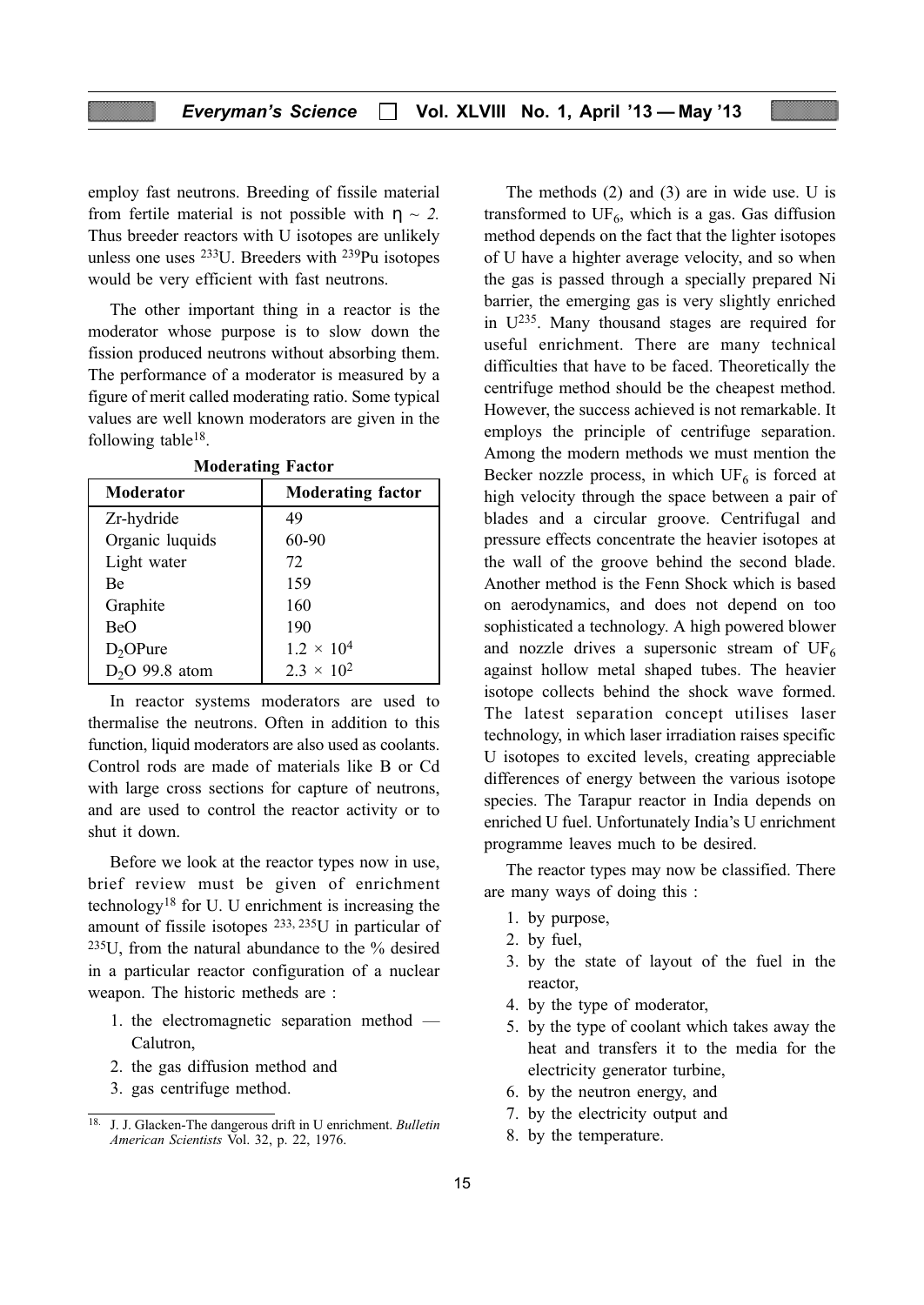employ fast neutrons. Breeding of fissile material from fertile material is not possible with $\eta \sim 2$. Thus breeder reactors with U isotopes are unlikely unless one uses $^{233}$U. Breeders with $^{239}$Pu isotopes would be very efficient with fast neutrons.

The other important thing in a reactor is the moderator whose purpose is to slow down the fission produced neutrons without absorbing them. The performance of a moderator is measured by a figure of merit called moderating ratio. Some typical values are well known moderators are given in the following table[18].

**Moderating Factor**

| Moderator | Moderating factor |
|---|---|
| Zr-hydride | 49 |
| Organic luquids | 60-90 |
| Light water | 72 |
| Be | 159 |
| Graphite | 160 |
| BeO | 190 |
| $D_2O$Pure | $1.2 \times 10^4$ |
| $D_2O$ 99.8 atom | $2.3 \times 10^2$ |

In reactor systems moderators are used to thermalise the neutrons. Often in addition to this function, liquid moderators are also used as coolants. Control rods are made of materials like B or Cd with large cross sections for capture of neutrons, and are used to control the reactor activity or to shut it down.

Before we look at the reactor types now in use, brief review must be given of enrichment technology[18] for U. U enrichment is increasing the amount of fissile isotopes $^{233, 235}$U in particular of $^{235}$U, from the natural abundance to the % desired in a particular reactor configuration of a nuclear weapon. The historic metheds are :

1. the electromagnetic separation method — Calutron,
2. the gas diffusion method and
3. gas centrifuge method.

The methods (2) and (3) are in wide use. U is transformed to $UF_6$, which is a gas. Gas diffusion method depends on the fact that the lighter isotopes of U have a highter average velocity, and so when the gas is passed through a specially prepared Ni barrier, the emerging gas is very slightly enriched in $U^{235}$. Many thousand stages are required for useful enrichment. There are many technical difficulties that have to be faced. Theoretically the centrifuge method should be the cheapest method. However, the success achieved is not remarkable. It employs the principle of centrifuge separation. Among the modern methods we must mention the Becker nozzle process, in which $UF_6$ is forced at high velocity through the space between a pair of blades and a circular groove. Centrifugal and pressure effects concentrate the heavier isotopes at the wall of the groove behind the second blade. Another method is the Fenn Shock which is based on aerodynamics, and does not depend on too sophisticated a technology. A high powered blower and nozzle drives a supersonic stream of $UF_6$ against hollow metal shaped tubes. The heavier isotope collects behind the shock wave formed. The latest separation concept utilises laser technology, in which laser irradiation raises specific U isotopes to excited levels, creating appreciable differences of energy between the various isotope species. The Tarapur reactor in India depends on enriched U fuel. Unfortunately India's U enrichment programme leaves much to be desired.

The reactor types may now be classified. There are many ways of doing this :

1. by purpose,
2. by fuel,
3. by the state of layout of the fuel in the reactor,
4. by the type of moderator,
5. by the type of coolant which takes away the heat and transfers it to the media for the electricity generator turbine,
6. by the neutron energy, and
7. by the electricity output and
8. by the temperature.

---

18. J. J. Glacken-The dangerous drift in U enrichment. *Bulletin American Scientists* Vol. 32, p. 22, 1976.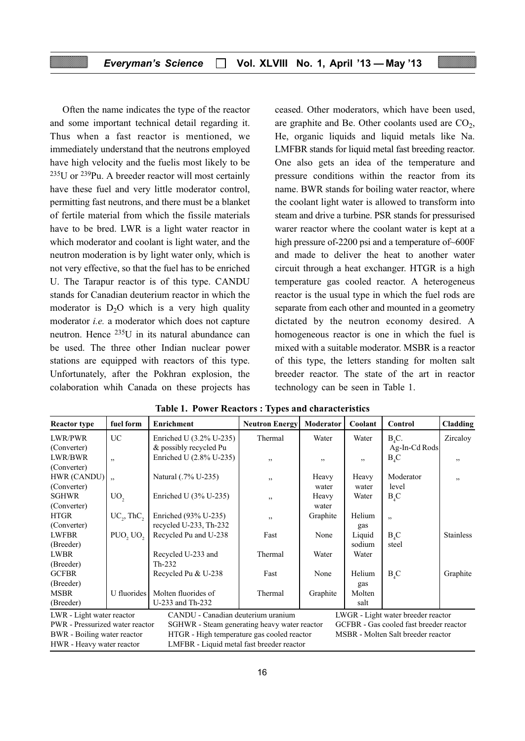Often the name indicates the type of the reactor and some important technical detail regarding it. Thus when a fast reactor is mentioned, we immediately understand that the neutrons employed have high velocity and the fuelis most likely to be $^{235}$U or $^{239}$Pu. A breeder reactor will most certainly have these fuel and very little moderator control, permitting fast neutrons, and there must be a blanket of fertile material from which the fissile materials have to be bred. LWR is a light water reactor in which moderator and coolant is light water, and the neutron moderation is by light water only, which is not very effective, so that the fuel has to be enriched U. The Tarapur reactor is of this type. CANDU stands for Canadian deuterium reactor in which the moderator is $D_2O$ which is a very high quality moderator *i.e.* a moderator which does not capture neutron. Hence $^{235}$U in its natural abundance can be used. The three other Indian nuclear power stations are equipped with reactors of this type. Unfortunately, after the Pokhran explosion, the colaboration whih Canada on these projects has ceased. Other moderators, which have been used, are graphite and Be. Other coolants used are $CO_2$, He, organic liquids and liquid metals like Na. LMFBR stands for liquid metal fast breeding reactor. One also gets an idea of the temperature and pressure conditions within the reactor from its name. BWR stands for boiling water reactor, where the coolant light water is allowed to transform into steam and drive a turbine. PSR stands for pressurised warer reactor where the coolant water is kept at a high pressure of-2200 psi and a temperature of~600F and made to deliver the heat to another water circuit through a heat exchanger. HTGR is a high temperature gas cooled reactor. A heterogeneus reactor is the usual type in which the fuel rods are separate from each other and mounted in a geometry dictated by the neutron economy desired. A homogeneous reactor is one in which the fuel is mixed with a suitable moderator. MSBR is a reactor of this type, the letters standing for molten salt breeder reactor. The state of the art in reactor technology can be seen in Table 1.

**Table 1. Power Reactors : Types and characteristics**

| Reactor type | fuel form | Enrichment | Neutron Energy | Moderator | Coolant | Control | Cladding |
|---|---|---|---|---|---|---|---|
| LWR/PWR (Converter) | UC | Enriched U (3.2% U-235) & possibly recycled Pu | Thermal | Water | Water | $B_4C$. Ag-In-Cd Rods | Zircaloy |
| LWR/BWR (Converter) | ,, | Enriched U (2.8% U-235) | ,, | ,, | ,, | $B_4C$ | ,, |
| HWR (CANDU) (Converter) | ,, | Natural (.7% U-235) | ,, | Heavy water | Heavy water | Moderator level | ,, |
| SGHWR (Converter) | $UO_2$ | Enriched U (3% U-235) | ,, | Heavy water | Water | $B_4C$ | |
| HTGR (Converter) | $UC_2$, $ThC_2$ | Enriched (93% U-235) recycled U-233, Th-232 | ,, | Graphite | Helium gas | ,, | |
| LWFBR (Breeder) | $PUO_2$ $UO_2$ | Recycled Pu and U-238 | Fast | None | Liquid sodium | $B_4C$ steel | Stainless |
| LWBR (Breeder) | | Recycled U-233 and Th-232 | Thermal | Water | Water | | |
| GCFBR (Breeder) | | Recycled Pu & U-238 | Fast | None | Helium gas | $B_4C$ | Graphite |
| MSBR (Breeder) | U fluorides | Molten fluorides of U-233 and Th-232 | Thermal | Graphite | Molten salt | | |

LWR - Light water reactor; PWR - Pressurized water reactor; BWR - Boiling water reactor; HWR - Heavy water reactor; CANDU - Canadian deuterium uranium; SGHWR - Steam generating heavy water reactor; HTGR - High temperature gas cooled reactor; LMFBR - Liquid metal fast breeder reactor; LWGR - Light water breeder reactor; GCFBR - Gas cooled fast breeder reactor; MSBR - Molten Salt breeder reactor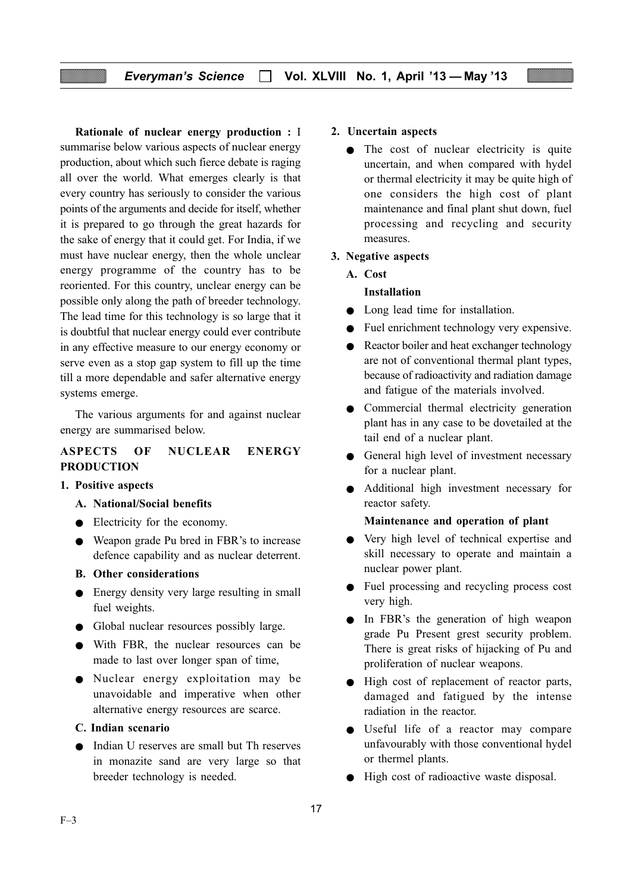**Rationale of nuclear energy production :** I summarise below various aspects of nuclear energy production, about which such fierce debate is raging all over the world. What emerges clearly is that every country has seriously to consider the various points of the arguments and decide for itself, whether it is prepared to go through the great hazards for the sake of energy that it could get. For India, if we must have nuclear energy, then the whole unclear energy programme of the country has to be reoriented. For this country, unclear energy can be possible only along the path of breeder technology. The lead time for this technology is so large that it is doubtful that nuclear energy could ever contribute in any effective measure to our energy economy or serve even as a stop gap system to fill up the time till a more dependable and safer alternative energy systems emerge.

The various arguments for and against nuclear energy are summarised below.

## ASPECTS OF NUCLEAR ENERGY PRODUCTION

**1. Positive aspects**

**A. National/Social benefits**

- Electricity for the economy.
- Weapon grade Pu bred in FBR's to increase defence capability and as nuclear deterrent.

**B. Other considerations**

- Energy density very large resulting in small fuel weights.
- Global nuclear resources possibly large.
- With FBR, the nuclear resources can be made to last over longer span of time,
- Nuclear energy exploitation may be unavoidable and imperative when other alternative energy resources are scarce.

**C. Indian scenario**

- Indian U reserves are small but Th reserves in monazite sand are very large so that breeder technology is needed.

**2. Uncertain aspects**

- The cost of nuclear electricity is quite uncertain, and when compared with hydel or thermal electricity it may be quite high of one considers the high cost of plant maintenance and final plant shut down, fuel processing and recycling and security measures.

**3. Negative aspects**

**A. Cost**

**Installation**

- Long lead time for installation.
- Fuel enrichment technology very expensive.
- Reactor boiler and heat exchanger technology are not of conventional thermal plant types, because of radioactivity and radiation damage and fatigue of the materials involved.
- Commercial thermal electricity generation plant has in any case to be dovetailed at the tail end of a nuclear plant.
- General high level of investment necessary for a nuclear plant.
- Additional high investment necessary for reactor safety.

**Maintenance and operation of plant**

- Very high level of technical expertise and skill necessary to operate and maintain a nuclear power plant.
- Fuel processing and recycling process cost very high.
- In FBR's the generation of high weapon grade Pu Present grest security problem. There is great risks of hijacking of Pu and proliferation of nuclear weapons.
- High cost of replacement of reactor parts, damaged and fatigued by the intense radiation in the reactor.
- Useful life of a reactor may compare unfavourably with those conventional hydel or thermel plants.
- High cost of radioactive waste disposal.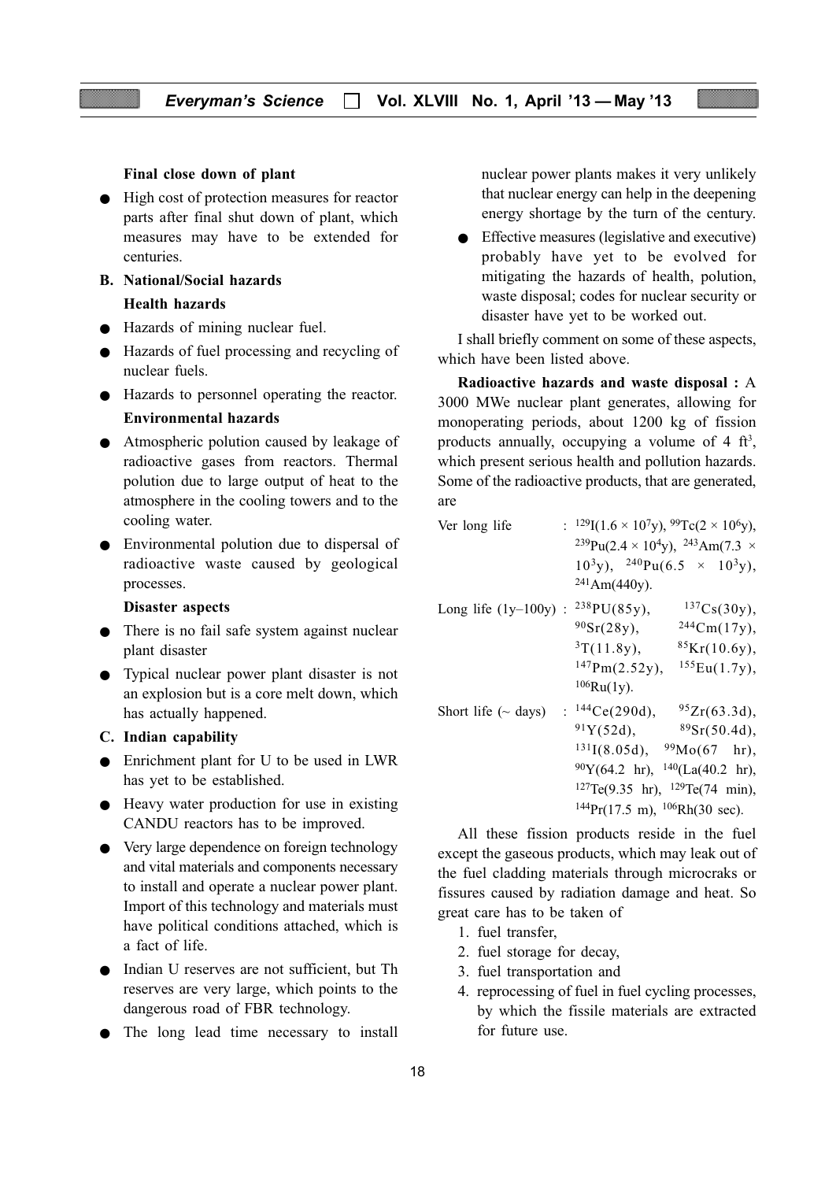**Final close down of plant**

- High cost of protection measures for reactor parts after final shut down of plant, which measures may have to be extended for centuries.

**B. National/Social hazards**

**Health hazards**

- Hazards of mining nuclear fuel.
- Hazards of fuel processing and recycling of nuclear fuels.
- Hazards to personnel operating the reactor.

**Environmental hazards**

- Atmospheric polution caused by leakage of radioactive gases from reactors. Thermal polution due to large output of heat to the atmosphere in the cooling towers and to the cooling water.
- Environmental polution due to dispersal of radioactive waste caused by geological processes.

**Disaster aspects**

- There is no fail safe system against nuclear plant disaster
- Typical nuclear power plant disaster is not an explosion but is a core melt down, which has actually happened.

**C. Indian capability**

- Enrichment plant for U to be used in LWR has yet to be established.
- Heavy water production for use in existing CANDU reactors has to be improved.
- Very large dependence on foreign technology and vital materials and components necessary to install and operate a nuclear power plant. Import of this technology and materials must have political conditions attached, which is a fact of life.
- Indian U reserves are not sufficient, but Th reserves are very large, which points to the dangerous road of FBR technology.
- The long lead time necessary to install nuclear power plants makes it very unlikely that nuclear energy can help in the deepening energy shortage by the turn of the century.
- Effective measures (legislative and executive) probably have yet to be evolved for mitigating the hazards of health, polution, waste disposal; codes for nuclear security or disaster have yet to be worked out.

I shall briefly comment on some of these aspects, which have been listed above.

**Radioactive hazards and waste disposal :** A 3000 MWe nuclear plant generates, allowing for monoperating periods, about 1200 kg of fission products annually, occupying a volume of 4 $ft^3$, which present serious health and pollution hazards. Some of the radioactive products, that are generated, are

Ver long life : $^{129}I(1.6 \times 10^7 y)$, $^{99}Tc(2 \times 10^6 y)$, $^{239}Pu(2.4 \times 10^4 y)$, $^{243}Am(7.3 \times 10^3 y)$, $^{240}Pu(6.5 \times 10^3 y)$, $^{241}Am(440y)$.

Long life (1y–100y) : $^{238}PU(85y)$, $^{137}Cs(30y)$, $^{90}Sr(28y)$, $^{244}Cm(17y)$, $^{3}T(11.8y)$, $^{85}Kr(10.6y)$, $^{147}Pm(2.52y)$, $^{155}Eu(1.7y)$, $^{106}Ru(1y)$.

Short life (~ days) : $^{144}Ce(290d)$, $^{95}Zr(63.3d)$, $^{91}Y(52d)$, $^{89}Sr(50.4d)$, $^{131}I(8.05d)$, $^{99}Mo(67\ hr)$, $^{90}Y(64.2\ hr)$, $^{140}(La(40.2\ hr)$, $^{127}Te(9.35\ hr)$, $^{129}Te(74\ min)$, $^{144}Pr(17.5\ m)$, $^{106}Rh(30\ sec)$.

All these fission products reside in the fuel except the gaseous products, which may leak out of the fuel cladding materials through microcraks or fissures caused by radiation damage and heat. So great care has to be taken of

1. fuel transfer,
2. fuel storage for decay,
3. fuel transportation and
4. reprocessing of fuel in fuel cycling processes, by which the fissile materials are extracted for future use.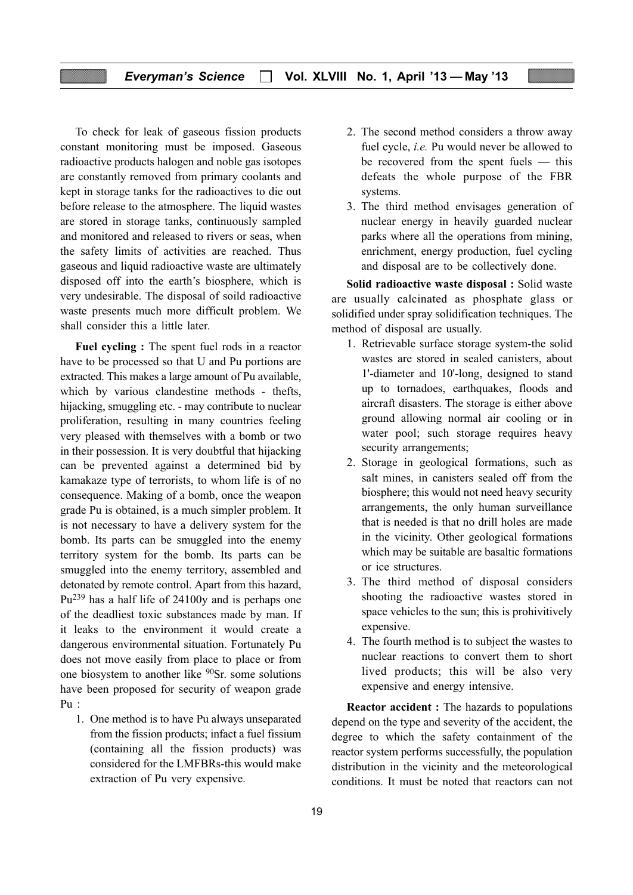To check for leak of gaseous fission products constant monitoring must be imposed. Gaseous radioactive products halogen and noble gas isotopes are constantly removed from primary coolants and kept in storage tanks for the radioactives to die out before release to the atmosphere. The liquid wastes are stored in storage tanks, continuously sampled and monitored and released to rivers or seas, when the safety limits of activities are reached. Thus gaseous and liquid radioactive waste are ultimately disposed off into the earth's biosphere, which is very undesirable. The disposal of soild radioactive waste presents much more difficult problem. We shall consider this a little later.

**Fuel cycling :** The spent fuel rods in a reactor have to be processed so that U and Pu portions are extracted. This makes a large amount of Pu available, which by various clandestine methods - thefts, hijacking, smuggling etc. - may contribute to nuclear proliferation, resulting in many countries feeling very pleased with themselves with a bomb or two in their possession. It is very doubtful that hijacking can be prevented against a determined bid by kamakaze type of terrorists, to whom life is of no consequence. Making of a bomb, once the weapon grade Pu is obtained, is a much simpler problem. It is not necessary to have a delivery system for the bomb. Its parts can be smuggled into the enemy territory system for the bomb. Its parts can be smuggled into the enemy territory, assembled and detonated by remote control. Apart from this hazard, $Pu^{239}$ has a half life of 24100y and is perhaps one of the deadliest toxic substances made by man. If it leaks to the environment it would create a dangerous environmental situation. Fortunately Pu does not move easily from place to place or from one biosystem to another like $^{90}Sr$. some solutions have been proposed for security of weapon grade Pu :

1. One method is to have Pu always unseparated from the fission products; infact a fuel fissium (containing all the fission products) was considered for the LMFBRs-this would make extraction of Pu very expensive.
2. The second method considers a throw away fuel cycle, *i.e.* Pu would never be allowed to be recovered from the spent fuels — this defeats the whole purpose of the FBR systems.
3. The third method envisages generation of nuclear energy in heavily guarded nuclear parks where all the operations from mining, enrichment, energy production, fuel cycling and disposal are to be collectively done.

**Solid radioactive waste disposal :** Solid waste are usually calcinated as phosphate glass or solidified under spray solidification techniques. The method of disposal are usually.

1. Retrievable surface storage system-the solid wastes are stored in sealed canisters, about 1'-diameter and 10'-long, designed to stand up to tornadoes, earthquakes, floods and aircraft disasters. The storage is either above ground allowing normal air cooling or in water pool; such storage requires heavy security arrangements;
2. Storage in geological formations, such as salt mines, in canisters sealed off from the biosphere; this would not need heavy security arrangements, the only human surveillance that is needed is that no drill holes are made in the vicinity. Other geological formations which may be suitable are basaltic formations or ice structures.
3. The third method of disposal considers shooting the radioactive wastes stored in space vehicles to the sun; this is prohivitively expensive.
4. The fourth method is to subject the wastes to nuclear reactions to convert them to short lived products; this will be also very expensive and energy intensive.

**Reactor accident :** The hazards to populations depend on the type and severity of the accident, the degree to which the safety containment of the reactor system performs successfully, the population distribution in the vicinity and the meteorological conditions. It must be noted that reactors can not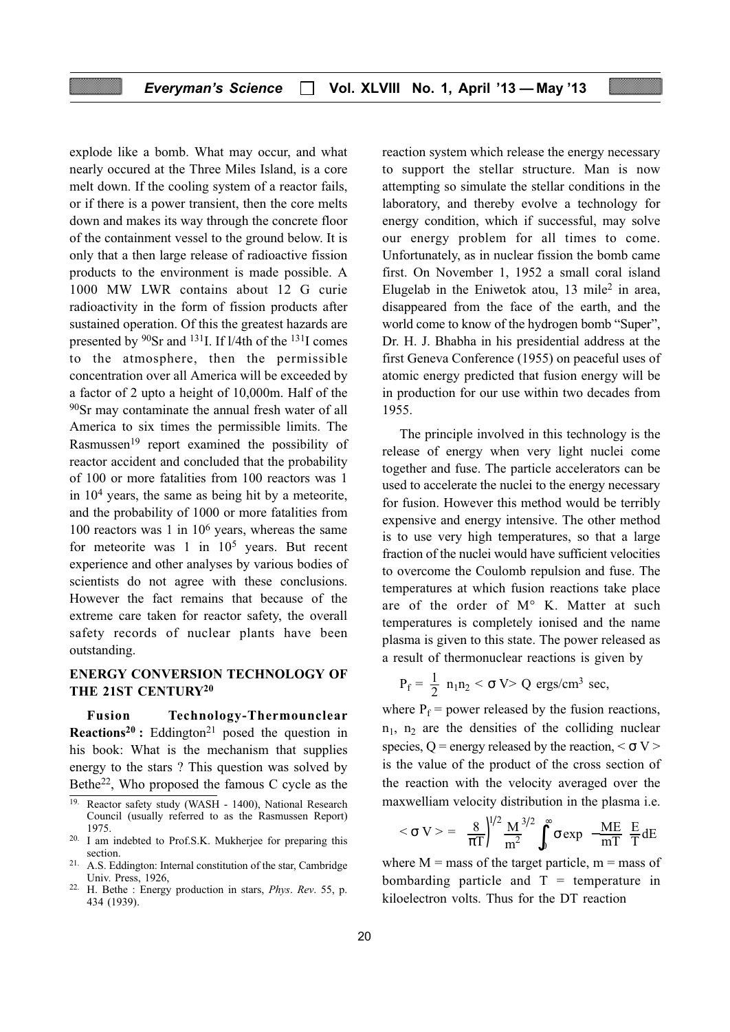explode like a bomb. What may occur, and what nearly occured at the Three Miles Island, is a core melt down. If the cooling system of a reactor fails, or if there is a power transient, then the core melts down and makes its way through the concrete floor of the containment vessel to the ground below. It is only that a then large release of radioactive fission products to the environment is made possible. A 1000 MW LWR contains about 12 G curie radioactivity in the form of fission products after sustained operation. Of this the greatest hazards are presented by $^{90}Sr$ and $^{131}I$. If l/4th of the $^{131}I$ comes to the atmosphere, then the permissible concentration over all America will be exceeded by a factor of 2 upto a height of 10,000m. Half of the $^{90}Sr$ may contaminate the annual fresh water of all America to six times the permissible limits. The Rasmussen[19] report examined the possibility of reactor accident and concluded that the probability of 100 or more fatalities from 100 reactors was 1 in $10^4$ years, the same as being hit by a meteorite, and the probability of 1000 or more fatalities from 100 reactors was 1 in $10^6$ years, whereas the same for meteorite was 1 in $10^5$ years. But recent experience and other analyses by various bodies of scientists do not agree with these conclusions. However the fact remains that because of the extreme care taken for reactor safety, the overall safety records of nuclear plants have been outstanding.

## ENERGY CONVERSION TECHNOLOGY OF THE 21ST CENTURY[20]

**Fusion Technology-Thermounclear Reactions[20] :** Eddington[21] posed the question in his book: What is the mechanism that supplies energy to the stars ? This question was solved by Bethe[22], Who proposed the famous C cycle as the reaction system which release the energy necessary to support the stellar structure. Man is now attempting so simulate the stellar conditions in the laboratory, and thereby evolve a technology for energy condition, which if successful, may solve our energy problem for all times to come. Unfortunately, as in nuclear fission the bomb came first. On November 1, 1952 a small coral island Elugelab in the Eniwetok atou, 13 mile$^2$ in area, disappeared from the face of the earth, and the world come to know of the hydrogen bomb "Super", Dr. H. J. Bhabha in his presidential address at the first Geneva Conference (1955) on peaceful uses of atomic energy predicted that fusion energy will be in production for our use within two decades from 1955.

The principle involved in this technology is the release of energy when very light nuclei come together and fuse. The particle accelerators can be used to accelerate the nuclei to the energy necessary for fusion. However this method would be terribly expensive and energy intensive. The other method is to use very high temperatures, so that a large fraction of the nuclei would have sufficient velocities to overcome the Coulomb repulsion and fuse. The temperatures at which fusion reactions take place are of the order of M° K. Matter at such temperatures is completely ionised and the name plasma is given to this state. The power released as a result of thermonuclear reactions is given by

$$P_f = \frac{1}{2}\, n_1 n_2 < \sigma V > Q \text{ ergs/cm}^3 \text{ sec},$$

where $P_f$ = power released by the fusion reactions, $n_1$, $n_2$ are the densities of the colliding nuclear species, Q = energy released by the reaction, $< \sigma V >$ is the value of the product of the cross section of the reaction with the velocity averaged over the maxwelliam velocity distribution in the plasma i.e.

$$< \sigma V > = \left(\frac{8}{\pi T}\right)^{1/2} \left(\frac{M}{m^2}\right)^{3/2} \int_0^\infty \sigma \exp\left(-\frac{ME}{mT}\right) \frac{E}{T} dE$$

where M = mass of the target particle, m = mass of bombarding particle and T = temperature in kiloelectron volts. Thus for the DT reaction

---

19. Reactor safety study (WASH - 1400), National Research Council (usually referred to as the Rasmussen Report) 1975.
20. I am indebted to Prof.S.K. Mukherjee for preparing this section.
21. A.S. Eddington: Internal constitution of the star, Cambridge Univ. Press, 1926,
22. H. Bethe : Energy production in stars, *Phys*. *Rev*. 55, p. 434 (1939).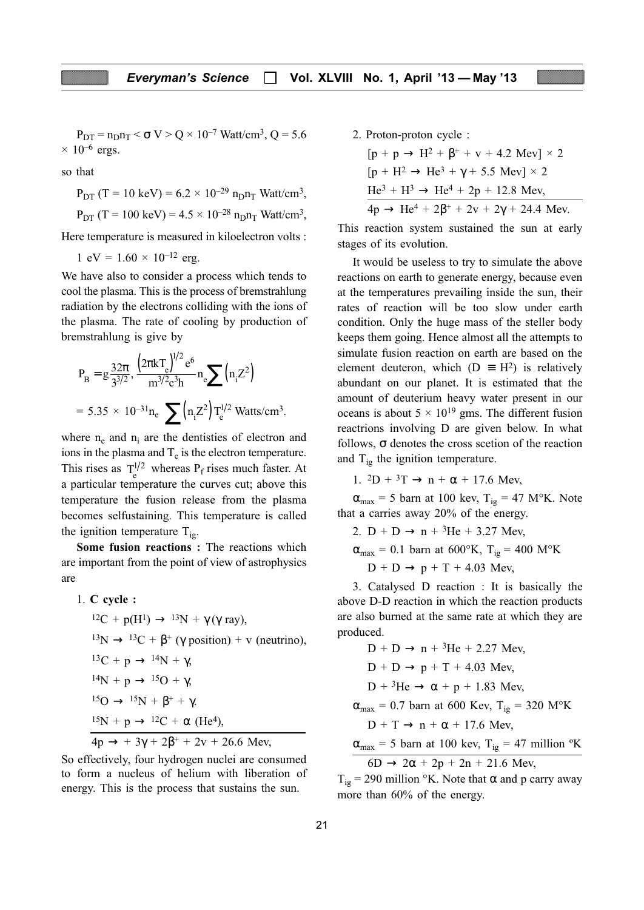$P_{DT} = n_D n_T < \sigma V > Q \times 10^{-7}$ Watt/cm$^3$, $Q = 5.6 \times 10^{-6}$ ergs.

so that

$P_{DT}$ (T = 10 keV) = $6.2 \times 10^{-29}\, n_D n_T$ Watt/cm$^3$,

$P_{DT}$ (T = 100 keV) = $4.5 \times 10^{-28}\, n_D n_T$ Watt/cm$^3$,

Here temperature is measured in kiloelectron volts :

1 eV = $1.60 \times 10^{-12}$ erg.

We have also to consider a process which tends to cool the plasma. This is the process of bremstrahlung radiation by the electrons colliding with the ions of the plasma. The rate of cooling by production of bremstrahlung is give by

$$P_B = g\frac{32\pi}{3^{3/2}}, \frac{\left(2\pi k T_e\right)^{1/2} e^6}{m^{3/2} c^3 h} n_e \sum\left(n_i Z^2\right)$$

$$= 5.35 \times 10^{-31} n_e \sum\left(n_i Z^2\right) T_e^{1/2} \text{ Watts/cm}^3.$$

where $n_e$ and $n_i$ are the dentisties of electron and ions in the plasma and $T_e$ is the electron temperature. This rises as $T_e^{1/2}$ whereas $P_f$ rises much faster. At a particular temperature the curves cut; above this temperature the fusion release from the plasma becomes selfsustaining. This temperature is called the ignition temperature $T_{ig}$.

**Some fusion reactions :** The reactions which are important from the point of view of astrophysics are

1. **C cycle :**

$^{12}C + p(H^1) \rightarrow {}^{13}N + \gamma(\gamma$ ray),

$^{13}N \rightarrow {}^{13}C + \beta^+$ ($\gamma$ position) + v (neutrino),

$^{13}C + p \rightarrow {}^{14}N + \gamma$,

$^{14}N + p \rightarrow {}^{15}O + \gamma$,

$^{15}O \rightarrow {}^{15}N + \beta^+ + \gamma$.

$^{15}N + p \rightarrow {}^{12}C + \alpha$ (He$^4$),

$4p \rightarrow + 3\gamma + 2\beta^+ + 2v + 26.6$ Mev,

So effectively, four hydrogen nuclei are consumed to form a nucleus of helium with liberation of energy. This is the process that sustains the sun.

2. Proton-proton cycle :

[$p + p \rightarrow H^2 + \beta^+ + v + 4.2$ Mev] × 2

[$p + H^2 \rightarrow He^3 + \gamma + 5.5$ Mev] × 2

$He^3 + H^3 \rightarrow He^4 + 2p + 12.8$ Mev,

$4p \rightarrow He^4 + 2\beta^+ + 2v + 2\gamma + 24.4$ Mev.

This reaction system sustained the sun at early stages of its evolution.

It would be useless to try to simulate the above reactions on earth to generate energy, because even at the temperatures prevailing inside the sun, their rates of reaction will be too slow under earth condition. Only the huge mass of the steller body keeps them going. Hence almost all the attempts to simulate fusion reaction on earth are based on the element deuteron, which (D ≡ H$^2$) is relatively abundant on our planet. It is estimated that the amount of deuterium heavy water present in our oceans is about $5 \times 10^{19}$ gms. The different fusion reactrions involving D are given below. In what follows, $\sigma$ denotes the cross scetion of the reaction and $T_{ig}$ the ignition temperature.

1. $^2D + {}^3T \rightarrow n + \alpha + 17.6$ Mev,

$\alpha_{max}$ = 5 barn at 100 kev, $T_{ig}$ = 47 M°K. Note that a carries away 20% of the energy.

2. $D + D \rightarrow n + {}^3He + 3.27$ Mev,

$\alpha_{max}$ = 0.1 barn at 600°K, $T_{ig}$ = 400 M°K

$D + D \rightarrow p + T + 4.03$ Mev,

3. Catalysed D reaction : It is basically the above D-D reaction in which the reaction products are also burned at the same rate at which they are produced.

$D + D \rightarrow n + {}^3He + 2.27$ Mev,

$D + D \rightarrow p + T + 4.03$ Mev,

$D + {}^3He \rightarrow \alpha + p + 1.83$ Mev,

$\alpha_{max}$ = 0.7 barn at 600 Kev, $T_{ig}$ = 320 M°K

$D + T \rightarrow n + \alpha + 17.6$ Mev,

$\alpha_{max}$ = 5 barn at 100 kev, $T_{ig}$ = 47 million ºK

$6D \rightarrow 2\alpha + 2p + 2n + 21.6$ Mev,

$T_{ig}$ = 290 million °K. Note that $\alpha$ and p carry away more than 60% of the energy.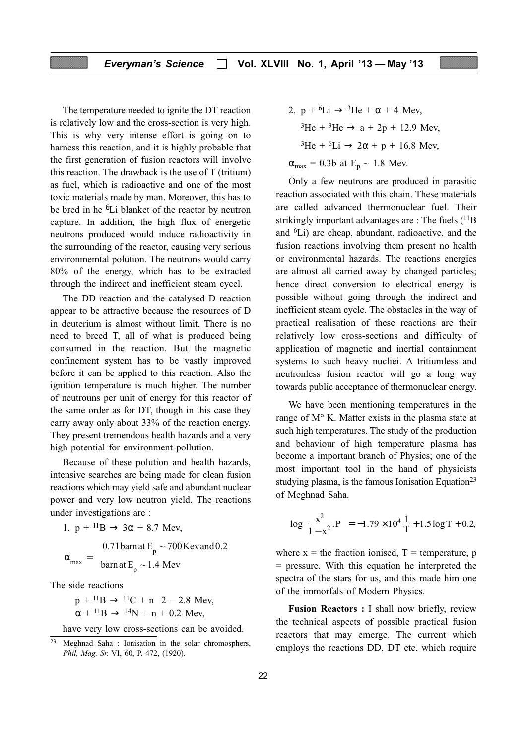The temperature needed to ignite the DT reaction is relatively low and the cross-section is very high. This is why very intense effort is going on to harness this reaction, and it is highly probable that the first generation of fusion reactors will involve this reaction. The drawback is the use of T (tritium) as fuel, which is radioactive and one of the most toxic materials made by man. Moreover, this has to be bred in he $^6$Li blanket of the reactor by neutron capture. In addition, the high flux of energetic neutrons produced would induce radioactivity in the surrounding of the reactor, causing very serious environmemtal polution. The neutrons would carry 80% of the energy, which has to be extracted through the indirect and inefficient steam cycel.

The DD reaction and the catalysed D reaction appear to be attractive because the resources of D in deuterium is almost without limit. There is no need to breed T, all of what is produced being consumed in the reaction. But the magnetic confinement system has to be vastly improved before it can be applied to this reaction. Also the ignition temperature is much higher. The number of neutrouns per unit of energy for this reactor of the same order as for DT, though in this case they carry away only about 33% of the reaction energy. They present tremendous health hazards and a very high potential for environment pollution.

Because of these polution and health hazards, intensive searches are being made for clean fusion reactions which may yield safe and abundant nuclear power and very low neutron yield. The reactions under investigations are :

1. $p + {}^{11}B \rightarrow 3\alpha + 8.7$ Mev,

$$\alpha_{max} = \frac{0.71\,\text{barn at } E_p \sim 700\,\text{Kev and } 0.2}{\text{barn at } E_p \sim 1.4\text{ Mev}}$$

The side reactions

$p + {}^{11}B \rightarrow {}^{11}C + n \;\; 2 - 2.8$ Mev,

$\alpha + {}^{11}B \rightarrow {}^{14}N + n + 0.2$ Mev,

have very low cross-sections can be avoided.

2. $p + {}^6Li \rightarrow {}^3He + \alpha + 4$ Mev,

${}^3He + {}^3He \rightarrow a + 2p + 12.9$ Mev,

${}^3He + {}^6Li \rightarrow 2\alpha + p + 16.8$ Mev,

$\alpha_{max} = 0.3b$ at $E_p \sim 1.8$ Mev.

Only a few neutrons are produced in parasitic reaction associated with this chain. These materials are called advanced thermonuclear fuel. Their strikingly important advantages are : The fuels ($^{11}$B and $^6$Li) are cheap, abundant, radioactive, and the fusion reactions involving them present no health or environmental hazards. The reactions energies are almost all carried away by changed particles; hence direct conversion to electrical energy is possible without going through the indirect and inefficient steam cycle. The obstacles in the way of practical realisation of these reactions are their relatively low cross-sections and difficulty of application of magnetic and inertial containment systems to such heavy nucliei. A tritiumless and neutronless fusion reactor will go a long way towards public acceptance of thermonuclear energy.

We have been mentioning temperatures in the range of M° K. Matter exists in the plasma state at such high temperatures. The study of the production and behaviour of high temperature plasma has become a important branch of Physics; one of the most important tool in the hand of physicists studying plasma, is the famous Ionisation Equation[23] of Meghnad Saha.

$$\log\left(\frac{x^2}{1-x^2}.P\right) = -1.79\times10^4\frac{1}{T} + 1.5\log T + 0.2,$$

where x = the fraction ionised, T = temperature, p = pressure. With this equation he interpreted the spectra of the stars for us, and this made him one of the immorfals of Modern Physics.

**Fusion Reactors :** I shall now briefly, review the technical aspects of possible practical fusion reactors that may emerge. The current which employs the reactions DD, DT etc. which require

---

[23] Meghnad Saha : Ionisation in the solar chromosphers, *Phil, Mag. Sr.* VI, 60, P. 472, (1920).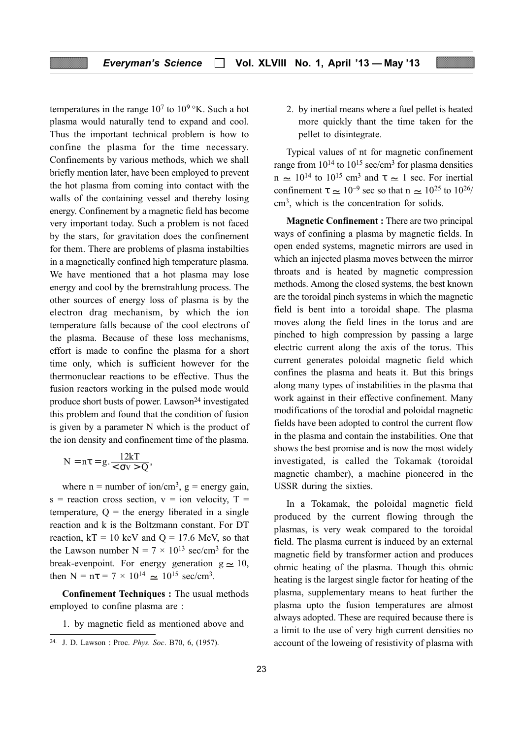temperatures in the range $10^7$ to $10^9$ °K. Such a hot plasma would naturally tend to expand and cool. Thus the important technical problem is how to confine the plasma for the time necessary. Confinements by various methods, which we shall briefly mention later, have been employed to prevent the hot plasma from coming into contact with the walls of the containing vessel and thereby losing energy. Confinement by a magnetic field has become very important today. Such a problem is not faced by the stars, for gravitation does the confinement for them. There are problems of plasma instabilties in a magnetically confined high temperature plasma. We have mentioned that a hot plasma may lose energy and cool by the bremstrahlung process. The other sources of energy loss of plasma is by the electron drag mechanism, by which the ion temperature falls because of the cool electrons of the plasma. Because of these loss mechanisms, effort is made to confine the plasma for a short time only, which is sufficient however for the thermonuclear reactions to be effective. Thus the fusion reactors working in the pulsed mode would produce short busts of power. Lawson[24] investigated this problem and found that the condition of fusion is given by a parameter N which is the product of the ion density and confinement time of the plasma.

$$N = n\tau = g.\frac{12kT}{<\sigma v>Q},$$

where n = number of ion/cm$^3$, g = energy gain, s = reaction cross section, v = ion velocity, T = temperature, Q = the energy liberated in a single reaction and k is the Boltzmann constant. For DT reaction, kT = 10 keV and Q = 17.6 MeV, so that the Lawson number $N = 7 \times 10^{13}$ sec/cm$^3$ for the break-evenpoint. For energy generation $g \simeq 10$, then $N = n\tau = 7 \times 10^{14} \simeq 10^{15}$ sec/cm$^3$.

**Confinement Techniques :** The usual methods employed to confine plasma are :

1. by magnetic field as mentioned above and
2. by inertial means where a fuel pellet is heated more quickly thant the time taken for the pellet to disintegrate.

Typical values of nt for magnetic confinement range from $10^{14}$ to $10^{15}$ sec/cm$^3$ for plasma densities $n \simeq 10^{14}$ to $10^{15}$ cm$^3$ and $\tau \simeq 1$ sec. For inertial confinement $\tau \simeq 10^{-9}$ sec so that $n \simeq 10^{25}$ to $10^{26}$/cm$^3$, which is the concentration for solids.

**Magnetic Confinement :** There are two principal ways of confining a plasma by magnetic fields. In open ended systems, magnetic mirrors are used in which an injected plasma moves between the mirror throats and is heated by magnetic compression methods. Among the closed systems, the best known are the toroidal pinch systems in which the magnetic field is bent into a toroidal shape. The plasma moves along the field lines in the torus and are pinched to high compression by passing a large electric current along the axis of the torus. This current generates poloidal magnetic field which confines the plasma and heats it. But this brings along many types of instabilities in the plasma that work against in their effective confinement. Many modifications of the torodial and poloidal magnetic fields have been adopted to control the current flow in the plasma and contain the instabilities. One that shows the best promise and is now the most widely investigated, is called the Tokamak (toroidal magnetic chamber), a machine pioneered in the USSR during the sixties.

In a Tokamak, the poloidal magnetic field produced by the current flowing through the plasmas, is very weak compared to the toroidal field. The plasma current is induced by an external magnetic field by transformer action and produces ohmic heating of the plasma. Though this ohmic heating is the largest single factor for heating of the plasma, supplementary means to heat further the plasma upto the fusion temperatures are almost always adopted. These are required because there is a limit to the use of very high current densities no account of the loweing of resistivity of plasma with

[24] J. D. Lawson : Proc. *Phys. Soc*. B70, 6, (1957).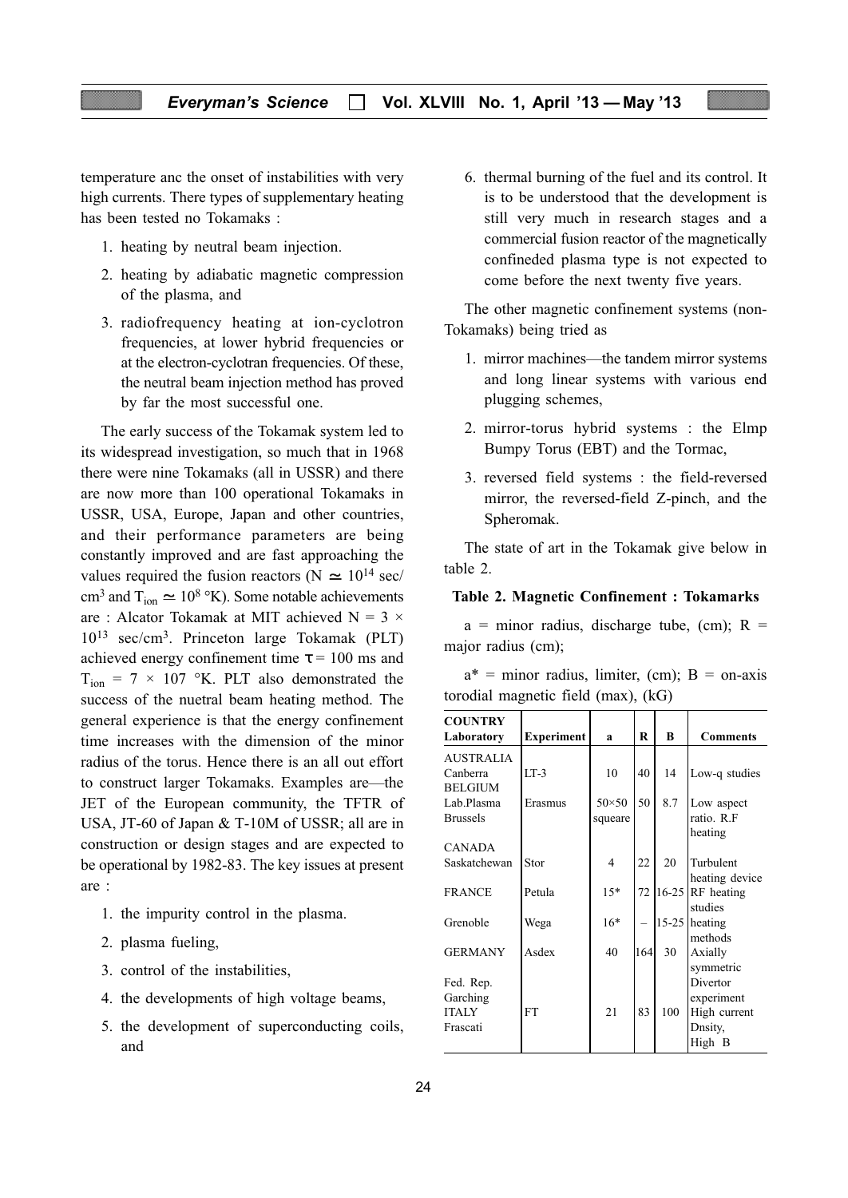temperature anc the onset of instabilities with very high currents. There types of supplementary heating has been tested no Tokamaks :

1. heating by neutral beam injection.
2. heating by adiabatic magnetic compression of the plasma, and
3. radiofrequency heating at ion-cyclotron frequencies, at lower hybrid frequencies or at the electron-cyclotran frequencies. Of these, the neutral beam injection method has proved by far the most successful one.

The early success of the Tokamak system led to its widespread investigation, so much that in 1968 there were nine Tokamaks (all in USSR) and there are now more than 100 operational Tokamaks in USSR, USA, Europe, Japan and other countries, and their performance parameters are being constantly improved and are fast approaching the values required the fusion reactors ($N \simeq 10^{14}$ sec/cm$^3$ and $T_{ion} \simeq 10^8$ °K). Some notable achievements are : Alcator Tokamak at MIT achieved $N = 3 \times 10^{13}$ sec/cm$^3$. Princeton large Tokamak (PLT) achieved energy confinement time $\tau = 100$ ms and $T_{ion} = 7 \times 107$ °K. PLT also demonstrated the success of the nuetral beam heating method. The general experience is that the energy confinement time increases with the dimension of the minor radius of the torus. Hence there is an all out effort to construct larger Tokamaks. Examples are—the JET of the European community, the TFTR of USA, JT-60 of Japan & T-10M of USSR; all are in construction or design stages and are expected to be operational by 1982-83. The key issues at present are :

1. the impurity control in the plasma.
2. plasma fueling,
3. control of the instabilities,
4. the developments of high voltage beams,
5. the development of superconducting coils, and
6. thermal burning of the fuel and its control. It is to be understood that the development is still very much in research stages and a commercial fusion reactor of the magnetically confineded plasma type is not expected to come before the next twenty five years.

The other magnetic confinement systems (non-Tokamaks) being tried as

1. mirror machines—the tandem mirror systems and long linear systems with various end plugging schemes,
2. mirror-torus hybrid systems : the Elmp Bumpy Torus (EBT) and the Tormac,
3. reversed field systems : the field-reversed mirror, the reversed-field Z-pinch, and the Spheromak.

The state of art in the Tokamak give below in table 2.

**Table 2. Magnetic Confinement : Tokamarks**

a = minor radius, discharge tube, (cm); R = major radius (cm);

a* = minor radius, limiter, (cm); B = on-axis torodial magnetic field (max), (kG)

| COUNTRY Laboratory | Experiment | a | R | B | Comments |
|---|---|---|---|---|---|
| AUSTRALIA Canberra | LT-3 | 10 | 40 | 14 | Low-q studies |
| BELGIUM Lab.Plasma Brussels | Erasmus | 50×50 squeare | 50 | 8.7 | Low aspect ratio. R.F heating |
| CANADA Saskatchewan | Stor | 4 | 22 | 20 | Turbulent heating device |
| FRANCE | Petula | 15* | 72 | 16-25 | RF heating studies |
| Grenoble | Wega | 16* | – | 15-25 | heating methods |
| GERMANY Fed. Rep. Garching | Asdex | 40 | 164 | 30 | Axially symmetric Divertor experiment |
| ITALY Frascati | FT | 21 | 83 | 100 | High current Dnsity, High B |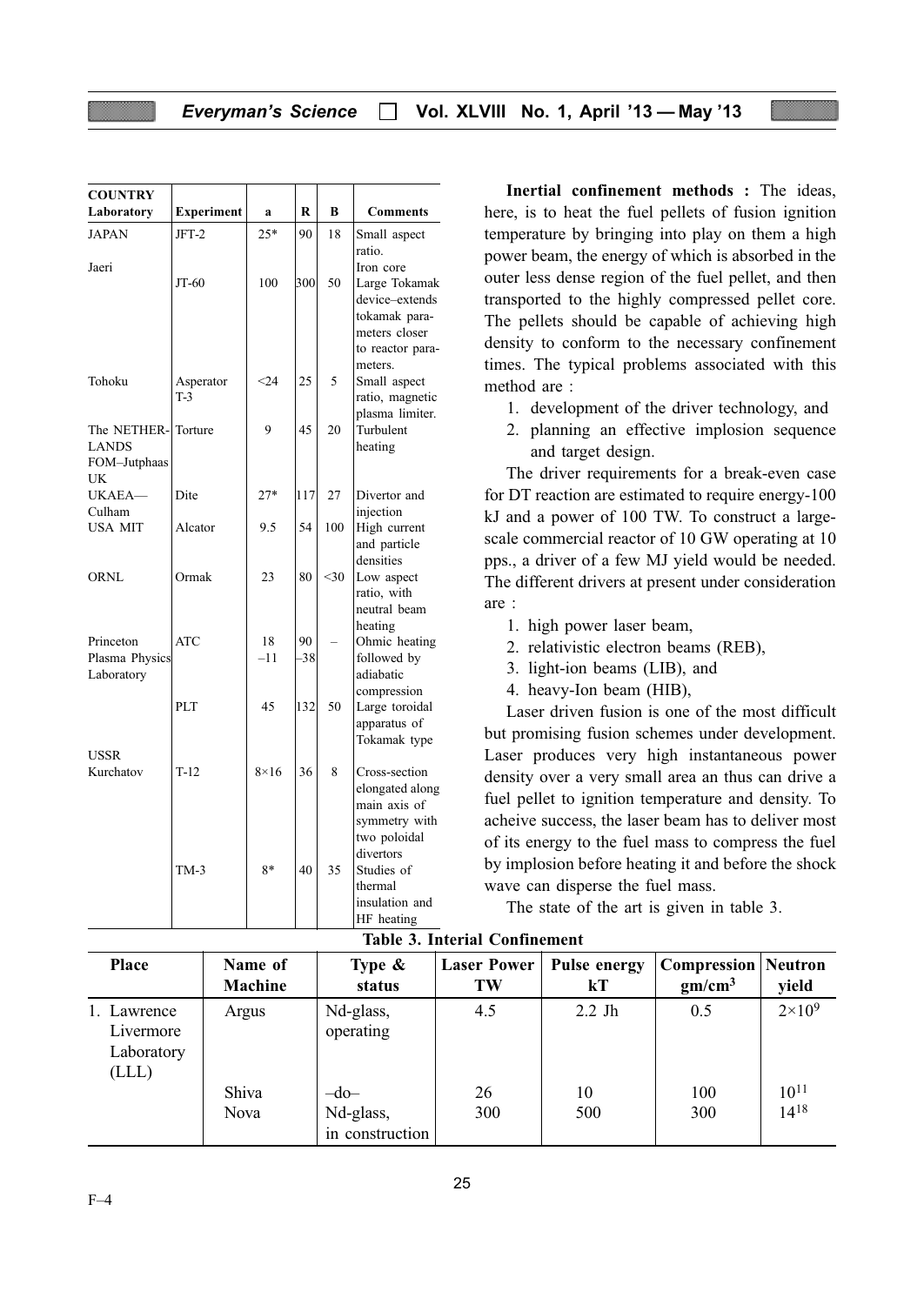| COUNTRY Laboratory | Experiment | a | R | B | Comments |
|---|---|---|---|---|---|
| JAPAN | JFT-2 | 25* | 90 | 18 | Small aspect ratio. Iron core |
| Jaeri | JT-60 | 100 | 300 | 50 | Large Tokamak device–extends tokamak parameters closer to reactor parameters. |
| Tohoku | Asperator T-3 | <24 | 25 | 5 | Small aspect ratio, magnetic plasma limiter. |
| The NETHERLANDS FOM–Jutphaas | Torture | 9 | 45 | 20 | Turbulent heating |
| UK UKAEA—Culham | Dite | 27* | 117 | 27 | Divertor and injection |
| USA MIT | Alcator | 9.5 | 54 | 100 | High current and particle densities |
| ORNL | Ormak | 23 | 80 | <30 | Low aspect ratio, with neutral beam heating |
| Princeton Plasma Physics Laboratory | ATC | 18 –11 | 90 –38 | – | Ohmic heating followed by adiabatic compression |
| | PLT | 45 | 132 | 50 | Large toroidal apparatus of Tokamak type |
| USSR Kurchatov | T-12 | 8×16 | 36 | 8 | Cross-section elongated along main axis of symmetry with two poloidal divertors |
| | TM-3 | 8* | 40 | 35 | Studies of thermal insulation and HF heating |

**Inertial confinement methods :** The ideas, here, is to heat the fuel pellets of fusion ignition temperature by bringing into play on them a high power beam, the energy of which is absorbed in the outer less dense region of the fuel pellet, and then transported to the highly compressed pellet core. The pellets should be capable of achieving high density to conform to the necessary confinement times. The typical problems associated with this method are :

1. development of the driver technology, and
2. planning an effective implosion sequence and target design.

The driver requirements for a break-even case for DT reaction are estimated to require energy-100 kJ and a power of 100 TW. To construct a large-scale commercial reactor of 10 GW operating at 10 pps., a driver of a few MJ yield would be needed. The different drivers at present under consideration are :

1. high power laser beam,
2. relativistic electron beams (REB),
3. light-ion beams (LIB), and
4. heavy-Ion beam (HIB),

Laser driven fusion is one of the most difficult but promising fusion schemes under development. Laser produces very high instantaneous power density over a very small area an thus can drive a fuel pellet to ignition temperature and density. To acheive success, the laser beam has to deliver most of its energy to the fuel mass to compress the fuel by implosion before heating it and before the shock wave can disperse the fuel mass.

The state of the art is given in table 3.

**Table 3. Interial Confinement**

| Place | Name of Machine | Type & status | Laser Power TW | Pulse energy kT | Compression gm/cm$^3$ | Neutron yield |
|---|---|---|---|---|---|---|
| 1. Lawrence Livermore Laboratory (LLL) | Argus | Nd-glass, operating | 4.5 | 2.2 Jh | 0.5 | $2\times10^9$ |
| | Shiva | –do– | 26 | 10 | 100 | $10^{11}$ |
| | Nova | Nd-glass, in construction | 300 | 500 | 300 | $14^{18}$ |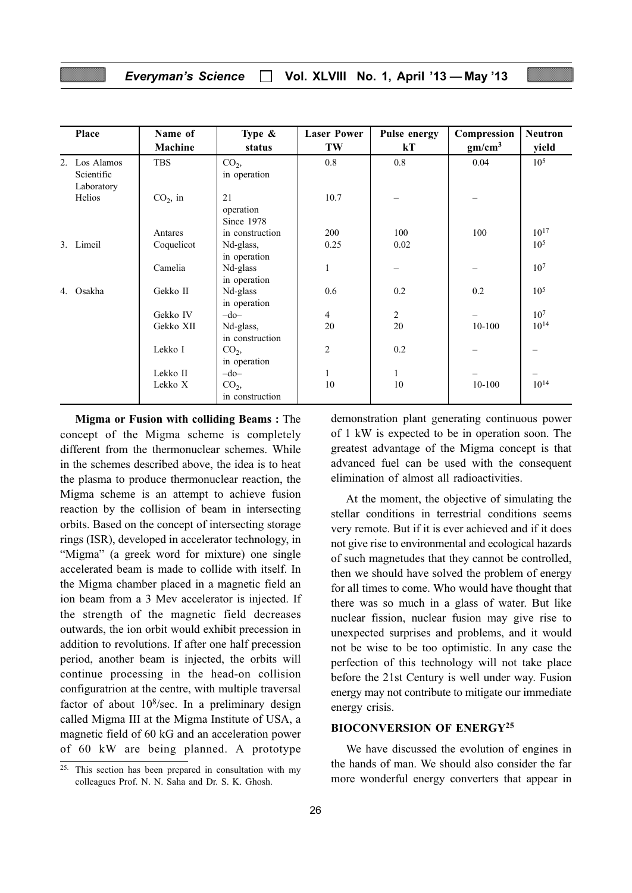| Place | Name of Machine | Type & status | Laser Power TW | Pulse energy kT | Compression $gm/cm^3$ | Neutron yield |
|---|---|---|---|---|---|---|
| 2. Los Alamos Scientific Laboratory | TBS | $CO_2$, in operation | 0.8 | 0.8 | 0.04 | $10^5$ |
| Helios | $CO_2$, in | 21 operation Since 1978 | 10.7 | – | – | |
| | Antares | in construction | 200 | 100 | 100 | $10^{17}$ |
| 3. Limeil | Coquelicot | Nd-glass, in operation | 0.25 | 0.02 | | $10^5$ |
| | Camelia | Nd-glass in operation | 1 | – | – | $10^7$ |
| 4. Osakha | Gekko II | Nd-glass in operation | 0.6 | 0.2 | 0.2 | $10^5$ |
| | Gekko IV | –do– | 4 | 2 | – | $10^7$ |
| | Gekko XII | Nd-glass, in construction | 20 | 20 | 10-100 | $10^{14}$ |
| | Lekko I | $CO_2$, in operation | 2 | 0.2 | – | – |
| | Lekko II | –do– | 1 | 1 | – | – |
| | Lekko X | $CO_2$, in construction | 10 | 10 | 10-100 | $10^{14}$ |

**Migma or Fusion with colliding Beams :** The concept of the Migma scheme is completely different from the thermonuclear schemes. While in the schemes described above, the idea is to heat the plasma to produce thermonuclear reaction, the Migma scheme is an attempt to achieve fusion reaction by the collision of beam in intersecting orbits. Based on the concept of intersecting storage rings (ISR), developed in accelerator technology, in "Migma" (a greek word for mixture) one single accelerated beam is made to collide with itself. In the Migma chamber placed in a magnetic field an ion beam from a 3 Mev accelerator is injected. If the strength of the magnetic field decreases outwards, the ion orbit would exhibit precession in addition to revolutions. If after one half precession period, another beam is injected, the orbits will continue processing in the head-on collision configuratrion at the centre, with multiple traversal factor of about $10^8$/sec. In a preliminary design called Migma III at the Migma Institute of USA, a magnetic field of 60 kG and an acceleration power of 60 kW are being planned. A prototype demonstration plant generating continuous power of 1 kW is expected to be in operation soon. The greatest advantage of the Migma concept is that advanced fuel can be used with the consequent elimination of almost all radioactivities.

At the moment, the objective of simulating the stellar conditions in terrestrial conditions seems very remote. But if it is ever achieved and if it does not give rise to environmental and ecological hazards of such magnetudes that they cannot be controlled, then we should have solved the problem of energy for all times to come. Who would have thought that there was so much in a glass of water. But like nuclear fission, nuclear fusion may give rise to unexpected surprises and problems, and it would not be wise to be too optimistic. In any case the perfection of this technology will not take place before the 21st Century is well under way. Fusion energy may not contribute to mitigate our immediate energy crisis.

## BIOCONVERSION OF ENERGY[25]

We have discussed the evolution of engines in the hands of man. We should also consider the far more wonderful energy converters that appear in

[25] This section has been prepared in consultation with my colleagues Prof. N. N. Saha and Dr. S. K. Ghosh.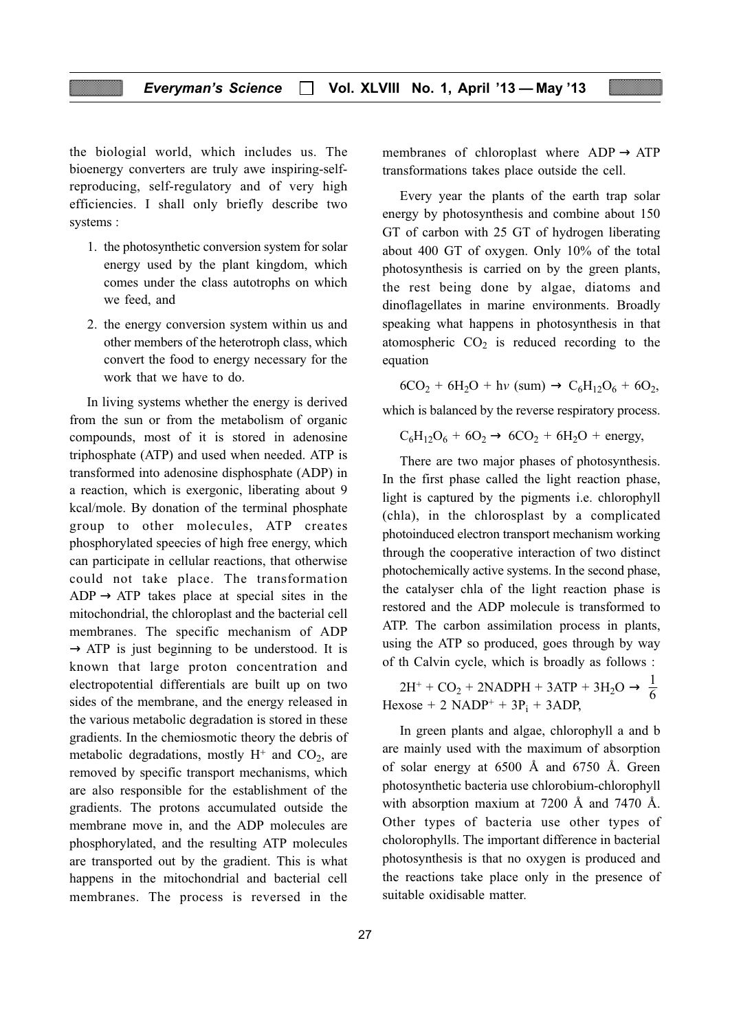the biologial world, which includes us. The bioenergy converters are truly awe inspiring-self-reproducing, self-regulatory and of very high efficiencies. I shall only briefly describe two systems :

1. the photosynthetic conversion system for solar energy used by the plant kingdom, which comes under the class autotrophs on which we feed, and
2. the energy conversion system within us and other members of the heterotroph class, which convert the food to energy necessary for the work that we have to do.

In living systems whether the energy is derived from the sun or from the metabolism of organic compounds, most of it is stored in adenosine triphosphate (ATP) and used when needed. ATP is transformed into adenosine disphosphate (ADP) in a reaction, which is exergonic, liberating about 9 kcal/mole. By donation of the terminal phosphate group to other molecules, ATP creates phosphorylated speecies of high free energy, which can participate in cellular reactions, that otherwise could not take place. The transformation ADP → ATP takes place at special sites in the mitochondrial, the chloroplast and the bacterial cell membranes. The specific mechanism of ADP → ATP is just beginning to be understood. It is known that large proton concentration and electropotential differentials are built up on two sides of the membrane, and the energy released in the various metabolic degradation is stored in these gradients. In the chemiosmotic theory the debris of metabolic degradations, mostly $H^+$ and $CO_2$, are removed by specific transport mechanisms, which are also responsible for the establishment of the gradients. The protons accumulated outside the membrane move in, and the ADP molecules are phosphorylated, and the resulting ATP molecules are transported out by the gradient. This is what happens in the mitochondrial and bacterial cell membranes. The process is reversed in the membranes of chloroplast where ADP → ATP transformations takes place outside the cell.

Every year the plants of the earth trap solar energy by photosynthesis and combine about 150 GT of carbon with 25 GT of hydrogen liberating about 400 GT of oxygen. Only 10% of the total photosynthesis is carried on by the green plants, the rest being done by algae, diatoms and dinoflagellates in marine environments. Broadly speaking what happens in photosynthesis in that atmospheric $CO_2$ is reduced recording to the equation

$$6CO_2 + 6H_2O + h\nu \text{ (sum)} \rightarrow C_6H_{12}O_6 + 6O_2,$$

which is balanced by the reverse respiratory process.

$$C_6H_{12}O_6 + 6O_2 \rightarrow 6CO_2 + 6H_2O + \text{energy},$$

There are two major phases of photosynthesis. In the first phase called the light reaction phase, light is captured by the pigments i.e. chlorophyll (chla), in the chlorosplast by a complicated photoinduced electron transport mechanism working through the cooperative interaction of two distinct photochemically active systems. In the second phase, the catalyser chla of the light reaction phase is restored and the ADP molecule is transformed to ATP. The carbon assimilation process in plants, using the ATP so produced, goes through by way of th Calvin cycle, which is broadly as follows :

$$2H^+ + CO_2 + 2NADPH + 3ATP + 3H_2O \rightarrow \frac{1}{6} \text{Hexose} + 2\ NADP^+ + 3P_i + 3ADP,$$

In green plants and algae, chlorophyll a and b are mainly used with the maximum of absorption of solar energy at 6500 Å and 6750 Å. Green photosynthetic bacteria use chlorobium-chlorophyll with absorption maxium at 7200 Å and 7470 Å. Other types of bacteria use other types of cholorophylls. The important difference in bacterial photosynthesis is that no oxygen is produced and the reactions take place only in the presence of suitable oxidisable matter.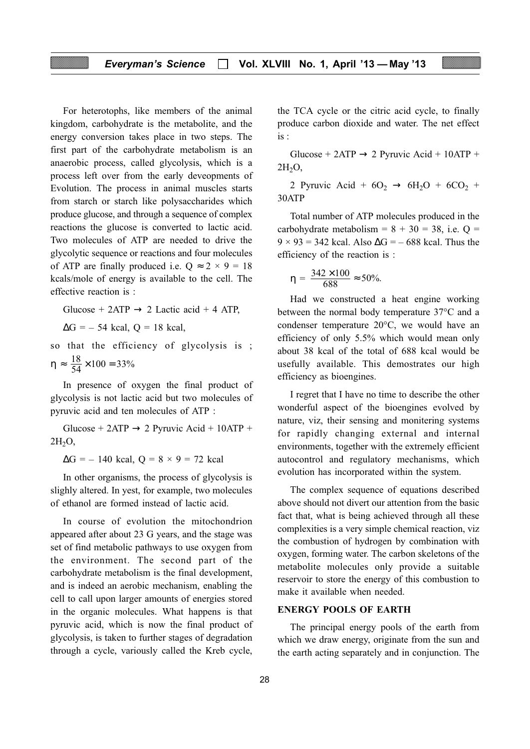For heterotophs, like members of the animal kingdom, carbohydrate is the metabolite, and the energy conversion takes place in two steps. The first part of the carbohydrate metabolism is an anaerobic process, called glycolysis, which is a process left over from the early deveopments of Evolution. The process in animal muscles starts from starch or starch like polysaccharides which produce glucose, and through a sequence of complex reactions the glucose is converted to lactic acid. Two molecules of ATP are needed to drive the glycolytic sequence or reactions and four molecules of ATP are finally produced i.e. $Q \approx 2 \times 9 = 18$ kcals/mole of energy is available to the cell. The effective reaction is :

Glucose + 2ATP $\rightarrow$ 2 Lactic acid + 4 ATP,

$\Delta G = -54$ kcal, $Q = 18$ kcal,

so that the efficiency of glycolysis is ;

$$\eta \approx \frac{18}{54} \times 100 = 33\%$$

In presence of oxygen the final product of glycolysis is not lactic acid but two molecules of pyruvic acid and ten molecules of ATP :

Glucose + 2ATP $\rightarrow$ 2 Pyruvic Acid + 10ATP + $2H_2O$,

$\Delta G = -140$ kcal, $Q = 8 \times 9 = 72$ kcal

In other organisms, the process of glycolysis is slighly altered. In yest, for example, two molecules of ethanol are formed instead of lactic acid.

In course of evolution the mitochondrion appeared after about 23 G years, and the stage was set of find metabolic pathways to use oxygen from the environment. The second part of the carbohydrate metabolism is the final development, and is indeed an aerobic mechanism, enabling the cell to call upon larger amounts of energies stored in the organic molecules. What happens is that pyruvic acid, which is now the final product of glycolysis, is taken to further stages of degradation through a cycle, variously called the Kreb cycle, the TCA cycle or the citric acid cycle, to finally produce carbon dioxide and water. The net effect is :

Glucose + 2ATP $\rightarrow$ 2 Pyruvic Acid + 10ATP + $2H_2O$,

2 Pyruvic Acid + $6O_2$ $\rightarrow$ $6H_2O$ + $6CO_2$ + 30ATP

Total number of ATP molecules produced in the carbohydrate metabolism = 8 + 30 = 38, i.e. $Q = 9 \times 93 = 342$ kcal. Also $\Delta G = -688$ kcal. Thus the efficiency of the reaction is :

$$\eta = \frac{342 \times 100}{688} \approx 50\%.$$

Had we constructed a heat engine working between the normal body temperature 37°C and a condenser temperature 20°C, we would have an efficiency of only 5.5% which would mean only about 38 kcal of the total of 688 kcal would be usefully available. This demostrates our high efficiency as bioengines.

I regret that I have no time to describe the other wonderful aspect of the bioengines evolved by nature, viz, their sensing and monitering systems for rapidly changing external and internal environments, together with the extremely efficient autocontrol and regulatory mechanisms, which evolution has incorporated within the system.

The complex sequence of equations described above should not divert our attention from the basic fact that, what is being achieved through all these complexities is a very simple chemical reaction, viz the combustion of hydrogen by combination with oxygen, forming water. The carbon skeletons of the metabolite molecules only provide a suitable reservoir to store the energy of this combustion to make it available when needed.

## ENERGY POOLS OF EARTH

The principal energy pools of the earth from which we draw energy, originate from the sun and the earth acting separately and in conjunction. The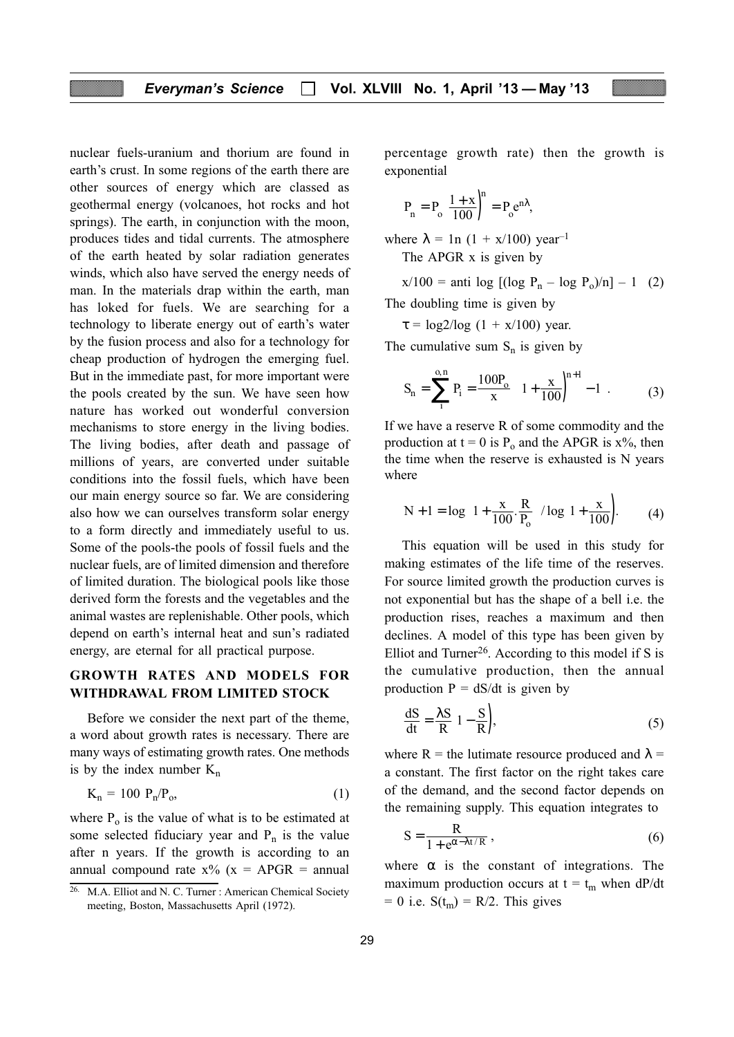nuclear fuels-uranium and thorium are found in earth's crust. In some regions of the earth there are other sources of energy which are classed as geothermal energy (volcanoes, hot rocks and hot springs). The earth, in conjunction with the moon, produces tides and tidal currents. The atmosphere of the earth heated by solar radiation generates winds, which also have served the energy needs of man. In the materials drap within the earth, man has loked for fuels. We are searching for a technology to liberate energy out of earth's water by the fusion process and also for a technology for cheap production of hydrogen the emerging fuel. But in the immediate past, for more important were the pools created by the sun. We have seen how nature has worked out wonderful conversion mechanisms to store energy in the living bodies. The living bodies, after death and passage of millions of years, are converted under suitable conditions into the fossil fuels, which have been our main energy source so far. We are considering also how we can ourselves transform solar energy to a form directly and immediately useful to us. Some of the pools-the pools of fossil fuels and the nuclear fuels, are of limited dimension and therefore of limited duration. The biological pools like those derived form the forests and the vegetables and the animal wastes are replenishable. Other pools, which depend on earth's internal heat and sun's radiated energy, are eternal for all practical purpose.

## GROWTH RATES AND MODELS FOR WITHDRAWAL FROM LIMITED STOCK

Before we consider the next part of the theme, a word about growth rates is necessary. There are many ways of estimating growth rates. One methods is by the index number $K_n$

$$K_n = 100\ P_n/P_o, \tag{1}$$

where $P_o$ is the value of what is to be estimated at some selected fiduciary year and $P_n$ is the value after n years. If the growth is according to an annual compound rate x% (x = APGR = annual percentage growth rate) then the growth is exponential

$$P_n = P_o \left(\frac{1+x}{100}\right)^n = P_o e^{n\lambda},$$

where $\lambda$ = 1n (1 + x/100) year$^{-1}$

The APGR x is given by

$$x/100 = \text{anti log } [(\log P_n - \log P_o)/n] - 1 \tag{2}$$

The doubling time is given by

$$\tau = \log 2/\log\,(1 + x/100) \text{ year.}$$

The cumulative sum $S_n$ is given by

$$S_n = \sum_{i}^{o,n} P_i = \frac{100P_o}{x}\left[\left(1+\frac{x}{100}\right)^{n+1} - 1\right]. \tag{3}$$

If we have a reserve R of some commodity and the production at t = 0 is $P_o$ and the APGR is x%, then the time when the reserve is exhausted is N years where

$$N + 1 = \log\left(1+\frac{x}{100}\cdot\frac{R}{P_o}\right) / \log\left(1+\frac{x}{100}\right). \tag{4}$$

This equation will be used in this study for making estimates of the life time of the reserves. For source limited growth the production curves is not exponential but has the shape of a bell i.e. the production rises, reaches a maximum and then declines. A model of this type has been given by Elliot and Turner[26]. According to this model if S is the cumulative production, then the annual production P = dS/dt is given by

$$\frac{dS}{dt} = \frac{\lambda S}{R}\left(1 - \frac{S}{R}\right), \tag{5}$$

where R = the lutimate resource produced and $\lambda$ = a constant. The first factor on the right takes care of the demand, and the second factor depends on the remaining supply. This equation integrates to

$$S = \frac{R}{1 + e^{\alpha - \lambda t/R}}, \tag{6}$$

where $\alpha$ is the constant of integrations. The maximum production occurs at t = $t_m$ when dP/dt = 0 i.e. $S(t_m) = R/2$. This gives

[26] M.A. Elliot and N. C. Turner : American Chemical Society meeting, Boston, Massachusetts April (1972).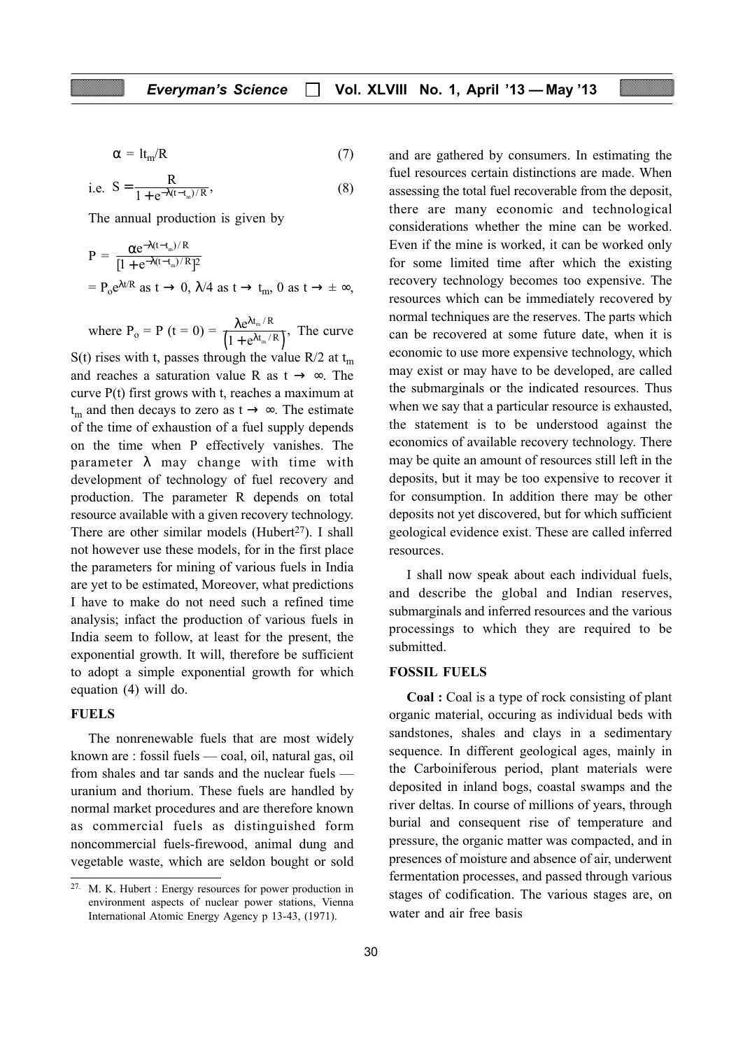$$\alpha = lt_m/R \tag{7}$$

i.e. $$S = \frac{R}{1 + e^{-\lambda(t - t_m)/R}}, \tag{8}$$

The annual production is given by

$$P = \frac{\alpha e^{-\lambda(t-t_m)/R}}{[1 + e^{-\lambda(t-t_m)/R}]^2}$$

$= P_o e^{\lambda t/R}$ as $t \to 0$, $\lambda/4$ as $t \to t_m$, 0 as $t \to \pm \infty$,

where $P_o = P\ (t = 0) = \dfrac{\lambda e^{\lambda t_m/R}}{\left(1 + e^{\lambda t_m/R}\right)}$, The curve S(t) rises with t, passes through the value R/2 at $t_m$ and reaches a saturation value R as $t \to \infty$. The curve P(t) first grows with t, reaches a maximum at $t_m$ and then decays to zero as $t \to \infty$. The estimate of the time of exhaustion of a fuel supply depends on the time when P effectively vanishes. The parameter $\lambda$ may change with time with development of technology of fuel recovery and production. The parameter R depends on total resource available with a given recovery technology. There are other similar models (Hubert[27]). I shall not however use these models, for in the first place the parameters for mining of various fuels in India are yet to be estimated, Moreover, what predictions I have to make do not need such a refined time analysis; infact the production of various fuels in India seem to follow, at least for the present, the exponential growth. It will, therefore be sufficient to adopt a simple exponential growth for which equation (4) will do.

## FUELS

The nonrenewable fuels that are most widely known are : fossil fuels — coal, oil, natural gas, oil from shales and tar sands and the nuclear fuels — uranium and thorium. These fuels are handled by normal market procedures and are therefore known as commercial fuels as distinguished form noncommercial fuels-firewood, animal dung and vegetable waste, which are seldon bought or sold and are gathered by consumers. In estimating the fuel resources certain distinctions are made. When assessing the total fuel recoverable from the deposit, there are many economic and technological considerations whether the mine can be worked. Even if the mine is worked, it can be worked only for some limited time after which the existing recovery technology becomes too expensive. The resources which can be immediately recovered by normal techniques are the reserves. The parts which can be recovered at some future date, when it is economic to use more expensive technology, which may exist or may have to be developed, are called the submarginals or the indicated resources. Thus when we say that a particular resource is exhausted, the statement is to be understood against the economics of available recovery technology. There may be quite an amount of resources still left in the deposits, but it may be too expensive to recover it for consumption. In addition there may be other deposits not yet discovered, but for which sufficient geological evidence exist. These are called inferred resources.

I shall now speak about each individual fuels, and describe the global and Indian reserves, submarginals and inferred resources and the various processings to which they are required to be submitted.

## FOSSIL FUELS

**Coal :** Coal is a type of rock consisting of plant organic material, occuring as individual beds with sandstones, shales and clays in a sedimentary sequence. In different geological ages, mainly in the Carboiniferous period, plant materials were deposited in inland bogs, coastal swamps and the river deltas. In course of millions of years, through burial and consequent rise of temperature and pressure, the organic matter was compacted, and in presences of moisture and absence of air, underwent fermentation processes, and passed through various stages of codification. The various stages are, on water and air free basis

---

[27] M. K. Hubert : Energy resources for power production in environment aspects of nuclear power stations, Vienna International Atomic Energy Agency p 13-43, (1971).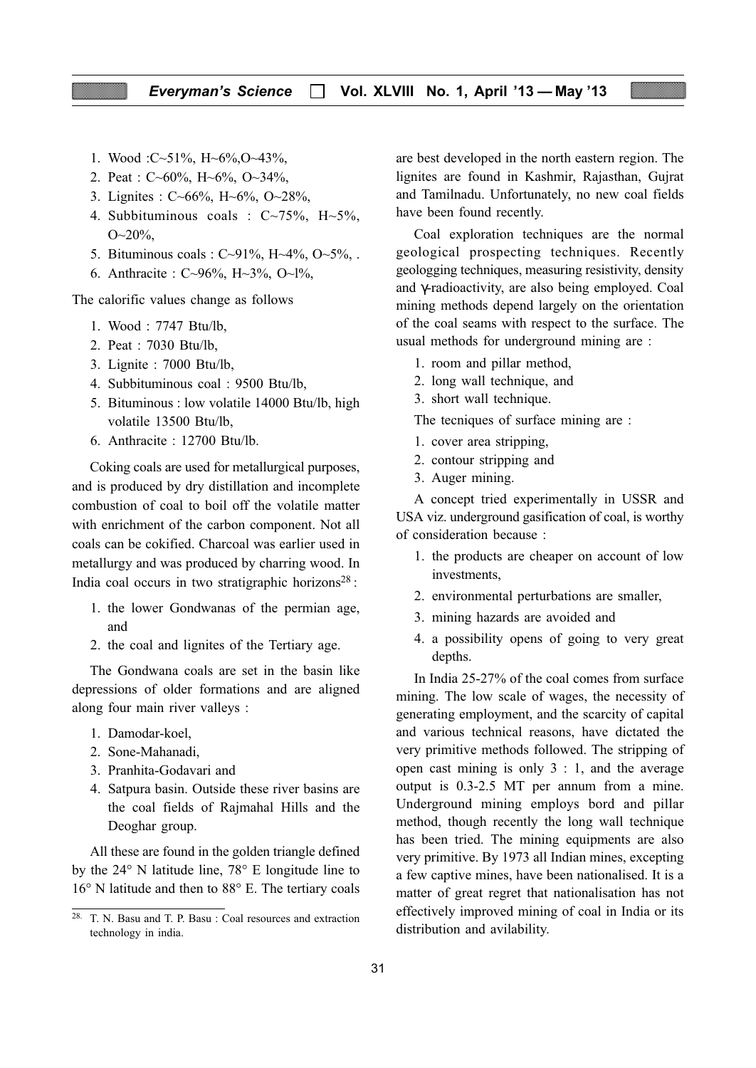1. Wood :C~51%, H~6%,O~43%,
2. Peat : C~60%, H~6%, O~34%,
3. Lignites : C~66%, H~6%, O~28%,
4. Subbituminous coals : C~75%, H~5%, O~20%,
5. Bituminous coals : C~91%, H~4%, O~5%, .
6. Anthracite : C~96%, H~3%, O~l%,

The calorific values change as follows

1. Wood : 7747 Btu/lb,
2. Peat : 7030 Btu/lb,
3. Lignite : 7000 Btu/lb,
4. Subbituminous coal : 9500 Btu/lb,
5. Bituminous : low volatile 14000 Btu/lb, high volatile 13500 Btu/lb,
6. Anthracite : 12700 Btu/lb.

Coking coals are used for metallurgical purposes, and is produced by dry distillation and incomplete combustion of coal to boil off the volatile matter with enrichment of the carbon component. Not all coals can be cokified. Charcoal was earlier used in metallurgy and was produced by charring wood. In India coal occurs in two stratigraphic horizons[28] :

1. the lower Gondwanas of the permian age, and
2. the coal and lignites of the Tertiary age.

The Gondwana coals are set in the basin like depressions of older formations and are aligned along four main river valleys :

1. Damodar-koel,
2. Sone-Mahanadi,
3. Pranhita-Godavari and
4. Satpura basin. Outside these river basins are the coal fields of Rajmahal Hills and the Deoghar group.

All these are found in the golden triangle defined by the 24° N latitude line, 78° E longitude line to 16° N latitude and then to 88° E. The tertiary coals are best developed in the north eastern region. The lignites are found in Kashmir, Rajasthan, Gujrat and Tamilnadu. Unfortunately, no new coal fields have been found recently.

Coal exploration techniques are the normal geological prospecting techniques. Recently geologging techniques, measuring resistivity, density and γ-radioactivity, are also being employed. Coal mining methods depend largely on the orientation of the coal seams with respect to the surface. The usual methods for underground mining are :

1. room and pillar method,
2. long wall technique, and
3. short wall technique.

The tecniques of surface mining are :

1. cover area stripping,
2. contour stripping and
3. Auger mining.

A concept tried experimentally in USSR and USA viz. underground gasification of coal, is worthy of consideration because :

1. the products are cheaper on account of low investments,
2. environmental perturbations are smaller,
3. mining hazards are avoided and
4. a possibility opens of going to very great depths.

In India 25-27% of the coal comes from surface mining. The low scale of wages, the necessity of generating employment, and the scarcity of capital and various technical reasons, have dictated the very primitive methods followed. The stripping of open cast mining is only 3 : 1, and the average output is 0.3-2.5 MT per annum from a mine. Underground mining employs bord and pillar method, though recently the long wall technique has been tried. The mining equipments are also very primitive. By 1973 all Indian mines, excepting a few captive mines, have been nationalised. It is a matter of great regret that nationalisation has not effectively improved mining of coal in India or its distribution and avilability.

---

[28] T. N. Basu and T. P. Basu : Coal resources and extraction technology in india.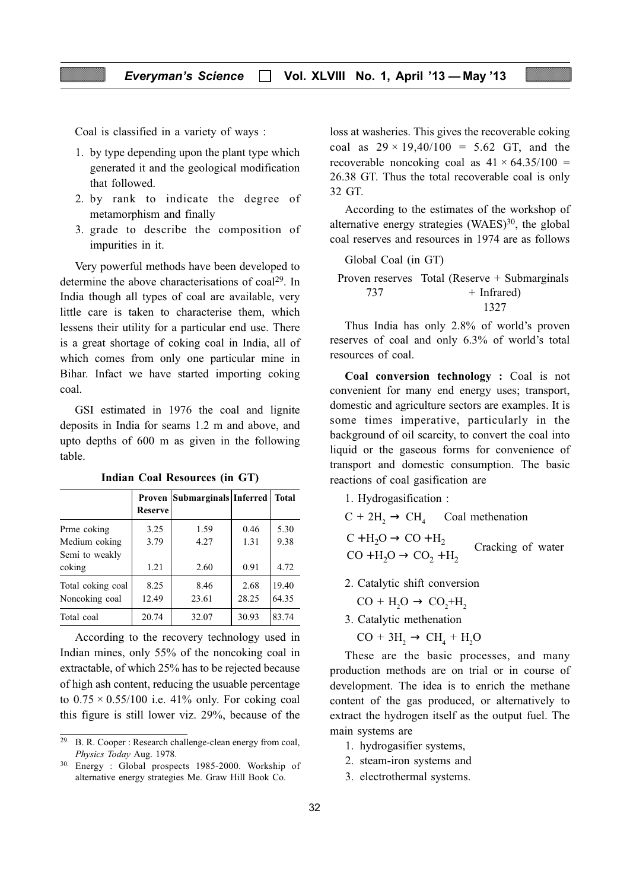Coal is classified in a variety of ways :

1. by type depending upon the plant type which generated it and the geological modification that followed.
2. by rank to indicate the degree of metamorphism and finally
3. grade to describe the composition of impurities in it.

Very powerful methods have been developed to determine the above characterisations of coal[29]. In India though all types of coal are available, very little care is taken to characterise them, which lessens their utility for a particular end use. There is a great shortage of coking coal in India, all of which comes from only one particular mine in Bihar. Infact we have started importing coking coal.

GSI estimated in 1976 the coal and lignite deposits in India for seams 1.2 m and above, and upto depths of 600 m as given in the following table.

**Indian Coal Resources (in GT)**

| | Proven Reserve | Submarginals | Inferred | Total |
|---|---|---|---|---|
| Prme coking | 3.25 | 1.59 | 0.46 | 5.30 |
| Medium coking | 3.79 | 4.27 | 1.31 | 9.38 |
| Semi to weakly coking | 1.21 | 2.60 | 0.91 | 4.72 |
| Total coking coal | 8.25 | 8.46 | 2.68 | 19.40 |
| Noncoking coal | 12.49 | 23.61 | 28.25 | 64.35 |
| Total coal | 20.74 | 32.07 | 30.93 | 83.74 |

According to the recovery technology used in Indian mines, only 55% of the noncoking coal in extractable, of which 25% has to be rejected because of high ash content, reducing the usuable percentage to $0.75 \times 0.55/100$ i.e. 41% only. For coking coal this figure is still lower viz. 29%, because of the loss at washeries. This gives the recoverable coking coal as $29 \times 19{,}40/100 = 5.62$ GT, and the recoverable noncoking coal as $41 \times 64.35/100 = 26.38$ GT. Thus the total recoverable coal is only 32 GT.

According to the estimates of the workshop of alternative energy strategies (WAES)[30], the global coal reserves and resources in 1974 are as follows

Global Coal (in GT)

| Proven reserves | Total (Reserve + Submarginals + Infrared) |
|---|---|
| 737 | 1327 |

Thus India has only 2.8% of world's proven reserves of coal and only 6.3% of world's total resources of coal.

**Coal conversion technology :** Coal is not convenient for many end energy uses; transport, domestic and agriculture sectors are examples. It is some times imperative, particularly in the background of oil scarcity, to convert the coal into liquid or the gaseous forms for convenience of transport and domestic consumption. The basic reactions of coal gasification are

1. Hydrogasification :

$C + 2H_2 \rightarrow CH_4$ &nbsp;&nbsp; Coal methenation

$C + H_2O \rightarrow CO + H_2$
$CO + H_2O \rightarrow CO_2 + H_2$ &nbsp;&nbsp; Cracking of water

2. Catalytic shift conversion

$CO + H_2O \rightarrow CO_2 + H_2$

3. Catalytic methenation

$CO + 3H_2 \rightarrow CH_4 + H_2O$

These are the basic processes, and many production methods are on trial or in course of development. The idea is to enrich the methane content of the gas produced, or alternatively to extract the hydrogen itself as the output fuel. The main systems are

1. hydrogasifier systems,
2. steam-iron systems and
3. electrothermal systems.

---

[29] B. R. Cooper : Research challenge-clean energy from coal, *Physics Today* Aug. 1978.

[30] Energy : Global prospects 1985-2000. Workship of alternative energy strategies Me. Graw Hill Book Co.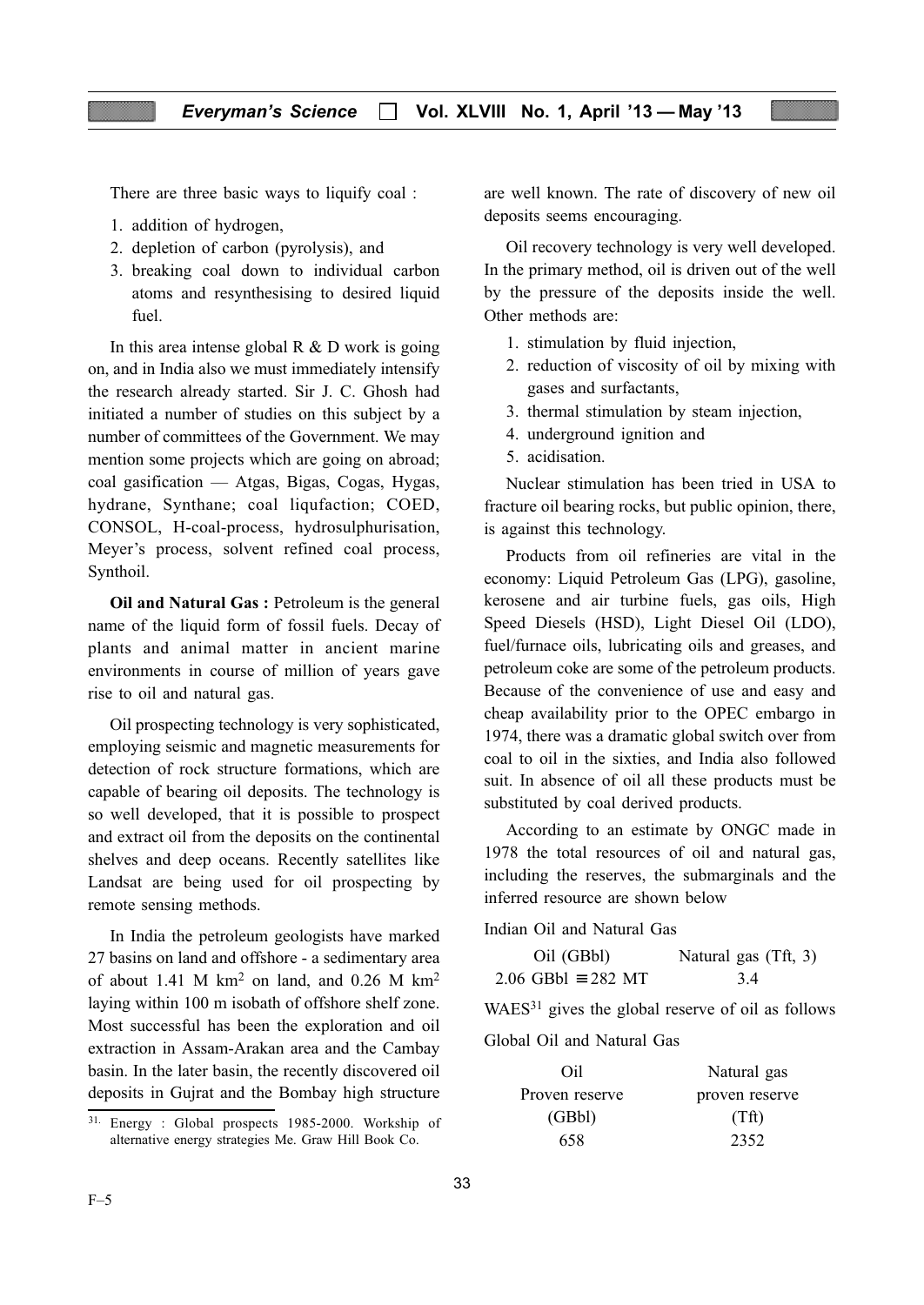There are three basic ways to liquify coal :

1. addition of hydrogen,
2. depletion of carbon (pyrolysis), and
3. breaking coal down to individual carbon atoms and resynthesising to desired liquid fuel.

In this area intense global R & D work is going on, and in India also we must immediately intensify the research already started. Sir J. C. Ghosh had initiated a number of studies on this subject by a number of committees of the Government. We may mention some projects which are going on abroad; coal gasification — Atgas, Bigas, Cogas, Hygas, hydrane, Synthane; coal liqufaction; COED, CONSOL, H-coal-process, hydrosulphurisation, Meyer's process, solvent refined coal process, Synthoil.

**Oil and Natural Gas :** Petroleum is the general name of the liquid form of fossil fuels. Decay of plants and animal matter in ancient marine environments in course of million of years gave rise to oil and natural gas.

Oil prospecting technology is very sophisticated, employing seismic and magnetic measurements for detection of rock structure formations, which are capable of bearing oil deposits. The technology is so well developed, that it is possible to prospect and extract oil from the deposits on the continental shelves and deep oceans. Recently satellites like Landsat are being used for oil prospecting by remote sensing methods.

In India the petroleum geologists have marked 27 basins on land and offshore - a sedimentary area of about 1.41 M $km^2$ on land, and 0.26 M $km^2$ laying within 100 m isobath of offshore shelf zone. Most successful has been the exploration and oil extraction in Assam-Arakan area and the Cambay basin. In the later basin, the recently discovered oil deposits in Gujrat and the Bombay high structure are well known. The rate of discovery of new oil deposits seems encouraging.

Oil recovery technology is very well developed. In the primary method, oil is driven out of the well by the pressure of the deposits inside the well. Other methods are:

1. stimulation by fluid injection,
2. reduction of viscosity of oil by mixing with gases and surfactants,
3. thermal stimulation by steam injection,
4. underground ignition and
5. acidisation.

Nuclear stimulation has been tried in USA to fracture oil bearing rocks, but public opinion, there, is against this technology.

Products from oil refineries are vital in the economy: Liquid Petroleum Gas (LPG), gasoline, kerosene and air turbine fuels, gas oils, High Speed Diesels (HSD), Light Diesel Oil (LDO), fuel/furnace oils, lubricating oils and greases, and petroleum coke are some of the petroleum products. Because of the convenience of use and easy and cheap availability prior to the OPEC embargo in 1974, there was a dramatic global switch over from coal to oil in the sixties, and India also followed suit. In absence of oil all these products must be substituted by coal derived products.

According to an estimate by ONGC made in 1978 the total resources of oil and natural gas, including the reserves, the submarginals and the inferred resource are shown below

Indian Oil and Natural Gas

| Oil (GBbl) | Natural gas (Tft, 3) |
|---|---|
| 2.06 GBbl ≡ 282 MT | 3.4 |

WAES[31] gives the global reserve of oil as follows

Global Oil and Natural Gas

| Oil Proven reserve (GBbl) | Natural gas proven reserve (Tft) |
|---|---|
| 658 | 2352 |

[31] Energy : Global prospects 1985-2000. Workship of alternative energy strategies Me. Graw Hill Book Co.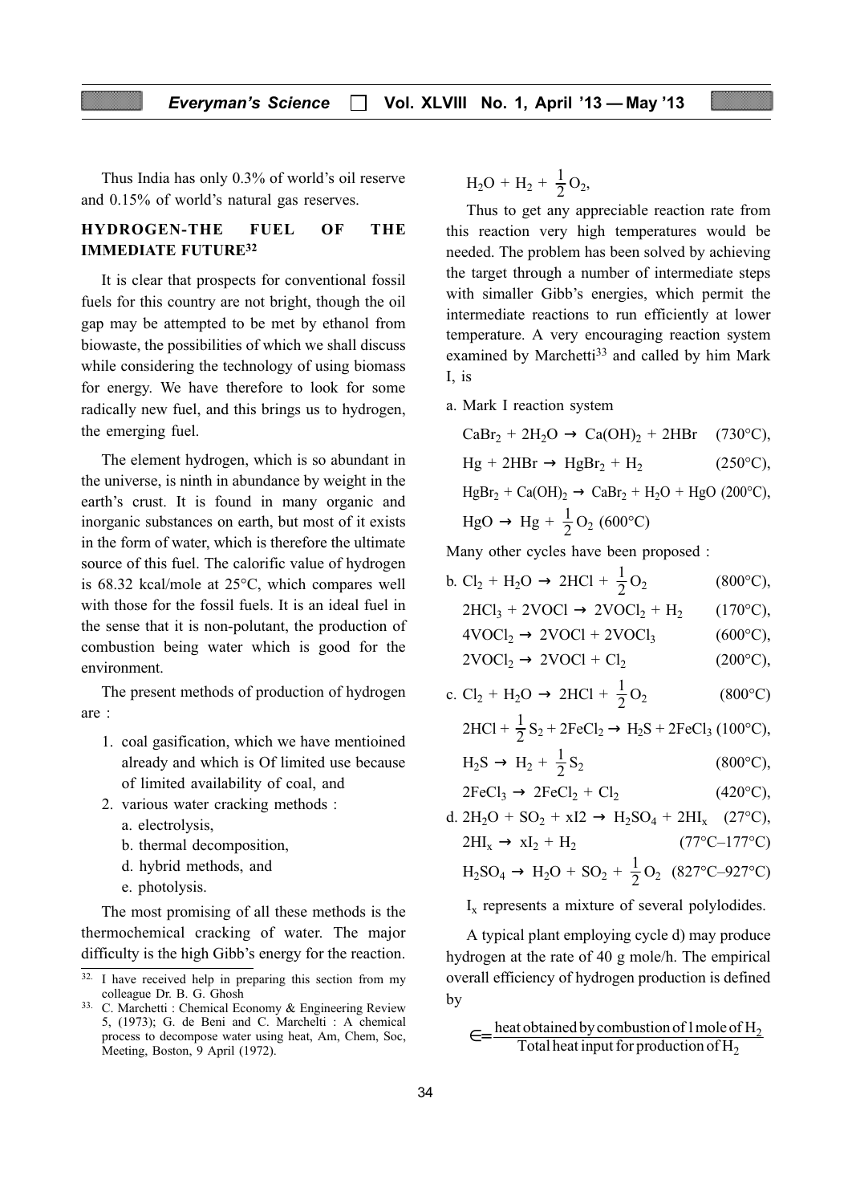Thus India has only 0.3% of world's oil reserve and 0.15% of world's natural gas reserves.

## HYDROGEN-THE FUEL OF THE IMMEDIATE FUTURE[32]

It is clear that prospects for conventional fossil fuels for this country are not bright, though the oil gap may be attempted to be met by ethanol from biowaste, the possibilities of which we shall discuss while considering the technology of using biomass for energy. We have therefore to look for some radically new fuel, and this brings us to hydrogen, the emerging fuel.

The element hydrogen, which is so abundant in the universe, is ninth in abundance by weight in the earth's crust. It is found in many organic and inorganic substances on earth, but most of it exists in the form of water, which is therefore the ultimate source of this fuel. The calorific value of hydrogen is 68.32 kcal/mole at 25°C, which compares well with those for the fossil fuels. It is an ideal fuel in the sense that it is non-polutant, the production of combustion being water which is good for the environment.

The present methods of production of hydrogen are :

1. coal gasification, which we have mentioined already and which is Of limited use because of limited availability of coal, and
2. various water cracking methods :
   a. electrolysis,
   b. thermal decomposition,
   d. hybrid methods, and
   e. photolysis.

The most promising of all these methods is the thermochemical cracking of water. The major difficulty is the high Gibb's energy for the reaction.

$$H_2O + H_2 + \frac{1}{2}O_2,$$

Thus to get any appreciable reaction rate from this reaction very high temperatures would be needed. The problem has been solved by achieving the target through a number of intermediate steps with simaller Gibb's energies, which permit the intermediate reactions to run efficiently at lower temperature. A very encouraging reaction system examined by Marchetti[33] and called by him Mark I, is

a. Mark I reaction system

$$CaBr_2 + 2H_2O \rightarrow Ca(OH)_2 + 2HBr \quad (730°C),$$

$$Hg + 2HBr \rightarrow HgBr_2 + H_2 \quad (250°C),$$

$$HgBr_2 + Ca(OH)_2 \rightarrow CaBr_2 + H_2O + HgO \quad (200°C),$$

$$HgO \rightarrow Hg + \frac{1}{2}O_2 \quad (600°C)$$

Many other cycles have been proposed :

b.
$$Cl_2 + H_2O \rightarrow 2HCl + \frac{1}{2}O_2 \quad (800°C),$$

$$2HCl_3 + 2VOCl \rightarrow 2VOCl_2 + H_2 \quad (170°C),$$

$$4VOCl_2 \rightarrow 2VOCl + 2VOCl_3 \quad (600°C),$$

$$2VOCl_2 \rightarrow 2VOCl + Cl_2 \quad (200°C),$$

c.
$$Cl_2 + H_2O \rightarrow 2HCl + \frac{1}{2}O_2 \quad (800°C)$$

$$2HCl + \frac{1}{2}S_2 + 2FeCl_2 \rightarrow H_2S + 2FeCl_3 \quad (100°C),$$

$$H_2S \rightarrow H_2 + \frac{1}{2}S_2 \quad (800°C),$$

$$2FeCl_3 \rightarrow 2FeCl_2 + Cl_2 \quad (420°C),$$

d.
$$2H_2O + SO_2 + xI2 \rightarrow H_2SO_4 + 2HI_x \quad (27°C),$$

$$2HI_x \rightarrow xI_2 + H_2 \quad (77°C–177°C)$$

$$H_2SO_4 \rightarrow H_2O + SO_2 + \frac{1}{2}O_2 \quad (827°C–927°C)$$

$I_x$ represents a mixture of several polylodides.

A typical plant employing cycle d) may produce hydrogen at the rate of 40 g mole/h. The empirical overall efficiency of hydrogen production is defined by

$$\in = \frac{\text{heat obtained by combustion of 1 mole of } H_2}{\text{Total heat input for production of } H_2}$$

---

[32] I have received help in preparing this section from my colleague Dr. B. G. Ghosh

[33] C. Marchetti : Chemical Economy & Engineering Review 5, (1973); G. de Beni and C. Marchelti : A chemical process to decompose water using heat, Am, Chem, Soc, Meeting, Boston, 9 April (1972).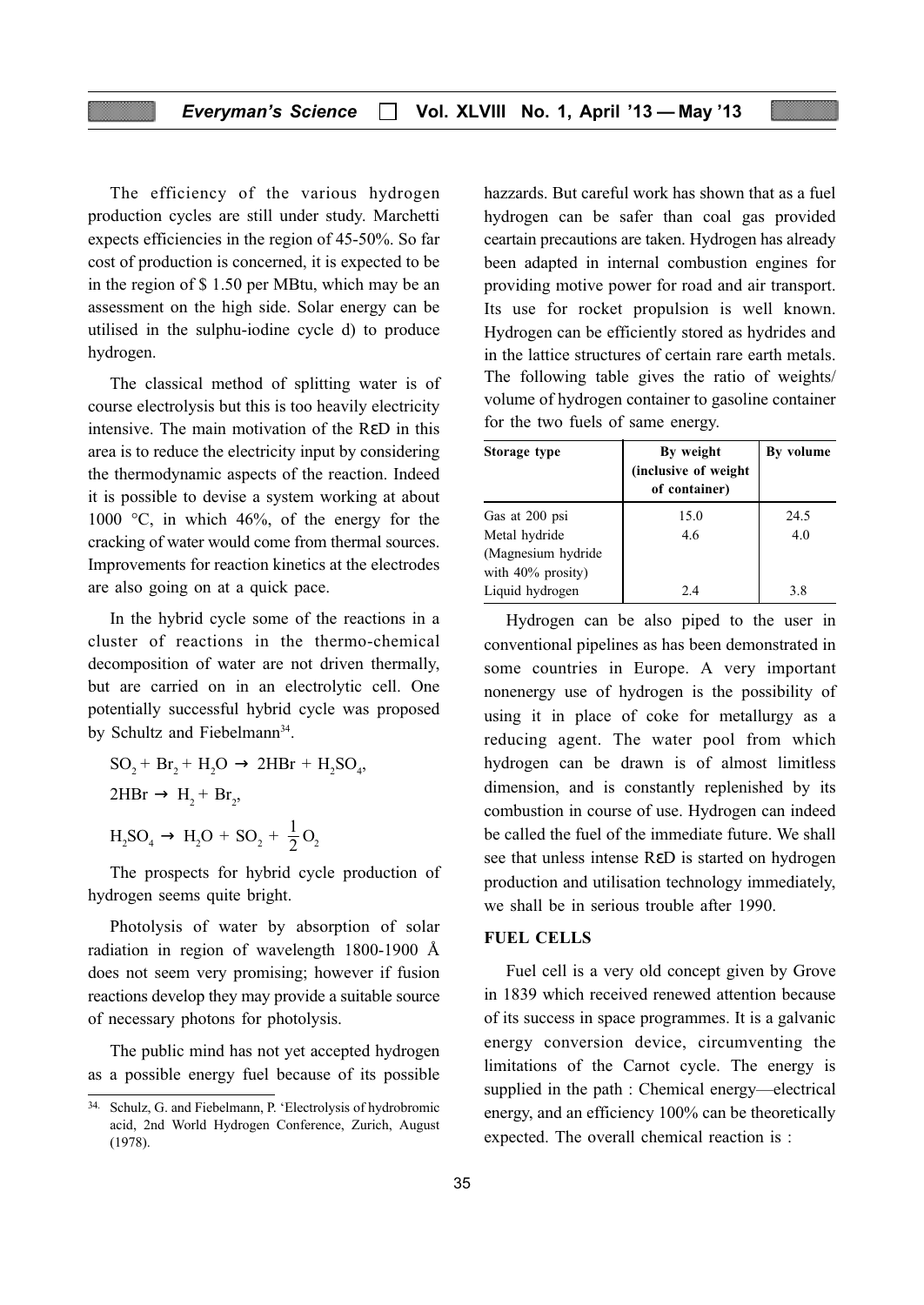The efficiency of the various hydrogen production cycles are still under study. Marchetti expects efficiencies in the region of 45-50%. So far cost of production is concerned, it is expected to be in the region of \$ 1.50 per MBtu, which may be an assessment on the high side. Solar energy can be utilised in the sulphu-iodine cycle d) to produce hydrogen.

The classical method of splitting water is of course electrolysis but this is too heavily electricity intensive. The main motivation of the RεD in this area is to reduce the electricity input by considering the thermodynamic aspects of the reaction. Indeed it is possible to devise a system working at about 1000 °C, in which 46%, of the energy for the cracking of water would come from thermal sources. Improvements for reaction kinetics at the electrodes are also going on at a quick pace.

In the hybrid cycle some of the reactions in a cluster of reactions in the thermo-chemical decomposition of water are not driven thermally, but are carried on in an electrolytic cell. One potentially successful hybrid cycle was proposed by Schultz and Fiebelmann[34].

$$SO_2 + Br_2 + H_2O \rightarrow 2HBr + H_2SO_4,$$

$$2HBr \rightarrow H_2 + Br_2,$$

$$H_2SO_4 \rightarrow H_2O + SO_2 + \frac{1}{2}O_2$$

The prospects for hybrid cycle production of hydrogen seems quite bright.

Photolysis of water by absorption of solar radiation in region of wavelength 1800-1900 Å does not seem very promising; however if fusion reactions develop they may provide a suitable source of necessary photons for photolysis.

The public mind has not yet accepted hydrogen as a possible energy fuel because of its possible hazzards. But careful work has shown that as a fuel hydrogen can be safer than coal gas provided ceartain precautions are taken. Hydrogen has already been adapted in internal combustion engines for providing motive power for road and air transport. Its use for rocket propulsion is well known. Hydrogen can be efficiently stored as hydrides and in the lattice structures of certain rare earth metals. The following table gives the ratio of weights/ volume of hydrogen container to gasoline container for the two fuels of same energy.

| Storage type | By weight (inclusive of weight of container) | By volume |
|---|---|---|
| Gas at 200 psi | 15.0 | 24.5 |
| Metal hydride (Magnesium hydride with 40% prosity) | 4.6 | 4.0 |
| Liquid hydrogen | 2.4 | 3.8 |

Hydrogen can be also piped to the user in conventional pipelines as has been demonstrated in some countries in Europe. A very important nonenergy use of hydrogen is the possibility of using it in place of coke for metallurgy as a reducing agent. The water pool from which hydrogen can be drawn is of almost limitless dimension, and is constantly replenished by its combustion in course of use. Hydrogen can indeed be called the fuel of the immediate future. We shall see that unless intense RεD is started on hydrogen production and utilisation technology immediately, we shall be in serious trouble after 1990.

## FUEL CELLS

Fuel cell is a very old concept given by Grove in 1839 which received renewed attention because of its success in space programmes. It is a galvanic energy conversion device, circumventing the limitations of the Carnot cycle. The energy is supplied in the path : Chemical energy—electrical energy, and an efficiency 100% can be theoretically expected. The overall chemical reaction is :

---

[34] Schulz, G. and Fiebelmann, P. 'Electrolysis of hydrobromic acid, 2nd World Hydrogen Conference, Zurich, August (1978).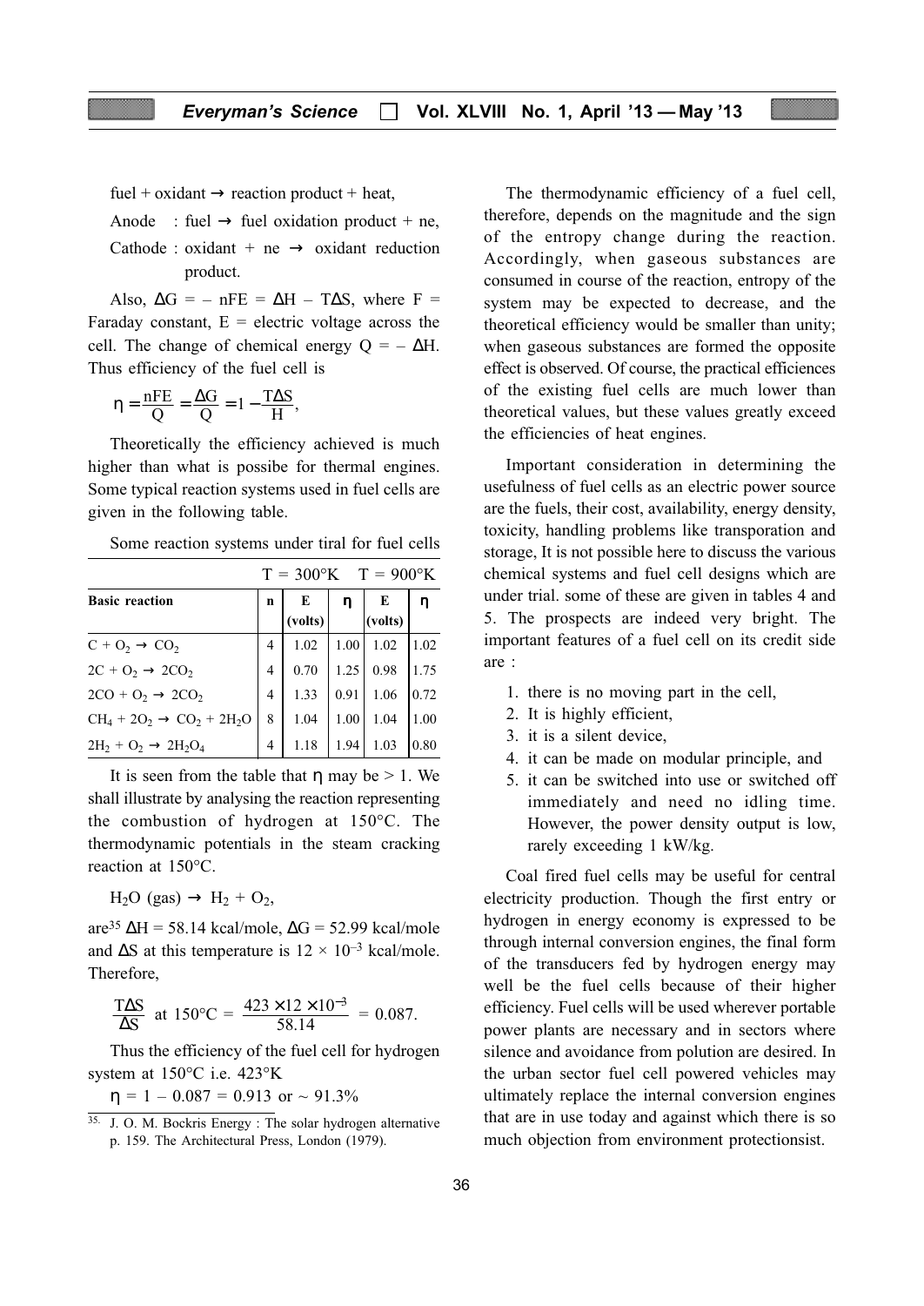fuel + oxidant → reaction product + heat,

Anode : fuel → fuel oxidation product + ne,

Cathode : oxidant + ne → oxidant reduction product.

Also, $\Delta G = -nFE = \Delta H - T\Delta S$, where F = Faraday constant, E = electric voltage across the cell. The change of chemical energy $Q = -\Delta H$. Thus efficiency of the fuel cell is

$$\eta = \frac{nFE}{Q} = \frac{\Delta G}{Q} = 1 - \frac{T\Delta S}{H},$$

Theoretically the efficiency achieved is much higher than what is possibe for thermal engines. Some typical reaction systems used in fuel cells are given in the following table.

Some reaction systems under tiral for fuel cells

| | | T = 300°K | | T = 900°K | |
|---|---|---|---|---|---|
| **Basic reaction** | **n** | **E (volts)** | **η** | **E (volts)** | **η** |
| $C + O_2 \rightarrow CO_2$ | 4 | 1.02 | 1.00 | 1.02 | 1.02 |
| $2C + O_2 \rightarrow 2CO_2$ | 4 | 0.70 | 1.25 | 0.98 | 1.75 |
| $2CO + O_2 \rightarrow 2CO_2$ | 4 | 1.33 | 0.91 | 1.06 | 0.72 |
| $CH_4 + 2O_2 \rightarrow CO_2 + 2H_2O$ | 8 | 1.04 | 1.00 | 1.04 | 1.00 |
| $2H_2 + O_2 \rightarrow 2H_2O_4$ | 4 | 1.18 | 1.94 | 1.03 | 0.80 |

It is seen from the table that η may be > 1. We shall illustrate by analysing the reaction representing the combustion of hydrogen at 150°C. The thermodynamic potentials in the steam cracking reaction at 150°C.

$H_2O$ (gas) → $H_2 + O_2$,

are[35] $\Delta H = 58.14$ kcal/mole, $\Delta G = 52.99$ kcal/mole and $\Delta S$ at this temperature is $12 \times 10^{-3}$ kcal/mole. Therefore,

$$\frac{T\Delta S}{\Delta S} \text{ at } 150°C = \frac{423 \times 12 \times 10^{-3}}{58.14} = 0.087.$$

Thus the efficiency of the fuel cell for hydrogen system at 150°C i.e. 423°K

$\eta = 1 - 0.087 = 0.913$ or ~ 91.3%

[35] J. O. M. Bockris Energy : The solar hydrogen alternative p. 159. The Architectural Press, London (1979).

The thermodynamic efficiency of a fuel cell, therefore, depends on the magnitude and the sign of the entropy change during the reaction. Accordingly, when gaseous substances are consumed in course of the reaction, entropy of the system may be expected to decrease, and the theoretical efficiency would be smaller than unity; when gaseous substances are formed the opposite effect is observed. Of course, the practical efficiences of the existing fuel cells are much lower than theoretical values, but these values greatly exceed the efficiencies of heat engines.

Important consideration in determining the usefulness of fuel cells as an electric power source are the fuels, their cost, availability, energy density, toxicity, handling problems like transporation and storage, It is not possible here to discuss the various chemical systems and fuel cell designs which are under trial. some of these are given in tables 4 and 5. The prospects are indeed very bright. The important features of a fuel cell on its credit side are :

1. there is no moving part in the cell,
2. It is highly efficient,
3. it is a silent device,
4. it can be made on modular principle, and
5. it can be switched into use or switched off immediately and need no idling time. However, the power density output is low, rarely exceeding 1 kW/kg.

Coal fired fuel cells may be useful for central electricity production. Though the first entry or hydrogen in energy economy is expressed to be through internal conversion engines, the final form of the transducers fed by hydrogen energy may well be the fuel cells because of their higher efficiency. Fuel cells will be used wherever portable power plants are necessary and in sectors where silence and avoidance from polution are desired. In the urban sector fuel cell powered vehicles may ultimately replace the internal conversion engines that are in use today and against which there is so much objection from environment protectionsist.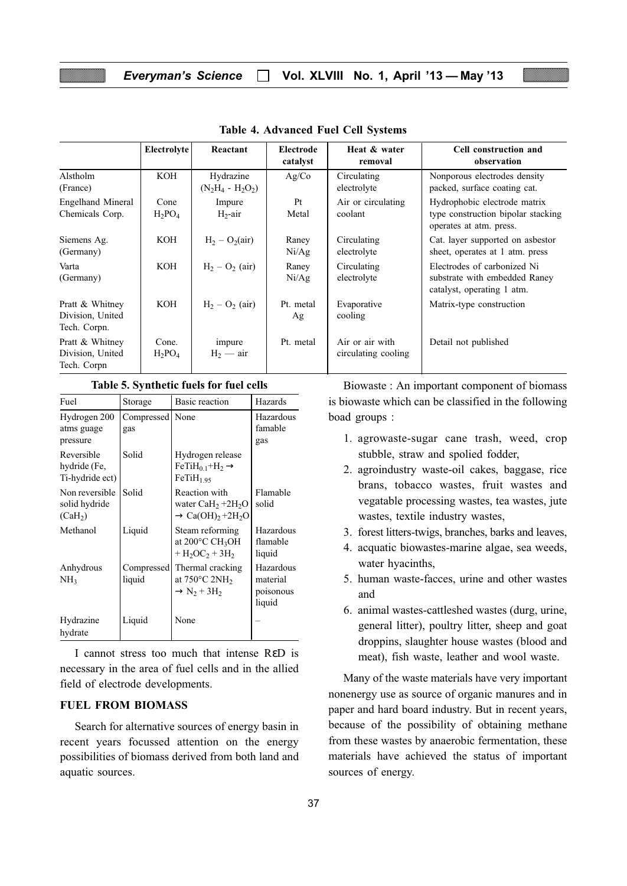**Table 4. Advanced Fuel Cell Systems**

| | Electrolyte | Reactant | Electrode catalyst | Heat & water removal | Cell construction and observation |
|---|---|---|---|---|---|
| Alstholm (France) | KOH | Hydrazine ($N_2H_4$ - $H_2O_2$) | Ag/Co | Circulating electrolyte | Nonporous electrodes density packed, surface coating cat. |
| Engelhand Mineral Chemicals Corp. | Conc $H_2PO_4$ | Impure $H_2$-air | Pt Metal | Air or circulating coolant | Hydrophobic electrode matrix type construction bipolar stacking operates at atm. press. |
| Siemens Ag. (Germany) | KOH | $H_2$ – $O_2$(air) | Raney Ni/Ag | Circulating electrolyte | Cat. layer supported on asbestor sheet, operates at 1 atm. press |
| Varta (Germany) | KOH | $H_2$ – $O_2$ (air) | Raney Ni/Ag | Circulating electrolyte | Electrodes of carbonized Ni substrate with embedded Raney catalyst, operating 1 atm. |
| Pratt & Whitney Division, United Tech. Corpn. | KOH | $H_2$ – $O_2$ (air) | Pt. metal Ag | Evaporative cooling | Matrix-type construction |
| Pratt & Whitney Division, United Tech. Corpn | Conc. $H_2PO_4$ | impure $H_2$ — air | Pt. metal | Air or air with circulating cooling | Detail not published |

**Table 5. Synthetic fuels for fuel cells**

| Fuel | Storage | Basic reaction | Hazards |
|---|---|---|---|
| Hydrogen 200 atms guage pressure | Compressed gas | None | Hazardous famable gas |
| Reversible hydride (Fe, Ti-hydride ect) | Solid | Hydrogen release $FeTiH_{0.1}$+$H_2$ → $FeTiH_{1.95}$ | |
| Non reversible solid hydride ($CaH_2$) | Solid | Reaction with water $CaH_2$ +$2H_2O$ → $Ca(OH)_2$ +$2H_2O$ | Flamable solid |
| Methanol | Liquid | Steam reforming at 200°C $CH_3OH$ + $H_2OC_2$ + $3H_2$ | Hazardous flamable liquid |
| Anhydrous $NH_3$ | Compressed liquid | Thermal cracking at 750°C $2NH_2$ → $N_2$ + $3H_2$ | Hazardous material poisonous liquid |
| Hydrazine hydrate | Liquid | None | – |

I cannot stress too much that intense RεD is necessary in the area of fuel cells and in the allied field of electrode developments.

## FUEL FROM BIOMASS

Search for alternative sources of energy basin in recent years focussed attention on the energy possibilities of biomass derived from both land and aquatic sources.

Biowaste : An important component of biomass is biowaste which can be classified in the following boad groups :

1. agrowaste-sugar cane trash, weed, crop stubble, straw and spolied fodder,
2. agroindustry waste-oil cakes, baggase, rice brans, tobacco wastes, fruit wastes and vegatable processing wastes, tea wastes, jute wastes, textile industry wastes,
3. forest litters-twigs, branches, barks and leaves,
4. acquatic biowastes-marine algae, sea weeds, water hyacinths,
5. human waste-facces, urine and other wastes and
6. animal wastes-cattleshed wastes (durg, urine, general litter), poultry litter, sheep and goat droppins, slaughter house wastes (blood and meat), fish waste, leather and wool waste.

Many of the waste materials have very important nonenergy use as source of organic manures and in paper and hard board industry. But in recent years, because of the possibility of obtaining methane from these wastes by anaerobic fermentation, these materials have achieved the status of important sources of energy.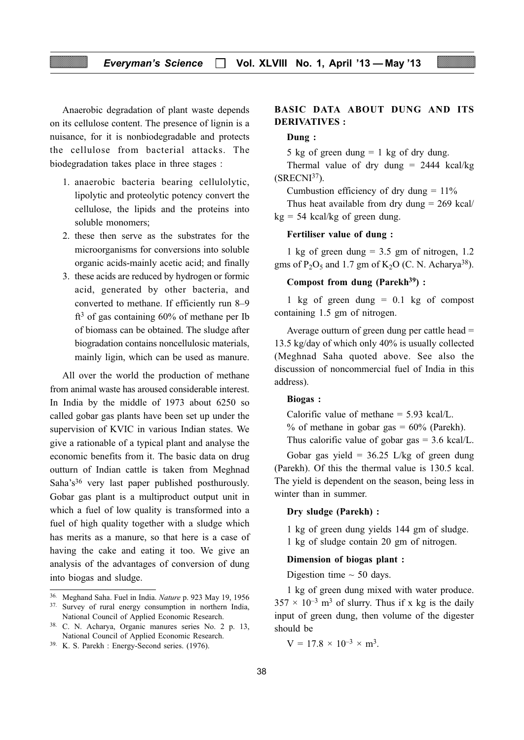Anaerobic degradation of plant waste depends on its cellulose content. The presence of lignin is a nuisance, for it is nonbiodegradable and protects the cellulose from bacterial attacks. The biodegradation takes place in three stages :

1. anaerobic bacteria bearing cellulolytic, lipolytic and proteolytic potency convert the cellulose, the lipids and the proteins into soluble monomers;
2. these then serve as the substrates for the microorganisms for conversions into soluble organic acids-mainly acetic acid; and finally
3. these acids are reduced by hydrogen or formic acid, generated by other bacteria, and converted to methane. If efficiently run 8–9 $ft^3$ of gas containing 60% of methane per Ib of biomass can be obtained. The sludge after biogradation contains noncellulosic materials, mainly ligin, which can be used as manure.

All over the world the production of methane from animal waste has aroused considerable interest. In India by the middle of 1973 about 6250 so called gobar gas plants have been set up under the supervision of KVIC in various Indian states. We give a rationable of a typical plant and analyse the economic benefits from it. The basic data on drug outturn of Indian cattle is taken from Meghnad Saha's[36] very last paper published posthurously. Gobar gas plant is a multiproduct output unit in which a fuel of low quality is transformed into a fuel of high quality together with a sludge which has merits as a manure, so that here is a case of having the cake and eating it too. We give an analysis of the advantages of conversion of dung into biogas and sludge.

## BASIC DATA ABOUT DUNG AND ITS DERIVATIVES :

**Dung :**

5 kg of green dung = 1 kg of dry dung.

Thermal value of dry dung = 2444 kcal/kg (SRECNI[37]).

Cumbustion efficiency of dry dung = 11%

Thus heat available from dry dung = 269 kcal/kg = 54 kcal/kg of green dung.

**Fertiliser value of dung :**

1 kg of green dung = 3.5 gm of nitrogen, 1.2 gms of $P_2O_5$ and 1.7 gm of $K_2O$ (C. N. Acharya[38]).

**Compost from dung (Parekh[39]) :**

1 kg of green dung = 0.1 kg of compost containing 1.5 gm of nitrogen.

Average outturn of green dung per cattle head = 13.5 kg/day of which only 40% is usually collected (Meghnad Saha quoted above. See also the discussion of noncommercial fuel of India in this address).

**Biogas :**

Calorific value of methane = 5.93 kcal/L.

% of methane in gobar gas = 60% (Parekh).

Thus calorific value of gobar gas = 3.6 kcal/L.

Gobar gas yield = 36.25 L/kg of green dung (Parekh). Of this the thermal value is 130.5 kcal. The yield is dependent on the season, being less in winter than in summer.

**Dry sludge (Parekh) :**

1 kg of green dung yields 144 gm of sludge.

1 kg of sludge contain 20 gm of nitrogen.

**Dimension of biogas plant :**

Digestion time ~ 50 days.

1 kg of green dung mixed with water produce. $357 \times 10^{-3}$ $m^3$ of slurry. Thus if x kg is the daily input of green dung, then volume of the digester should be

$$V = 17.8 \times 10^{-3} \times m^3.$$

---

[36] Meghand Saha. Fuel in India. *Nature* p. 923 May 19, 1956

[37] Survey of rural energy consumption in northern India, National Council of Applied Economic Research.

[38] C. N. Acharya, Organic manures series No. 2 p. 13, National Council of Applied Economic Research.

[39] K. S. Parekh : Energy-Second series. (1976).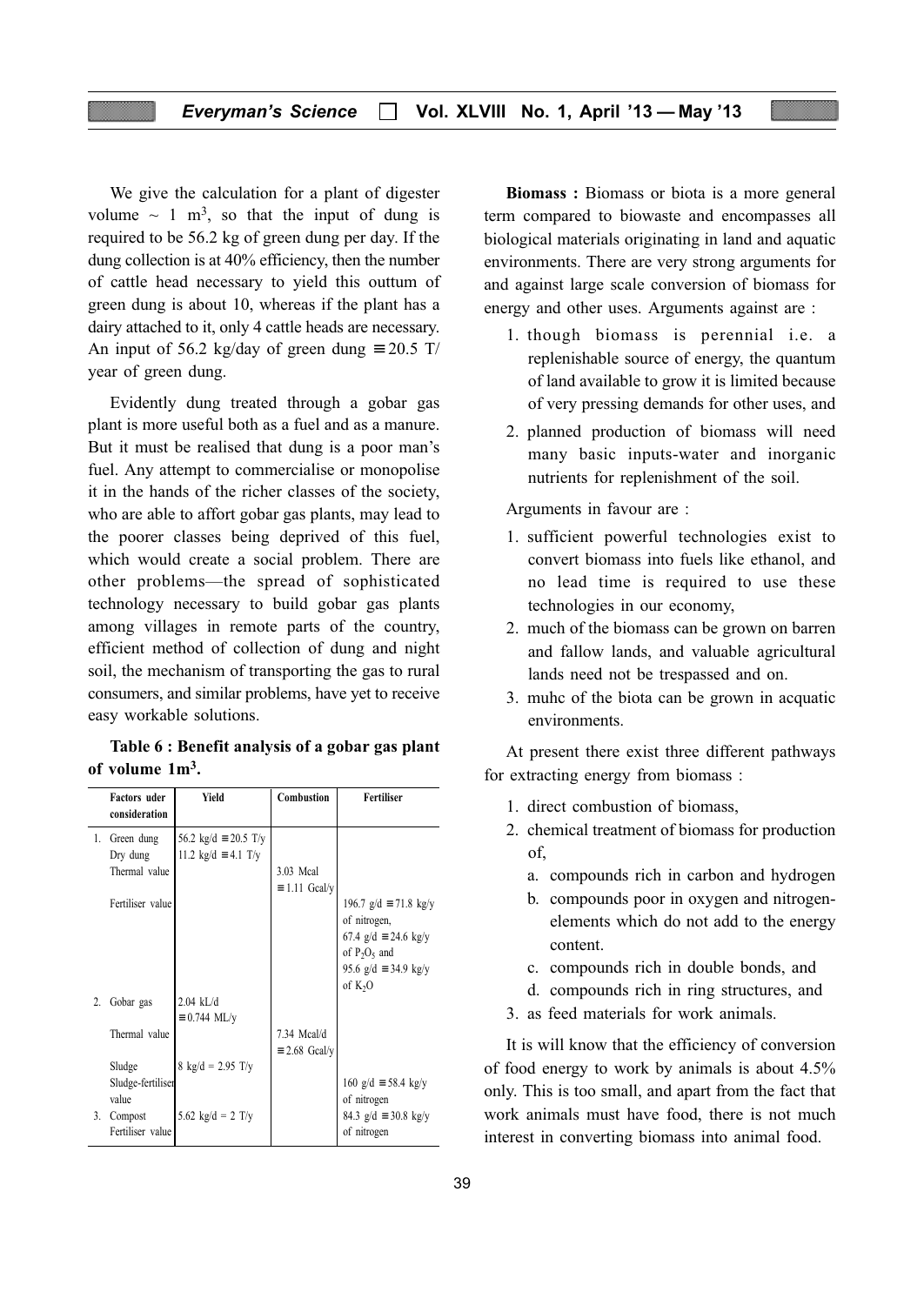We give the calculation for a plant of digester volume ~ 1 m$^3$, so that the input of dung is required to be 56.2 kg of green dung per day. If the dung collection is at 40% efficiency, then the number of cattle head necessary to yield this outturn of green dung is about 10, whereas if the plant has a dairy attached to it, only 4 cattle heads are necessary. An input of 56.2 kg/day of green dung ≡ 20.5 T/year of green dung.

Evidently dung treated through a gobar gas plant is more useful both as a fuel and as a manure. But it must be realised that dung is a poor man's fuel. Any attempt to commercialise or monopolise it in the hands of the richer classes of the society, who are able to affort gobar gas plants, may lead to the poorer classes being deprived of this fuel, which would create a social problem. There are other problems—the spread of sophisticated technology necessary to build gobar gas plants among villages in remote parts of the country, efficient method of collection of dung and night soil, the mechanism of transporting the gas to rural consumers, and similar problems, have yet to receive easy workable solutions.

**Table 6 : Benefit analysis of a gobar gas plant of volume 1m$^3$.**

| | Factors uder consideration | Yield | Combustion | Fertiliser |
|---|---|---|---|---|
| 1. | Green dung | 56.2 kg/d ≡ 20.5 T/y | | |
| | Dry dung | 11.2 kg/d ≡ 4.1 T/y | | |
| | Thermal value | | 3.03 Mcal ≡ 1.11 Gcal/y | |
| | Fertiliser value | | | 196.7 g/d ≡ 71.8 kg/y of nitrogen, 67.4 g/d ≡ 24.6 kg/y of $P_2O_5$ and 95.6 g/d ≡ 34.9 kg/y of $K_2O$ |
| 2. | Gobar gas | 2.04 kL/d ≡ 0.744 ML/y | | |
| | Thermal value | | 7.34 Mcal/d ≡ 2.68 Gcal/y | |
| | Sludge | 8 kg/d = 2.95 T/y | | |
| | Sludge-fertiliser value | | | 160 g/d ≡ 58.4 kg/y of nitrogen |
| 3. | Compost Fertiliser value | 5.62 kg/d = 2 T/y | | 84.3 g/d ≡ 30.8 kg/y of nitrogen |

**Biomass :** Biomass or biota is a more general term compared to biowaste and encompasses all biological materials originating in land and aquatic environments. There are very strong arguments for and against large scale conversion of biomass for energy and other uses. Arguments against are :

1. though biomass is perennial i.e. a replenishable source of energy, the quantum of land available to grow it is limited because of very pressing demands for other uses, and
2. planned production of biomass will need many basic inputs-water and inorganic nutrients for replenishment of the soil.

Arguments in favour are :

1. sufficient powerful technologies exist to convert biomass into fuels like ethanol, and no lead time is required to use these technologies in our economy,
2. much of the biomass can be grown on barren and fallow lands, and valuable agricultural lands need not be trespassed and on.
3. muhc of the biota can be grown in acquatic environments.

At present there exist three different pathways for extracting energy from biomass :

1. direct combustion of biomass,
2. chemical treatment of biomass for production of,
   a. compounds rich in carbon and hydrogen
   b. compounds poor in oxygen and nitrogen-elements which do not add to the energy content.
   c. compounds rich in double bonds, and
   d. compounds rich in ring structures, and
3. as feed materials for work animals.

It is will know that the efficiency of conversion of food energy to work by animals is about 4.5% only. This is too small, and apart from the fact that work animals must have food, there is not much interest in converting biomass into animal food.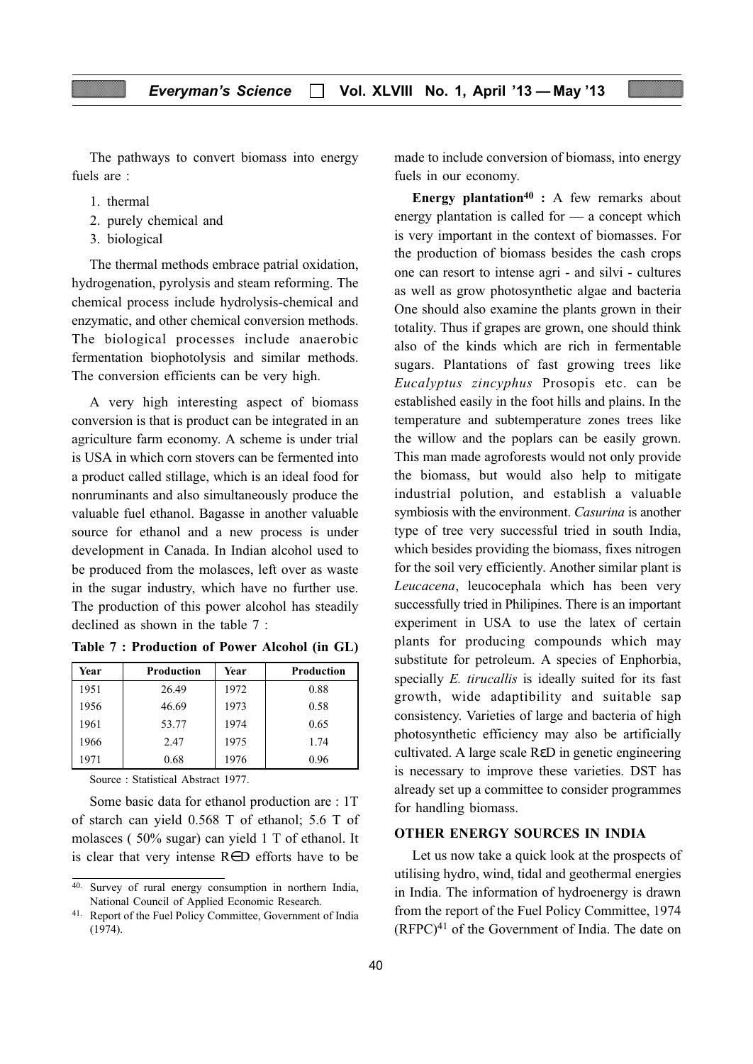The pathways to convert biomass into energy fuels are :

1. thermal
2. purely chemical and
3. biological

The thermal methods embrace patrial oxidation, hydrogenation, pyrolysis and steam reforming. The chemical process include hydrolysis-chemical and enzymatic, and other chemical conversion methods. The biological processes include anaerobic fermentation biophotolysis and similar methods. The conversion efficients can be very high.

A very high interesting aspect of biomass conversion is that is product can be integrated in an agriculture farm economy. A scheme is under trial is USA in which corn stovers can be fermented into a product called stillage, which is an ideal food for nonruminants and also simultaneously produce the valuable fuel ethanol. Bagasse in another valuable source for ethanol and a new process is under development in Canada. In Indian alcohol used to be produced from the molasces, left over as waste in the sugar industry, which have no further use. The production of this power alcohol has steadily declined as shown in the table 7 :

**Table 7 : Production of Power Alcohol (in GL)**

| Year | Production | Year | Production |
|---|---|---|---|
| 1951 | 26.49 | 1972 | 0.88 |
| 1956 | 46.69 | 1973 | 0.58 |
| 1961 | 53.77 | 1974 | 0.65 |
| 1966 | 2.47 | 1975 | 1.74 |
| 1971 | 0.68 | 1976 | 0.96 |

Source : Statistical Abstract 1977.

Some basic data for ethanol production are : 1T of starch can yield 0.568 T of ethanol; 5.6 T of molasces ( 50% sugar) can yield 1 T of ethanol. It is clear that very intense R∈D efforts have to be made to include conversion of biomass, into energy fuels in our economy.

**Energy plantation[40] :** A few remarks about energy plantation is called for — a concept which is very important in the context of biomasses. For the production of biomass besides the cash crops one can resort to intense agri - and silvi - cultures as well as grow photosynthetic algae and bacteria One should also examine the plants grown in their totality. Thus if grapes are grown, one should think also of the kinds which are rich in fermentable sugars. Plantations of fast growing trees like *Eucalyptus zincyphus* Prosopis etc. can be established easily in the foot hills and plains. In the temperature and subtemperature zones trees like the willow and the poplars can be easily grown. This man made agroforests would not only provide the biomass, but would also help to mitigate industrial polution, and establish a valuable symbiosis with the environment. *Casurina* is another type of tree very successful tried in south India, which besides providing the biomass, fixes nitrogen for the soil very efficiently. Another similar plant is *Leucacena*, leucocephala which has been very successfully tried in Philipines. There is an important experiment in USA to use the latex of certain plants for producing compounds which may substitute for petroleum. A species of Enphorbia, specially *E. tirucallis* is ideally suited for its fast growth, wide adaptibility and suitable sap consistency. Varieties of large and bacteria of high photosynthetic efficiency may also be artificially cultivated. A large scale RεD in genetic engineering is necessary to improve these varieties. DST has already set up a committee to consider programmes for handling biomass.

## OTHER ENERGY SOURCES IN INDIA

Let us now take a quick look at the prospects of utilising hydro, wind, tidal and geothermal energies in India. The information of hydroenergy is drawn from the report of the Fuel Policy Committee, 1974 (RFPC)[41] of the Government of India. The date on

---

40. Survey of rural energy consumption in northern India, National Council of Applied Economic Research.

41. Report of the Fuel Policy Committee, Government of India (1974).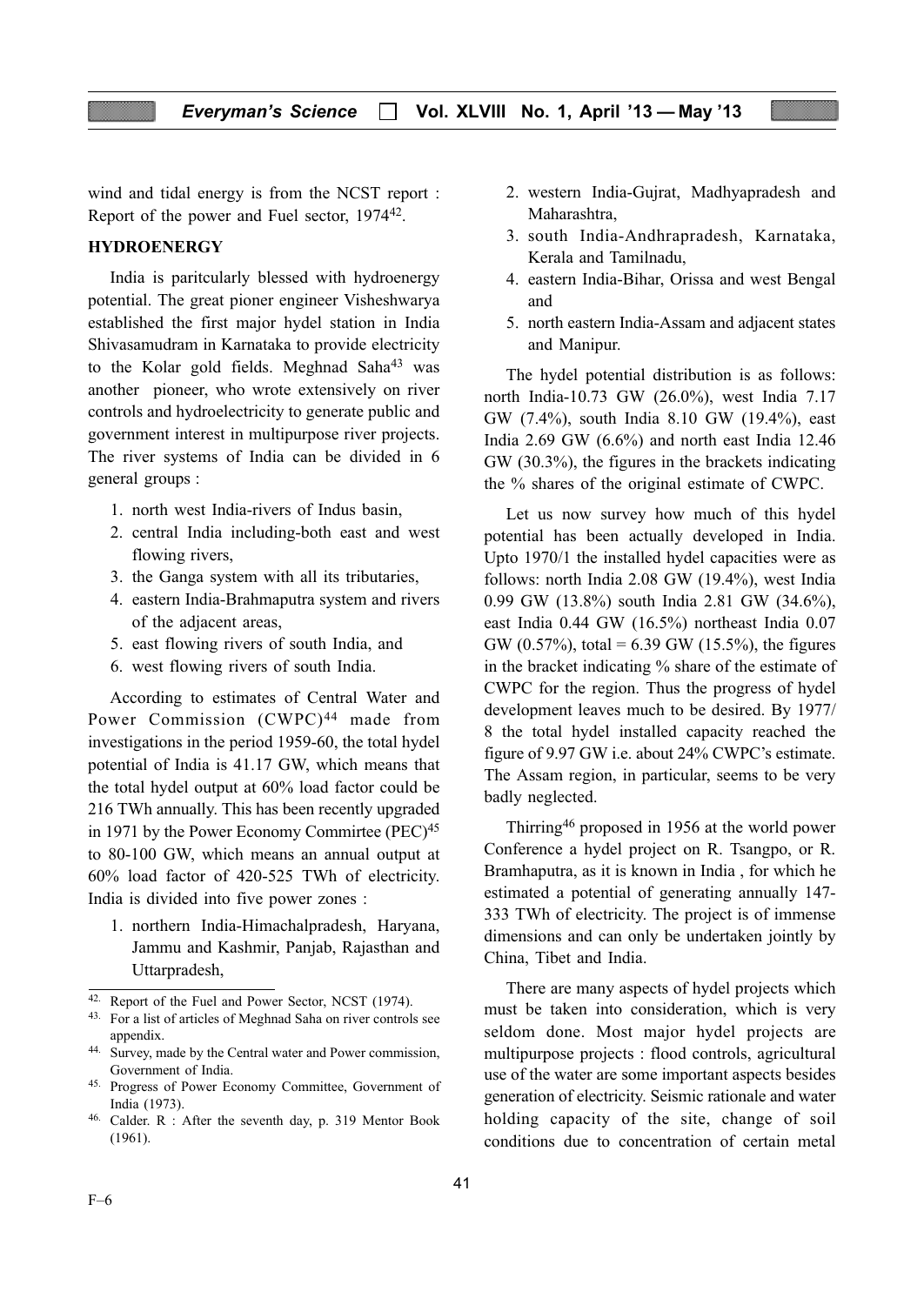wind and tidal energy is from the NCST report : Report of the power and Fuel sector, 1974[42].

## HYDROENERGY

India is paritcularly blessed with hydroenergy potential. The great pioner engineer Visheshwarya established the first major hydel station in India Shivasamudram in Karnataka to provide electricity to the Kolar gold fields. Meghnad Saha[43] was another pioneer, who wrote extensively on river controls and hydroelectricity to generate public and government interest in multipurpose river projects. The river systems of India can be divided in 6 general groups :

1. north west India-rivers of Indus basin,
2. central India including-both east and west flowing rivers,
3. the Ganga system with all its tributaries,
4. eastern India-Brahmaputra system and rivers of the adjacent areas,
5. east flowing rivers of south India, and
6. west flowing rivers of south India.

According to estimates of Central Water and Power Commission (CWPC)[44] made from investigations in the period 1959-60, the total hydel potential of India is 41.17 GW, which means that the total hydel output at 60% load factor could be 216 TWh annually. This has been recently upgraded in 1971 by the Power Economy Commirtee (PEC)[45] to 80-100 GW, which means an annual output at 60% load factor of 420-525 TWh of electricity. India is divided into five power zones :

1. northern India-Himachalpradesh, Haryana, Jammu and Kashmir, Panjab, Rajasthan and Uttarpradesh,
2. western India-Gujrat, Madhyapradesh and Maharashtra,
3. south India-Andhrapradesh, Karnataka, Kerala and Tamilnadu,
4. eastern India-Bihar, Orissa and west Bengal and
5. north eastern India-Assam and adjacent states and Manipur.

The hydel potential distribution is as follows: north India-10.73 GW (26.0%), west India 7.17 GW (7.4%), south India 8.10 GW (19.4%), east India 2.69 GW (6.6%) and north east India 12.46 GW (30.3%), the figures in the brackets indicating the % shares of the original estimate of CWPC.

Let us now survey how much of this hydel potential has been actually developed in India. Upto 1970/1 the installed hydel capacities were as follows: north India 2.08 GW (19.4%), west India 0.99 GW (13.8%) south India 2.81 GW (34.6%), east India 0.44 GW (16.5%) northeast India 0.07 GW (0.57%), total = 6.39 GW (15.5%), the figures in the bracket indicating % share of the estimate of CWPC for the region. Thus the progress of hydel development leaves much to be desired. By 1977/8 the total hydel installed capacity reached the figure of 9.97 GW i.e. about 24% CWPC's estimate. The Assam region, in particular, seems to be very badly neglected.

Thirring[46] proposed in 1956 at the world power Conference a hydel project on R. Tsangpo, or R. Bramhaputra, as it is known in India , for which he estimated a potential of generating annually 147-333 TWh of electricity. The project is of immense dimensions and can only be undertaken jointly by China, Tibet and India.

There are many aspects of hydel projects which must be taken into consideration, which is very seldom done. Most major hydel projects are multipurpose projects : flood controls, agricultural use of the water are some important aspects besides generation of electricity. Seismic rationale and water holding capacity of the site, change of soil conditions due to concentration of certain metal

---

42. Report of the Fuel and Power Sector, NCST (1974).
43. For a list of articles of Meghnad Saha on river controls see appendix.
44. Survey, made by the Central water and Power commission, Government of India.
45. Progress of Power Economy Committee, Government of India (1973).
46. Calder. R : After the seventh day, p. 319 Mentor Book (1961).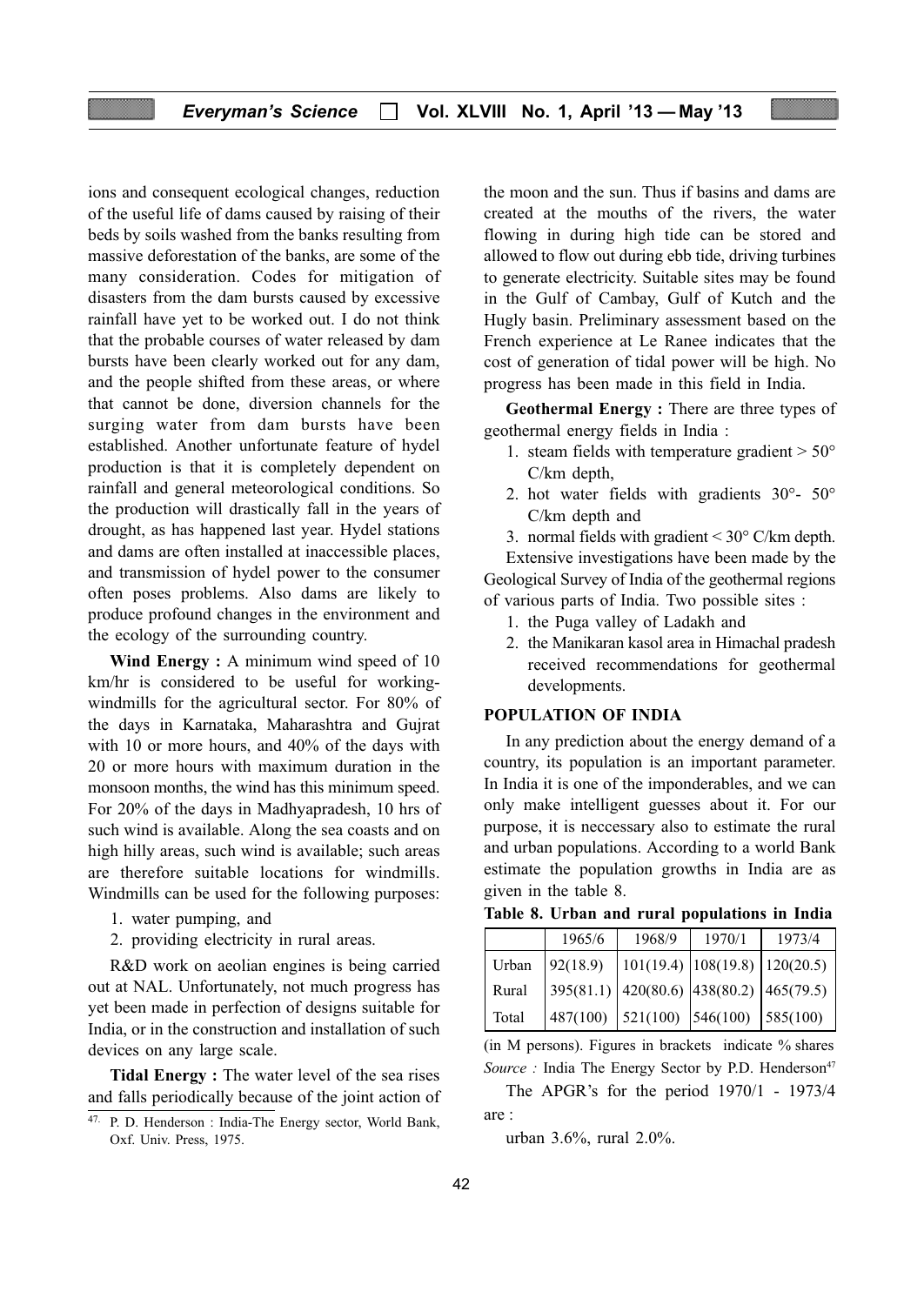ions and consequent ecological changes, reduction of the useful life of dams caused by raising of their beds by soils washed from the banks resulting from massive deforestation of the banks, are some of the many consideration. Codes for mitigation of disasters from the dam bursts caused by excessive rainfall have yet to be worked out. I do not think that the probable courses of water released by dam bursts have been clearly worked out for any dam, and the people shifted from these areas, or where that cannot be done, diversion channels for the surging water from dam bursts have been established. Another unfortunate feature of hydel production is that it is completely dependent on rainfall and general meteorological conditions. So the production will drastically fall in the years of drought, as has happened last year. Hydel stations and dams are often installed at inaccessible places, and transmission of hydel power to the consumer often poses problems. Also dams are likely to produce profound changes in the environment and the ecology of the surrounding country.

**Wind Energy :** A minimum wind speed of 10 km/hr is considered to be useful for working-windmills for the agricultural sector. For 80% of the days in Karnataka, Maharashtra and Gujrat with 10 or more hours, and 40% of the days with 20 or more hours with maximum duration in the monsoon months, the wind has this minimum speed. For 20% of the days in Madhyapradesh, 10 hrs of such wind is available. Along the sea coasts and on high hilly areas, such wind is available; such areas are therefore suitable locations for windmills. Windmills can be used for the following purposes:

1. water pumping, and
2. providing electricity in rural areas.

R&D work on aeolian engines is being carried out at NAL. Unfortunately, not much progress has yet been made in perfection of designs suitable for India, or in the construction and installation of such devices on any large scale.

**Tidal Energy :** The water level of the sea rises and falls periodically because of the joint action of the moon and the sun. Thus if basins and dams are created at the mouths of the rivers, the water flowing in during high tide can be stored and allowed to flow out during ebb tide, driving turbines to generate electricity. Suitable sites may be found in the Gulf of Cambay, Gulf of Kutch and the Hugly basin. Preliminary assessment based on the French experience at Le Ranee indicates that the cost of generation of tidal power will be high. No progress has been made in this field in India.

**Geothermal Energy :** There are three types of geothermal energy fields in India :

1. steam fields with temperature gradient > 50° C/km depth,
2. hot water fields with gradients 30°- 50° C/km depth and
3. normal fields with gradient < 30° C/km depth.

Extensive investigations have been made by the Geological Survey of India of the geothermal regions of various parts of India. Two possible sites :

1. the Puga valley of Ladakh and
2. the Manikaran kasol area in Himachal pradesh

received recommendations for geothermal developments.

## POPULATION OF INDIA

In any prediction about the energy demand of a country, its population is an important parameter. In India it is one of the imponderables, and we can only make intelligent guesses about it. For our purpose, it is neccessary also to estimate the rural and urban populations. According to a world Bank estimate the population growths in India are as given in the table 8.

**Table 8. Urban and rural populations in India**

| | 1965/6 | 1968/9 | 1970/1 | 1973/4 |
|---|---|---|---|---|
| Urban | 92(18.9) | 101(19.4) | 108(19.8) | 120(20.5) |
| Rural | 395(81.1) | 420(80.6) | 438(80.2) | 465(79.5) |
| Total | 487(100) | 521(100) | 546(100) | 585(100) |

(in M persons). Figures in brackets indicate % shares
*Source :* India The Energy Sector by P.D. Henderson[47]

The APGR's for the period 1970/1 - 1973/4 are :

urban 3.6%, rural 2.0%.

---

[47] P. D. Henderson : India-The Energy sector, World Bank, Oxf. Univ. Press, 1975.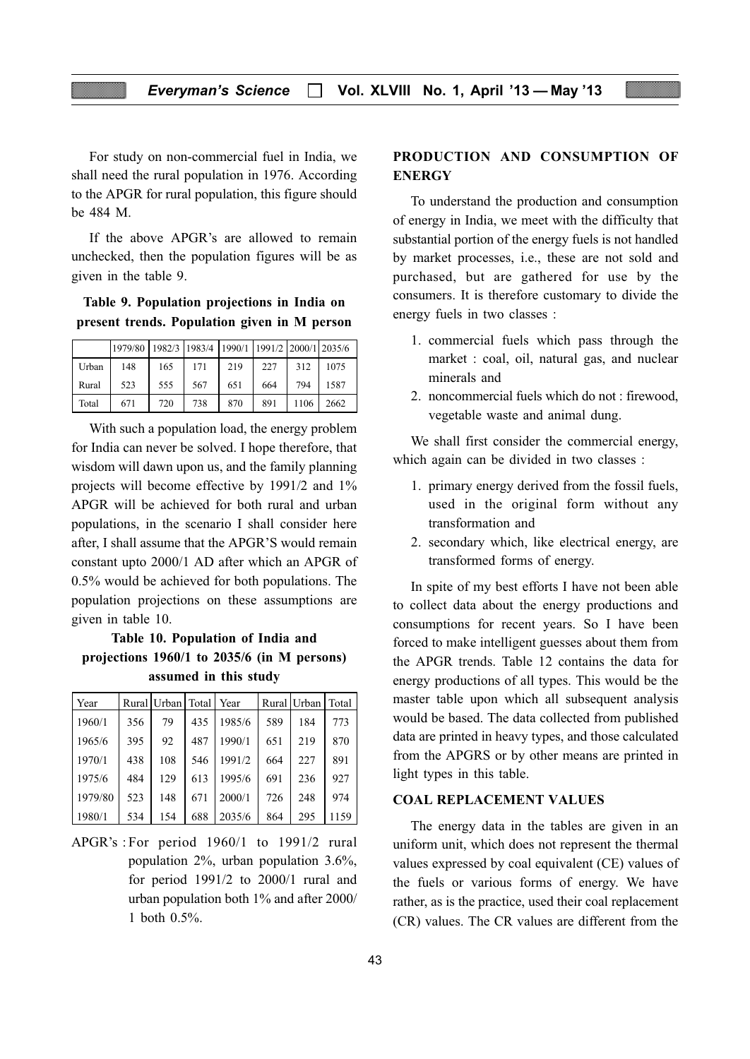For study on non-commercial fuel in India, we shall need the rural population in 1976. According to the APGR for rural population, this figure should be 484 M.

If the above APGR's are allowed to remain unchecked, then the population figures will be as given in the table 9.

**Table 9. Population projections in India on present trends. Population given in M person**

| | 1979/80 | 1982/3 | 1983/4 | 1990/1 | 1991/2 | 2000/1 | 2035/6 |
|---|---|---|---|---|---|---|---|
| Urban | 148 | 165 | 171 | 219 | 227 | 312 | 1075 |
| Rural | 523 | 555 | 567 | 651 | 664 | 794 | 1587 |
| Total | 671 | 720 | 738 | 870 | 891 | 1106 | 2662 |

With such a population load, the energy problem for India can never be solved. I hope therefore, that wisdom will dawn upon us, and the family planning projects will become effective by 1991/2 and 1% APGR will be achieved for both rural and urban populations, in the scenario I shall consider here after, I shall assume that the APGR'S would remain constant upto 2000/1 AD after which an APGR of 0.5% would be achieved for both populations. The population projections on these assumptions are given in table 10.

**Table 10. Population of India and projections 1960/1 to 2035/6 (in M persons) assumed in this study**

| Year | Rural | Urban | Total | Year | Rural | Urban | Total |
|---|---|---|---|---|---|---|---|
| 1960/1 | 356 | 79 | 435 | 1985/6 | 589 | 184 | 773 |
| 1965/6 | 395 | 92 | 487 | 1990/1 | 651 | 219 | 870 |
| 1970/1 | 438 | 108 | 546 | 1991/2 | 664 | 227 | 891 |
| 1975/6 | 484 | 129 | 613 | 1995/6 | 691 | 236 | 927 |
| 1979/80 | 523 | 148 | 671 | 2000/1 | 726 | 248 | 974 |
| 1980/1 | 534 | 154 | 688 | 2035/6 | 864 | 295 | 1159 |

APGR's : For period 1960/1 to 1991/2 rural population 2%, urban population 3.6%, for period 1991/2 to 2000/1 rural and urban population both 1% and after 2000/1 both 0.5%.

## PRODUCTION AND CONSUMPTION OF ENERGY

To understand the production and consumption of energy in India, we meet with the difficulty that substantial portion of the energy fuels is not handled by market processes, i.e., these are not sold and purchased, but are gathered for use by the consumers. It is therefore customary to divide the energy fuels in two classes :

1. commercial fuels which pass through the market : coal, oil, natural gas, and nuclear minerals and
2. noncommercial fuels which do not : firewood, vegetable waste and animal dung.

We shall first consider the commercial energy, which again can be divided in two classes :

1. primary energy derived from the fossil fuels, used in the original form without any transformation and
2. secondary which, like electrical energy, are transformed forms of energy.

In spite of my best efforts I have not been able to collect data about the energy productions and consumptions for recent years. So I have been forced to make intelligent guesses about them from the APGR trends. Table 12 contains the data for energy productions of all types. This would be the master table upon which all subsequent analysis would be based. The data collected from published data are printed in heavy types, and those calculated from the APGRS or by other means are printed in light types in this table.

## COAL REPLACEMENT VALUES

The energy data in the tables are given in an uniform unit, which does not represent the thermal values expressed by coal equivalent (CE) values of the fuels or various forms of energy. We have rather, as is the practice, used their coal replacement (CR) values. The CR values are different from the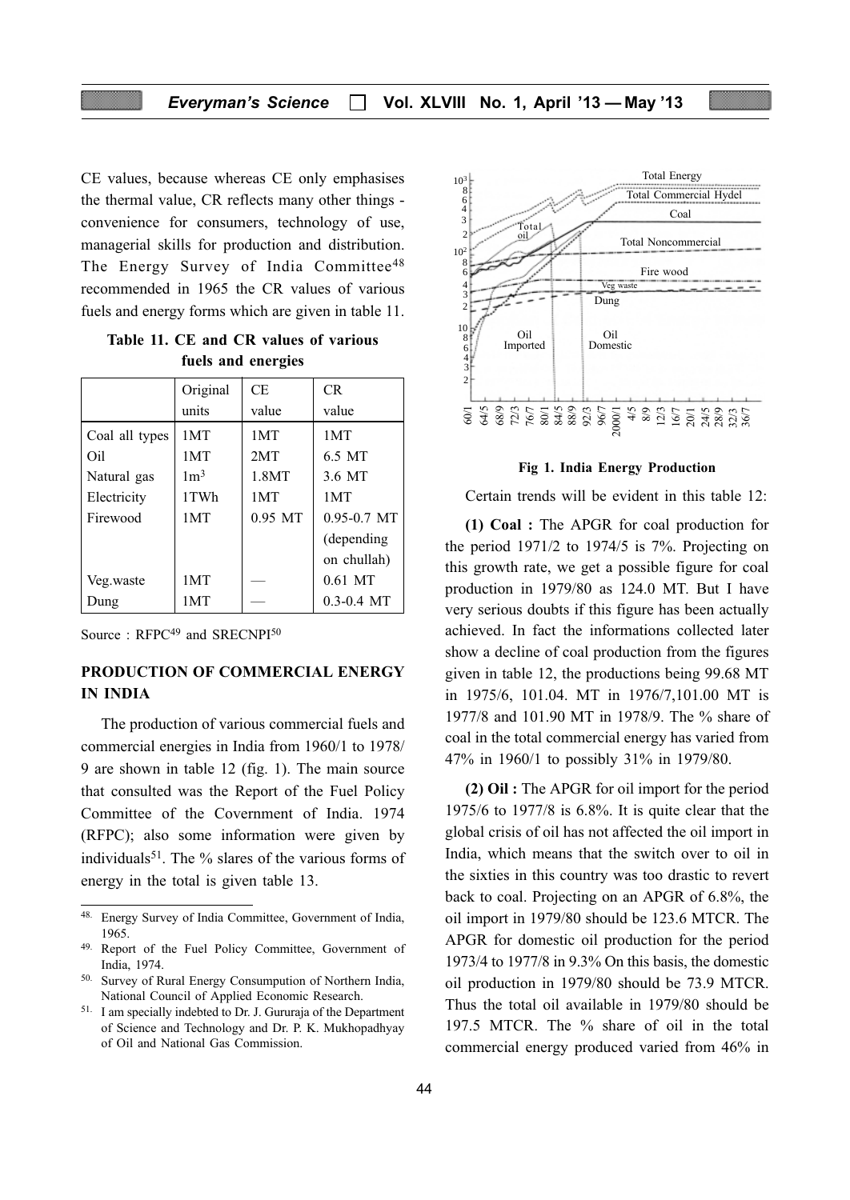CE values, because whereas CE only emphasises the thermal value, CR reflects many other things - convenience for consumers, technology of use, managerial skills for production and distribution. The Energy Survey of India Committee[48] recommended in 1965 the CR values of various fuels and energy forms which are given in table 11.

**Table 11. CE and CR values of various fuels and energies**

| | Original units | CE value | CR value |
|---|---|---|---|
| Coal all types | 1MT | 1MT | 1MT |
| Oil | 1MT | 2MT | 6.5 MT |
| Natural gas | 1m$^3$ | 1.8MT | 3.6 MT |
| Electricity | 1TWh | 1MT | 1MT |
| Firewood | 1MT | 0.95 MT | 0.95-0.7 MT (depending on chullah) |
| Veg.waste | 1MT | — | 0.61 MT |
| Dung | 1MT | — | 0.3-0.4 MT |

Source : RFPC[49] and SRECNPI[50]

## PRODUCTION OF COMMERCIAL ENERGY IN INDIA

The production of various commercial fuels and commercial energies in India from 1960/1 to 1978/9 are shown in table 12 (fig. 1). The main source that consulted was the Report of the Fuel Policy Committee of the Covernment of India. 1974 (RFPC); also some information were given by individuals[51]. The % slares of the various forms of energy in the total is given table 13.

**Fig 1. India Energy Production**

Certain trends will be evident in this table 12:

**(1) Coal :** The APGR for coal production for the period 1971/2 to 1974/5 is 7%. Projecting on this growth rate, we get a possible figure for coal production in 1979/80 as 124.0 MT. But I have very serious doubts if this figure has been actually achieved. In fact the informations collected later show a decline of coal production from the figures given in table 12, the productions being 99.68 MT in 1975/6, 101.04. MT in 1976/7,101.00 MT is 1977/8 and 101.90 MT in 1978/9. The % share of coal in the total commercial energy has varied from 47% in 1960/1 to possibly 31% in 1979/80.

**(2) Oil :** The APGR for oil import for the period 1975/6 to 1977/8 is 6.8%. It is quite clear that the global crisis of oil has not affected the oil import in India, which means that the switch over to oil in the sixties in this country was too drastic to revert back to coal. Projecting on an APGR of 6.8%, the oil import in 1979/80 should be 123.6 MTCR. The APGR for domestic oil production for the period 1973/4 to 1977/8 in 9.3% On this basis, the domestic oil production in 1979/80 should be 73.9 MTCR. Thus the total oil available in 1979/80 should be 197.5 MTCR. The % share of oil in the total commercial energy produced varied from 46% in

---

48. Energy Survey of India Committee, Government of India, 1965.

49. Report of the Fuel Policy Committee, Government of India, 1974.

50. Survey of Rural Energy Consumption of Northern India, National Council of Applied Economic Research.

51. I am specially indebted to Dr. J. Gururaja of the Department of Science and Technology and Dr. P. K. Mukhopadhyay of Oil and National Gas Commission.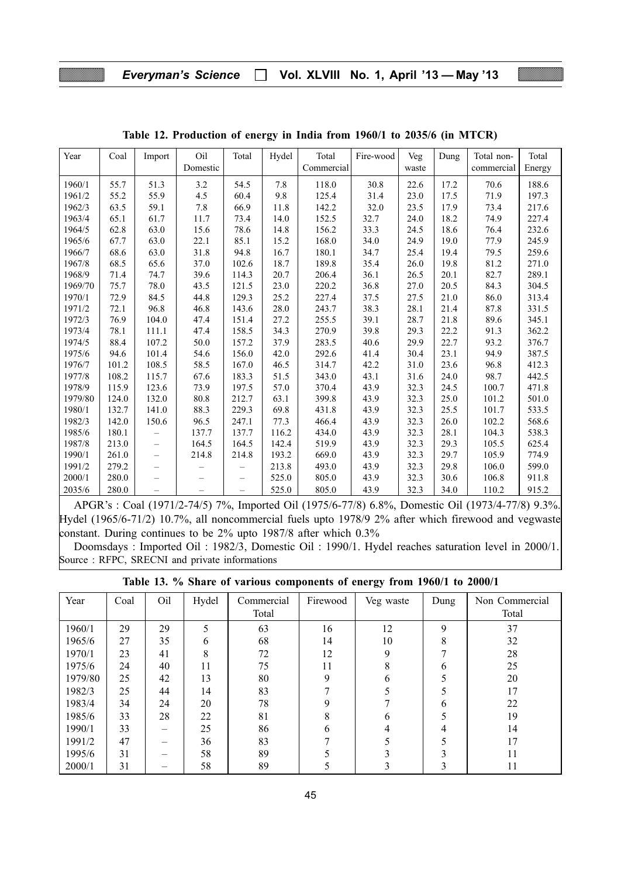**Table 12. Production of energy in India from 1960/1 to 2035/6 (in MTCR)**

| Year | Coal | Import | Oil Domestic | Total | Hydel | Total Commercial | Fire-wood | Veg waste | Dung | Total non-commercial | Total Energy |
|---|---|---|---|---|---|---|---|---|---|---|---|
| 1960/1 | 55.7 | 51.3 | 3.2 | 54.5 | 7.8 | 118.0 | 30.8 | 22.6 | 17.2 | 70.6 | 188.6 |
| 1961/2 | 55.2 | 55.9 | 4.5 | 60.4 | 9.8 | 125.4 | 31.4 | 23.0 | 17.5 | 71.9 | 197.3 |
| 1962/3 | 63.5 | 59.1 | 7.8 | 66.9 | 11.8 | 142.2 | 32.0 | 23.5 | 17.9 | 73.4 | 217.6 |
| 1963/4 | 65.1 | 61.7 | 11.7 | 73.4 | 14.0 | 152.5 | 32.7 | 24.0 | 18.2 | 74.9 | 227.4 |
| 1964/5 | 62.8 | 63.0 | 15.6 | 78.6 | 14.8 | 156.2 | 33.3 | 24.5 | 18.6 | 76.4 | 232.6 |
| 1965/6 | 67.7 | 63.0 | 22.1 | 85.1 | 15.2 | 168.0 | 34.0 | 24.9 | 19.0 | 77.9 | 245.9 |
| 1966/7 | 68.6 | 63.0 | 31.8 | 94.8 | 16.7 | 180.1 | 34.7 | 25.4 | 19.4 | 79.5 | 259.6 |
| 1967/8 | 68.5 | 65.6 | 37.0 | 102.6 | 18.7 | 189.8 | 35.4 | 26.0 | 19.8 | 81.2 | 271.0 |
| 1968/9 | 71.4 | 74.7 | 39.6 | 114.3 | 20.7 | 206.4 | 36.1 | 26.5 | 20.1 | 82.7 | 289.1 |
| 1969/70 | 75.7 | 78.0 | 43.5 | 121.5 | 23.0 | 220.2 | 36.8 | 27.0 | 20.5 | 84.3 | 304.5 |
| 1970/1 | 72.9 | 84.5 | 44.8 | 129.3 | 25.2 | 227.4 | 37.5 | 27.5 | 21.0 | 86.0 | 313.4 |
| 1971/2 | 72.1 | 96.8 | 46.8 | 143.6 | 28.0 | 243.7 | 38.3 | 28.1 | 21.4 | 87.8 | 331.5 |
| 1972/3 | 76.9 | 104.0 | 47.4 | 151.4 | 27.2 | 255.5 | 39.1 | 28.7 | 21.8 | 89.6 | 345.1 |
| 1973/4 | 78.1 | 111.1 | 47.4 | 158.5 | 34.3 | 270.9 | 39.8 | 29.3 | 22.2 | 91.3 | 362.2 |
| 1974/5 | 88.4 | 107.2 | 50.0 | 157.2 | 37.9 | 283.5 | 40.6 | 29.9 | 22.7 | 93.2 | 376.7 |
| 1975/6 | 94.6 | 101.4 | 54.6 | 156.0 | 42.0 | 292.6 | 41.4 | 30.4 | 23.1 | 94.9 | 387.5 |
| 1976/7 | 101.2 | 108.5 | 58.5 | 167.0 | 46.5 | 314.7 | 42.2 | 31.0 | 23.6 | 96.8 | 412.3 |
| 1977/8 | 108.2 | 115.7 | 67.6 | 183.3 | 51.5 | 343.0 | 43.1 | 31.6 | 24.0 | 98.7 | 442.5 |
| 1978/9 | 115.9 | 123.6 | 73.9 | 197.5 | 57.0 | 370.4 | 43.9 | 32.3 | 24.5 | 100.7 | 471.8 |
| 1979/80 | 124.0 | 132.0 | 80.8 | 212.7 | 63.1 | 399.8 | 43.9 | 32.3 | 25.0 | 101.2 | 501.0 |
| 1980/1 | 132.7 | 141.0 | 88.3 | 229.3 | 69.8 | 431.8 | 43.9 | 32.3 | 25.5 | 101.7 | 533.5 |
| 1982/3 | 142.0 | 150.6 | 96.5 | 247.1 | 77.3 | 466.4 | 43.9 | 32.3 | 26.0 | 102.2 | 568.6 |
| 1985/6 | 180.1 | – | 137.7 | 137.7 | 116.2 | 434.0 | 43.9 | 32.3 | 28.1 | 104.3 | 538.3 |
| 1987/8 | 213.0 | – | 164.5 | 164.5 | 142.4 | 519.9 | 43.9 | 32.3 | 29.3 | 105.5 | 625.4 |
| 1990/1 | 261.0 | – | 214.8 | 214.8 | 193.2 | 669.0 | 43.9 | 32.3 | 29.7 | 105.9 | 774.9 |
| 1991/2 | 279.2 | – | – | – | 213.8 | 493.0 | 43.9 | 32.3 | 29.8 | 106.0 | 599.0 |
| 2000/1 | 280.0 | – | – | – | 525.0 | 805.0 | 43.9 | 32.3 | 30.6 | 106.8 | 911.8 |
| 2035/6 | 280.0 | – | – | – | 525.0 | 805.0 | 43.9 | 32.3 | 34.0 | 110.2 | 915.2 |

APGR's : Coal (1971/2-74/5) 7%, Imported Oil (1975/6-77/8) 6.8%, Domestic Oil (1973/4-77/8) 9.3%. Hydel (1965/6-71/2) 10.7%, all noncommercial fuels upto 1978/9 2% after which firewood and vegwaste constant. During continues to be 2% upto 1987/8 after which 0.3%

Doomsdays : Imported Oil : 1982/3, Domestic Oil : 1990/1. Hydel reaches saturation level in 2000/1. Source : RFPC, SRECNI and private informations

**Table 13. % Share of various components of energy from 1960/1 to 2000/1**

| Year | Coal | Oil | Hydel | Commercial Total | Firewood | Veg waste | Dung | Non Commercial Total |
|---|---|---|---|---|---|---|---|---|
| 1960/1 | 29 | 29 | 5 | 63 | 16 | 12 | 9 | 37 |
| 1965/6 | 27 | 35 | 6 | 68 | 14 | 10 | 8 | 32 |
| 1970/1 | 23 | 41 | 8 | 72 | 12 | 9 | 7 | 28 |
| 1975/6 | 24 | 40 | 11 | 75 | 11 | 8 | 6 | 25 |
| 1979/80 | 25 | 42 | 13 | 80 | 9 | 6 | 5 | 20 |
| 1982/3 | 25 | 44 | 14 | 83 | 7 | 5 | 5 | 17 |
| 1983/4 | 34 | 24 | 20 | 78 | 9 | 7 | 6 | 22 |
| 1985/6 | 33 | 28 | 22 | 81 | 8 | 6 | 5 | 19 |
| 1990/1 | 33 | – | 25 | 86 | 6 | 4 | 4 | 14 |
| 1991/2 | 47 | – | 36 | 83 | 7 | 5 | 5 | 17 |
| 1995/6 | 31 | – | 58 | 89 | 5 | 3 | 3 | 11 |
| 2000/1 | 31 | – | 58 | 89 | 5 | 3 | 3 | 11 |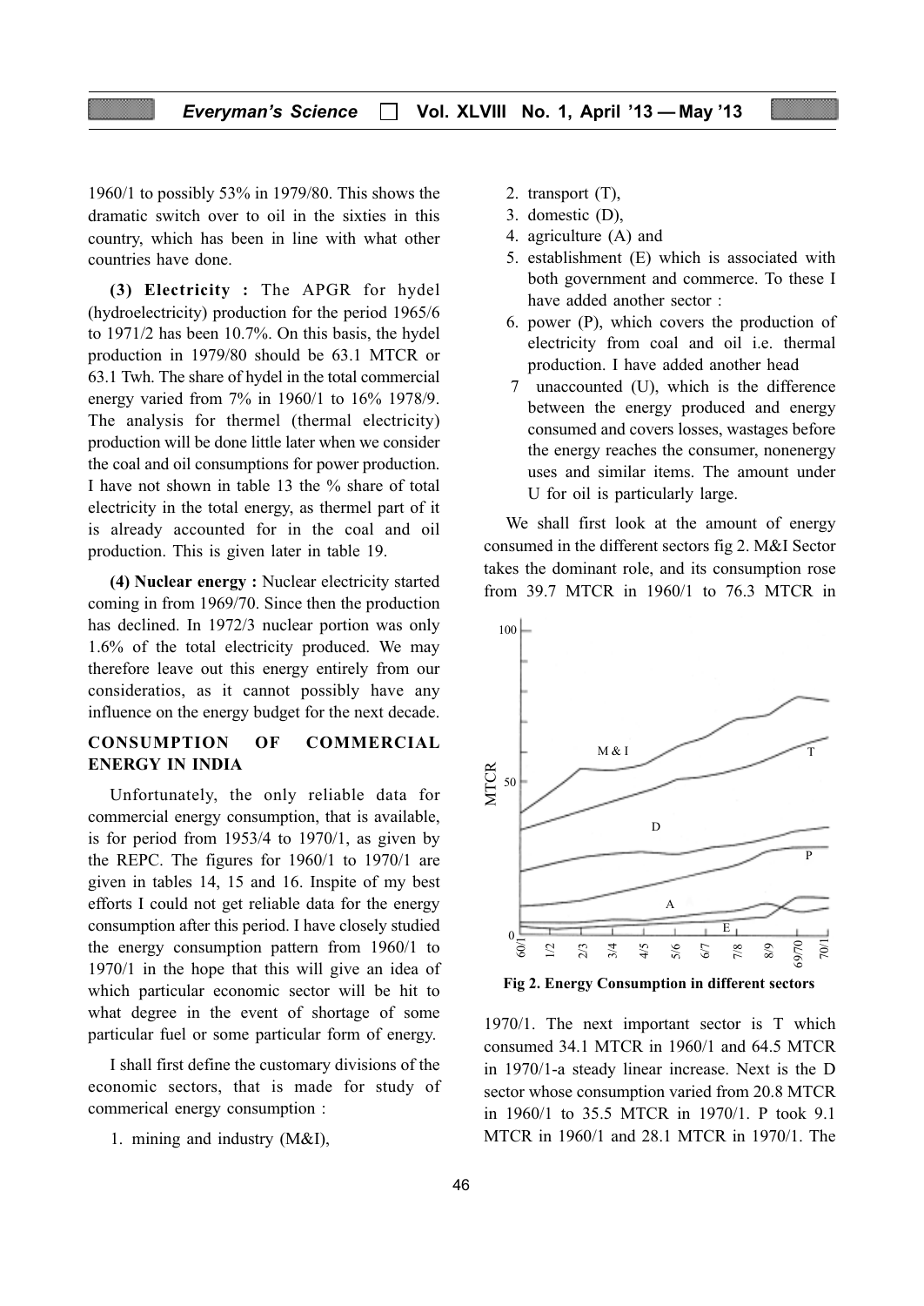1960/1 to possibly 53% in 1979/80. This shows the dramatic switch over to oil in the sixties in this country, which has been in line with what other countries have done.

**(3) Electricity :** The APGR for hydel (hydroelectricity) production for the period 1965/6 to 1971/2 has been 10.7%. On this basis, the hydel production in 1979/80 should be 63.1 MTCR or 63.1 Twh. The share of hydel in the total commercial energy varied from 7% in 1960/1 to 16% 1978/9. The analysis for thermel (thermal electricity) production will be done little later when we consider the coal and oil consumptions for power production. I have not shown in table 13 the % share of total electricity in the total energy, as thermel part of it is already accounted for in the coal and oil production. This is given later in table 19.

**(4) Nuclear energy :** Nuclear electricity started coming in from 1969/70. Since then the production has declined. In 1972/3 nuclear portion was only 1.6% of the total electricity produced. We may therefore leave out this energy entirely from our consideratios, as it cannot possibly have any influence on the energy budget for the next decade.

## CONSUMPTION OF COMMERCIAL ENERGY IN INDIA

Unfortunately, the only reliable data for commercial energy consumption, that is available, is for period from 1953/4 to 1970/1, as given by the REPC. The figures for 1960/1 to 1970/1 are given in tables 14, 15 and 16. Inspite of my best efforts I could not get reliable data for the energy consumption after this period. I have closely studied the energy consumption pattern from 1960/1 to 1970/1 in the hope that this will give an idea of which particular economic sector will be hit to what degree in the event of shortage of some particular fuel or some particular form of energy.

I shall first define the customary divisions of the economic sectors, that is made for study of commerical energy consumption :

1. mining and industry (M&I),
2. transport (T),
3. domestic (D),
4. agriculture (A) and
5. establishment (E) which is associated with both government and commerce. To these I have added another sector :
6. power (P), which covers the production of electricity from coal and oil i.e. thermal production. I have added another head
7. unaccounted (U), which is the difference between the energy produced and energy consumed and covers losses, wastages before the energy reaches the consumer, nonenergy uses and similar items. The amount under U for oil is particularly large.

We shall first look at the amount of energy consumed in the different sectors fig 2. M&I Sector takes the dominant role, and its consumption rose from 39.7 MTCR in 1960/1 to 76.3 MTCR in 1970/1. The next important sector is T which consumed 34.1 MTCR in 1960/1 and 64.5 MTCR in 1970/1-a steady linear increase. Next is the D sector whose consumption varied from 20.8 MTCR in 1960/1 to 35.5 MTCR in 1970/1. P took 9.1 MTCR in 1960/1 and 28.1 MTCR in 1970/1. The

**Fig 2. Energy Consumption in different sectors**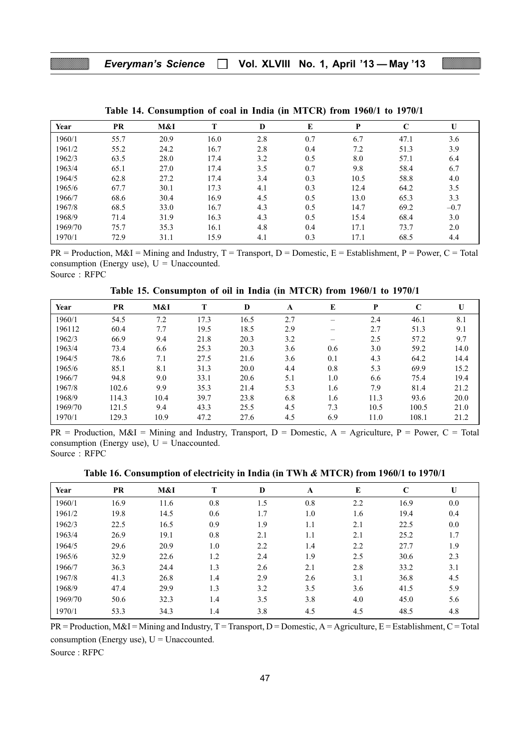**Table 14. Consumption of coal in India (in MTCR) from 1960/1 to 1970/1**

| Year | PR | M&I | T | D | E | P | C | U |
|---|---|---|---|---|---|---|---|---|
| 1960/1 | 55.7 | 20.9 | 16.0 | 2.8 | 0.7 | 6.7 | 47.1 | 3.6 |
| 1961/2 | 55.2 | 24.2 | 16.7 | 2.8 | 0.4 | 7.2 | 51.3 | 3.9 |
| 1962/3 | 63.5 | 28.0 | 17.4 | 3.2 | 0.5 | 8.0 | 57.1 | 6.4 |
| 1963/4 | 65.1 | 27.0 | 17.4 | 3.5 | 0.7 | 9.8 | 58.4 | 6.7 |
| 1964/5 | 62.8 | 27.2 | 17.4 | 3.4 | 0.3 | 10.5 | 58.8 | 4.0 |
| 1965/6 | 67.7 | 30.1 | 17.3 | 4.1 | 0.3 | 12.4 | 64.2 | 3.5 |
| 1966/7 | 68.6 | 30.4 | 16.9 | 4.5 | 0.5 | 13.0 | 65.3 | 3.3 |
| 1967/8 | 68.5 | 33.0 | 16.7 | 4.3 | 0.5 | 14.7 | 69.2 | –0.7 |
| 1968/9 | 71.4 | 31.9 | 16.3 | 4.3 | 0.5 | 15.4 | 68.4 | 3.0 |
| 1969/70 | 75.7 | 35.3 | 16.1 | 4.8 | 0.4 | 17.1 | 73.7 | 2.0 |
| 1970/1 | 72.9 | 31.1 | 15.9 | 4.1 | 0.3 | 17.1 | 68.5 | 4.4 |

PR = Production, M&I = Mining and Industry, T = Transport, D = Domestic, E = Establishment, P = Power, C = Total consumption (Energy use), U = Unaccounted.
Source : RFPC

**Table 15. Consumpton of oil in India (in MTCR) from 1960/1 to 1970/1**

| Year | PR | M&I | T | D | A | E | P | C | U |
|---|---|---|---|---|---|---|---|---|---|
| 1960/1 | 54.5 | 7.2 | 17.3 | 16.5 | 2.7 | – | 2.4 | 46.1 | 8.1 |
| 196112 | 60.4 | 7.7 | 19.5 | 18.5 | 2.9 | – | 2.7 | 51.3 | 9.1 |
| 1962/3 | 66.9 | 9.4 | 21.8 | 20.3 | 3.2 | – | 2.5 | 57.2 | 9.7 |
| 1963/4 | 73.4 | 6.6 | 25.3 | 20.3 | 3.6 | 0.6 | 3.0 | 59.2 | 14.0 |
| 1964/5 | 78.6 | 7.1 | 27.5 | 21.6 | 3.6 | 0.1 | 4.3 | 64.2 | 14.4 |
| 1965/6 | 85.1 | 8.1 | 31.3 | 20.0 | 4.4 | 0.8 | 5.3 | 69.9 | 15.2 |
| 1966/7 | 94.8 | 9.0 | 33.1 | 20.6 | 5.1 | 1.0 | 6.6 | 75.4 | 19.4 |
| 1967/8 | 102.6 | 9.9 | 35.3 | 21.4 | 5.3 | 1.6 | 7.9 | 81.4 | 21.2 |
| 1968/9 | 114.3 | 10.4 | 39.7 | 23.8 | 6.8 | 1.6 | 11.3 | 93.6 | 20.0 |
| 1969/70 | 121.5 | 9.4 | 43.3 | 25.5 | 4.5 | 7.3 | 10.5 | 100.5 | 21.0 |
| 1970/1 | 129.3 | 10.9 | 47.2 | 27.6 | 4.5 | 6.9 | 11.0 | 108.1 | 21.2 |

PR = Production, M&I = Mining and Industry, Transport, D = Domestic, A = Agriculture, P = Power, C = Total consumption (Energy use), U = Unaccounted.
Source : RFPC

**Table 16. Consumption of electricity in India (in TWh *&* MTCR) from 1960/1 to 1970/1**

| Year | PR | M&I | T | D | A | E | C | U |
|---|---|---|---|---|---|---|---|---|
| 1960/1 | 16.9 | 11.6 | 0.8 | 1.5 | 0.8 | 2.2 | 16.9 | 0.0 |
| 1961/2 | 19.8 | 14.5 | 0.6 | 1.7 | 1.0 | 1.6 | 19.4 | 0.4 |
| 1962/3 | 22.5 | 16.5 | 0.9 | 1.9 | 1.1 | 2.1 | 22.5 | 0.0 |
| 1963/4 | 26.9 | 19.1 | 0.8 | 2.1 | 1.1 | 2.1 | 25.2 | 1.7 |
| 1964/5 | 29.6 | 20.9 | 1.0 | 2.2 | 1.4 | 2.2 | 27.7 | 1.9 |
| 1965/6 | 32.9 | 22.6 | 1.2 | 2.4 | 1.9 | 2.5 | 30.6 | 2.3 |
| 1966/7 | 36.3 | 24.4 | 1.3 | 2.6 | 2.1 | 2.8 | 33.2 | 3.1 |
| 1967/8 | 41.3 | 26.8 | 1.4 | 2.9 | 2.6 | 3.1 | 36.8 | 4.5 |
| 1968/9 | 47.4 | 29.9 | 1.3 | 3.2 | 3.5 | 3.6 | 41.5 | 5.9 |
| 1969/70 | 50.6 | 32.3 | 1.4 | 3.5 | 3.8 | 4.0 | 45.0 | 5.6 |
| 1970/1 | 53.3 | 34.3 | 1.4 | 3.8 | 4.5 | 4.5 | 48.5 | 4.8 |

PR = Production, M&I = Mining and Industry, T = Transport, D = Domestic, A = Agriculture, E = Establishment, C = Total consumption (Energy use), U = Unaccounted.
Source : RFPC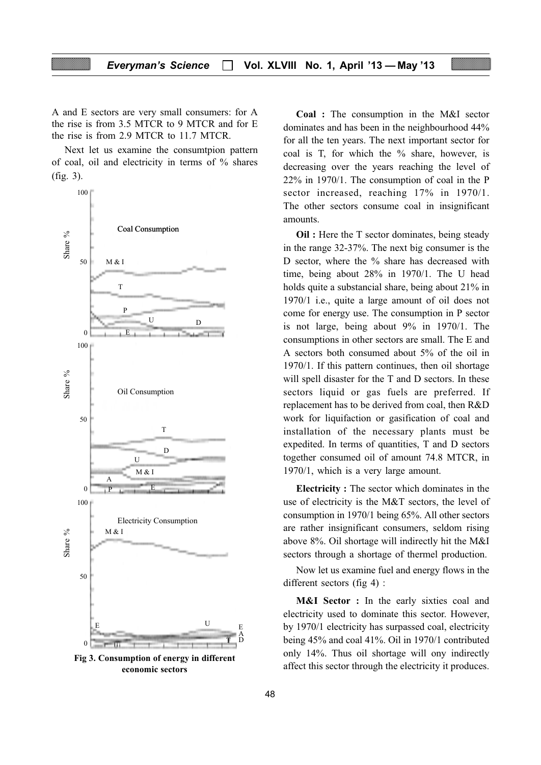A and E sectors are very small consumers: for A the rise is from 3.5 MTCR to 9 MTCR and for E the rise is from 2.9 MTCR to 11.7 MTCR.

Next let us examine the consumtpion pattern of coal, oil and electricity in terms of % shares (fig. 3).

**Fig 3. Consumption of energy in different economic sectors**

**Coal :** The consumption in the M&I sector dominates and has been in the neighbourhood 44% for all the ten years. The next important sector for coal is T, for which the % share, however, is decreasing over the years reaching the level of 22% in 1970/1. The consumption of coal in the P sector increased, reaching 17% in 1970/1. The other sectors consume coal in insignificant amounts.

**Oil :** Here the T sector dominates, being steady in the range 32-37%. The next big consumer is the D sector, where the % share has decreased with time, being about 28% in 1970/1. The U head holds quite a substancial share, being about 21% in 1970/1 i.e., quite a large amount of oil does not come for energy use. The consumption in P sector is not large, being about 9% in 1970/1. The consumptions in other sectors are small. The E and A sectors both consumed about 5% of the oil in 1970/1. If this pattern continues, then oil shortage will spell disaster for the T and D sectors. In these sectors liquid or gas fuels are preferred. If replacement has to be derived from coal, then R&D work for liquifaction or gasification of coal and installation of the necessary plants must be expedited. In terms of quantities, T and D sectors together consumed oil of amount 74.8 MTCR, in 1970/1, which is a very large amount.

**Electricity :** The sector which dominates in the use of electricity is the M&T sectors, the level of consumption in 1970/1 being 65%. All other sectors are rather insignificant consumers, seldom rising above 8%. Oil shortage will indirectly hit the M&I sectors through a shortage of thermel production.

Now let us examine fuel and energy flows in the different sectors (fig 4) :

**M&I Sector :** In the early sixties coal and electricity used to dominate this sector. However, by 1970/1 electricity has surpassed coal, electricity being 45% and coal 41%. Oil in 1970/1 contributed only 14%. Thus oil shortage will ony indirectly affect this sector through the electricity it produces.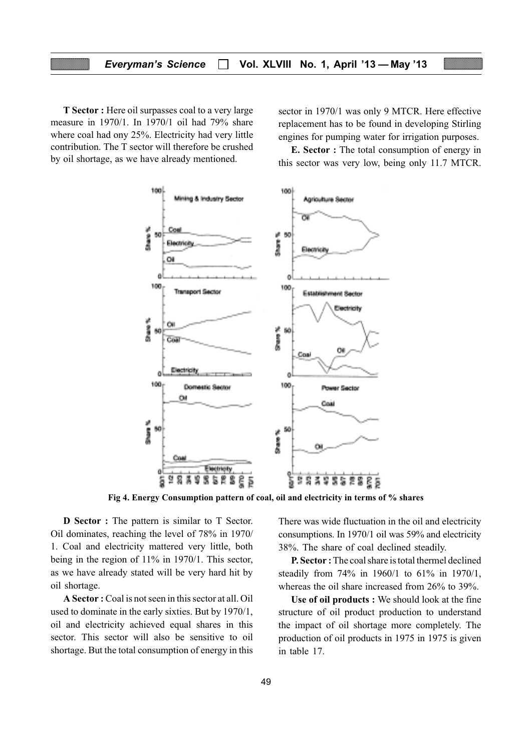**T Sector :** Here oil surpasses coal to a very large measure in 1970/1. In 1970/1 oil had 79% share where coal had ony 25%. Electricity had very little contribution. The T sector will therefore be crushed by oil shortage, as we have already mentioned.

**D Sector :** The pattern is similar to T Sector. Oil dominates, reaching the level of 78% in 1970/1. Coal and electricity mattered very little, both being in the region of 11% in 1970/1. This sector, as we have already stated will be very hard hit by oil shortage.

**A Sector :** Coal is not seen in this sector at all. Oil used to dominate in the early sixties. But by 1970/1, oil and electricity achieved equal shares in this sector. This sector will also be sensitive to oil shortage. But the total consumption of energy in this sector in 1970/1 was only 9 MTCR. Here effective replacement has to be found in developing Stirling engines for pumping water for irrigation purposes.

**E. Sector :** The total consumption of energy in this sector was very low, being only 11.7 MTCR. There was wide fluctuation in the oil and electricity consumptions. In 1970/1 oil was 59% and electricity 38%. The share of coal declined steadily.

**P. Sector :** The coal share is total thermel declined steadily from 74% in 1960/1 to 61% in 1970/1, whereas the oil share increased from 26% to 39%.

**Fig 4. Energy Consumption pattern of coal, oil and electricity in terms of % shares**

**Use of oil products :** We should look at the fine structure of oil product production to understand the impact of oil shortage more completely. The production of oil products in 1975 in 1975 is given in table 17.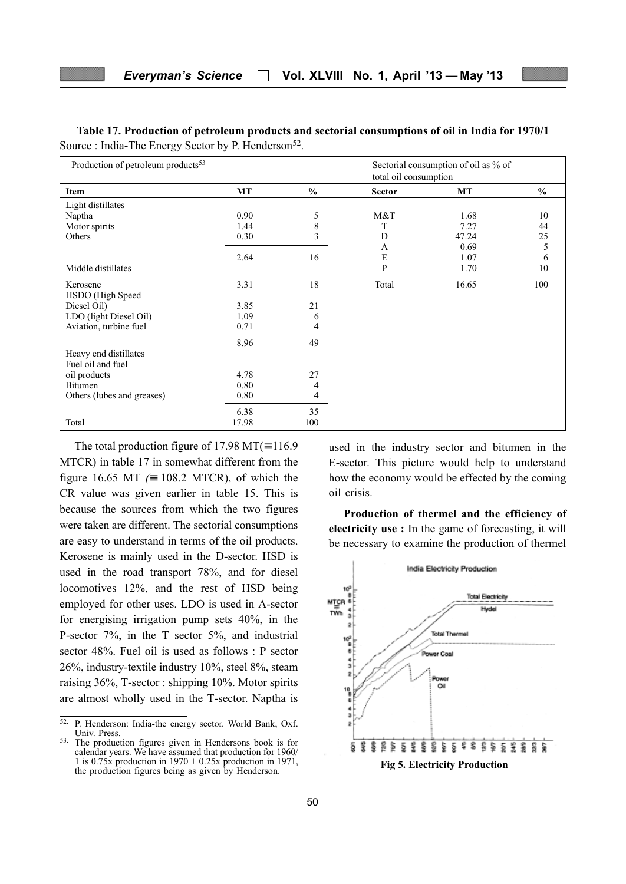**Table 17. Production of petroleum products and sectorial consumptions of oil in India for 1970/1**
Source : India-The Energy Sector by P. Henderson[52].

| Production of petroleum products[53] | | | Sectorial consumption of oil as % of total oil consumption | | |
|---|---|---|---|---|---|
| **Item** | **MT** | **%** | **Sector** | **MT** | **%** |
| Light distillates | | | | | |
| Naptha | 0.90 | 5 | M&T | 1.68 | 10 |
| Motor spirits | 1.44 | 8 | T | 7.27 | 44 |
| Others | 0.30 | 3 | D | 47.24 | 25 |
| | | | A | 0.69 | 5 |
| | 2.64 | 16 | E | 1.07 | 6 |
| Middle distillates | | | P | 1.70 | 10 |
| Kerosene | 3.31 | 18 | Total | 16.65 | 100 |
| HSDO (High Speed Diesel Oil) | 3.85 | 21 | | | |
| LDO (light Diesel Oil) | 1.09 | 6 | | | |
| Aviation, turbine fuel | 0.71 | 4 | | | |
| | 8.96 | 49 | | | |
| Heavy end distillates | | | | | |
| Fuel oil and fuel oil products | 4.78 | 27 | | | |
| Bitumen | 0.80 | 4 | | | |
| Others (lubes and greases) | 0.80 | 4 | | | |
| | 6.38 | 35 | | | |
| Total | 17.98 | 100 | | | |

The total production figure of 17.98 MT(≡116.9 MTCR) in table 17 in somewhat different from the figure 16.65 MT (≡ 108.2 MTCR), of which the CR value was given earlier in table 15. This is because the sources from which the two figures were taken are different. The sectorial consumptions are easy to understand in terms of the oil products. Kerosene is mainly used in the D-sector. HSD is used in the road transport 78%, and for diesel locomotives 12%, and the rest of HSD being employed for other uses. LDO is used in A-sector for energising irrigation pump sets 40%, in the P-sector 7%, in the T sector 5%, and industrial sector 48%. Fuel oil is used as follows : P sector 26%, industry-textile industry 10%, steel 8%, steam raising 36%, T-sector : shipping 10%. Motor spirits are almost wholly used in the T-sector. Naptha is used in the industry sector and bitumen in the E-sector. This picture would help to understand how the economy would be effected by the coming oil crisis.

**Production of thermel and the efficiency of electricity use :** In the game of forecasting, it will be necessary to examine the production of thermel

Fig 5. Electricity Production

[52] P. Henderson: India-the energy sector. World Bank, Oxf. Univ. Press.

[53] The production figures given in Hendersons book is for calendar years. We have assumed that production for 1960/1 is 0.75x production in 1970 + 0.25x production in 1971, the production figures being as given by Henderson.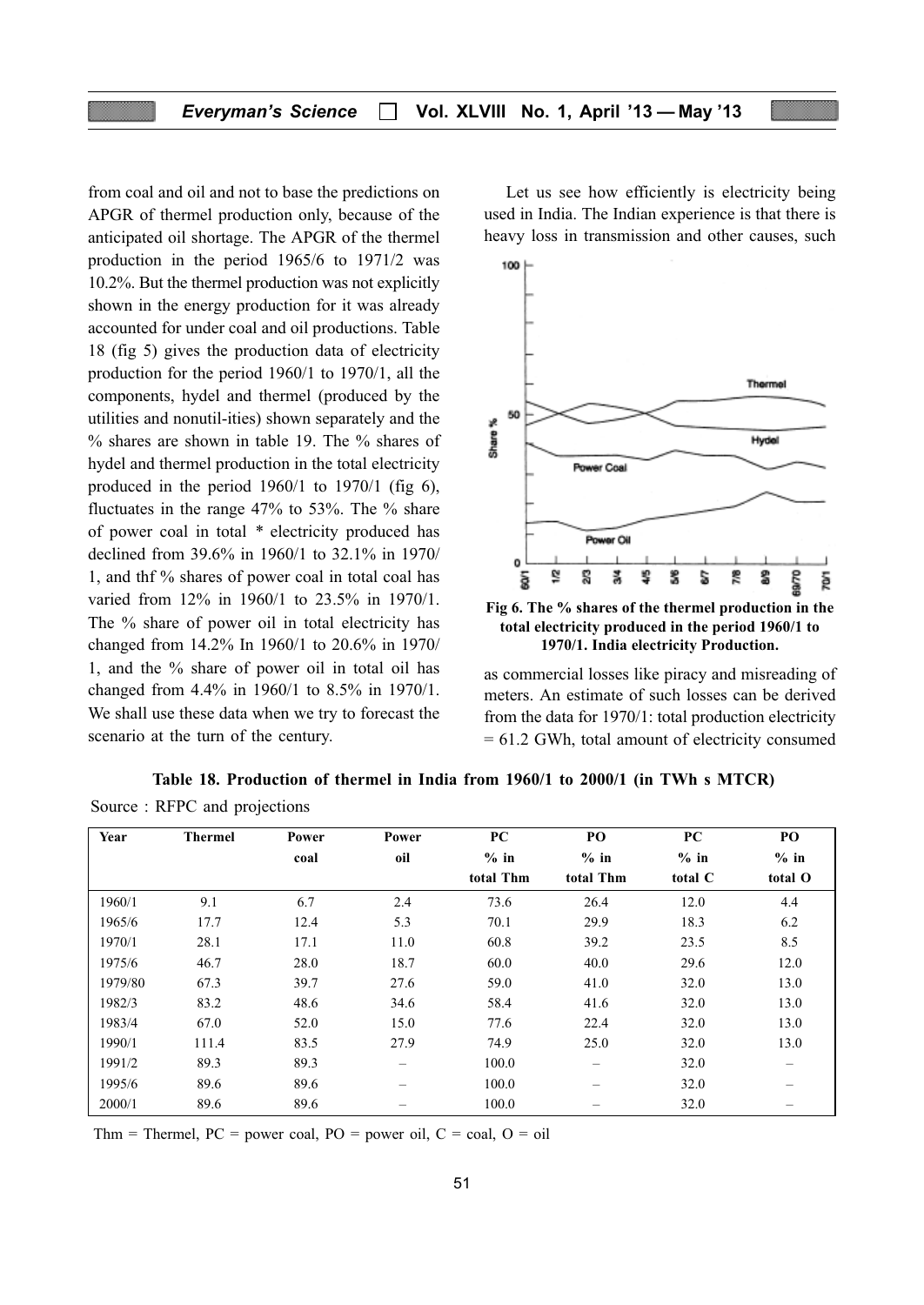from coal and oil and not to base the predictions on APGR of thermel production only, because of the anticipated oil shortage. The APGR of the thermel production in the period 1965/6 to 1971/2 was 10.2%. But the thermel production was not explicitly shown in the energy production for it was already accounted for under coal and oil productions. Table 18 (fig 5) gives the production data of electricity production for the period 1960/1 to 1970/1, all the components, hydel and thermel (produced by the utilities and nonutil-ities) shown separately and the % shares are shown in table 19. The % shares of hydel and thermel production in the total electricity produced in the period 1960/1 to 1970/1 (fig 6), fluctuates in the range 47% to 53%. The % share of power coal in total * electricity produced has declined from 39.6% in 1960/1 to 32.1% in 1970/1, and thf % shares of power coal in total coal has varied from 12% in 1960/1 to 23.5% in 1970/1. The % share of power oil in total electricity has changed from 14.2% In 1960/1 to 20.6% in 1970/1, and the % share of power oil in total oil has changed from 4.4% in 1960/1 to 8.5% in 1970/1. We shall use these data when we try to forecast the scenario at the turn of the century.

Let us see how efficiently is electricity being used in India. The Indian experience is that there is heavy loss in transmission and other causes, such as commercial losses like piracy and misreading of meters. An estimate of such losses can be derived from the data for 1970/1: total production electricity = 61.2 GWh, total amount of electricity consumed

**Fig 6. The % shares of the thermel production in the total electricity produced in the period 1960/1 to 1970/1. India electricity Production.**

**Table 18. Production of thermel in India from 1960/1 to 2000/1 (in TWh s MTCR)**

Source : RFPC and projections

| Year | Thermel | Power coal | Power oil | PC % in total Thm | PO % in total Thm | PC % in total C | PO % in total O |
|---|---|---|---|---|---|---|---|
| 1960/1 | 9.1 | 6.7 | 2.4 | 73.6 | 26.4 | 12.0 | 4.4 |
| 1965/6 | 17.7 | 12.4 | 5.3 | 70.1 | 29.9 | 18.3 | 6.2 |
| 1970/1 | 28.1 | 17.1 | 11.0 | 60.8 | 39.2 | 23.5 | 8.5 |
| 1975/6 | 46.7 | 28.0 | 18.7 | 60.0 | 40.0 | 29.6 | 12.0 |
| 1979/80 | 67.3 | 39.7 | 27.6 | 59.0 | 41.0 | 32.0 | 13.0 |
| 1982/3 | 83.2 | 48.6 | 34.6 | 58.4 | 41.6 | 32.0 | 13.0 |
| 1983/4 | 67.0 | 52.0 | 15.0 | 77.6 | 22.4 | 32.0 | 13.0 |
| 1990/1 | 111.4 | 83.5 | 27.9 | 74.9 | 25.0 | 32.0 | 13.0 |
| 1991/2 | 89.3 | 89.3 | – | 100.0 | – | 32.0 | – |
| 1995/6 | 89.6 | 89.6 | – | 100.0 | – | 32.0 | – |
| 2000/1 | 89.6 | 89.6 | – | 100.0 | – | 32.0 | – |

Thm = Thermel, PC = power coal, PO = power oil, C = coal, O = oil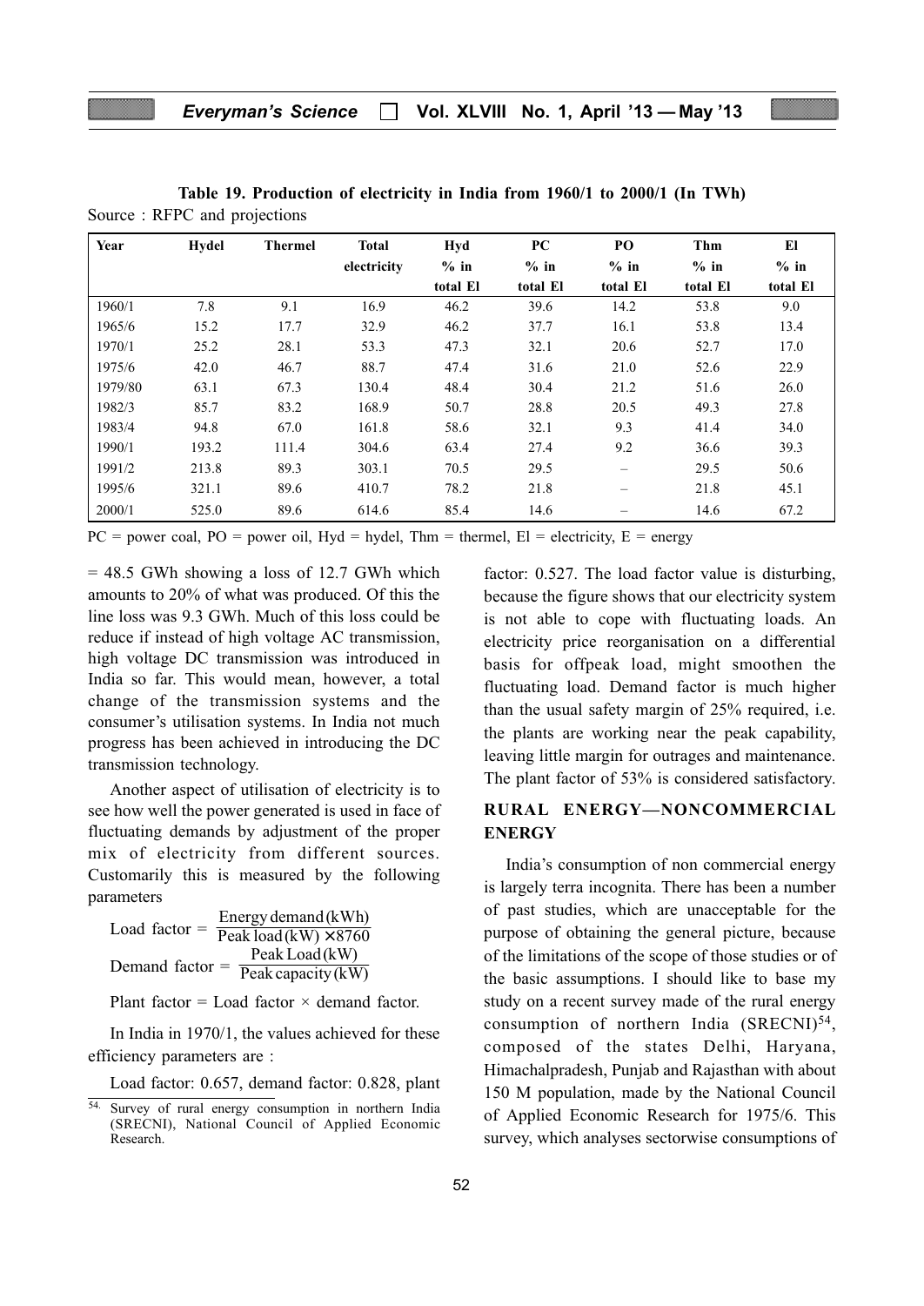**Table 19. Production of electricity in India from 1960/1 to 2000/1 (In TWh)**

Source : RFPC and projections

| Year | Hydel | Thermel | Total electricity | Hyd % in total El | PC % in total El | PO % in total El | Thm % in total El | El % in total El |
|---|---|---|---|---|---|---|---|---|
| 1960/1 | 7.8 | 9.1 | 16.9 | 46.2 | 39.6 | 14.2 | 53.8 | 9.0 |
| 1965/6 | 15.2 | 17.7 | 32.9 | 46.2 | 37.7 | 16.1 | 53.8 | 13.4 |
| 1970/1 | 25.2 | 28.1 | 53.3 | 47.3 | 32.1 | 20.6 | 52.7 | 17.0 |
| 1975/6 | 42.0 | 46.7 | 88.7 | 47.4 | 31.6 | 21.0 | 52.6 | 22.9 |
| 1979/80 | 63.1 | 67.3 | 130.4 | 48.4 | 30.4 | 21.2 | 51.6 | 26.0 |
| 1982/3 | 85.7 | 83.2 | 168.9 | 50.7 | 28.8 | 20.5 | 49.3 | 27.8 |
| 1983/4 | 94.8 | 67.0 | 161.8 | 58.6 | 32.1 | 9.3 | 41.4 | 34.0 |
| 1990/1 | 193.2 | 111.4 | 304.6 | 63.4 | 27.4 | 9.2 | 36.6 | 39.3 |
| 1991/2 | 213.8 | 89.3 | 303.1 | 70.5 | 29.5 | – | 29.5 | 50.6 |
| 1995/6 | 321.1 | 89.6 | 410.7 | 78.2 | 21.8 | – | 21.8 | 45.1 |
| 2000/1 | 525.0 | 89.6 | 614.6 | 85.4 | 14.6 | – | 14.6 | 67.2 |

PC = power coal, PO = power oil, Hyd = hydel, Thm = thermel, El = electricity, E = energy

= 48.5 GWh showing a loss of 12.7 GWh which amounts to 20% of what was produced. Of this the line loss was 9.3 GWh. Much of this loss could be reduce if instead of high voltage AC transmission, high voltage DC transmission was introduced in India so far. This would mean, however, a total change of the transmission systems and the consumer's utilisation systems. In India not much progress has been achieved in introducing the DC transmission technology.

Another aspect of utilisation of electricity is to see how well the power generated is used in face of fluctuating demands by adjustment of the proper mix of electricity from different sources. Customarily this is measured by the following parameters

$$\text{Load factor} = \frac{\text{Energy demand (kWh)}}{\text{Peak load (kW)} \times 8760}$$

$$\text{Demand factor} = \frac{\text{Peak Load (kW)}}{\text{Peak capacity (kW)}}$$

Plant factor = Load factor × demand factor.

In India in 1970/1, the values achieved for these efficiency parameters are :

Load factor: 0.657, demand factor: 0.828, plant factor: 0.527. The load factor value is disturbing, because the figure shows that our electricity system is not able to cope with fluctuating loads. An electricity price reorganisation on a differential basis for offpeak load, might smoothen the fluctuating load. Demand factor is much higher than the usual safety margin of 25% required, i.e. the plants are working near the peak capability, leaving little margin for outrages and maintenance. The plant factor of 53% is considered satisfactory.

## RURAL ENERGY—NONCOMMERCIAL ENERGY

India's consumption of non commercial energy is largely terra incognita. There has been a number of past studies, which are unacceptable for the purpose of obtaining the general picture, because of the limitations of the scope of those studies or of the basic assumptions. I should like to base my study on a recent survey made of the rural energy consumption of northern India (SRECNI)[54], composed of the states Delhi, Haryana, Himachalpradesh, Punjab and Rajasthan with about 150 M population, made by the National Council of Applied Economic Research for 1975/6. This survey, which analyses sectorwise consumptions of

[54] Survey of rural energy consumption in northern India (SRECNI), National Council of Applied Economic Research.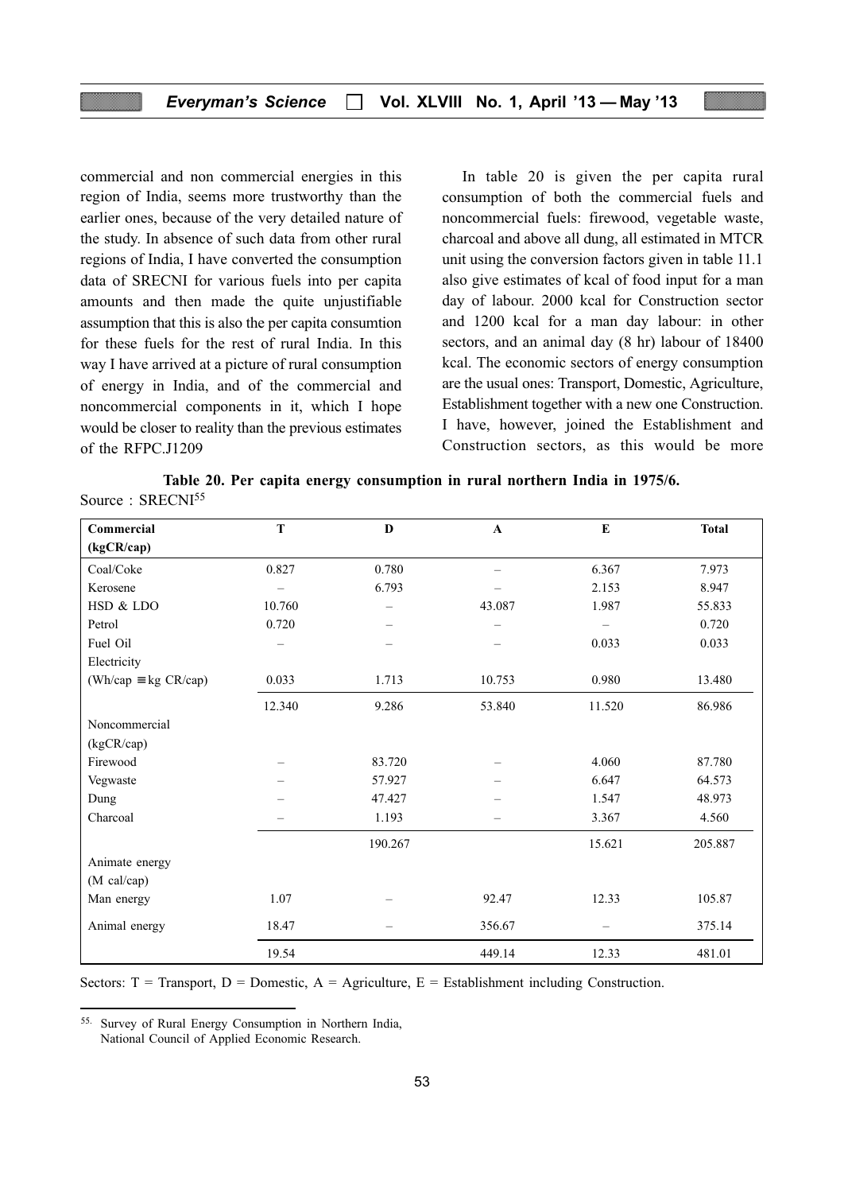commercial and non commercial energies in this region of India, seems more trustworthy than the earlier ones, because of the very detailed nature of the study. In absence of such data from other rural regions of India, I have converted the consumption data of SRECNI for various fuels into per capita amounts and then made the quite unjustifiable assumption that this is also the per capita consumtion for these fuels for the rest of rural India. In this way I have arrived at a picture of rural consumption of energy in India, and of the commercial and noncommercial components in it, which I hope would be closer to reality than the previous estimates of the RFPC.J1209

In table 20 is given the per capita rural consumption of both the commercial fuels and noncommercial fuels: firewood, vegetable waste, charcoal and above all dung, all estimated in MTCR unit using the conversion factors given in table 11.1 also give estimates of kcal of food input for a man day of labour. 2000 kcal for Construction sector and 1200 kcal for a man day labour: in other sectors, and an animal day (8 hr) labour of 18400 kcal. The economic sectors of energy consumption are the usual ones: Transport, Domestic, Agriculture, Establishment together with a new one Construction. I have, however, joined the Establishment and Construction sectors, as this would be more

**Table 20. Per capita energy consumption in rural northern India in 1975/6.**

Source : SRECNI[55]

| Commercial (kgCR/cap) | T | D | A | E | Total |
|---|---|---|---|---|---|
| Coal/Coke | 0.827 | 0.780 | – | 6.367 | 7.973 |
| Kerosene | – | 6.793 | – | 2.153 | 8.947 |
| HSD & LDO | 10.760 | – | 43.087 | 1.987 | 55.833 |
| Petrol | 0.720 | – | – | – | 0.720 |
| Fuel Oil | – | – | – | 0.033 | 0.033 |
| Electricity (Wh/cap ≡ kg CR/cap) | 0.033 | 1.713 | 10.753 | 0.980 | 13.480 |
| | 12.340 | 9.286 | 53.840 | 11.520 | 86.986 |
| **Noncommercial (kgCR/cap)** | | | | | |
| Firewood | – | 83.720 | – | 4.060 | 87.780 |
| Vegwaste | – | 57.927 | – | 6.647 | 64.573 |
| Dung | – | 47.427 | – | 1.547 | 48.973 |
| Charcoal | – | 1.193 | – | 3.367 | 4.560 |
| | | 190.267 | | 15.621 | 205.887 |
| **Animate energy (M cal/cap)** | | | | | |
| Man energy | 1.07 | – | 92.47 | 12.33 | 105.87 |
| Animal energy | 18.47 | – | 356.67 | – | 375.14 |
| | 19.54 | | 449.14 | 12.33 | 481.01 |

Sectors: T = Transport, D = Domestic, A = Agriculture, E = Establishment including Construction.

[55] Survey of Rural Energy Consumption in Northern India, National Council of Applied Economic Research.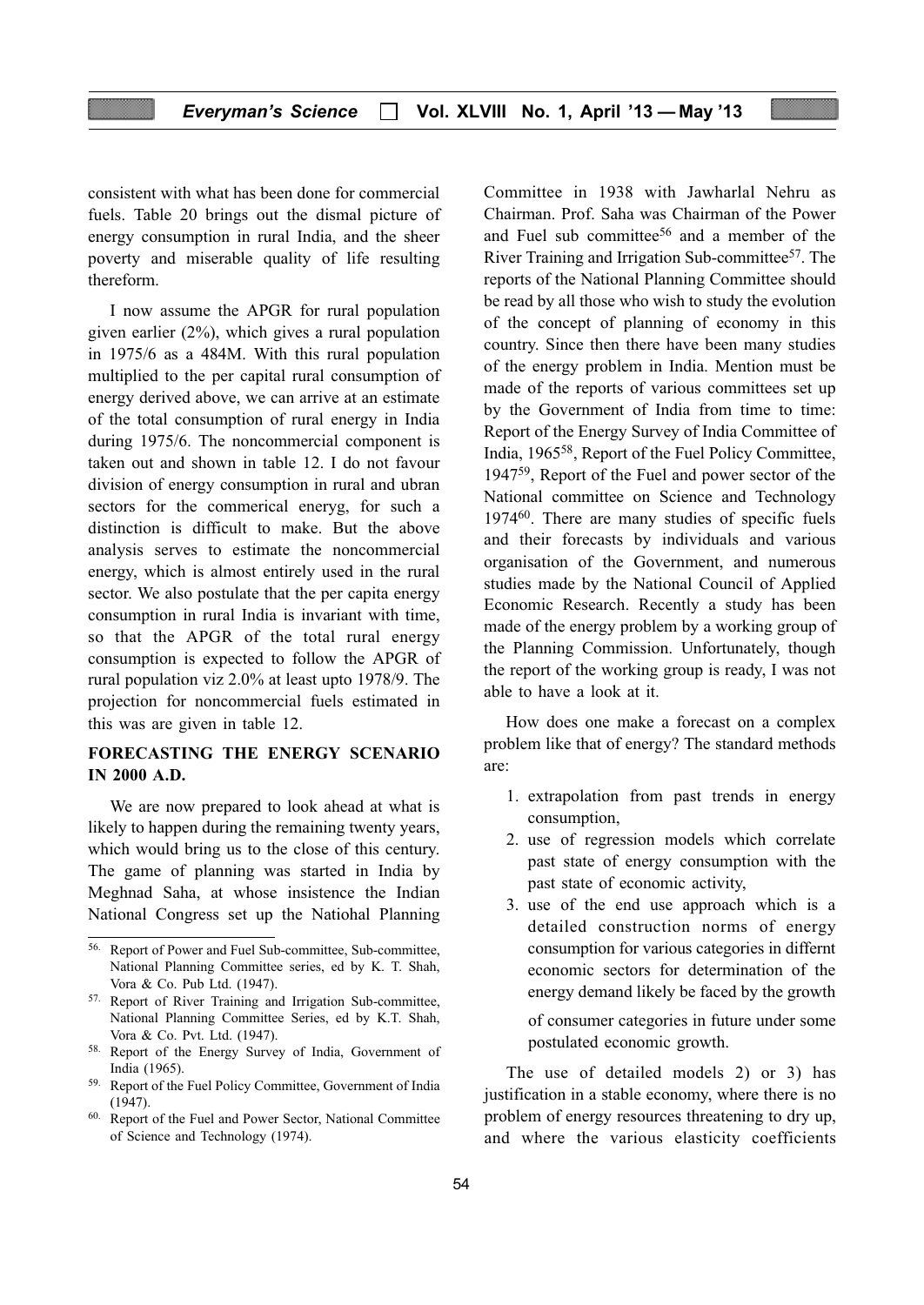consistent with what has been done for commercial fuels. Table 20 brings out the dismal picture of energy consumption in rural India, and the sheer poverty and miserable quality of life resulting thereform.

I now assume the APGR for rural population given earlier (2%), which gives a rural population in 1975/6 as a 484M. With this rural population multiplied to the per capital rural consumption of energy derived above, we can arrive at an estimate of the total consumption of rural energy in India during 1975/6. The noncommercial component is taken out and shown in table 12. I do not favour division of energy consumption in rural and ubran sectors for the commerical eneryg, for such a distinction is difficult to make. But the above analysis serves to estimate the noncommercial energy, which is almost entirely used in the rural sector. We also postulate that the per capita energy consumption in rural India is invariant with time, so that the APGR of the total rural energy consumption is expected to follow the APGR of rural population viz 2.0% at least upto 1978/9. The projection for noncommercial fuels estimated in this was are given in table 12.

## FORECASTING THE ENERGY SCENARIO IN 2000 A.D.

We are now prepared to look ahead at what is likely to happen during the remaining twenty years, which would bring us to the close of this century. The game of planning was started in India by Meghnad Saha, at whose insistence the Indian National Congress set up the Natiohal Planning Committee in 1938 with Jawharlal Nehru as Chairman. Prof. Saha was Chairman of the Power and Fuel sub committee[56] and a member of the River Training and Irrigation Sub-committee[57]. The reports of the National Planning Committee should be read by all those who wish to study the evolution of the concept of planning of economy in this country. Since then there have been many studies of the energy problem in India. Mention must be made of the reports of various committees set up by the Government of India from time to time: Report of the Energy Survey of India Committee of India, 1965[58], Report of the Fuel Policy Committee, 1947[59], Report of the Fuel and power sector of the National committee on Science and Technology 1974[60]. There are many studies of specific fuels and their forecasts by individuals and various organisation of the Government, and numerous studies made by the National Council of Applied Economic Research. Recently a study has been made of the energy problem by a working group of the Planning Commission. Unfortunately, though the report of the working group is ready, I was not able to have a look at it.

How does one make a forecast on a complex problem like that of energy? The standard methods are:

1. extrapolation from past trends in energy consumption,
2. use of regression models which correlate past state of energy consumption with the past state of economic activity,
3. use of the end use approach which is a detailed construction norms of energy consumption for various categories in differnt economic sectors for determination of the energy demand likely be faced by the growth of consumer categories in future under some postulated economic growth.

The use of detailed models 2) or 3) has justification in a stable economy, where there is no problem of energy resources threatening to dry up, and where the various elasticity coefficients

---

56. Report of Power and Fuel Sub-committee, Sub-committee, National Planning Committee series, ed by K. T. Shah, Vora & Co. Pub Ltd. (1947).

57. Report of River Training and Irrigation Sub-committee, National Planning Committee Series, ed by K.T. Shah, Vora & Co. Pvt. Ltd. (1947).

58. Report of the Energy Survey of India, Government of India (1965).

59. Report of the Fuel Policy Committee, Government of India (1947).

60. Report of the Fuel and Power Sector, National Committee of Science and Technology (1974).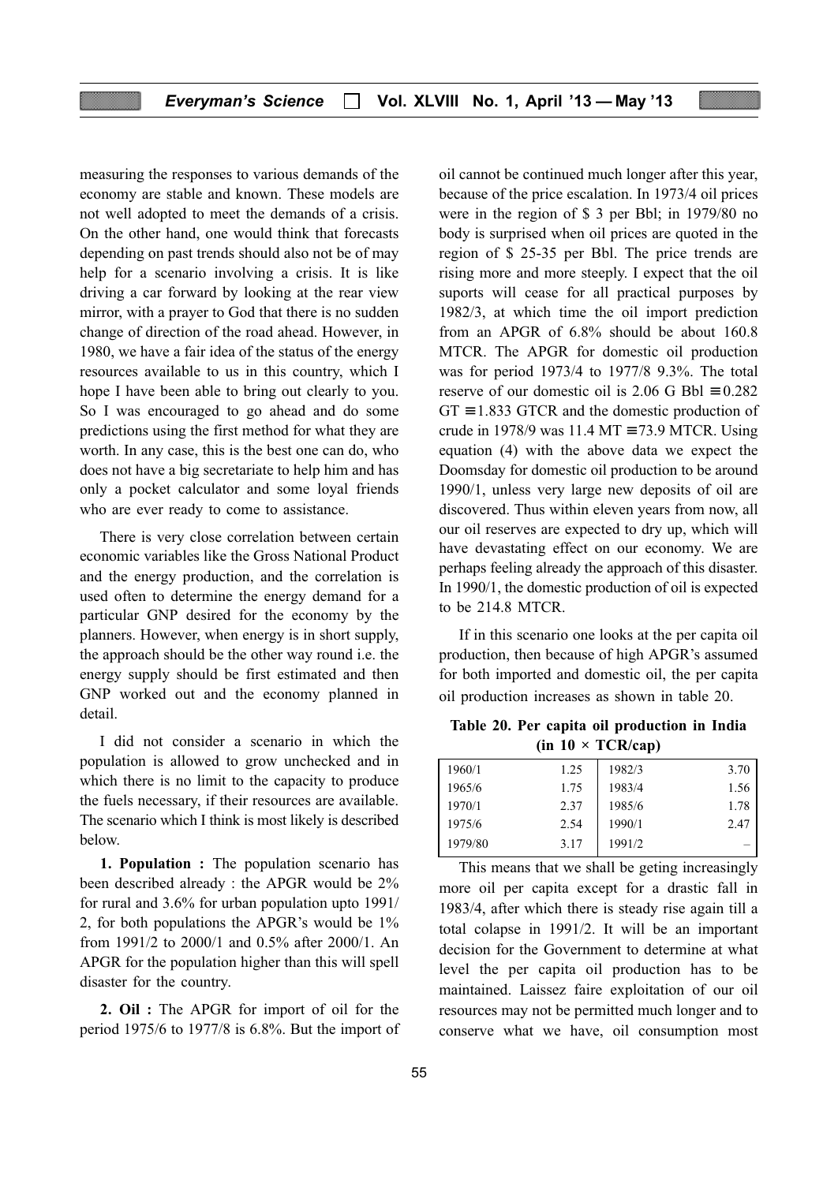measuring the responses to various demands of the economy are stable and known. These models are not well adopted to meet the demands of a crisis. On the other hand, one would think that forecasts depending on past trends should also not be of may help for a scenario involving a crisis. It is like driving a car forward by looking at the rear view mirror, with a prayer to God that there is no sudden change of direction of the road ahead. However, in 1980, we have a fair idea of the status of the energy resources available to us in this country, which I hope I have been able to bring out clearly to you. So I was encouraged to go ahead and do some predictions using the first method for what they are worth. In any case, this is the best one can do, who does not have a big secretariate to help him and has only a pocket calculator and some loyal friends who are ever ready to come to assistance.

There is very close correlation between certain economic variables like the Gross National Product and the energy production, and the correlation is used often to determine the energy demand for a particular GNP desired for the economy by the planners. However, when energy is in short supply, the approach should be the other way round i.e. the energy supply should be first estimated and then GNP worked out and the economy planned in detail.

I did not consider a scenario in which the population is allowed to grow unchecked and in which there is no limit to the capacity to produce the fuels necessary, if their resources are available. The scenario which I think is most likely is described below.

**1. Population :** The population scenario has been described already : the APGR would be 2% for rural and 3.6% for urban population upto 1991/2, for both populations the APGR's would be 1% from 1991/2 to 2000/1 and 0.5% after 2000/1. An APGR for the population higher than this will spell disaster for the country.

**2. Oil :** The APGR for import of oil for the period 1975/6 to 1977/8 is 6.8%. But the import of oil cannot be continued much longer after this year, because of the price escalation. In 1973/4 oil prices were in the region of \$ 3 per Bbl; in 1979/80 no body is surprised when oil prices are quoted in the region of \$ 25-35 per Bbl. The price trends are rising more and more steeply. I expect that the oil suports will cease for all practical purposes by 1982/3, at which time the oil import prediction from an APGR of 6.8% should be about 160.8 MTCR. The APGR for domestic oil production was for period 1973/4 to 1977/8 9.3%. The total reserve of our domestic oil is 2.06 G Bbl $\equiv$ 0.282 GT $\equiv$ 1.833 GTCR and the domestic production of crude in 1978/9 was 11.4 MT $\equiv$ 73.9 MTCR. Using equation (4) with the above data we expect the Doomsday for domestic oil production to be around 1990/1, unless very large new deposits of oil are discovered. Thus within eleven years from now, all our oil reserves are expected to dry up, which will have devastating effect on our economy. We are perhaps feeling already the approach of this disaster. In 1990/1, the domestic production of oil is expected to be 214.8 MTCR.

If in this scenario one looks at the per capita oil production, then because of high APGR's assumed for both imported and domestic oil, the per capita oil production increases as shown in table 20.

**Table 20. Per capita oil production in India (in 10 × TCR/cap)**

| | | | |
|---|---|---|---|
| 1960/1 | 1.25 | 1982/3 | 3.70 |
| 1965/6 | 1.75 | 1983/4 | 1.56 |
| 1970/1 | 2.37 | 1985/6 | 1.78 |
| 1975/6 | 2.54 | 1990/1 | 2.47 |
| 1979/80 | 3.17 | 1991/2 | – |

This means that we shall be geting increasingly more oil per capita except for a drastic fall in 1983/4, after which there is steady rise again till a total colapse in 1991/2. It will be an important decision for the Government to determine at what level the per capita oil production has to be maintained. Laissez faire exploitation of our oil resources may not be permitted much longer and to conserve what we have, oil consumption most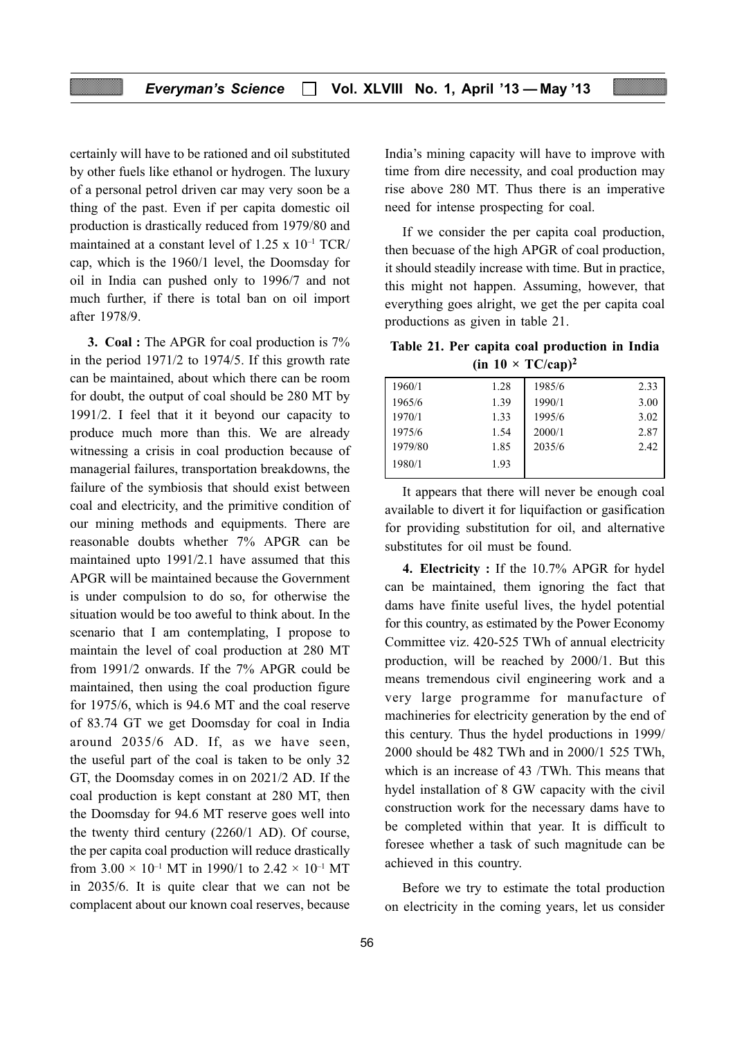certainly will have to be rationed and oil substituted by other fuels like ethanol or hydrogen. The luxury of a personal petrol driven car may very soon be a thing of the past. Even if per capita domestic oil production is drastically reduced from 1979/80 and maintained at a constant level of $1.25 \times 10^{-1}$ TCR/cap, which is the 1960/1 level, the Doomsday for oil in India can pushed only to 1996/7 and not much further, if there is total ban on oil import after 1978/9.

**3. Coal :** The APGR for coal production is 7% in the period 1971/2 to 1974/5. If this growth rate can be maintained, about which there can be room for doubt, the output of coal should be 280 MT by 1991/2. I feel that it it beyond our capacity to produce much more than this. We are already witnessing a crisis in coal production because of managerial failures, transportation breakdowns, the failure of the symbiosis that should exist between coal and electricity, and the primitive condition of our mining methods and equipments. There are reasonable doubts whether 7% APGR can be maintained upto 1991/2.1 have assumed that this APGR will be maintained because the Government is under compulsion to do so, for otherwise the situation would be too aweful to think about. In the scenario that I am contemplating, I propose to maintain the level of coal production at 280 MT from 1991/2 onwards. If the 7% APGR could be maintained, then using the coal production figure for 1975/6, which is 94.6 MT and the coal reserve of 83.74 GT we get Doomsday for coal in India around 2035/6 AD. If, as we have seen, the useful part of the coal is taken to be only 32 GT, the Doomsday comes in on 2021/2 AD. If the coal production is kept constant at 280 MT, then the Doomsday for 94.6 MT reserve goes well into the twenty third century (2260/1 AD). Of course, the per capita coal production will reduce drastically from $3.00 \times 10^{-1}$ MT in 1990/1 to $2.42 \times 10^{-1}$ MT in 2035/6. It is quite clear that we can not be complacent about our known coal reserves, because India's mining capacity will have to improve with time from dire necessity, and coal production may rise above 280 MT. Thus there is an imperative need for intense prospecting for coal.

If we consider the per capita coal production, then becuase of the high APGR of coal production, it should steadily increase with time. But in practice, this might not happen. Assuming, however, that everything goes alright, we get the per capita coal productions as given in table 21.

**Table 21. Per capita coal production in India (in $10 \times$ TC/cap)[2]**

| | | | |
|---|---|---|---|
| 1960/1 | 1.28 | 1985/6 | 2.33 |
| 1965/6 | 1.39 | 1990/1 | 3.00 |
| 1970/1 | 1.33 | 1995/6 | 3.02 |
| 1975/6 | 1.54 | 2000/1 | 2.87 |
| 1979/80 | 1.85 | 2035/6 | 2.42 |
| 1980/1 | 1.93 | | |

It appears that there will never be enough coal available to divert it for liquifaction or gasification for providing substitution for oil, and alternative substitutes for oil must be found.

**4. Electricity :** If the 10.7% APGR for hydel can be maintained, them ignoring the fact that dams have finite useful lives, the hydel potential for this country, as estimated by the Power Economy Committee viz. 420-525 TWh of annual electricity production, will be reached by 2000/1. But this means tremendous civil engineering work and a very large programme for manufacture of machineries for electricity generation by the end of this century. Thus the hydel productions in 1999/2000 should be 482 TWh and in 2000/1 525 TWh, which is an increase of 43 /TWh. This means that hydel installation of 8 GW capacity with the civil construction work for the necessary dams have to be completed within that year. It is difficult to foresee whether a task of such magnitude can be achieved in this country.

Before we try to estimate the total production on electricity in the coming years, let us consider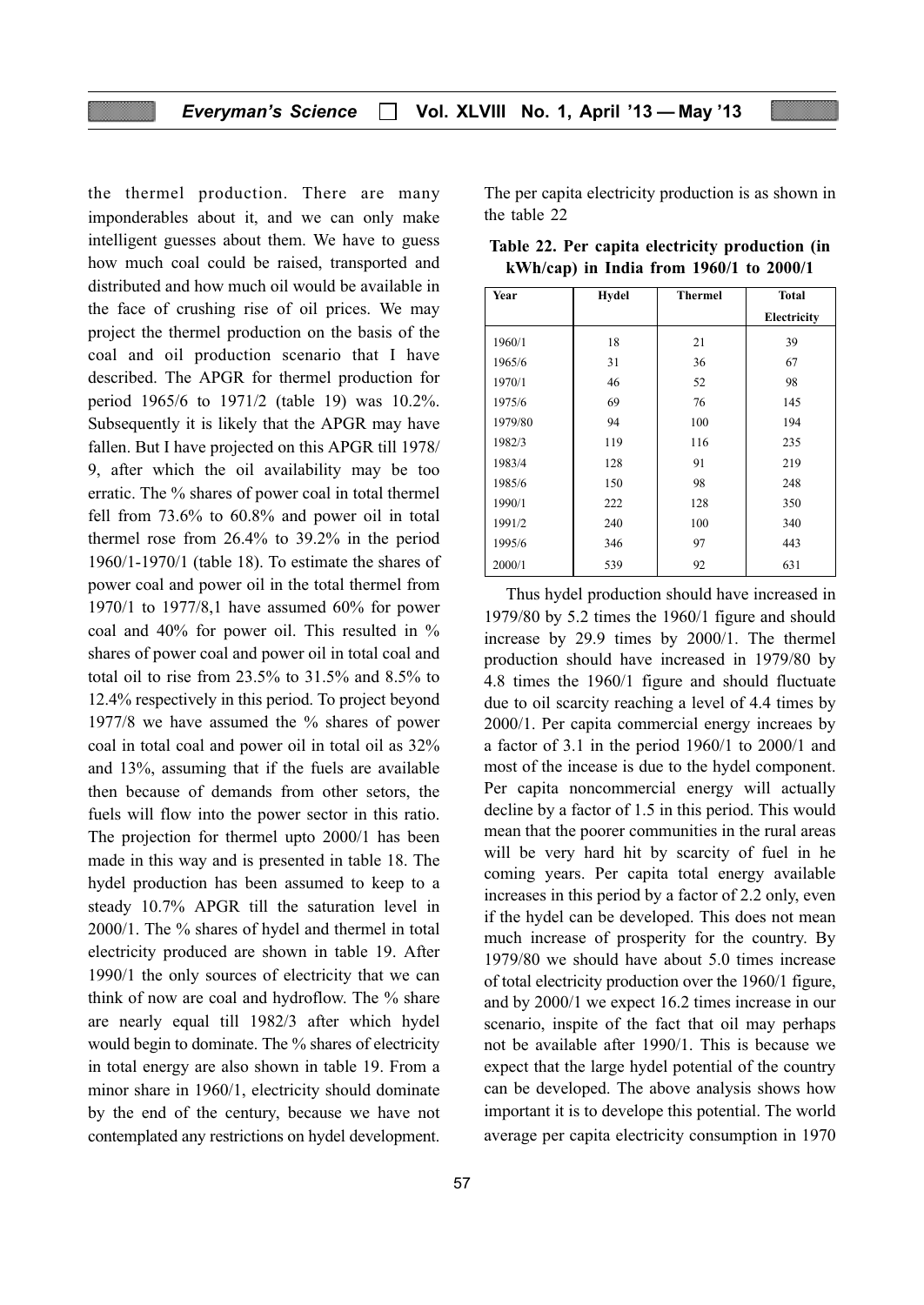the thermel production. There are many imponderables about it, and we can only make intelligent guesses about them. We have to guess how much coal could be raised, transported and distributed and how much oil would be available in the face of crushing rise of oil prices. We may project the thermel production on the basis of the coal and oil production scenario that I have described. The APGR for thermel production for period 1965/6 to 1971/2 (table 19) was 10.2%. Subsequently it is likely that the APGR may have fallen. But I have projected on this APGR till 1978/9, after which the oil availability may be too erratic. The % shares of power coal in total thermel fell from 73.6% to 60.8% and power oil in total thermel rose from 26.4% to 39.2% in the period 1960/1-1970/1 (table 18). To estimate the shares of power coal and power oil in the total thermel from 1970/1 to 1977/8,1 have assumed 60% for power coal and 40% for power oil. This resulted in % shares of power coal and power oil in total coal and total oil to rise from 23.5% to 31.5% and 8.5% to 12.4% respectively in this period. To project beyond 1977/8 we have assumed the % shares of power coal in total coal and power oil in total oil as 32% and 13%, assuming that if the fuels are available then because of demands from other setors, the fuels will flow into the power sector in this ratio. The projection for thermel upto 2000/1 has been made in this way and is presented in table 18. The hydel production has been assumed to keep to a steady 10.7% APGR till the saturation level in 2000/1. The % shares of hydel and thermel in total electricity produced are shown in table 19. After 1990/1 the only sources of electricity that we can think of now are coal and hydroflow. The % share are nearly equal till 1982/3 after which hydel would begin to dominate. The % shares of electricity in total energy are also shown in table 19. From a minor share in 1960/1, electricity should dominate by the end of the century, because we have not contemplated any restrictions on hydel development.

The per capita electricity production is as shown in the table 22

**Table 22. Per capita electricity production (in kWh/cap) in India from 1960/1 to 2000/1**

| Year | Hydel | Thermel | Total Electricity |
|---|---|---|---|
| 1960/1 | 18 | 21 | 39 |
| 1965/6 | 31 | 36 | 67 |
| 1970/1 | 46 | 52 | 98 |
| 1975/6 | 69 | 76 | 145 |
| 1979/80 | 94 | 100 | 194 |
| 1982/3 | 119 | 116 | 235 |
| 1983/4 | 128 | 91 | 219 |
| 1985/6 | 150 | 98 | 248 |
| 1990/1 | 222 | 128 | 350 |
| 1991/2 | 240 | 100 | 340 |
| 1995/6 | 346 | 97 | 443 |
| 2000/1 | 539 | 92 | 631 |

Thus hydel production should have increased in 1979/80 by 5.2 times the 1960/1 figure and should increase by 29.9 times by 2000/1. The thermel production should have increased in 1979/80 by 4.8 times the 1960/1 figure and should fluctuate due to oil scarcity reaching a level of 4.4 times by 2000/1. Per capita commercial energy increaes by a factor of 3.1 in the period 1960/1 to 2000/1 and most of the incease is due to the hydel component. Per capita noncommercial energy will actually decline by a factor of 1.5 in this period. This would mean that the poorer communities in the rural areas will be very hard hit by scarcity of fuel in he coming years. Per capita total energy available increases in this period by a factor of 2.2 only, even if the hydel can be developed. This does not mean much increase of prosperity for the country. By 1979/80 we should have about 5.0 times increase of total electricity production over the 1960/1 figure, and by 2000/1 we expect 16.2 times increase in our scenario, inspite of the fact that oil may perhaps not be available after 1990/1. This is because we expect that the large hydel potential of the country can be developed. The above analysis shows how important it is to develope this potential. The world average per capita electricity consumption in 1970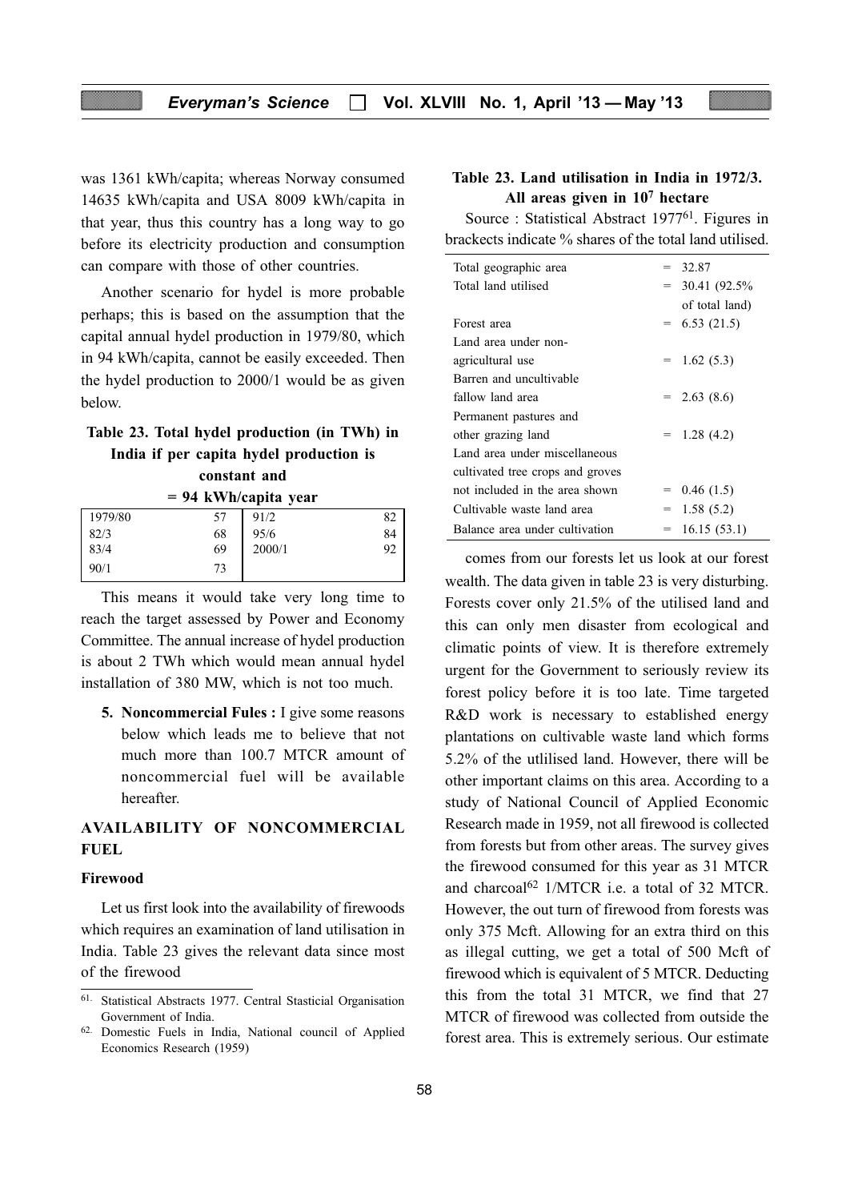was 1361 kWh/capita; whereas Norway consumed 14635 kWh/capita and USA 8009 kWh/capita in that year, thus this country has a long way to go before its electricity production and consumption can compare with those of other countries.

Another scenario for hydel is more probable perhaps; this is based on the assumption that the capital annual hydel production in 1979/80, which in 94 kWh/capita, cannot be easily exceeded. Then the hydel production to 2000/1 would be as given below.

**Table 23. Total hydel production (in TWh) in India if per capita hydel production is constant and = 94 kWh/capita year**

| | | | |
|---|---|---|---|
| 1979/80 | 57 | 91/2 | 82 |
| 82/3 | 68 | 95/6 | 84 |
| 83/4 | 69 | 2000/1 | 92 |
| 90/1 | 73 | | |

This means it would take very long time to reach the target assessed by Power and Economy Committee. The annual increase of hydel production is about 2 TWh which would mean annual hydel installation of 380 MW, which is not too much.

5. **Noncommercial Fules :** I give some reasons below which leads me to believe that not much more than 100.7 MTCR amount of noncommercial fuel will be available hereafter.

## AVAILABILITY OF NONCOMMERCIAL FUEL

### Firewood

Let us first look into the availability of firewoods which requires an examination of land utilisation in India. Table 23 gives the relevant data since most of the firewood comes from our forests let us look at our forest wealth. The data given in table 23 is very disturbing. Forests cover only 21.5% of the utilised land and this can only men disaster from ecological and climatic points of view. It is therefore extremely urgent for the Government to seriously review its forest policy before it is too late. Time targeted R&D work is necessary to established energy plantations on cultivable waste land which forms 5.2% of the utlilised land. However, there will be other important claims on this area. According to a study of National Council of Applied Economic Research made in 1959, not all firewood is collected from forests but from other areas. The survey gives the firewood consumed for this year as 31 MTCR and charcoal[62] 1/MTCR i.e. a total of 32 MTCR. However, the out turn of firewood from forests was only 375 Mcft. Allowing for an extra third on this as illegal cutting, we get a total of 500 Mcft of firewood which is equivalent of 5 MTCR. Deducting this from the total 31 MTCR, we find that 27 MTCR of firewood was collected from outside the forest area. This is extremely serious. Our estimate

**Table 23. Land utilisation in India in 1972/3. All areas given in $10^7$ hectare**

Source : Statistical Abstract 1977[61]. Figures in brackets indicate % shares of the total land utilised.

| | |
|---|---|
| Total geographic area | = 32.87 |
| Total land utilised | = 30.41 (92.5% of total land) |
| Forest area | = 6.53 (21.5) |
| Land area under non-agricultural use | = 1.62 (5.3) |
| Barren and uncultivable fallow land area | = 2.63 (8.6) |
| Permanent pastures and other grazing land | = 1.28 (4.2) |
| Land area under miscellaneous cultivated tree crops and groves not included in the area shown | = 0.46 (1.5) |
| Cultivable waste land area | = 1.58 (5.2) |
| Balance area under cultivation | = 16.15 (53.1) |

---

61. Statistical Abstracts 1977. Central Stasticial Organisation Government of India.

62. Domestic Fuels in India, National council of Applied Economics Research (1959)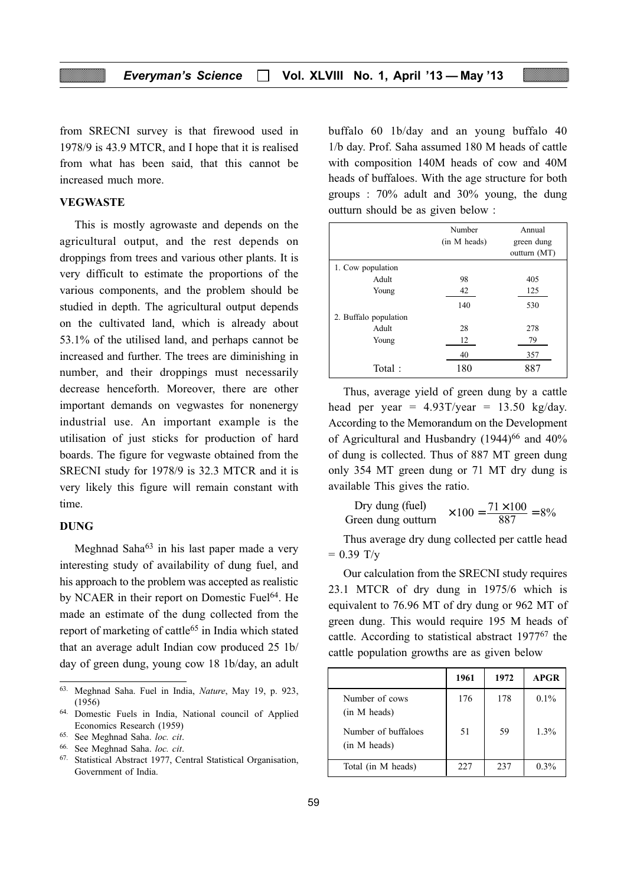from SRECNI survey is that firewood used in 1978/9 is 43.9 MTCR, and I hope that it is realised from what has been said, that this cannot be increased much more.

**VEGWASTE**

This is mostly agrowaste and depends on the agricultural output, and the rest depends on droppings from trees and various other plants. It is very difficult to estimate the proportions of the various components, and the problem should be studied in depth. The agricultural output depends on the cultivated land, which is already about 53.1% of the utilised land, and perhaps cannot be increased and further. The trees are diminishing in number, and their droppings must necessarily decrease henceforth. Moreover, there are other important demands on vegwastes for nonenergy industrial use. An important example is the utilisation of just sticks for production of hard boards. The figure for vegwaste obtained from the SRECNI study for 1978/9 is 32.3 MTCR and it is very likely this figure will remain constant with time.

**DUNG**

Meghnad Saha[63] in his last paper made a very interesting study of availability of dung fuel, and his approach to the problem was accepted as realistic by NCAER in their report on Domestic Fuel[64]. He made an estimate of the dung collected from the report of marketing of cattle[65] in India which stated that an average adult Indian cow produced 25 1b/day of green dung, young cow 18 1b/day, an adult buffalo 60 1b/day and an young buffalo 40 1/b day. Prof. Saha assumed 180 M heads of cattle with composition 140M heads of cow and 40M heads of buffaloes. With the age structure for both groups : 70% adult and 30% young, the dung outturn should be as given below :

| | Number (in M heads) | Annual green dung outturn (MT) |
|---|---|---|
| 1. Cow population | | |
| Adult | 98 | 405 |
| Young | 42 | 125 |
| | 140 | 530 |
| 2. Buffalo population | | |
| Adult | 28 | 278 |
| Young | 12 | 79 |
| | 40 | 357 |
| Total : | 180 | 887 |

Thus, average yield of green dung by a cattle head per year = 4.93T/year = 13.50 kg/day. According to the Memorandum on the Development of Agricultural and Husbandry (1944)[66] and 40% of dung is collected. Thus of 887 MT green dung only 354 MT green dung or 71 MT dry dung is available This gives the ratio.

$$\frac{\text{Dry dung (fuel)}}{\text{Green dung outturn}} \times 100 = \frac{71 \times 100}{887} = 8\%$$

Thus average dry dung collected per cattle head = 0.39 T/y

Our calculation from the SRECNI study requires 23.1 MTCR of dry dung in 1975/6 which is equivalent to 76.96 MT of dry dung or 962 MT of green dung. This would require 195 M heads of cattle. According to statistical abstract 1977[67] the cattle population growths are as given below

| | 1961 | 1972 | APGR |
|---|---|---|---|
| Number of cows (in M heads) | 176 | 178 | 0.1% |
| Number of buffaloes (in M heads) | 51 | 59 | 1.3% |
| Total (in M heads) | 227 | 237 | 0.3% |

---

63. Meghnad Saha. Fuel in India, *Nature*, May 19, p. 923, (1956)

64. Domestic Fuels in India, National council of Applied Economics Research (1959)

65. See Meghnad Saha. *loc. cit*.

66. See Meghnad Saha. *loc. cit*.

67. Statistical Abstract 1977, Central Statistical Organisation, Government of India.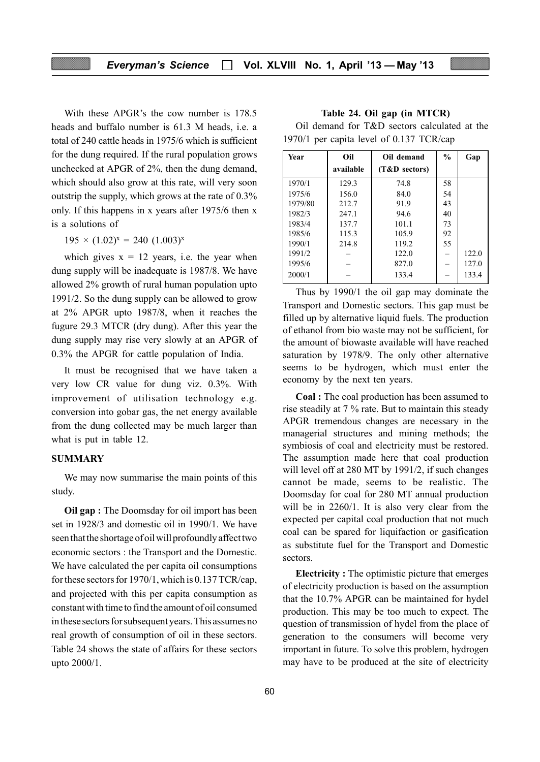With these APGR's the cow number is 178.5 heads and buffalo number is 61.3 M heads, i.e. a total of 240 cattle heads in 1975/6 which is sufficient for the dung required. If the rural population grows unchecked at APGR of 2%, then the dung demand, which should also grow at this rate, will very soon outstrip the supply, which grows at the rate of 0.3% only. If this happens in x years after 1975/6 then x is a solutions of

$$195 \times (1.02)^x = 240\ (1.003)^x$$

which gives $x = 12$ years, i.e. the year when dung supply will be inadequate is 1987/8. We have allowed 2% growth of rural human population upto 1991/2. So the dung supply can be allowed to grow at 2% APGR upto 1987/8, when it reaches the fugure 29.3 MTCR (dry dung). After this year the dung supply may rise very slowly at an APGR of 0.3% the APGR for cattle population of India.

It must be recognised that we have taken a very low CR value for dung viz. 0.3%. With improvement of utilisation technology e.g. conversion into gobar gas, the net energy available from the dung collected may be much larger than what is put in table 12.

## SUMMARY

We may now summarise the main points of this study.

**Oil gap :** The Doomsday for oil import has been set in 1928/3 and domestic oil in 1990/1. We have seen that the shortage of oil will profoundly affect two economic sectors : the Transport and the Domestic. We have calculated the per capita oil consumptions for these sectors for 1970/1, which is 0.137 TCR/cap, and projected with this per capita consumption as constant with time to find the amount of oil consumed in these sectors for subsequent years. This assumes no real growth of consumption of oil in these sectors. Table 24 shows the state of affairs for these sectors upto 2000/1.

**Table 24. Oil gap (in MTCR)**

Oil demand for T&D sectors calculated at the 1970/1 per capita level of 0.137 TCR/cap

| Year | Oil available | Oil demand (T&D sectors) | % | Gap |
|---|---|---|---|---|
| 1970/1 | 129.3 | 74.8 | 58 | |
| 1975/6 | 156.0 | 84.0 | 54 | |
| 1979/80 | 212.7 | 91.9 | 43 | |
| 1982/3 | 247.1 | 94.6 | 40 | |
| 1983/4 | 137.7 | 101.1 | 73 | |
| 1985/6 | 115.3 | 105.9 | 92 | |
| 1990/1 | 214.8 | 119.2 | 55 | |
| 1991/2 | – | 122.0 | – | 122.0 |
| 1995/6 | – | 827.0 | – | 127.0 |
| 2000/1 | – | 133.4 | – | 133.4 |

Thus by 1990/1 the oil gap may dominate the Transport and Domestic sectors. This gap must be filled up by alternative liquid fuels. The production of ethanol from bio waste may not be sufficient, for the amount of biowaste available will have reached saturation by 1978/9. The only other alternative seems to be hydrogen, which must enter the economy by the next ten years.

**Coal :** The coal production has been assumed to rise steadily at 7 % rate. But to maintain this steady APGR tremendous changes are necessary in the managerial structures and mining methods; the symbiosis of coal and electricity must be restored. The assumption made here that coal production will level off at 280 MT by 1991/2, if such changes cannot be made, seems to be realistic. The Doomsday for coal for 280 MT annual production will be in 2260/1. It is also very clear from the expected per capital coal production that not much coal can be spared for liquifaction or gasification as substitute fuel for the Transport and Domestic sectors.

**Electricity :** The optimistic picture that emerges of electricity production is based on the assumption that the 10.7% APGR can be maintained for hydel production. This may be too much to expect. The question of transmission of hydel from the place of generation to the consumers will become very important in future. To solve this problem, hydrogen may have to be produced at the site of electricity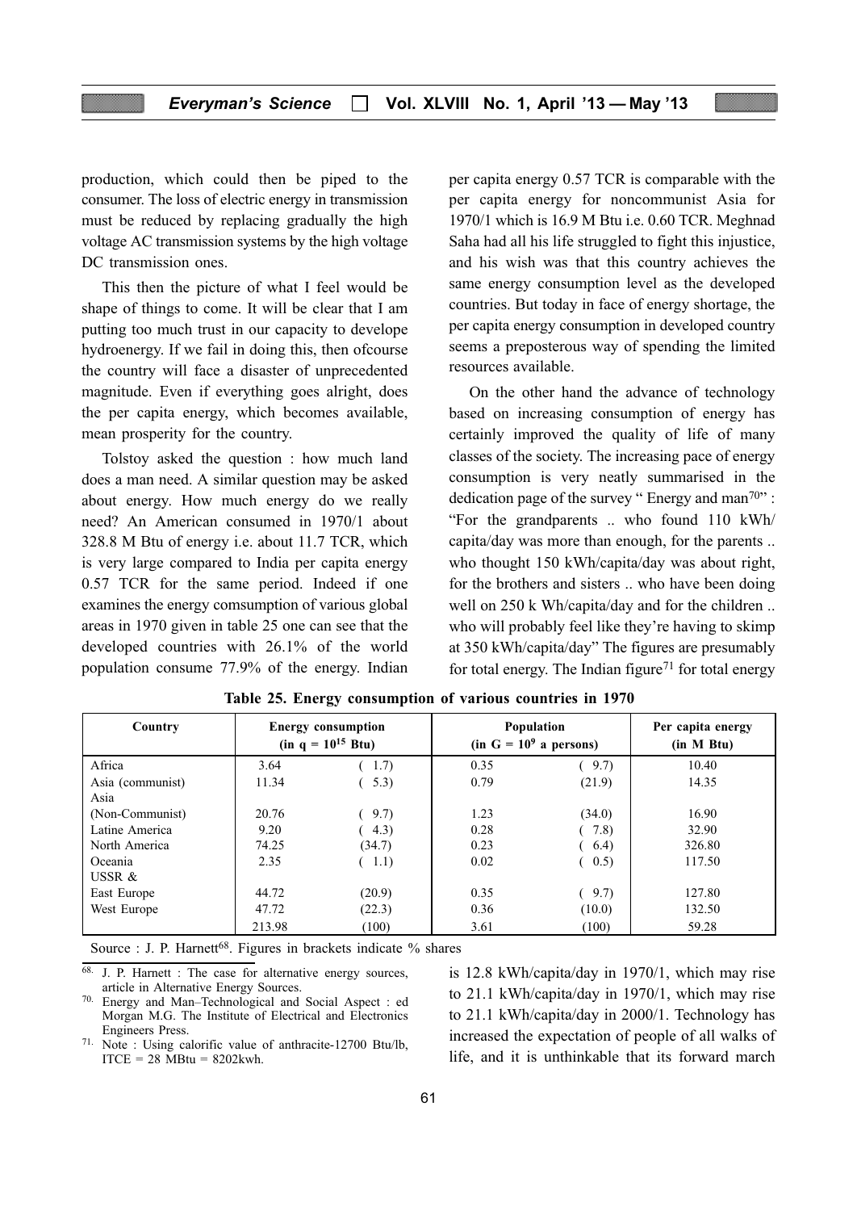production, which could then be piped to the consumer. The loss of electric energy in transmission must be reduced by replacing gradually the high voltage AC transmission systems by the high voltage DC transmission ones.

This then the picture of what I feel would be shape of things to come. It will be clear that I am putting too much trust in our capacity to develope hydroenergy. If we fail in doing this, then ofcourse the country will face a disaster of unprecedented magnitude. Even if everything goes alright, does the per capita energy, which becomes available, mean prosperity for the country.

Tolstoy asked the question : how much land does a man need. A similar question may be asked about energy. How much energy do we really need? An American consumed in 1970/1 about 328.8 M Btu of energy i.e. about 11.7 TCR, which is very large compared to India per capita energy 0.57 TCR for the same period. Indeed if one examines the energy comsumption of various global areas in 1970 given in table 25 one can see that the developed countries with 26.1% of the world population consume 77.9% of the energy. Indian per capita energy 0.57 TCR is comparable with the per capita energy for noncommunist Asia for 1970/1 which is 16.9 M Btu i.e. 0.60 TCR. Meghnad Saha had all his life struggled to fight this injustice, and his wish was that this country achieves the same energy consumption level as the developed countries. But today in face of energy shortage, the per capita energy consumption in developed country seems a preposterous way of spending the limited resources available.

On the other hand the advance of technology based on increasing consumption of energy has certainly improved the quality of life of many classes of the society. The increasing pace of energy consumption is very neatly summarised in the dedication page of the survey " Energy and man[70]" : "For the grandparents .. who found 110 kWh/capita/day was more than enough, for the parents .. who thought 150 kWh/capita/day was about right, for the brothers and sisters .. who have been doing well on 250 k Wh/capita/day and for the children .. who will probably feel like they're having to skimp at 350 kWh/capita/day" The figures are presumably for total energy. The Indian figure[71] for total energy is 12.8 kWh/capita/day in 1970/1, which may rise to 21.1 kWh/capita/day in 1970/1, which may rise to 21.1 kWh/capita/day in 2000/1. Technology has increased the expectation of people of all walks of life, and it is unthinkable that its forward march

**Table 25. Energy consumption of various countries in 1970**

| Country | Energy consumption (in q = $10^{15}$ Btu) | | Population (in G = $10^9$ a persons) | | Per capita energy (in M Btu) |
|---|---|---|---|---|---|
| Africa | 3.64 | ( 1.7) | 0.35 | ( 9.7) | 10.40 |
| Asia (communist) | 11.34 | ( 5.3) | 0.79 | (21.9) | 14.35 |
| Asia (Non-Communist) | 20.76 | ( 9.7) | 1.23 | (34.0) | 16.90 |
| Latine America | 9.20 | ( 4.3) | 0.28 | ( 7.8) | 32.90 |
| North America | 74.25 | (34.7) | 0.23 | ( 6.4) | 326.80 |
| Oceania | 2.35 | ( 1.1) | 0.02 | ( 0.5) | 117.50 |
| USSR & East Europe | 44.72 | (20.9) | 0.35 | ( 9.7) | 127.80 |
| West Europe | 47.72 | (22.3) | 0.36 | (10.0) | 132.50 |
| | 213.98 | (100) | 3.61 | (100) | 59.28 |

Source : J. P. Harnett[68]. Figures in brackets indicate % shares

68. J. P. Harnett : The case for alternative energy sources, article in Alternative Energy Sources.

70. Energy and Man–Technological and Social Aspect : ed Morgan M.G. The Institute of Electrical and Electronics Engineers Press.

71. Note : Using calorific value of anthracite-12700 Btu/lb, ITCE = 28 MBtu = 8202kwh.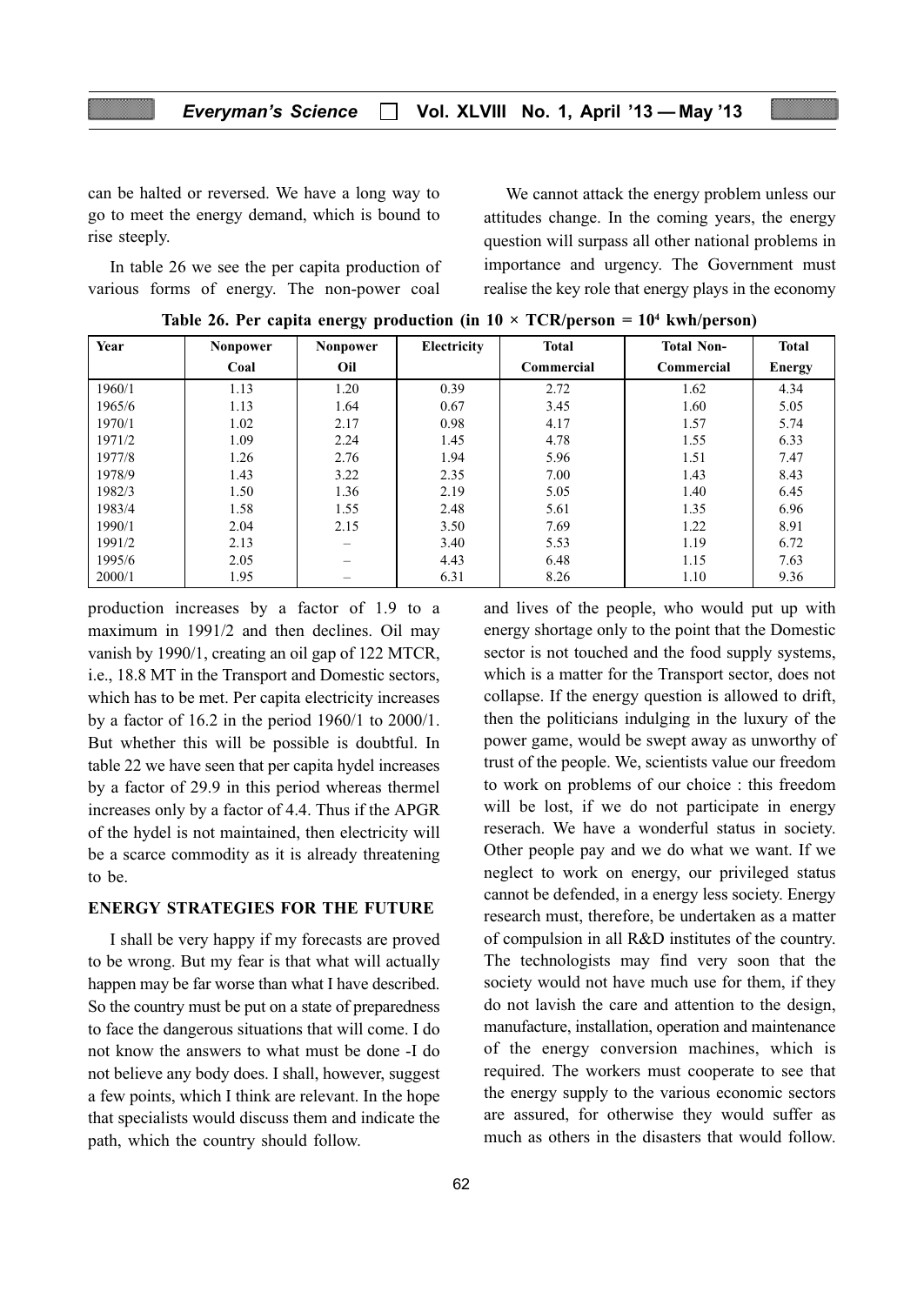can be halted or reversed. We have a long way to go to meet the energy demand, which is bound to rise steeply.

In table 26 we see the per capita production of various forms of energy. The non-power coal production increases by a factor of 1.9 to a maximum in 1991/2 and then declines. Oil may vanish by 1990/1, creating an oil gap of 122 MTCR, i.e., 18.8 MT in the Transport and Domestic sectors, which has to be met. Per capita electricity increases by a factor of 16.2 in the period 1960/1 to 2000/1. But whether this will be possible is doubtful. In table 22 we have seen that per capita hydel increases by a factor of 29.9 in this period whereas thermel increases only by a factor of 4.4. Thus if the APGR of the hydel is not maintained, then electricity will be a scarce commodity as it is already threatening to be.

**Table 26. Per capita energy production (in 10 × TCR/person = $10^4$ kwh/person)**

| Year | Nonpower Coal | Nonpower Oil | Electricity | Total Commercial | Total Non-Commercial | Total Energy |
|---|---|---|---|---|---|---|
| 1960/1 | 1.13 | 1.20 | 0.39 | 2.72 | 1.62 | 4.34 |
| 1965/6 | 1.13 | 1.64 | 0.67 | 3.45 | 1.60 | 5.05 |
| 1970/1 | 1.02 | 2.17 | 0.98 | 4.17 | 1.57 | 5.74 |
| 1971/2 | 1.09 | 2.24 | 1.45 | 4.78 | 1.55 | 6.33 |
| 1977/8 | 1.26 | 2.76 | 1.94 | 5.96 | 1.51 | 7.47 |
| 1978/9 | 1.43 | 3.22 | 2.35 | 7.00 | 1.43 | 8.43 |
| 1982/3 | 1.50 | 1.36 | 2.19 | 5.05 | 1.40 | 6.45 |
| 1983/4 | 1.58 | 1.55 | 2.48 | 5.61 | 1.35 | 6.96 |
| 1990/1 | 2.04 | 2.15 | 3.50 | 7.69 | 1.22 | 8.91 |
| 1991/2 | 2.13 | – | 3.40 | 5.53 | 1.19 | 6.72 |
| 1995/6 | 2.05 | – | 4.43 | 6.48 | 1.15 | 7.63 |
| 2000/1 | 1.95 | – | 6.31 | 8.26 | 1.10 | 9.36 |

## ENERGY STRATEGIES FOR THE FUTURE

I shall be very happy if my forecasts are proved to be wrong. But my fear is that what will actually happen may be far worse than what I have described. So the country must be put on a state of preparedness to face the dangerous situations that will come. I do not know the answers to what must be done -I do not believe any body does. I shall, however, suggest a few points, which I think are relevant. In the hope that specialists would discuss them and indicate the path, which the country should follow.

We cannot attack the energy problem unless our attitudes change. In the coming years, the energy question will surpass all other national problems in importance and urgency. The Government must realise the key role that energy plays in the economy and lives of the people, who would put up with energy shortage only to the point that the Domestic sector is not touched and the food supply systems, which is a matter for the Transport sector, does not collapse. If the energy question is allowed to drift, then the politicians indulging in the luxury of the power game, would be swept away as unworthy of trust of the people. We, scientists value our freedom to work on problems of our choice : this freedom will be lost, if we do not participate in energy reserach. We have a wonderful status in society. Other people pay and we do what we want. If we neglect to work on energy, our privileged status cannot be defended, in a energy less society. Energy research must, therefore, be undertaken as a matter of compulsion in all R&D institutes of the country. The technologists may find very soon that the society would not have much use for them, if they do not lavish the care and attention to the design, manufacture, installation, operation and maintenance of the energy conversion machines, which is required. The workers must cooperate to see that the energy supply to the various economic sectors are assured, for otherwise they would suffer as much as others in the disasters that would follow.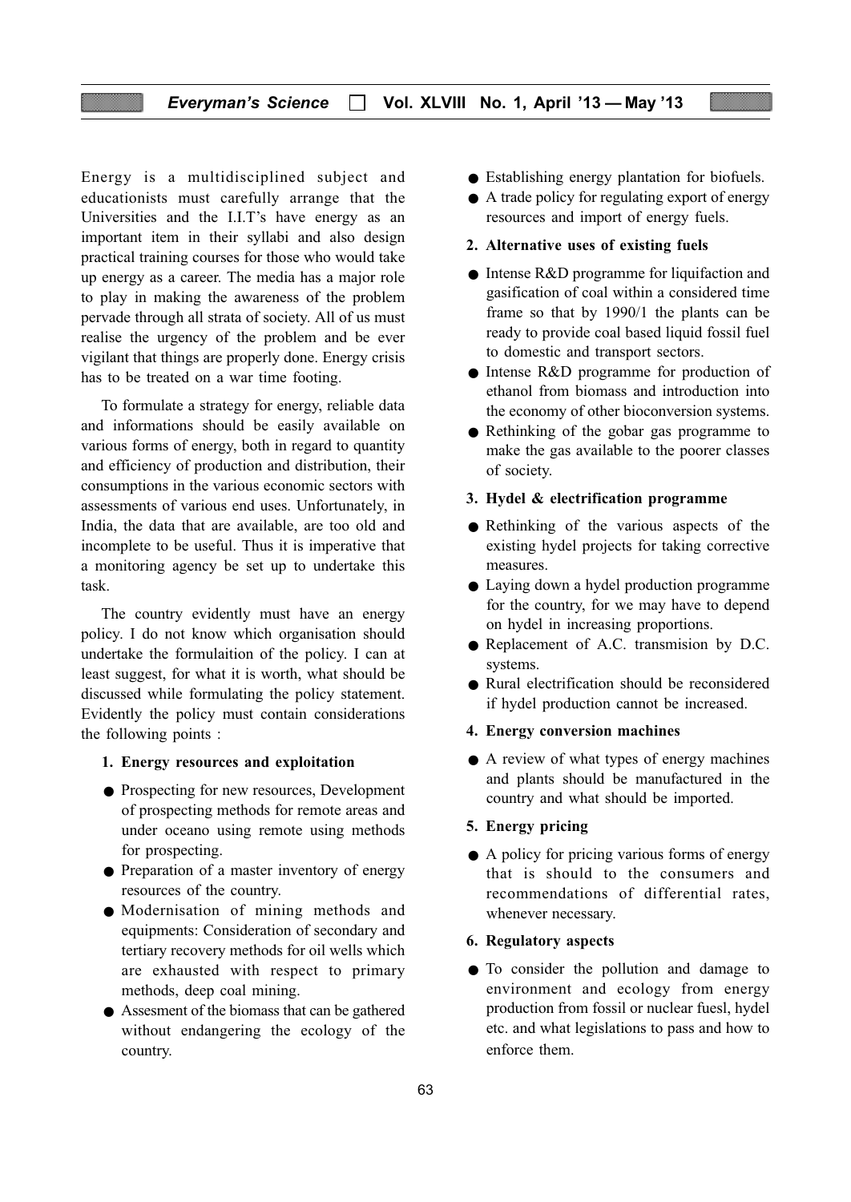Energy is a multidisciplined subject and educationists must carefully arrange that the Universities and the I.I.T's have energy as an important item in their syllabi and also design practical training courses for those who would take up energy as a career. The media has a major role to play in making the awareness of the problem pervade through all strata of society. All of us must realise the urgency of the problem and be ever vigilant that things are properly done. Energy crisis has to be treated on a war time footing.

To formulate a strategy for energy, reliable data and informations should be easily available on various forms of energy, both in regard to quantity and efficiency of production and distribution, their consumptions in the various economic sectors with assessments of various end uses. Unfortunately, in India, the data that are available, are too old and incomplete to be useful. Thus it is imperative that a monitoring agency be set up to undertake this task.

The country evidently must have an energy policy. I do not know which organisation should undertake the formulaition of the policy. I can at least suggest, for what it is worth, what should be discussed while formulating the policy statement. Evidently the policy must contain considerations the following points :

**1. Energy resources and exploitation**

- Prospecting for new resources, Development of prospecting methods for remote areas and under oceano using remote using methods for prospecting.
- Preparation of a master inventory of energy resources of the country.
- Modernisation of mining methods and equipments: Consideration of secondary and tertiary recovery methods for oil wells which are exhausted with respect to primary methods, deep coal mining.
- Assesment of the biomass that can be gathered without endangering the ecology of the country.
- Establishing energy plantation for biofuels.
- A trade policy for regulating export of energy resources and import of energy fuels.

**2. Alternative uses of existing fuels**

- Intense R&D programme for liquifaction and gasification of coal within a considered time frame so that by 1990/1 the plants can be ready to provide coal based liquid fossil fuel to domestic and transport sectors.
- Intense R&D programme for production of ethanol from biomass and introduction into the economy of other bioconversion systems.
- Rethinking of the gobar gas programme to make the gas available to the poorer classes of society.

**3. Hydel & electrification programme**

- Rethinking of the various aspects of the existing hydel projects for taking corrective measures.
- Laying down a hydel production programme for the country, for we may have to depend on hydel in increasing proportions.
- Replacement of A.C. transmision by D.C. systems.
- Rural electrification should be reconsidered if hydel production cannot be increased.

**4. Energy conversion machines**

- A review of what types of energy machines and plants should be manufactured in the country and what should be imported.

**5. Energy pricing**

- A policy for pricing various forms of energy that is should to the consumers and recommendations of differential rates, whenever necessary.

**6. Regulatory aspects**

- To consider the pollution and damage to environment and ecology from energy production from fossil or nuclear fuesl, hydel etc. and what legislations to pass and how to enforce them.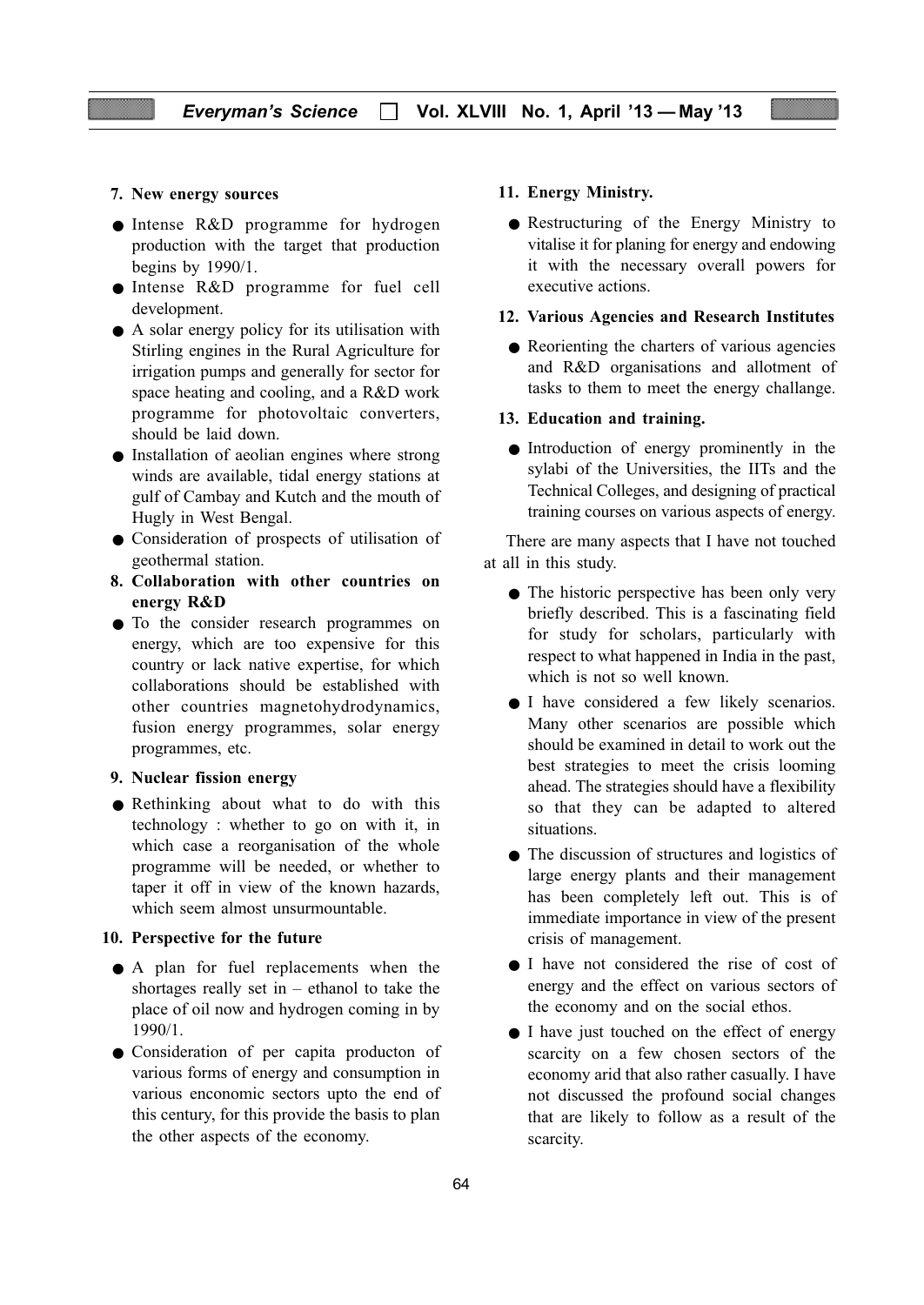**7. New energy sources**

- Intense R&D programme for hydrogen production with the target that production begins by 1990/1.
- Intense R&D programme for fuel cell development.
- A solar energy policy for its utilisation with Stirling engines in the Rural Agriculture for irrigation pumps and generally for sector for space heating and cooling, and a R&D work programme for photovoltaic converters, should be laid down.
- Installation of aeolian engines where strong winds are available, tidal energy stations at gulf of Cambay and Kutch and the mouth of Hugly in West Bengal.
- Consideration of prospects of utilisation of geothermal station.

**8. Collaboration with other countries on energy R&D**

- To the consider research programmes on energy, which are too expensive for this country or lack native expertise, for which collaborations should be established with other countries magnetohydrodynamics, fusion energy programmes, solar energy programmes, etc.

**9. Nuclear fission energy**

- Rethinking about what to do with this technology : whether to go on with it, in which case a reorganisation of the whole programme will be needed, or whether to taper it off in view of the known hazards, which seem almost unsurmountable.

**10. Perspective for the future**

- A plan for fuel replacements when the shortages really set in – ethanol to take the place of oil now and hydrogen coming in by 1990/1.
- Consideration of per capita producton of various forms of energy and consumption in various enconomic sectors upto the end of this century, for this provide the basis to plan the other aspects of the economy.

**11. Energy Ministry.**

- Restructuring of the Energy Ministry to vitalise it for planing for energy and endowing it with the necessary overall powers for executive actions.

**12. Various Agencies and Research Institutes**

- Reorienting the charters of various agencies and R&D organisations and allotment of tasks to them to meet the energy challange.

**13. Education and training.**

- Introduction of energy prominently in the sylabi of the Universities, the IITs and the Technical Colleges, and designing of practical training courses on various aspects of energy.

There are many aspects that I have not touched at all in this study.

- The historic perspective has been only very briefly described. This is a fascinating field for study for scholars, particularly with respect to what happened in India in the past, which is not so well known.
- I have considered a few likely scenarios. Many other scenarios are possible which should be examined in detail to work out the best strategies to meet the crisis looming ahead. The strategies should have a flexibility so that they can be adapted to altered situations.
- The discussion of structures and logistics of large energy plants and their management has been completely left out. This is of immediate importance in view of the present crisis of management.
- I have not considered the rise of cost of energy and the effect on various sectors of the economy and on the social ethos.
- I have just touched on the effect of energy scarcity on a few chosen sectors of the economy arid that also rather casually. I have not discussed the profound social changes that are likely to follow as a result of the scarcity.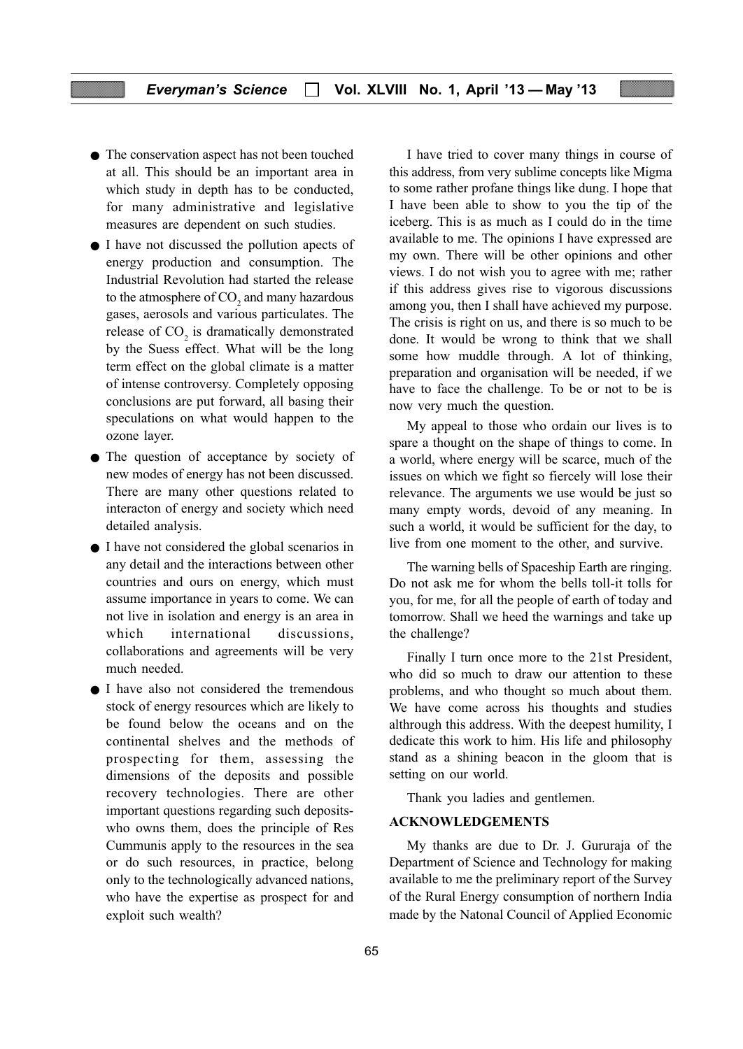- The conservation aspect has not been touched at all. This should be an important area in which study in depth has to be conducted, for many administrative and legislative measures are dependent on such studies.
- I have not discussed the pollution apects of energy production and consumption. The Industrial Revolution had started the release to the atmosphere of $CO_2$ and many hazardous gases, aerosols and various particulates. The release of $CO_2$ is dramatically demonstrated by the Suess effect. What will be the long term effect on the global climate is a matter of intense controversy. Completely opposing conclusions are put forward, all basing their speculations on what would happen to the ozone layer.
- The question of acceptance by society of new modes of energy has not been discussed. There are many other questions related to interacton of energy and society which need detailed analysis.
- I have not considered the global scenarios in any detail and the interactions between other countries and ours on energy, which must assume importance in years to come. We can not live in isolation and energy is an area in which international discussions, collaborations and agreements will be very much needed.
- I have also not considered the tremendous stock of energy resources which are likely to be found below the oceans and on the continental shelves and the methods of prospecting for them, assessing the dimensions of the deposits and possible recovery technologies. There are other important questions regarding such deposits-who owns them, does the principle of Res Cummunis apply to the resources in the sea or do such resources, in practice, belong only to the technologically advanced nations, who have the expertise as prospect for and exploit such wealth?

I have tried to cover many things in course of this address, from very sublime concepts like Migma to some rather profane things like dung. I hope that I have been able to show to you the tip of the iceberg. This is as much as I could do in the time available to me. The opinions I have expressed are my own. There will be other opinions and other views. I do not wish you to agree with me; rather if this address gives rise to vigorous discussions among you, then I shall have achieved my purpose. The crisis is right on us, and there is so much to be done. It would be wrong to think that we shall some how muddle through. A lot of thinking, preparation and organisation will be needed, if we have to face the challenge. To be or not to be is now very much the question.

My appeal to those who ordain our lives is to spare a thought on the shape of things to come. In a world, where energy will be scarce, much of the issues on which we fight so fiercely will lose their relevance. The arguments we use would be just so many empty words, devoid of any meaning. In such a world, it would be sufficient for the day, to live from one moment to the other, and survive.

The warning bells of Spaceship Earth are ringing. Do not ask me for whom the bells toll-it tolls for you, for me, for all the people of earth of today and tomorrow. Shall we heed the warnings and take up the challenge?

Finally I turn once more to the 21st President, who did so much to draw our attention to these problems, and who thought so much about them. We have come across his thoughts and studies althrough this address. With the deepest humility, I dedicate this work to him. His life and philosophy stand as a shining beacon in the gloom that is setting on our world.

Thank you ladies and gentlemen.

## ACKNOWLEDGEMENTS

My thanks are due to Dr. J. Gururaja of the Department of Science and Technology for making available to me the preliminary report of the Survey of the Rural Energy consumption of northern India made by the Natonal Council of Applied Economic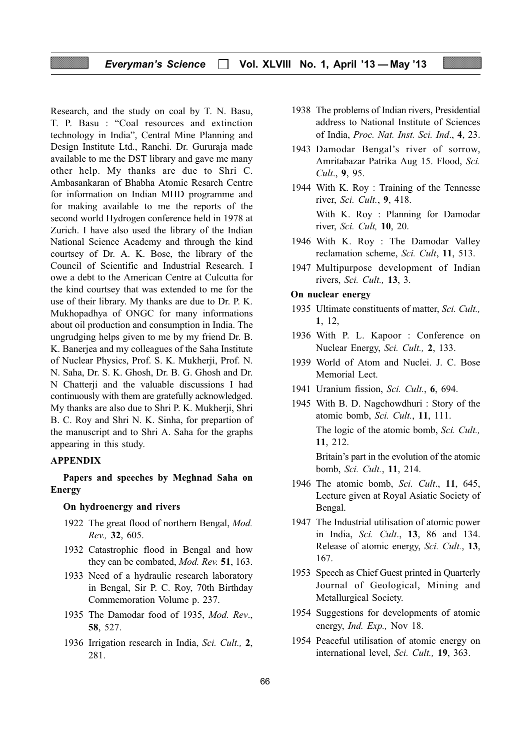Research, and the study on coal by T. N. Basu, T. P. Basu : "Coal resources and extinction technology in India", Central Mine Planning and Design Institute Ltd., Ranchi. Dr. Gururaja made available to me the DST library and gave me many other help. My thanks are due to Shri C. Ambasankaran of Bhabha Atomic Resarch Centre for information on Indian MHD programme and for making available to me the reports of the second world Hydrogen conference held in 1978 at Zurich. I have also used the library of the Indian National Science Academy and through the kind courtsey of Dr. A. K. Bose, the library of the Council of Scientific and Industrial Research. I owe a debt to the American Centre at Culcutta for the kind courtsey that was extended to me for the use of their library. My thanks are due to Dr. P. K. Mukhopadhya of ONGC for many informations about oil production and consumption in India. The ungrudging helps given to me by my friend Dr. B. K. Banerjea and my colleagues of the Saha Institute of Nuclear Physics, Prof. S. K. Mukherji, Prof. N. N. Saha, Dr. S. K. Ghosh, Dr. B. G. Ghosh and Dr. N Chatterji and the valuable discussions I had continuously with them are gratefully acknowledged. My thanks are also due to Shri P. K. Mukherji, Shri B. C. Roy and Shri N. K. Sinha, for prepartion of the manuscript and to Shri A. Saha for the graphs appearing in this study.

## APPENDIX

**Papers and speeches by Meghnad Saha on Energy**

**On hydroenergy and rivers**

- 1922 The great flood of northern Bengal, *Mod. Rev.,* **32**, 605.
- 1932 Catastrophic flood in Bengal and how they can be combated, *Mod. Rev.* **51**, 163.
- 1933 Need of a hydraulic research laboratory in Bengal, Sir P. C. Roy, 70th Birthday Commemoration Volume p. 237.
- 1935 The Damodar food of 1935, *Mod. Rev*., **58**, 527.
- 1936 Irrigation research in India, *Sci. Cult.,* **2**, 281.
- 1938 The problems of Indian rivers, Presidential address to National Institute of Sciences of India, *Proc. Nat. Inst. Sci. Ind*., **4**, 23.
- 1943 Damodar Bengal's river of sorrow, Amritabazar Patrika Aug 15. Flood, *Sci. Cult*., **9**, 95.
- 1944 With K. Roy : Training of the Tennesse river, *Sci. Cult.*, **9**, 418.
  With K. Roy : Planning for Damodar river, *Sci. Cult,* **10**, 20.
- 1946 With K. Roy : The Damodar Valley reclamation scheme, *Sci. Cult*, **11**, 513.
- 1947 Multipurpose development of Indian rivers, *Sci. Cult.,* **13**, 3.

**On nuclear energy**

- 1935 Ultimate constituents of matter, *Sci. Cult.,* **1**, 12,
- 1936 With P. L. Kapoor : Conference on Nuclear Energy, *Sci. Cult.,* **2**, 133.
- 1939 World of Atom and Nuclei. J. C. Bose Memorial Lect.
- 1941 Uranium fission, *Sci. Cult.*, **6**, 694.
- 1945 With B. D. Nagchowdhuri : Story of the atomic bomb, *Sci. Cult.*, **11**, 111.
  The logic of the atomic bomb, *Sci. Cult.,* **11**, 212.
  Britain's part in the evolution of the atomic bomb, *Sci. Cult.*, **11**, 214.
- 1946 The atomic bomb, *Sci. Cult*., **11**, 645, Lecture given at Royal Asiatic Society of Bengal.
- 1947 The Industrial utilisation of atomic power in India, *Sci. Cult*., **13**, 86 and 134. Release of atomic energy, *Sci. Cult.*, **13**, 167.
- 1953 Speech as Chief Guest printed in Quarterly Journal of Geological, Mining and Metallurgical Society.
- 1954 Suggestions for developments of atomic energy, *Ind. Exp.,* Nov 18.
- 1954 Peaceful utilisation of atomic energy on international level, *Sci. Cult.,* **19**, 363.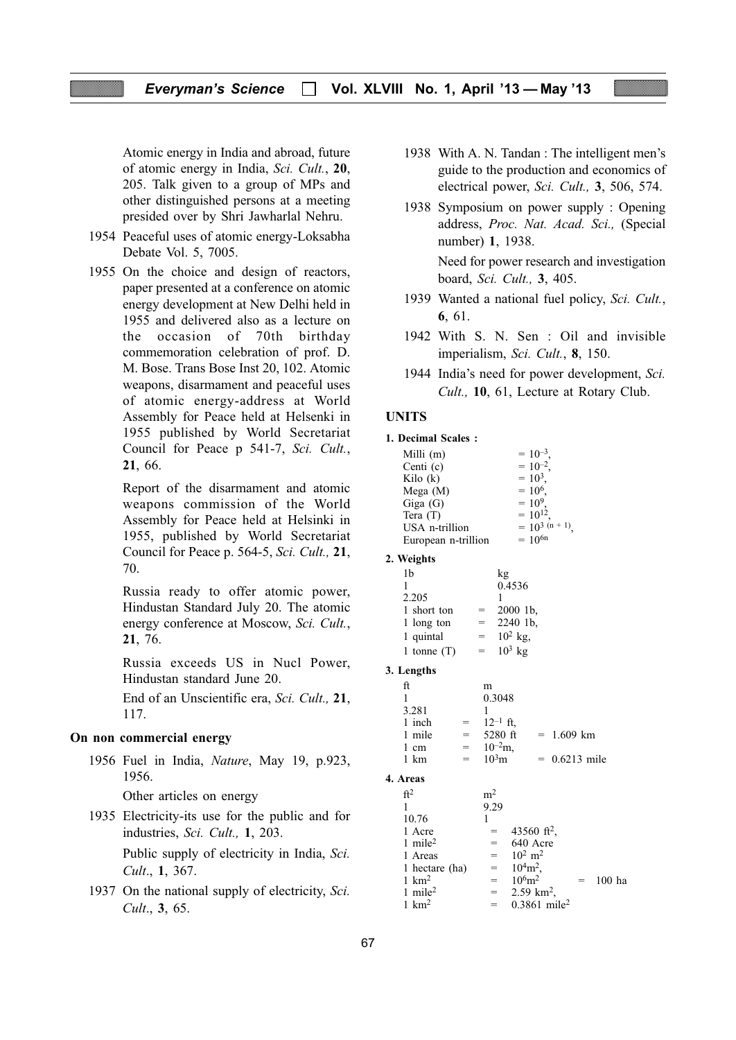Atomic energy in India and abroad, future of atomic energy in India, *Sci. Cult.*, **20**, 205. Talk given to a group of MPs and other distinguished persons at a meeting presided over by Shri Jawharlal Nehru.

1954 Peaceful uses of atomic energy-Loksabha Debate Vol. 5, 7005.

1955 On the choice and design of reactors, paper presented at a conference on atomic energy development at New Delhi held in 1955 and delivered also as a lecture on the occasion of 70th birthday commemoration celebration of prof. D. M. Bose. Trans Bose Inst 20, 102. Atomic weapons, disarmament and peaceful uses of atomic energy-address at World Assembly for Peace held at Helsenki in 1955 published by World Secretariat Council for Peace p 541-7, *Sci. Cult.*, **21**, 66.

Report of the disarmament and atomic weapons commission of the World Assembly for Peace held at Helsinki in 1955, published by World Secretariat Council for Peace p. 564-5, *Sci. Cult.,* **21**, 70.

Russia ready to offer atomic power, Hindustan Standard July 20. The atomic energy conference at Moscow, *Sci. Cult.*, **21**, 76.

Russia exceeds US in Nucl Power, Hindustan standard June 20.

End of an Unscientific era, *Sci. Cult.,* **21**, 117.

**On non commercial energy**

1956 Fuel in India, *Nature*, May 19, p.923, 1956.

Other articles on energy

1935 Electricity-its use for the public and for industries, *Sci. Cult.,* **1**, 203.

Public supply of electricity in India, *Sci. Cult*., **1**, 367.

1937 On the national supply of electricity, *Sci. Cult*., **3**, 65.

1938 With A. N. Tandan : The intelligent men's guide to the production and economics of electrical power, *Sci. Cult.,* **3**, 506, 574.

1938 Symposium on power supply : Opening address, *Proc. Nat. Acad. Sci.,* (Special number) **1**, 1938.

Need for power research and investigation board, *Sci. Cult.,* **3**, 405.

1939 Wanted a national fuel policy, *Sci. Cult.*, **6**, 61.

1942 With S. N. Sen : Oil and invisible imperialism, *Sci. Cult.*, **8**, 150.

1944 India's need for power development, *Sci. Cult.,* **10**, 61, Lecture at Rotary Club.

**UNITS**

**1. Decimal Scales :**

| | |
|---|---|
| Milli (m) | $= 10^{-3}$, |
| Centi (c) | $= 10^{-2}$, |
| Kilo (k) | $= 10^{3}$, |
| Mega (M) | $= 10^{6}$, |
| Giga (G) | $= 10^{9}$, |
| Tera (T) | $= 10^{12}$, |
| USA n-trillion | $= 10^{3\,(n+1)}$, |
| European n-trillion | $= 10^{6n}$ |

**2. Weights**

| 1b | | kg |
|---|---|---|
| 1 | | 0.4536 |
| 2.205 | | 1 |
| 1 short ton | = | 2000 1b, |
| 1 long ton | = | 2240 1b, |
| 1 quintal | = | $10^2$ kg, |
| 1 tonne (T) | = | $10^3$ kg |

**3. Lengths**

| ft | | m | |
|---|---|---|---|
| 1 | | 0.3048 | |
| 3.281 | | 1 | |
| 1 inch | = | $12^{-1}$ ft, | |
| 1 mile | = | 5280 ft | = 1.609 km |
| 1 cm | = | $10^{-2}$m, | |
| 1 km | = | $10^3$m | = 0.6213 mile |

**4. Areas**

| ft$^2$ | | m$^2$ | |
|---|---|---|---|
| 1 | | 9.29 | |
| 10.76 | | 1 | |
| 1 Acre | = | 43560 ft$^2$, | |
| 1 mile$^2$ | = | 640 Acre | |
| 1 Areas | = | $10^2$ m$^2$ | |
| 1 hectare (ha) | = | $10^4$m$^2$, | |
| 1 km$^2$ | = | $10^6$m$^2$ | = 100 ha |
| 1 mile$^2$ | = | 2.59 km$^2$, | |
| 1 km$^2$ | = | 0.3861 mile$^2$ | |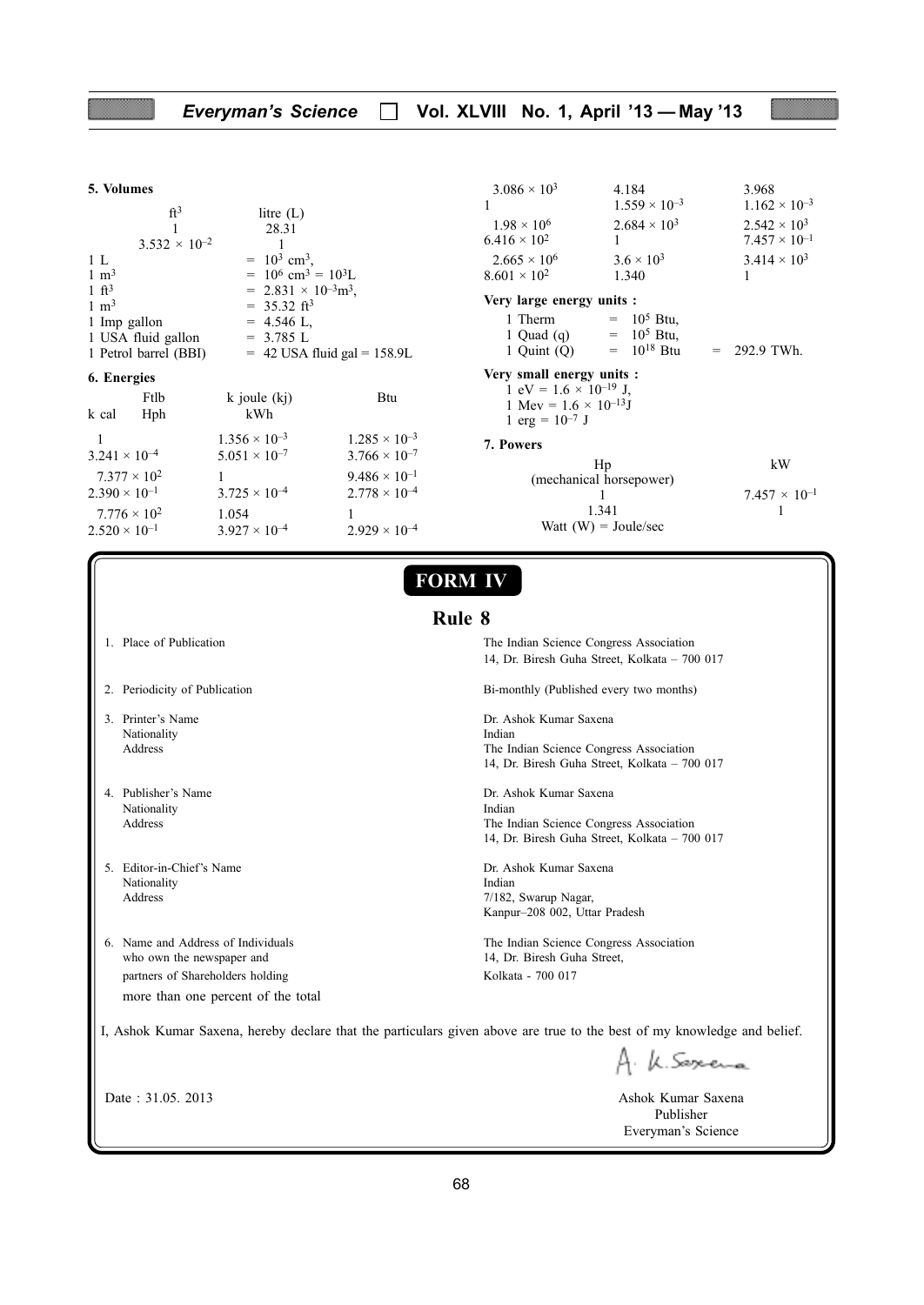### 5. Volumes

| ft$^3$ | litre (L) |
|---|---|
| 1 | 28.31 |
| $3.532 \times 10^{-2}$ | 1 |

1 L = $10^3$ cm$^3$,
1 m$^3$ = $10^6$ cm$^3$ = $10^3$L
1 ft$^3$ = $2.831 \times 10^{-3}$m$^3$,
1 m$^3$ = 35.32 ft$^3$
1 Imp gallon = 4.546 L,
1 USA fluid gallon = 3.785 L
1 Petrol barrel (BBI) = 42 USA fluid gal = 158.9L

### 6. Energies

| Ftlb | k joule (kj) | Btu |
|---|---|---|
| k cal Hph | kWh | |
| 1 | $1.356 \times 10^{-3}$ | $1.285 \times 10^{-3}$ |
| $3.241 \times 10^{-4}$ | $5.051 \times 10^{-7}$ | $3.766 \times 10^{-7}$ |
| $7.377 \times 10^2$ | 1 | $9.486 \times 10^{-1}$ |
| $2.390 \times 10^{-1}$ | $3.725 \times 10^{-4}$ | $2.778 \times 10^{-4}$ |
| $7.776 \times 10^2$ | 1.054 | 1 |
| $2.520 \times 10^{-1}$ | $3.927 \times 10^{-4}$ | $2.929 \times 10^{-4}$ |
| $3.086 \times 10^3$ | 4.184 | 3.968 |
| 1 | $1.559 \times 10^{-3}$ | $1.162 \times 10^{-3}$ |
| $1.98 \times 10^6$ | $2.684 \times 10^3$ | $2.542 \times 10^3$ |
| $6.416 \times 10^2$ | 1 | $7.457 \times 10^{-1}$ |
| $2.665 \times 10^6$ | $3.6 \times 10^3$ | $3.414 \times 10^3$ |
| $8.601 \times 10^2$ | 1.340 | 1 |

**Very large energy units :**

1 Therm = $10^5$ Btu,
1 Quad (q) = $10^5$ Btu,
1 Quint (Q) = $10^{18}$ Btu = 292.9 TWh.

**Very small energy units :**

1 eV = $1.6 \times 10^{-19}$ J,
1 Mev = $1.6 \times 10^{-13}$J
1 erg = $10^{-7}$ J

### 7. Powers

| Hp (mechanical horsepower) | kW |
|---|---|
| 1 | $7.457 \times 10^{-1}$ |
| 1.341 | 1 |

Watt (W) = Joule/sec

## FORM IV

### Rule 8

1. Place of Publication — The Indian Science Congress Association, 14, Dr. Biresh Guha Street, Kolkata – 700 017
2. Periodicity of Publication — Bi-monthly (Published every two months)
3. Printer's Name — Dr. Ashok Kumar Saxena
   Nationality — Indian
   Address — The Indian Science Congress Association, 14, Dr. Biresh Guha Street, Kolkata – 700 017
4. Publisher's Name — Dr. Ashok Kumar Saxena
   Nationality — Indian
   Address — The Indian Science Congress Association, 14, Dr. Biresh Guha Street, Kolkata – 700 017
5. Editor-in-Chief's Name — Dr. Ashok Kumar Saxena
   Nationality — Indian
   Address — 7/182, Swarup Nagar, Kanpur–208 002, Uttar Pradesh
6. Name and Address of Individuals who own the newspaper and partners of Shareholders holding more than one percent of the total — The Indian Science Congress Association, 14, Dr. Biresh Guha Street, Kolkata - 700 017

I, Ashok Kumar Saxena, hereby declare that the particulars given above are true to the best of my knowledge and belief.

A. K. Saxena

Date : 31.05. 2013

Ashok Kumar Saxena
Publisher
Everyman's Science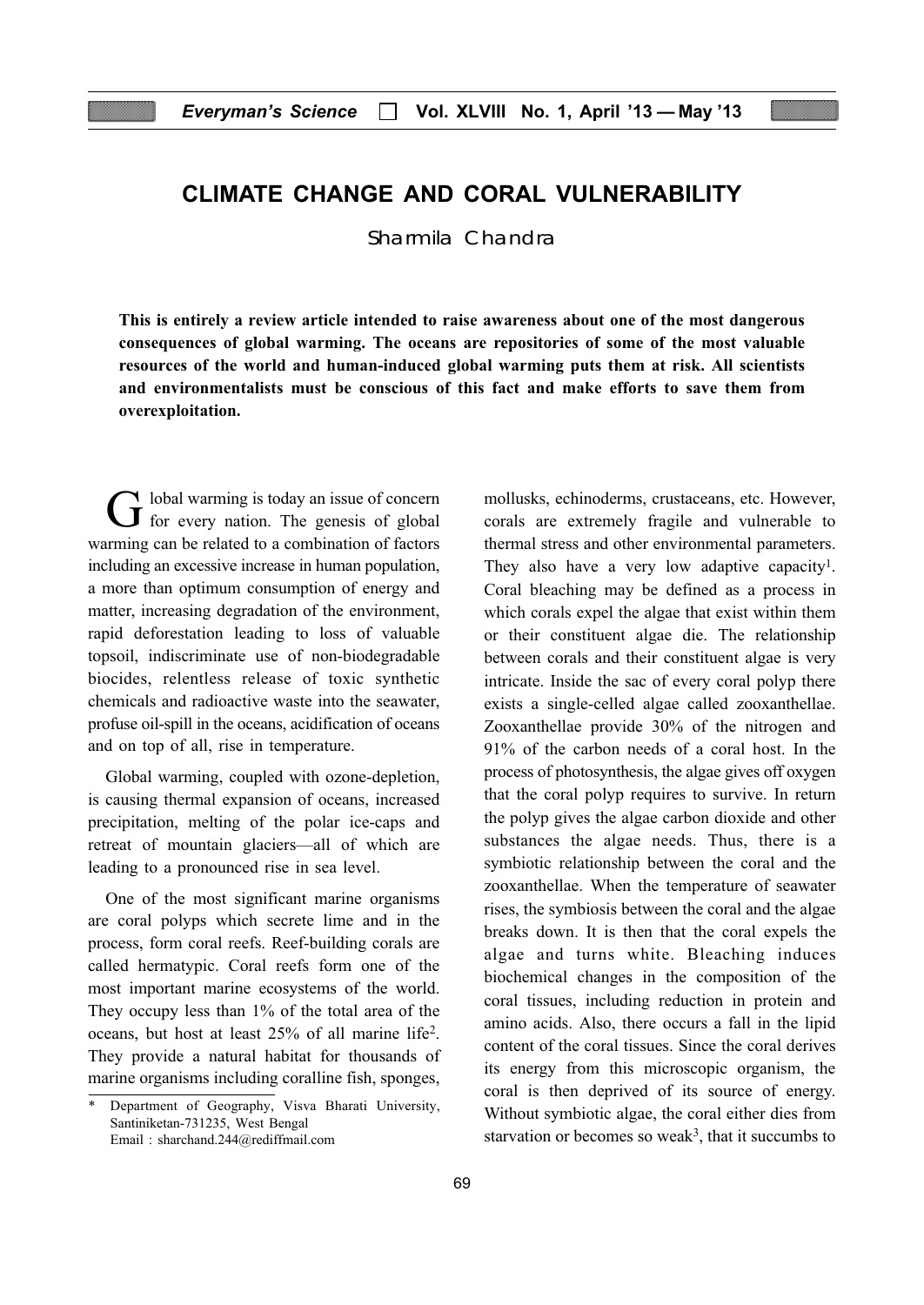# CLIMATE CHANGE AND CORAL VULNERABILITY

Sharmila Chandra

**This is entirely a review article intended to raise awareness about one of the most dangerous consequences of global warming. The oceans are repositories of some of the most valuable resources of the world and human-induced global warming puts them at risk. All scientists and environmentalists must be conscious of this fact and make efforts to save them from overexploitation.**

Global warming is today an issue of concern for every nation. The genesis of global warming can be related to a combination of factors including an excessive increase in human population, a more than optimum consumption of energy and matter, increasing degradation of the environment, rapid deforestation leading to loss of valuable topsoil, indiscriminate use of non-biodegradable biocides, relentless release of toxic synthetic chemicals and radioactive waste into the seawater, profuse oil-spill in the oceans, acidification of oceans and on top of all, rise in temperature.

Global warming, coupled with ozone-depletion, is causing thermal expansion of oceans, increased precipitation, melting of the polar ice-caps and retreat of mountain glaciers—all of which are leading to a pronounced rise in sea level.

One of the most significant marine organisms are coral polyps which secrete lime and in the process, form coral reefs. Reef-building corals are called hermatypic. Coral reefs form one of the most important marine ecosystems of the world. They occupy less than 1% of the total area of the oceans, but host at least 25% of all marine life[2]. They provide a natural habitat for thousands of marine organisms including coralline fish, sponges, mollusks, echinoderms, crustaceans, etc. However, corals are extremely fragile and vulnerable to thermal stress and other environmental parameters. They also have a very low adaptive capacity[1]. Coral bleaching may be defined as a process in which corals expel the algae that exist within them or their constituent algae die. The relationship between corals and their constituent algae is very intricate. Inside the sac of every coral polyp there exists a single-celled algae called zooxanthellae. Zooxanthellae provide 30% of the nitrogen and 91% of the carbon needs of a coral host. In the process of photosynthesis, the algae gives off oxygen that the coral polyp requires to survive. In return the polyp gives the algae carbon dioxide and other substances the algae needs. Thus, there is a symbiotic relationship between the coral and the zooxanthellae. When the temperature of seawater rises, the symbiosis between the coral and the algae breaks down. It is then that the coral expels the algae and turns white. Bleaching induces biochemical changes in the composition of the coral tissues, including reduction in protein and amino acids. Also, there occurs a fall in the lipid content of the coral tissues. Since the coral derives its energy from this microscopic organism, the coral is then deprived of its source of energy. Without symbiotic algae, the coral either dies from starvation or becomes so weak[3], that it succumbs to

\* Department of Geography, Visva Bharati University, Santiniketan-731235, West Bengal
Email : sharchand.244@rediffmail.com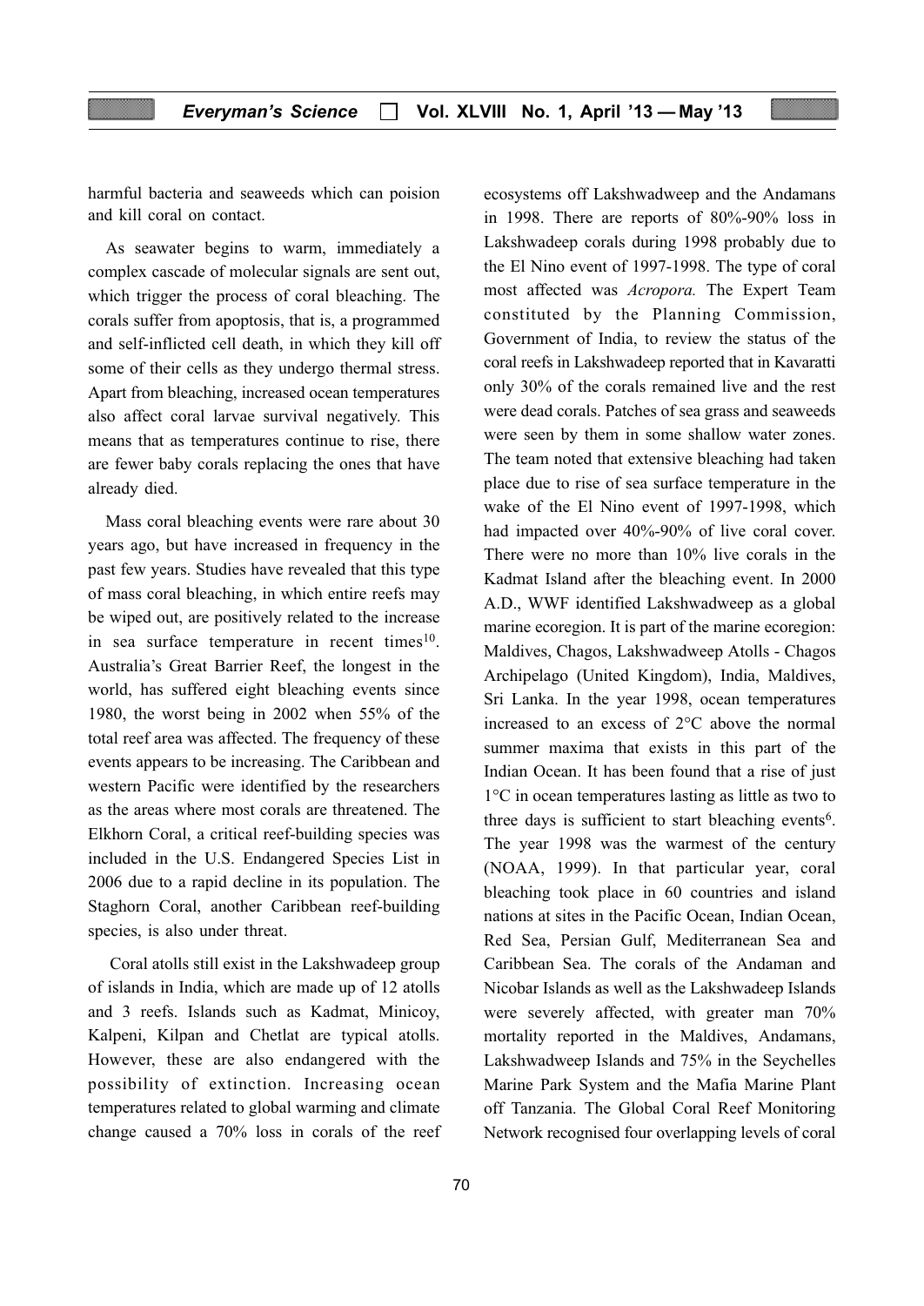harmful bacteria and seaweeds which can poision and kill coral on contact.

As seawater begins to warm, immediately a complex cascade of molecular signals are sent out, which trigger the process of coral bleaching. The corals suffer from apoptosis, that is, a programmed and self-inflicted cell death, in which they kill off some of their cells as they undergo thermal stress. Apart from bleaching, increased ocean temperatures also affect coral larvae survival negatively. This means that as temperatures continue to rise, there are fewer baby corals replacing the ones that have already died.

Mass coral bleaching events were rare about 30 years ago, but have increased in frequency in the past few years. Studies have revealed that this type of mass coral bleaching, in which entire reefs may be wiped out, are positively related to the increase in sea surface temperature in recent times[10]. Australia's Great Barrier Reef, the longest in the world, has suffered eight bleaching events since 1980, the worst being in 2002 when 55% of the total reef area was affected. The frequency of these events appears to be increasing. The Caribbean and western Pacific were identified by the researchers as the areas where most corals are threatened. The Elkhorn Coral, a critical reef-building species was included in the U.S. Endangered Species List in 2006 due to a rapid decline in its population. The Staghorn Coral, another Caribbean reef-building species, is also under threat.

Coral atolls still exist in the Lakshwadeep group of islands in India, which are made up of 12 atolls and 3 reefs. Islands such as Kadmat, Minicoy, Kalpeni, Kilpan and Chetlat are typical atolls. However, these are also endangered with the possibility of extinction. Increasing ocean temperatures related to global warming and climate change caused a 70% loss in corals of the reef ecosystems off Lakshwadweep and the Andamans in 1998. There are reports of 80%-90% loss in Lakshwadeep corals during 1998 probably due to the El Nino event of 1997-1998. The type of coral most affected was *Acropora.* The Expert Team constituted by the Planning Commission, Government of India, to review the status of the coral reefs in Lakshwadeep reported that in Kavaratti only 30% of the corals remained live and the rest were dead corals. Patches of sea grass and seaweeds were seen by them in some shallow water zones. The team noted that extensive bleaching had taken place due to rise of sea surface temperature in the wake of the El Nino event of 1997-1998, which had impacted over 40%-90% of live coral cover. There were no more than 10% live corals in the Kadmat Island after the bleaching event. In 2000 A.D., WWF identified Lakshwadweep as a global marine ecoregion. It is part of the marine ecoregion: Maldives, Chagos, Lakshwadweep Atolls - Chagos Archipelago (United Kingdom), India, Maldives, Sri Lanka. In the year 1998, ocean temperatures increased to an excess of 2°C above the normal summer maxima that exists in this part of the Indian Ocean. It has been found that a rise of just 1°C in ocean temperatures lasting as little as two to three days is sufficient to start bleaching events[6]. The year 1998 was the warmest of the century (NOAA, 1999). In that particular year, coral bleaching took place in 60 countries and island nations at sites in the Pacific Ocean, Indian Ocean, Red Sea, Persian Gulf, Mediterranean Sea and Caribbean Sea. The corals of the Andaman and Nicobar Islands as well as the Lakshwadeep Islands were severely affected, with greater man 70% mortality reported in the Maldives, Andamans, Lakshwadweep Islands and 75% in the Seychelles Marine Park System and the Mafia Marine Plant off Tanzania. The Global Coral Reef Monitoring Network recognised four overlapping levels of coral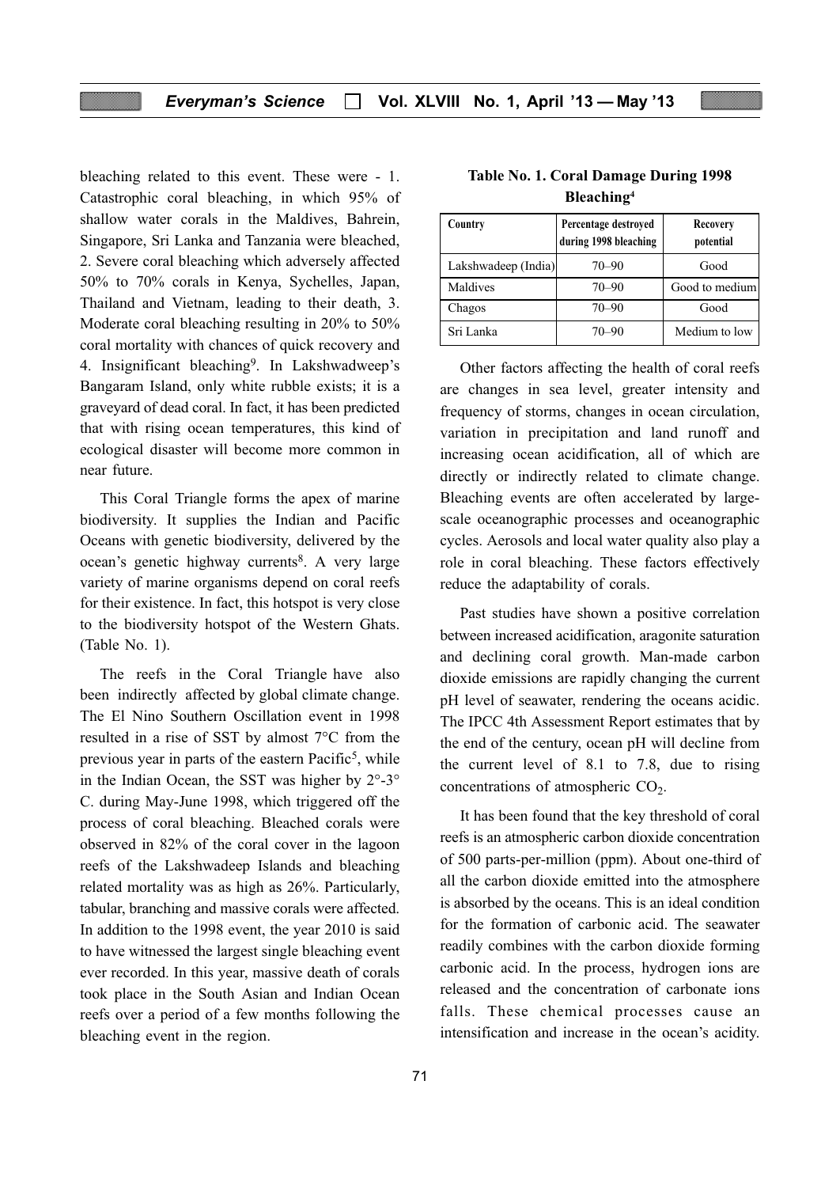bleaching related to this event. These were - 1. Catastrophic coral bleaching, in which 95% of shallow water corals in the Maldives, Bahrein, Singapore, Sri Lanka and Tanzania were bleached, 2. Severe coral bleaching which adversely affected 50% to 70% corals in Kenya, Sychelles, Japan, Thailand and Vietnam, leading to their death, 3. Moderate coral bleaching resulting in 20% to 50% coral mortality with chances of quick recovery and 4. Insignificant bleaching[9]. In Lakshwadweep's Bangaram Island, only white rubble exists; it is a graveyard of dead coral. In fact, it has been predicted that with rising ocean temperatures, this kind of ecological disaster will become more common in near future.

This Coral Triangle forms the apex of marine biodiversity. It supplies the Indian and Pacific Oceans with genetic biodiversity, delivered by the ocean's genetic highway currents[8]. A very large variety of marine organisms depend on coral reefs for their existence. In fact, this hotspot is very close to the biodiversity hotspot of the Western Ghats. (Table No. 1).

The reefs in the Coral Triangle have also been indirectly affected by global climate change. The El Nino Southern Oscillation event in 1998 resulted in a rise of SST by almost 7°C from the previous year in parts of the eastern Pacific[5], while in the Indian Ocean, the SST was higher by 2°-3° C. during May-June 1998, which triggered off the process of coral bleaching. Bleached corals were observed in 82% of the coral cover in the lagoon reefs of the Lakshwadeep Islands and bleaching related mortality was as high as 26%. Particularly, tabular, branching and massive corals were affected. In addition to the 1998 event, the year 2010 is said to have witnessed the largest single bleaching event ever recorded. In this year, massive death of corals took place in the South Asian and Indian Ocean reefs over a period of a few months following the bleaching event in the region.

**Table No. 1. Coral Damage During 1998 Bleaching[4]**

| Country | Percentage destroyed during 1998 bleaching | Recovery potential |
|---|---|---|
| Lakshwadeep (India) | 70–90 | Good |
| Maldives | 70–90 | Good to medium |
| Chagos | 70–90 | Good |
| Sri Lanka | 70–90 | Medium to low |

Other factors affecting the health of coral reefs are changes in sea level, greater intensity and frequency of storms, changes in ocean circulation, variation in precipitation and land runoff and increasing ocean acidification, all of which are directly or indirectly related to climate change. Bleaching events are often accelerated by large-scale oceanographic processes and oceanographic cycles. Aerosols and local water quality also play a role in coral bleaching. These factors effectively reduce the adaptability of corals.

Past studies have shown a positive correlation between increased acidification, aragonite saturation and declining coral growth. Man-made carbon dioxide emissions are rapidly changing the current pH level of seawater, rendering the oceans acidic. The IPCC 4th Assessment Report estimates that by the end of the century, ocean pH will decline from the current level of 8.1 to 7.8, due to rising concentrations of atmospheric $CO_2$.

It has been found that the key threshold of coral reefs is an atmospheric carbon dioxide concentration of 500 parts-per-million (ppm). About one-third of all the carbon dioxide emitted into the atmosphere is absorbed by the oceans. This is an ideal condition for the formation of carbonic acid. The seawater readily combines with the carbon dioxide forming carbonic acid. In the process, hydrogen ions are released and the concentration of carbonate ions falls. These chemical processes cause an intensification and increase in the ocean's acidity.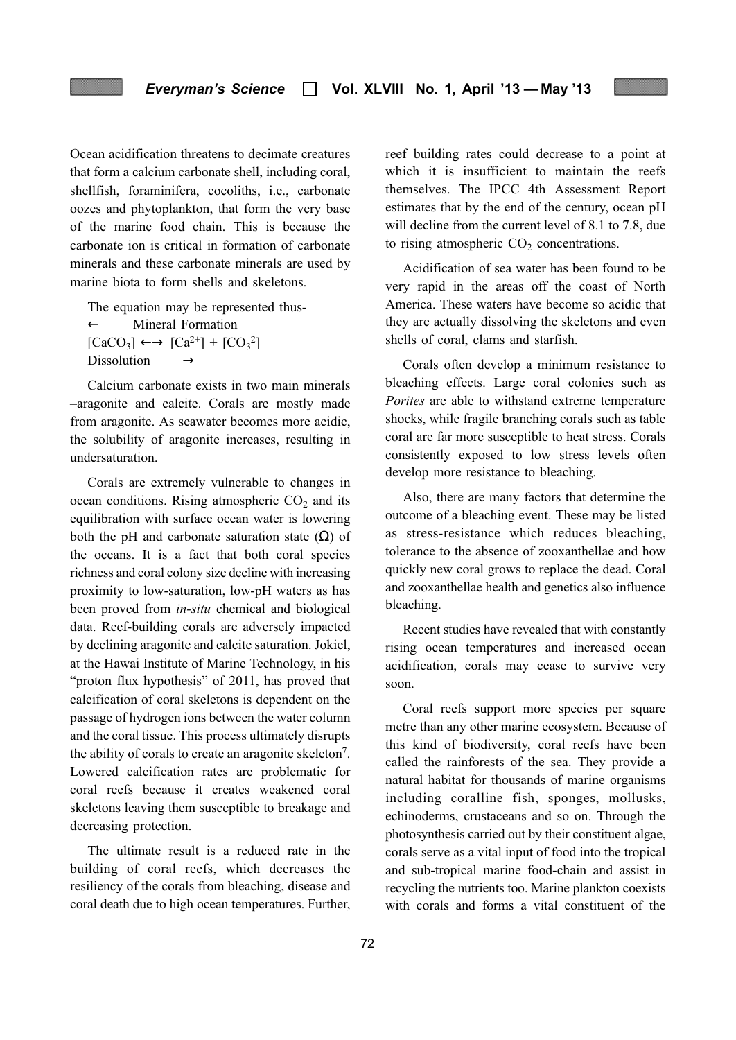Ocean acidification threatens to decimate creatures that form a calcium carbonate shell, including coral, shellfish, foraminifera, cocoliths, i.e., carbonate oozes and phytoplankton, that form the very base of the marine food chain. This is because the carbonate ion is critical in formation of carbonate minerals and these carbonate minerals are used by marine biota to form shells and skeletons.

The equation may be represented thus-

$$[CaCO_3] \underset{\text{Dissolution} \rightarrow}{\overset{\leftarrow \text{ Mineral Formation}}{\longleftrightarrow}} [Ca^{2+}] + [CO_3^{2}]$$

Calcium carbonate exists in two main minerals –aragonite and calcite. Corals are mostly made from aragonite. As seawater becomes more acidic, the solubility of aragonite increases, resulting in undersaturation.

Corals are extremely vulnerable to changes in ocean conditions. Rising atmospheric $CO_2$ and its equilibration with surface ocean water is lowering both the pH and carbonate saturation state ($\Omega$) of the oceans. It is a fact that both coral species richness and coral colony size decline with increasing proximity to low-saturation, low-pH waters as has been proved from *in-situ* chemical and biological data. Reef-building corals are adversely impacted by declining aragonite and calcite saturation. Jokiel, at the Hawai Institute of Marine Technology, in his "proton flux hypothesis" of 2011, has proved that calcification of coral skeletons is dependent on the passage of hydrogen ions between the water column and the coral tissue. This process ultimately disrupts the ability of corals to create an aragonite skeleton[7]. Lowered calcification rates are problematic for coral reefs because it creates weakened coral skeletons leaving them susceptible to breakage and decreasing protection.

The ultimate result is a reduced rate in the building of coral reefs, which decreases the resiliency of the corals from bleaching, disease and coral death due to high ocean temperatures. Further, reef building rates could decrease to a point at which it is insufficient to maintain the reefs themselves. The IPCC 4th Assessment Report estimates that by the end of the century, ocean pH will decline from the current level of 8.1 to 7.8, due to rising atmospheric $CO_2$ concentrations.

Acidification of sea water has been found to be very rapid in the areas off the coast of North America. These waters have become so acidic that they are actually dissolving the skeletons and even shells of coral, clams and starfish.

Corals often develop a minimum resistance to bleaching effects. Large coral colonies such as *Porites* are able to withstand extreme temperature shocks, while fragile branching corals such as table coral are far more susceptible to heat stress. Corals consistently exposed to low stress levels often develop more resistance to bleaching.

Also, there are many factors that determine the outcome of a bleaching event. These may be listed as stress-resistance which reduces bleaching, tolerance to the absence of zooxanthellae and how quickly new coral grows to replace the dead. Coral and zooxanthellae health and genetics also influence bleaching.

Recent studies have revealed that with constantly rising ocean temperatures and increased ocean acidification, corals may cease to survive very soon.

Coral reefs support more species per square metre than any other marine ecosystem. Because of this kind of biodiversity, coral reefs have been called the rainforests of the sea. They provide a natural habitat for thousands of marine organisms including coralline fish, sponges, mollusks, echinoderms, crustaceans and so on. Through the photosynthesis carried out by their constituent algae, corals serve as a vital input of food into the tropical and sub-tropical marine food-chain and assist in recycling the nutrients too. Marine plankton coexists with corals and forms a vital constituent of the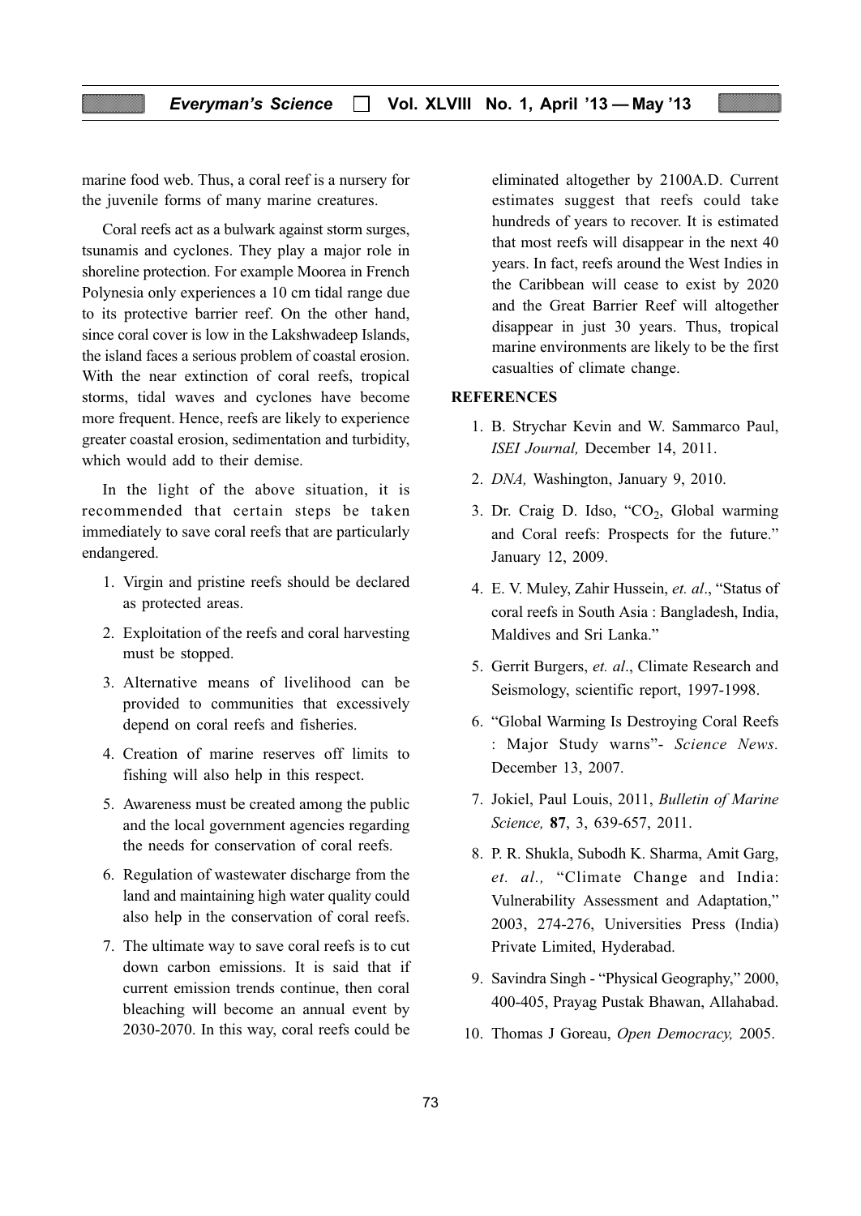marine food web. Thus, a coral reef is a nursery for the juvenile forms of many marine creatures.

Coral reefs act as a bulwark against storm surges, tsunamis and cyclones. They play a major role in shoreline protection. For example Moorea in French Polynesia only experiences a 10 cm tidal range due to its protective barrier reef. On the other hand, since coral cover is low in the Lakshwadeep Islands, the island faces a serious problem of coastal erosion. With the near extinction of coral reefs, tropical storms, tidal waves and cyclones have become more frequent. Hence, reefs are likely to experience greater coastal erosion, sedimentation and turbidity, which would add to their demise.

In the light of the above situation, it is recommended that certain steps be taken immediately to save coral reefs that are particularly endangered.

1. Virgin and pristine reefs should be declared as protected areas.
2. Exploitation of the reefs and coral harvesting must be stopped.
3. Alternative means of livelihood can be provided to communities that excessively depend on coral reefs and fisheries.
4. Creation of marine reserves off limits to fishing will also help in this respect.
5. Awareness must be created among the public and the local government agencies regarding the needs for conservation of coral reefs.
6. Regulation of wastewater discharge from the land and maintaining high water quality could also help in the conservation of coral reefs.
7. The ultimate way to save coral reefs is to cut down carbon emissions. It is said that if current emission trends continue, then coral bleaching will become an annual event by 2030-2070. In this way, coral reefs could be eliminated altogether by 2100A.D. Current estimates suggest that reefs could take hundreds of years to recover. It is estimated that most reefs will disappear in the next 40 years. In fact, reefs around the West Indies in the Caribbean will cease to exist by 2020 and the Great Barrier Reef will altogether disappear in just 30 years. Thus, tropical marine environments are likely to be the first casualties of climate change.

## REFERENCES

1. B. Strychar Kevin and W. Sammarco Paul, *ISEI Journal,* December 14, 2011.
2. *DNA,* Washington, January 9, 2010.
3. Dr. Craig D. Idso, "$CO_2$, Global warming and Coral reefs: Prospects for the future." January 12, 2009.
4. E. V. Muley, Zahir Hussein, *et. al*., "Status of coral reefs in South Asia : Bangladesh, India, Maldives and Sri Lanka."
5. Gerrit Burgers, *et. al*., Climate Research and Seismology, scientific report, 1997-1998.
6. "Global Warming Is Destroying Coral Reefs : Major Study warns"- *Science News.* December 13, 2007.
7. Jokiel, Paul Louis, 2011, *Bulletin of Marine Science,* **87**, 3, 639-657, 2011.
8. P. R. Shukla, Subodh K. Sharma, Amit Garg, *et. al.,* "Climate Change and India: Vulnerability Assessment and Adaptation," 2003, 274-276, Universities Press (India) Private Limited, Hyderabad.
9. Savindra Singh - "Physical Geography," 2000, 400-405, Prayag Pustak Bhawan, Allahabad.
10. Thomas J Goreau, *Open Democracy,* 2005.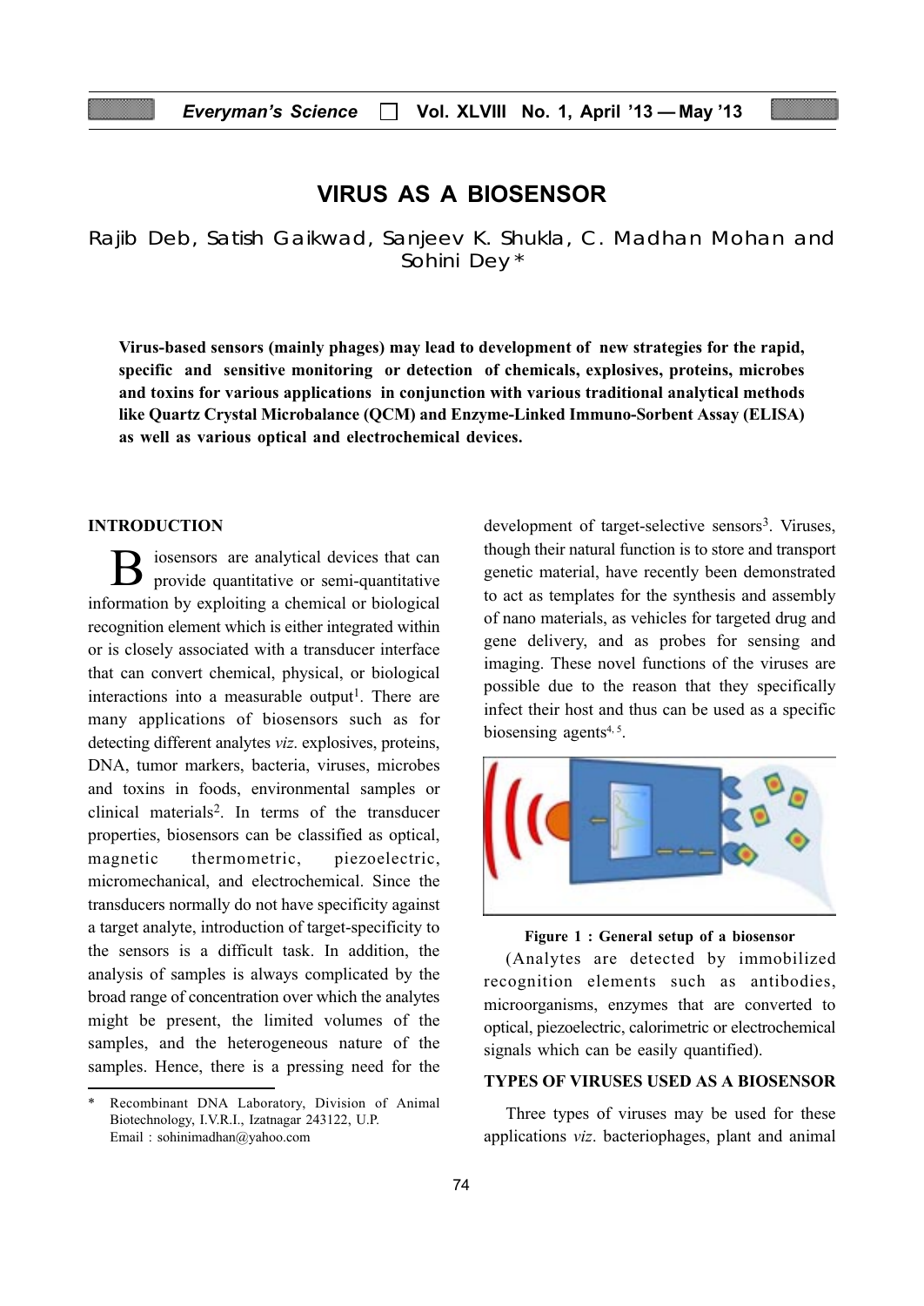# VIRUS AS A BIOSENSOR

Rajib Deb, Satish Gaikwad, Sanjeev K. Shukla, C. Madhan Mohan and Sohini Dey *

**Virus-based sensors (mainly phages) may lead to development of new strategies for the rapid, specific and sensitive monitoring or detection of chemicals, explosives, proteins, microbes and toxins for various applications in conjunction with various traditional analytical methods like Quartz Crystal Microbalance (QCM) and Enzyme-Linked Immuno-Sorbent Assay (ELISA) as well as various optical and electrochemical devices.**

## INTRODUCTION

Biosensors are analytical devices that can provide quantitative or semi-quantitative information by exploiting a chemical or biological recognition element which is either integrated within or is closely associated with a transducer interface that can convert chemical, physical, or biological interactions into a measurable output[1]. There are many applications of biosensors such as for detecting different analytes *viz*. explosives, proteins, DNA, tumor markers, bacteria, viruses, microbes and toxins in foods, environmental samples or clinical materials[2]. In terms of the transducer properties, biosensors can be classified as optical, magnetic thermometric, piezoelectric, micromechanical, and electrochemical. Since the transducers normally do not have specificity against a target analyte, introduction of target-specificity to the sensors is a difficult task. In addition, the analysis of samples is always complicated by the broad range of concentration over which the analytes might be present, the limited volumes of the samples, and the heterogeneous nature of the samples. Hence, there is a pressing need for the development of target-selective sensors[3]. Viruses, though their natural function is to store and transport genetic material, have recently been demonstrated to act as templates for the synthesis and assembly of nano materials, as vehicles for targeted drug and gene delivery, and as probes for sensing and imaging. These novel functions of the viruses are possible due to the reason that they specifically infect their host and thus can be used as a specific biosensing agents[4, 5].

**Figure 1 : General setup of a biosensor**

(Analytes are detected by immobilized recognition elements such as antibodies, microorganisms, enzymes that are converted to optical, piezoelectric, calorimetric or electrochemical signals which can be easily quantified).

## TYPES OF VIRUSES USED AS A BIOSENSOR

Three types of viruses may be used for these applications *viz*. bacteriophages, plant and animal

---

\* Recombinant DNA Laboratory, Division of Animal Biotechnology, I.V.R.I., Izatnagar 243122, U.P. Email : sohinimadhan@yahoo.com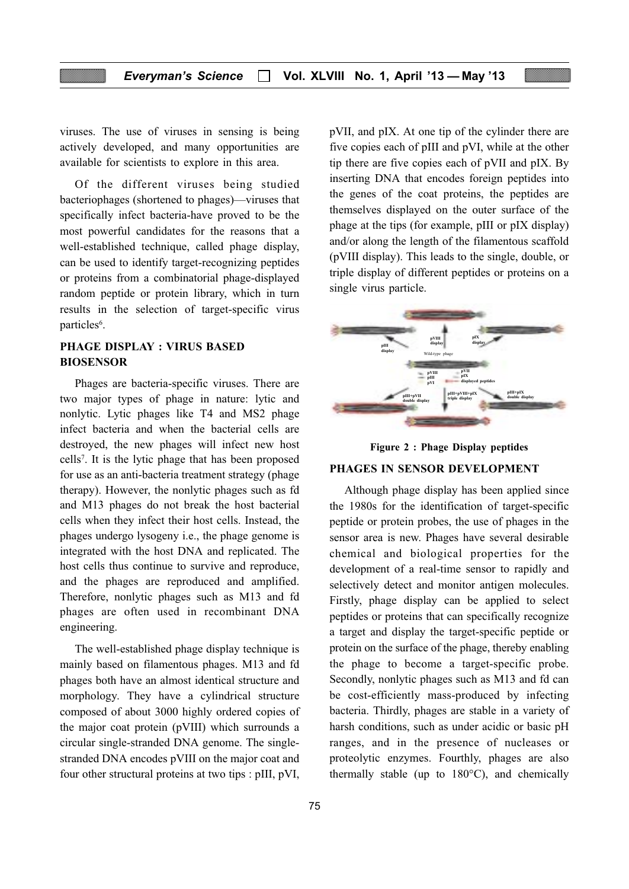viruses. The use of viruses in sensing is being actively developed, and many opportunities are available for scientists to explore in this area.

Of the different viruses being studied bacteriophages (shortened to phages)—viruses that specifically infect bacteria-have proved to be the most powerful candidates for the reasons that a well-established technique, called phage display, can be used to identify target-recognizing peptides or proteins from a combinatorial phage-displayed random peptide or protein library, which in turn results in the selection of target-specific virus particles[6].

## PHAGE DISPLAY : VIRUS BASED BIOSENSOR

Phages are bacteria-specific viruses. There are two major types of phage in nature: lytic and nonlytic. Lytic phages like T4 and MS2 phage infect bacteria and when the bacterial cells are destroyed, the new phages will infect new host cells[7]. It is the lytic phage that has been proposed for use as an anti-bacteria treatment strategy (phage therapy). However, the nonlytic phages such as fd and M13 phages do not break the host bacterial cells when they infect their host cells. Instead, the phages undergo lysogeny i.e., the phage genome is integrated with the host DNA and replicated. The host cells thus continue to survive and reproduce, and the phages are reproduced and amplified. Therefore, nonlytic phages such as M13 and fd phages are often used in recombinant DNA engineering.

The well-established phage display technique is mainly based on filamentous phages. M13 and fd phages both have an almost identical structure and morphology. They have a cylindrical structure composed of about 3000 highly ordered copies of the major coat protein (pVIII) which surrounds a circular single-stranded DNA genome. The single-stranded DNA encodes pVIII on the major coat and four other structural proteins at two tips : pIII, pVI, pVII, and pIX. At one tip of the cylinder there are five copies each of pIII and pVI, while at the other tip there are five copies each of pVII and pIX. By inserting DNA that encodes foreign peptides into the genes of the coat proteins, the peptides are themselves displayed on the outer surface of the phage at the tips (for example, pIII or pIX display) and/or along the length of the filamentous scaffold (pVIII display). This leads to the single, double, or triple display of different peptides or proteins on a single virus particle.

**Figure 2 : Phage Display peptides**

## PHAGES IN SENSOR DEVELOPMENT

Although phage display has been applied since the 1980s for the identification of target-specific peptide or protein probes, the use of phages in the sensor area is new. Phages have several desirable chemical and biological properties for the development of a real-time sensor to rapidly and selectively detect and monitor antigen molecules. Firstly, phage display can be applied to select peptides or proteins that can specifically recognize a target and display the target-specific peptide or protein on the surface of the phage, thereby enabling the phage to become a target-specific probe. Secondly, nonlytic phages such as M13 and fd can be cost-efficiently mass-produced by infecting bacteria. Thirdly, phages are stable in a variety of harsh conditions, such as under acidic or basic pH ranges, and in the presence of nucleases or proteolytic enzymes. Fourthly, phages are also thermally stable (up to 180°C), and chemically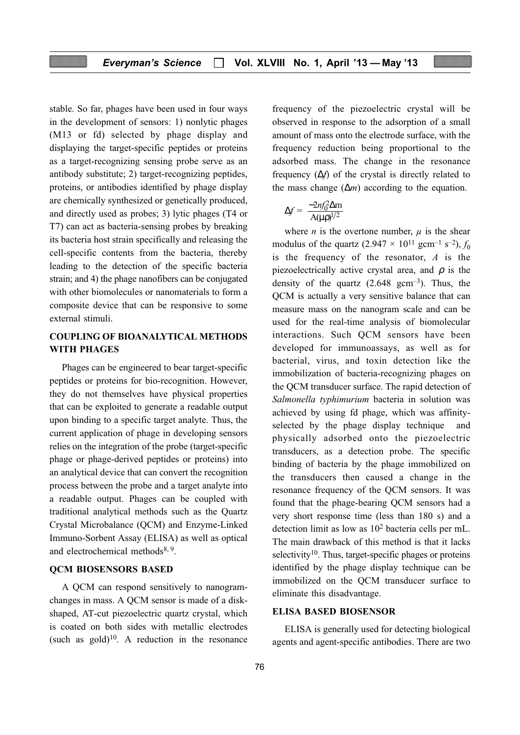stable. So far, phages have been used in four ways in the development of sensors: 1) nonlytic phages (M13 or fd) selected by phage display and displaying the target-specific peptides or proteins as a target-recognizing sensing probe serve as an antibody substitute; 2) target-recognizing peptides, proteins, or antibodies identified by phage display are chemically synthesized or genetically produced, and directly used as probes; 3) lytic phages (T4 or T7) can act as bacteria-sensing probes by breaking its bacteria host strain specifically and releasing the cell-specific contents from the bacteria, thereby leading to the detection of the specific bacteria strain; and 4) the phage nanofibers can be conjugated with other biomolecules or nanomaterials to form a composite device that can be responsive to some external stimuli.

## COUPLING OF BIOANALYTICAL METHODS WITH PHAGES

Phages can be engineered to bear target-specific peptides or proteins for bio-recognition. However, they do not themselves have physical properties that can be exploited to generate a readable output upon binding to a specific target analyte. Thus, the current application of phage in developing sensors relies on the integration of the probe (target-specific phage or phage-derived peptides or proteins) into an analytical device that can convert the recognition process between the probe and a target analyte into a readable output. Phages can be coupled with traditional analytical methods such as the Quartz Crystal Microbalance (QCM) and Enzyme-Linked Immuno-Sorbent Assay (ELISA) as well as optical and electrochemical methods[8, 9].

## QCM BIOSENSORS BASED

A QCM can respond sensitively to nanogram-changes in mass. A QCM sensor is made of a disk-shaped, AT-cut piezoelectric quartz crystal, which is coated on both sides with metallic electrodes (such as gold)[10]. A reduction in the resonance frequency of the piezoelectric crystal will be observed in response to the adsorption of a small amount of mass onto the electrode surface, with the frequency reduction being proportional to the adsorbed mass. The change in the resonance frequency ($\Delta f$) of the crystal is directly related to the mass change ($\Delta m$) according to the equation.

$$\Delta f = \frac{-2nf_0^2\Delta m}{A(\mu\rho)^{1/2}}$$

where $n$ is the overtone number, $\mu$ is the shear modulus of the quartz ($2.947 \times 10^{11}$ gcm$^{-1}$ s$^{-2}$), $f_0$ is the frequency of the resonator, $A$ is the piezoelectrically active crystal area, and $\rho$ is the density of the quartz ($2.648$ gcm$^{-3}$). Thus, the QCM is actually a very sensitive balance that can measure mass on the nanogram scale and can be used for the real-time analysis of biomolecular interactions. Such QCM sensors have been developed for immunoassays, as well as for bacterial, virus, and toxin detection like the immobilization of bacteria-recognizing phages on the QCM transducer surface. The rapid detection of *Salmonella typhimurium* bacteria in solution was achieved by using fd phage, which was affinity-selected by the phage display technique and physically adsorbed onto the piezoelectric transducers, as a detection probe. The specific binding of bacteria by the phage immobilized on the transducers then caused a change in the resonance frequency of the QCM sensors. It was found that the phage-bearing QCM sensors had a very short response time (less than 180 s) and a detection limit as low as $10^2$ bacteria cells per mL. The main drawback of this method is that it lacks selectivity[10]. Thus, target-specific phages or proteins identified by the phage display technique can be immobilized on the QCM transducer surface to eliminate this disadvantage.

## ELISA BASED BIOSENSOR

ELISA is generally used for detecting biological agents and agent-specific antibodies. There are two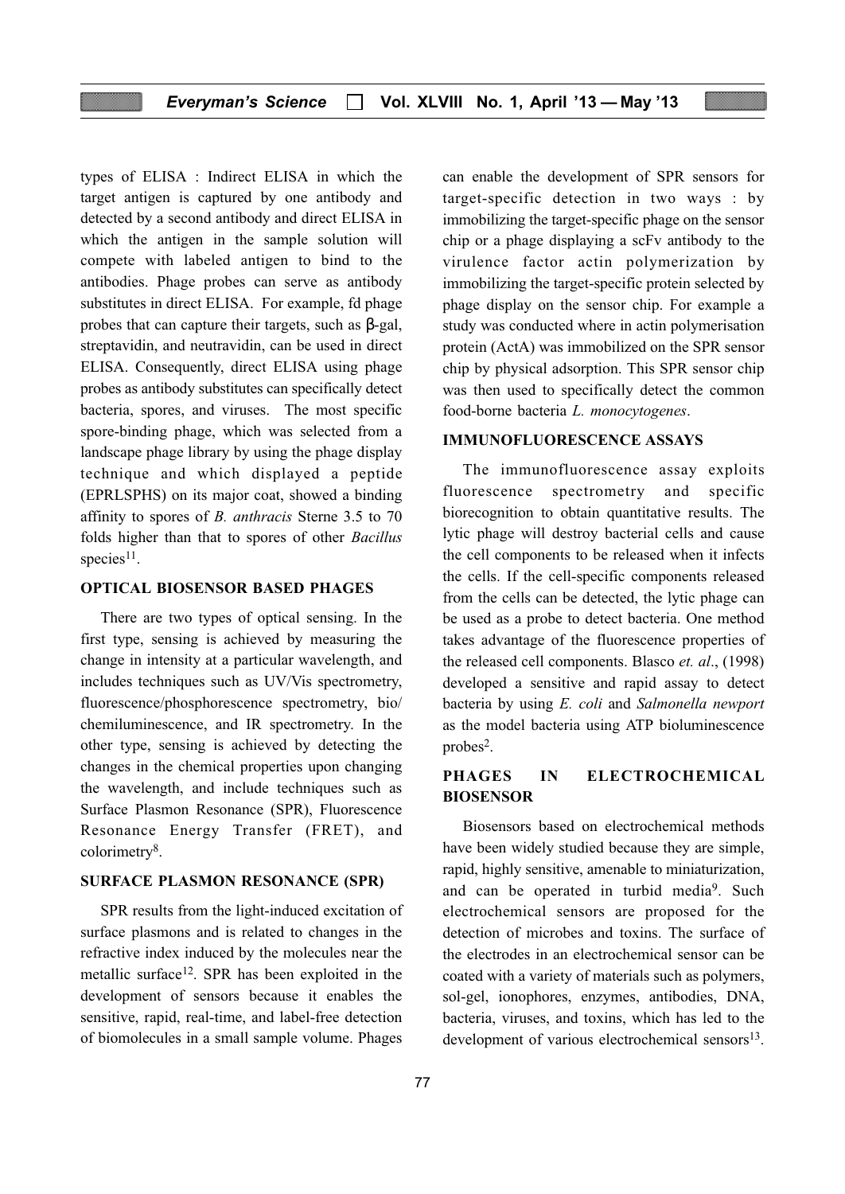types of ELISA : Indirect ELISA in which the target antigen is captured by one antibody and detected by a second antibody and direct ELISA in which the antigen in the sample solution will compete with labeled antigen to bind to the antibodies. Phage probes can serve as antibody substitutes in direct ELISA. For example, fd phage probes that can capture their targets, such as β-gal, streptavidin, and neutravidin, can be used in direct ELISA. Consequently, direct ELISA using phage probes as antibody substitutes can specifically detect bacteria, spores, and viruses. The most specific spore-binding phage, which was selected from a landscape phage library by using the phage display technique and which displayed a peptide (EPRLSPHS) on its major coat, showed a binding affinity to spores of *B. anthracis* Sterne 3.5 to 70 folds higher than that to spores of other *Bacillus* species[11].

## OPTICAL BIOSENSOR BASED PHAGES

There are two types of optical sensing. In the first type, sensing is achieved by measuring the change in intensity at a particular wavelength, and includes techniques such as UV/Vis spectrometry, fluorescence/phosphorescence spectrometry, bio/chemiluminescence, and IR spectrometry. In the other type, sensing is achieved by detecting the changes in the chemical properties upon changing the wavelength, and include techniques such as Surface Plasmon Resonance (SPR), Fluorescence Resonance Energy Transfer (FRET), and colorimetry[8].

## SURFACE PLASMON RESONANCE (SPR)

SPR results from the light-induced excitation of surface plasmons and is related to changes in the refractive index induced by the molecules near the metallic surface[12]. SPR has been exploited in the development of sensors because it enables the sensitive, rapid, real-time, and label-free detection of biomolecules in a small sample volume. Phages can enable the development of SPR sensors for target-specific detection in two ways : by immobilizing the target-specific phage on the sensor chip or a phage displaying a scFv antibody to the virulence factor actin polymerization by immobilizing the target-specific protein selected by phage display on the sensor chip. For example a study was conducted where in actin polymerisation protein (ActA) was immobilized on the SPR sensor chip by physical adsorption. This SPR sensor chip was then used to specifically detect the common food-borne bacteria *L. monocytogenes*.

## IMMUNOFLUORESCENCE ASSAYS

The immunofluorescence assay exploits fluorescence spectrometry and specific biorecognition to obtain quantitative results. The lytic phage will destroy bacterial cells and cause the cell components to be released when it infects the cells. If the cell-specific components released from the cells can be detected, the lytic phage can be used as a probe to detect bacteria. One method takes advantage of the fluorescence properties of the released cell components. Blasco *et. al*., (1998) developed a sensitive and rapid assay to detect bacteria by using *E. coli* and *Salmonella newport* as the model bacteria using ATP bioluminescence probes[2].

## PHAGES IN ELECTROCHEMICAL BIOSENSOR

Biosensors based on electrochemical methods have been widely studied because they are simple, rapid, highly sensitive, amenable to miniaturization, and can be operated in turbid media[9]. Such electrochemical sensors are proposed for the detection of microbes and toxins. The surface of the electrodes in an electrochemical sensor can be coated with a variety of materials such as polymers, sol-gel, ionophores, enzymes, antibodies, DNA, bacteria, viruses, and toxins, which has led to the development of various electrochemical sensors[13].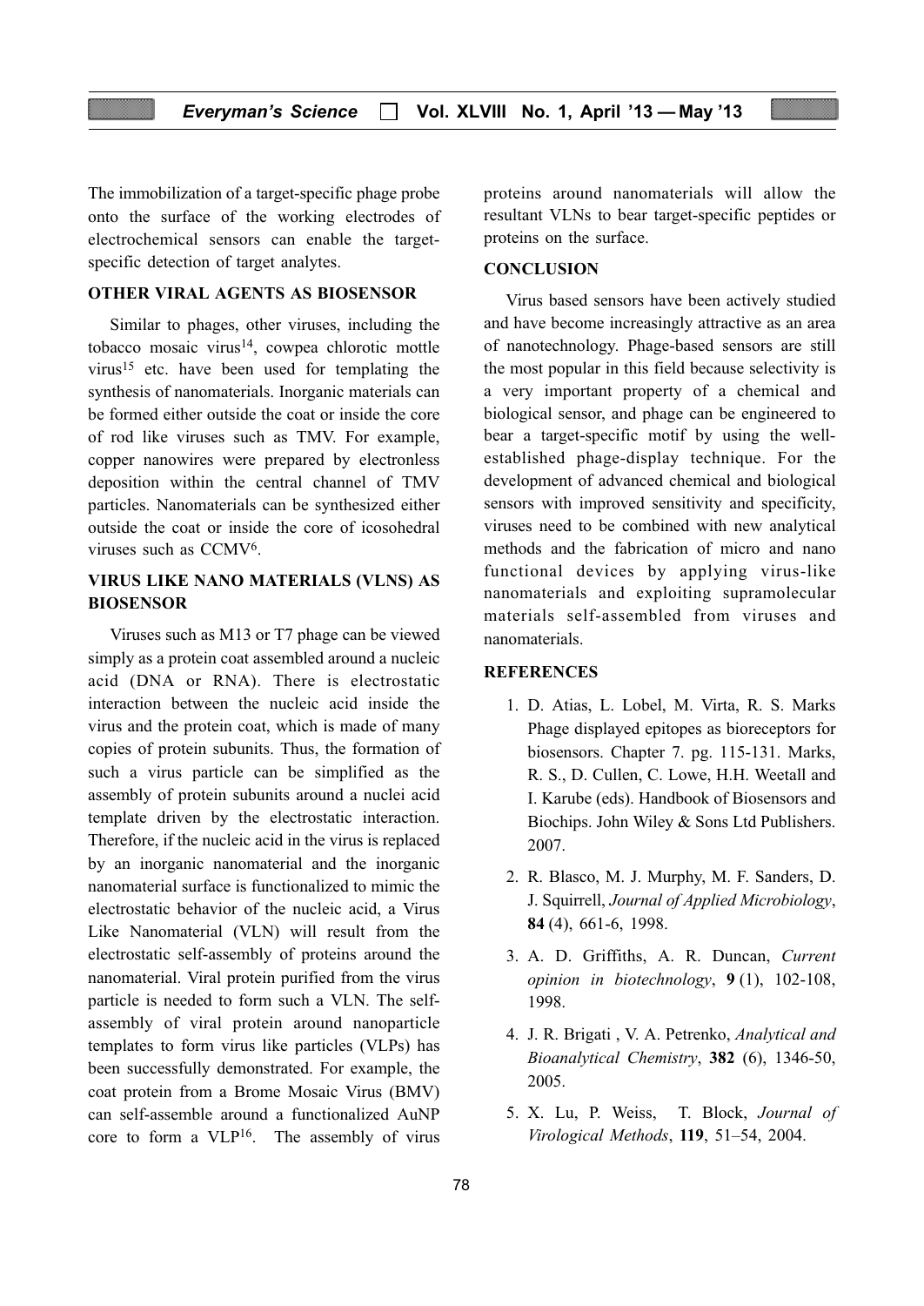The immobilization of a target-specific phage probe onto the surface of the working electrodes of electrochemical sensors can enable the target-specific detection of target analytes.

## OTHER VIRAL AGENTS AS BIOSENSOR

Similar to phages, other viruses, including the tobacco mosaic virus[14], cowpea chlorotic mottle virus[15] etc. have been used for templating the synthesis of nanomaterials. Inorganic materials can be formed either outside the coat or inside the core of rod like viruses such as TMV. For example, copper nanowires were prepared by electronless deposition within the central channel of TMV particles. Nanomaterials can be synthesized either outside the coat or inside the core of icosohedral viruses such as CCMV[6].

## VIRUS LIKE NANO MATERIALS (VLNS) AS BIOSENSOR

Viruses such as M13 or T7 phage can be viewed simply as a protein coat assembled around a nucleic acid (DNA or RNA). There is electrostatic interaction between the nucleic acid inside the virus and the protein coat, which is made of many copies of protein subunits. Thus, the formation of such a virus particle can be simplified as the assembly of protein subunits around a nuclei acid template driven by the electrostatic interaction. Therefore, if the nucleic acid in the virus is replaced by an inorganic nanomaterial and the inorganic nanomaterial surface is functionalized to mimic the electrostatic behavior of the nucleic acid, a Virus Like Nanomaterial (VLN) will result from the electrostatic self-assembly of proteins around the nanomaterial. Viral protein purified from the virus particle is needed to form such a VLN. The self-assembly of viral protein around nanoparticle templates to form virus like particles (VLPs) has been successfully demonstrated. For example, the coat protein from a Brome Mosaic Virus (BMV) can self-assemble around a functionalized AuNP core to form a VLP[16]. The assembly of virus proteins around nanomaterials will allow the resultant VLNs to bear target-specific peptides or proteins on the surface.

## CONCLUSION

Virus based sensors have been actively studied and have become increasingly attractive as an area of nanotechnology. Phage-based sensors are still the most popular in this field because selectivity is a very important property of a chemical and biological sensor, and phage can be engineered to bear a target-specific motif by using the well-established phage-display technique. For the development of advanced chemical and biological sensors with improved sensitivity and specificity, viruses need to be combined with new analytical methods and the fabrication of micro and nano functional devices by applying virus-like nanomaterials and exploiting supramolecular materials self-assembled from viruses and nanomaterials.

## REFERENCES

1. D. Atias, L. Lobel, M. Virta, R. S. Marks Phage displayed epitopes as bioreceptors for biosensors. Chapter 7. pg. 115-131. Marks, R. S., D. Cullen, C. Lowe, H.H. Weetall and I. Karube (eds). Handbook of Biosensors and Biochips. John Wiley & Sons Ltd Publishers. 2007.
2. R. Blasco, M. J. Murphy, M. F. Sanders, D. J. Squirrell, *Journal of Applied Microbiology*, **84** (4), 661-6, 1998.
3. A. D. Griffiths, A. R. Duncan, *Current opinion in biotechnology*, **9** (1), 102-108, 1998.
4. J. R. Brigati , V. A. Petrenko, *Analytical and Bioanalytical Chemistry*, **382** (6), 1346-50, 2005.
5. X. Lu, P. Weiss, T. Block, *Journal of Virological Methods*, **119**, 51–54, 2004.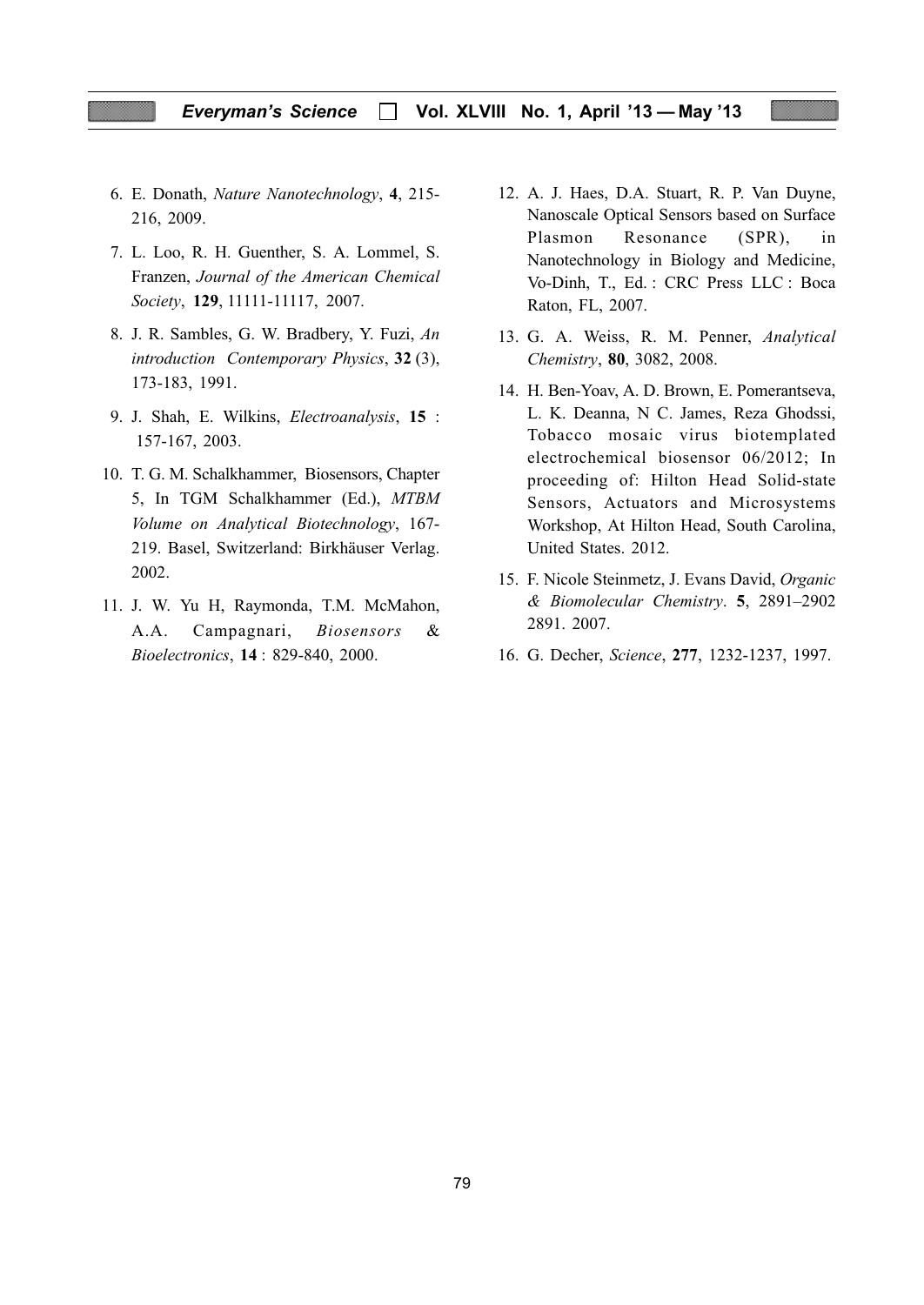6. E. Donath, *Nature Nanotechnology*, **4**, 215-216, 2009.

7. L. Loo, R. H. Guenther, S. A. Lommel, S. Franzen, *Journal of the American Chemical Society*, **129**, 11111-11117, 2007.

8. J. R. Sambles, G. W. Bradbery, Y. Fuzi, *An introduction Contemporary Physics*, **32** (3), 173-183, 1991.

9. J. Shah, E. Wilkins, *Electroanalysis*, **15** : 157-167, 2003.

10. T. G. M. Schalkhammer, Biosensors, Chapter 5, In TGM Schalkhammer (Ed.), *MTBM Volume on Analytical Biotechnology*, 167-219. Basel, Switzerland: Birkhäuser Verlag. 2002.

11. J. W. Yu H, Raymonda, T.M. McMahon, A.A. Campagnari, *Biosensors & Bioelectronics*, **14** : 829-840, 2000.

12. A. J. Haes, D.A. Stuart, R. P. Van Duyne, Nanoscale Optical Sensors based on Surface Plasmon Resonance (SPR), in Nanotechnology in Biology and Medicine, Vo-Dinh, T., Ed. : CRC Press LLC : Boca Raton, FL, 2007.

13. G. A. Weiss, R. M. Penner, *Analytical Chemistry*, **80**, 3082, 2008.

14. H. Ben-Yoav, A. D. Brown, E. Pomerantseva, L. K. Deanna, N C. James, Reza Ghodssi, Tobacco mosaic virus biotemplated electrochemical biosensor 06/2012; In proceeding of: Hilton Head Solid-state Sensors, Actuators and Microsystems Workshop, At Hilton Head, South Carolina, United States. 2012.

15. F. Nicole Steinmetz, J. Evans David, *Organic & Biomolecular Chemistry*. **5**, 2891–2902 2891. 2007.

16. G. Decher, *Science*, **277**, 1232-1237, 1997.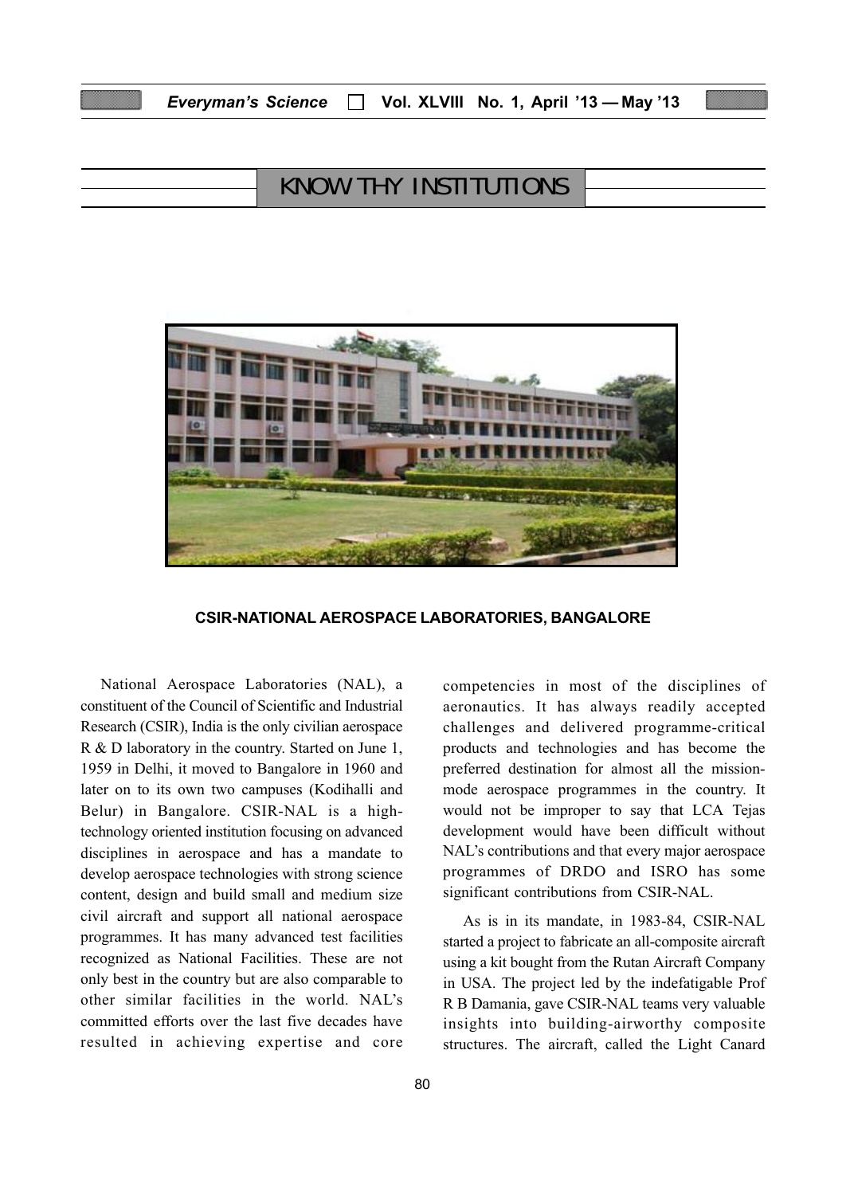## KNOW THY INSTITUTIONS

**CSIR-NATIONAL AEROSPACE LABORATORIES, BANGALORE**

National Aerospace Laboratories (NAL), a constituent of the Council of Scientific and Industrial Research (CSIR), India is the only civilian aerospace R & D laboratory in the country. Started on June 1, 1959 in Delhi, it moved to Bangalore in 1960 and later on to its own two campuses (Kodihalli and Belur) in Bangalore. CSIR-NAL is a high-technology oriented institution focusing on advanced disciplines in aerospace and has a mandate to develop aerospace technologies with strong science content, design and build small and medium size civil aircraft and support all national aerospace programmes. It has many advanced test facilities recognized as National Facilities. These are not only best in the country but are also comparable to other similar facilities in the world. NAL's committed efforts over the last five decades have resulted in achieving expertise and core competencies in most of the disciplines of aeronautics. It has always readily accepted challenges and delivered programme-critical products and technologies and has become the preferred destination for almost all the mission-mode aerospace programmes in the country. It would not be improper to say that LCA Tejas development would have been difficult without NAL's contributions and that every major aerospace programmes of DRDO and ISRO has some significant contributions from CSIR-NAL.

As is in its mandate, in 1983-84, CSIR-NAL started a project to fabricate an all-composite aircraft using a kit bought from the Rutan Aircraft Company in USA. The project led by the indefatigable Prof R B Damania, gave CSIR-NAL teams very valuable insights into building-airworthy composite structures. The aircraft, called the Light Canard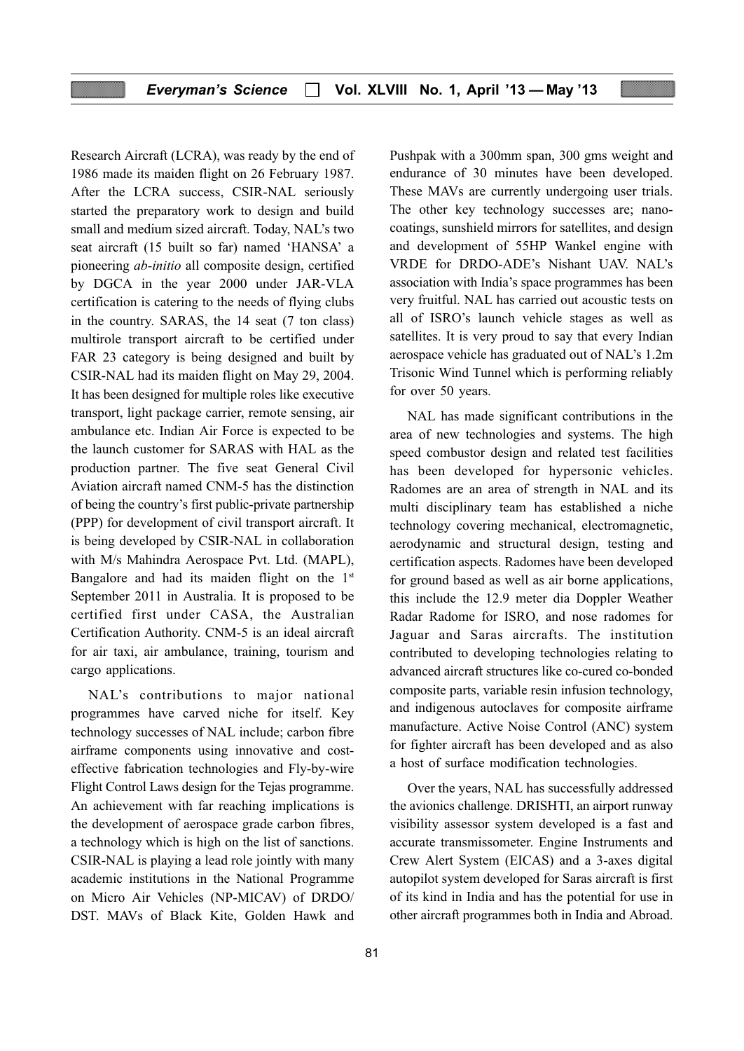Research Aircraft (LCRA), was ready by the end of 1986 made its maiden flight on 26 February 1987. After the LCRA success, CSIR-NAL seriously started the preparatory work to design and build small and medium sized aircraft. Today, NAL's two seat aircraft (15 built so far) named 'HANSA' a pioneering *ab-initio* all composite design, certified by DGCA in the year 2000 under JAR-VLA certification is catering to the needs of flying clubs in the country. SARAS, the 14 seat (7 ton class) multirole transport aircraft to be certified under FAR 23 category is being designed and built by CSIR-NAL had its maiden flight on May 29, 2004. It has been designed for multiple roles like executive transport, light package carrier, remote sensing, air ambulance etc. Indian Air Force is expected to be the launch customer for SARAS with HAL as the production partner. The five seat General Civil Aviation aircraft named CNM-5 has the distinction of being the country's first public-private partnership (PPP) for development of civil transport aircraft. It is being developed by CSIR-NAL in collaboration with M/s Mahindra Aerospace Pvt. Ltd. (MAPL), Bangalore and had its maiden flight on the 1st September 2011 in Australia. It is proposed to be certified first under CASA, the Australian Certification Authority. CNM-5 is an ideal aircraft for air taxi, air ambulance, training, tourism and cargo applications.

NAL's contributions to major national programmes have carved niche for itself. Key technology successes of NAL include; carbon fibre airframe components using innovative and cost-effective fabrication technologies and Fly-by-wire Flight Control Laws design for the Tejas programme. An achievement with far reaching implications is the development of aerospace grade carbon fibres, a technology which is high on the list of sanctions. CSIR-NAL is playing a lead role jointly with many academic institutions in the National Programme on Micro Air Vehicles (NP-MICAV) of DRDO/ DST. MAVs of Black Kite, Golden Hawk and Pushpak with a 300mm span, 300 gms weight and endurance of 30 minutes have been developed. These MAVs are currently undergoing user trials. The other key technology successes are; nano-coatings, sunshield mirrors for satellites, and design and development of 55HP Wankel engine with VRDE for DRDO-ADE's Nishant UAV. NAL's association with India's space programmes has been very fruitful. NAL has carried out acoustic tests on all of ISRO's launch vehicle stages as well as satellites. It is very proud to say that every Indian aerospace vehicle has graduated out of NAL's 1.2m Trisonic Wind Tunnel which is performing reliably for over 50 years.

NAL has made significant contributions in the area of new technologies and systems. The high speed combustor design and related test facilities has been developed for hypersonic vehicles. Radomes are an area of strength in NAL and its multi disciplinary team has established a niche technology covering mechanical, electromagnetic, aerodynamic and structural design, testing and certification aspects. Radomes have been developed for ground based as well as air borne applications, this include the 12.9 meter dia Doppler Weather Radar Radome for ISRO, and nose radomes for Jaguar and Saras aircrafts. The institution contributed to developing technologies relating to advanced aircraft structures like co-cured co-bonded composite parts, variable resin infusion technology, and indigenous autoclaves for composite airframe manufacture. Active Noise Control (ANC) system for fighter aircraft has been developed and as also a host of surface modification technologies.

Over the years, NAL has successfully addressed the avionics challenge. DRISHTI, an airport runway visibility assessor system developed is a fast and accurate transmissometer. Engine Instruments and Crew Alert System (EICAS) and a 3-axes digital autopilot system developed for Saras aircraft is first of its kind in India and has the potential for use in other aircraft programmes both in India and Abroad.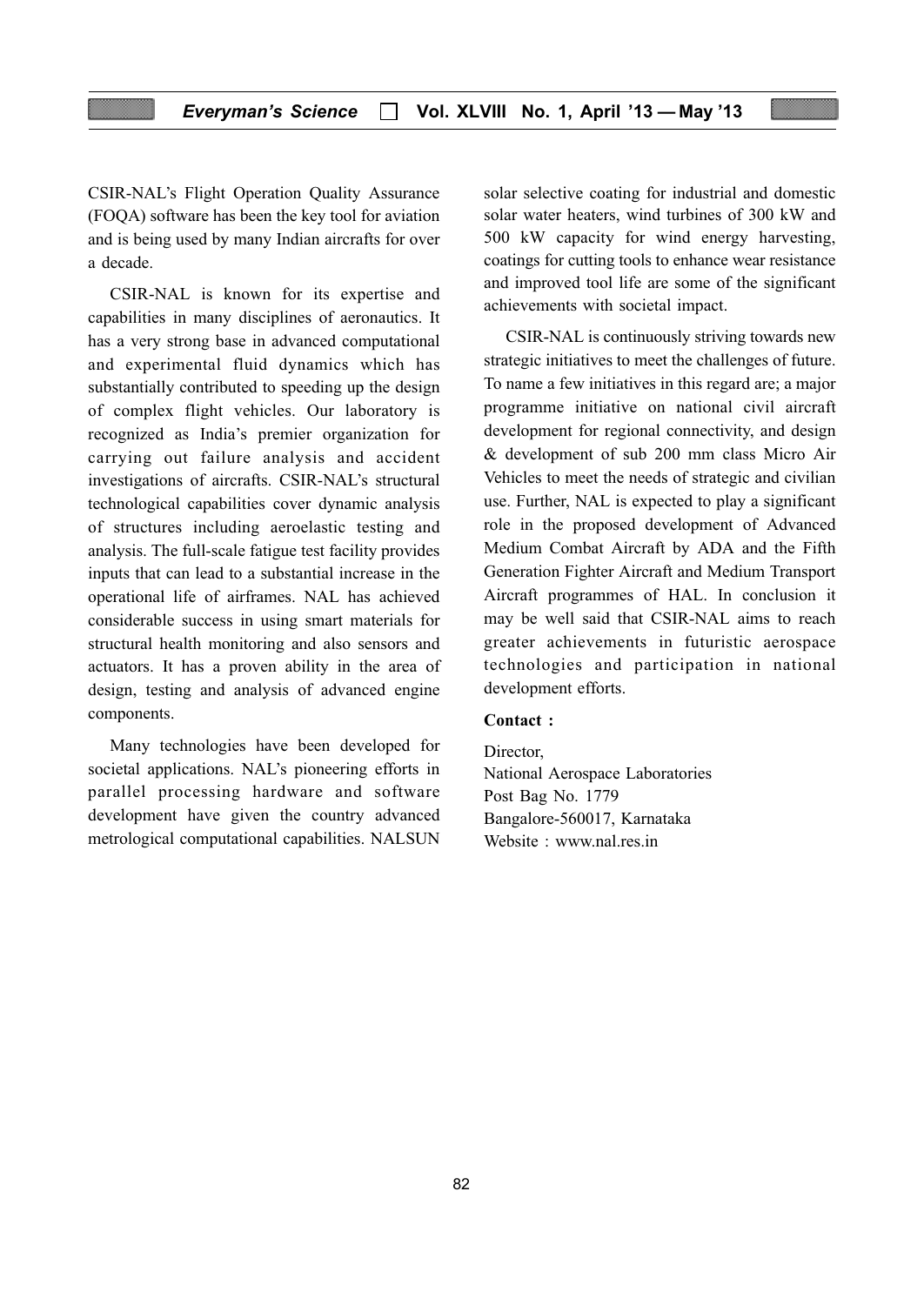CSIR-NAL's Flight Operation Quality Assurance (FOQA) software has been the key tool for aviation and is being used by many Indian aircrafts for over a decade.

CSIR-NAL is known for its expertise and capabilities in many disciplines of aeronautics. It has a very strong base in advanced computational and experimental fluid dynamics which has substantially contributed to speeding up the design of complex flight vehicles. Our laboratory is recognized as India's premier organization for carrying out failure analysis and accident investigations of aircrafts. CSIR-NAL's structural technological capabilities cover dynamic analysis of structures including aeroelastic testing and analysis. The full-scale fatigue test facility provides inputs that can lead to a substantial increase in the operational life of airframes. NAL has achieved considerable success in using smart materials for structural health monitoring and also sensors and actuators. It has a proven ability in the area of design, testing and analysis of advanced engine components.

Many technologies have been developed for societal applications. NAL's pioneering efforts in parallel processing hardware and software development have given the country advanced metrological computational capabilities. NALSUN solar selective coating for industrial and domestic solar water heaters, wind turbines of 300 kW and 500 kW capacity for wind energy harvesting, coatings for cutting tools to enhance wear resistance and improved tool life are some of the significant achievements with societal impact.

CSIR-NAL is continuously striving towards new strategic initiatives to meet the challenges of future. To name a few initiatives in this regard are; a major programme initiative on national civil aircraft development for regional connectivity, and design & development of sub 200 mm class Micro Air Vehicles to meet the needs of strategic and civilian use. Further, NAL is expected to play a significant role in the proposed development of Advanced Medium Combat Aircraft by ADA and the Fifth Generation Fighter Aircraft and Medium Transport Aircraft programmes of HAL. In conclusion it may be well said that CSIR-NAL aims to reach greater achievements in futuristic aerospace technologies and participation in national development efforts.

**Contact :**

Director,
National Aerospace Laboratories
Post Bag No. 1779
Bangalore-560017, Karnataka
Website : www.nal.res.in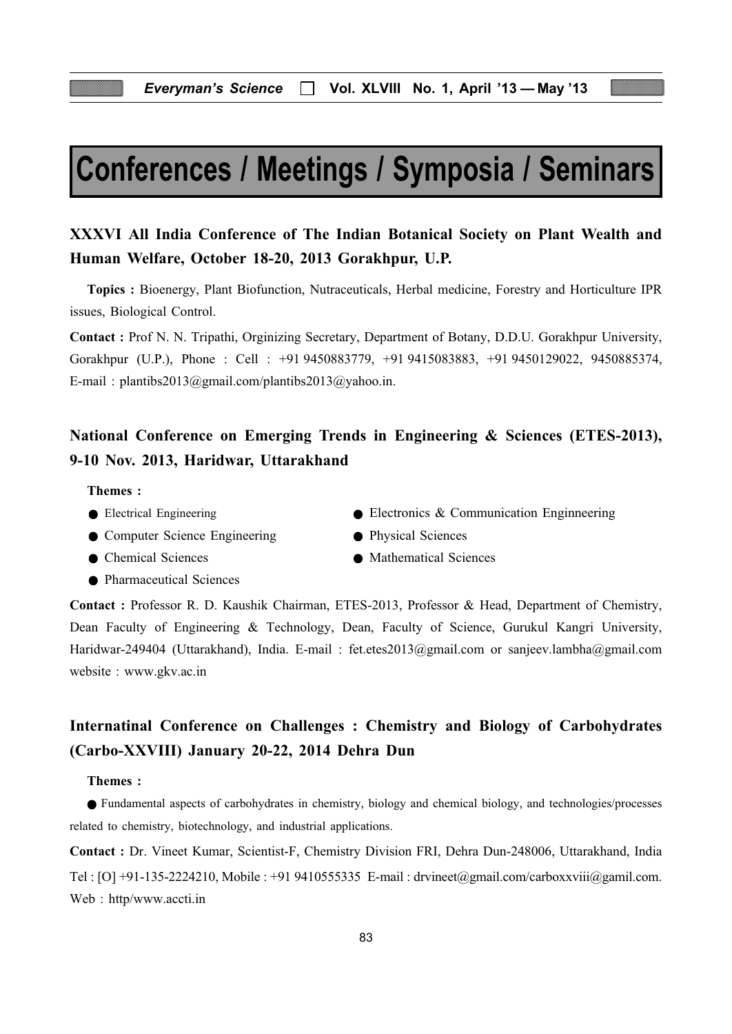# Conferences / Meetings / Symposia / Seminars

## XXXVI All India Conference of The Indian Botanical Society on Plant Wealth and Human Welfare, October 18-20, 2013 Gorakhpur, U.P.

**Topics :** Bioenergy, Plant Biofunction, Nutraceuticals, Herbal medicine, Forestry and Horticulture IPR issues, Biological Control.

**Contact :** Prof N. N. Tripathi, Orginizing Secretary, Department of Botany, D.D.U. Gorakhpur University, Gorakhpur (U.P.), Phone : Cell : +91 9450883779, +91 9415083883, +91 9450129022, 9450885374, E-mail : plantibs2013@gmail.com/plantibs2013@yahoo.in.

## National Conference on Emerging Trends in Engineering & Sciences (ETES-2013), 9-10 Nov. 2013, Haridwar, Uttarakhand

**Themes :**

- Electrical Engineering
- Electronics & Communication Enginneering
- Computer Science Engineering
- Physical Sciences
- Chemical Sciences
- Mathematical Sciences
- Pharmaceutical Sciences

**Contact :** Professor R. D. Kaushik Chairman, ETES-2013, Professor & Head, Department of Chemistry, Dean Faculty of Engineering & Technology, Dean, Faculty of Science, Gurukul Kangri University, Haridwar-249404 (Uttarakhand), India. E-mail : fet.etes2013@gmail.com or sanjeev.lambha@gmail.com website : www.gkv.ac.in

## Internatinal Conference on Challenges : Chemistry and Biology of Carbohydrates (Carbo-XXVIII) January 20-22, 2014 Dehra Dun

**Themes :**

- Fundamental aspects of carbohydrates in chemistry, biology and chemical biology, and technologies/processes related to chemistry, biotechnology, and industrial applications.

**Contact :** Dr. Vineet Kumar, Scientist-F, Chemistry Division FRI, Dehra Dun-248006, Uttarakhand, India Tel : [O] +91-135-2224210, Mobile : +91 9410555335 E-mail : drvineet@gmail.com/carboxxviii@gamil.com. Web : http/www.accti.in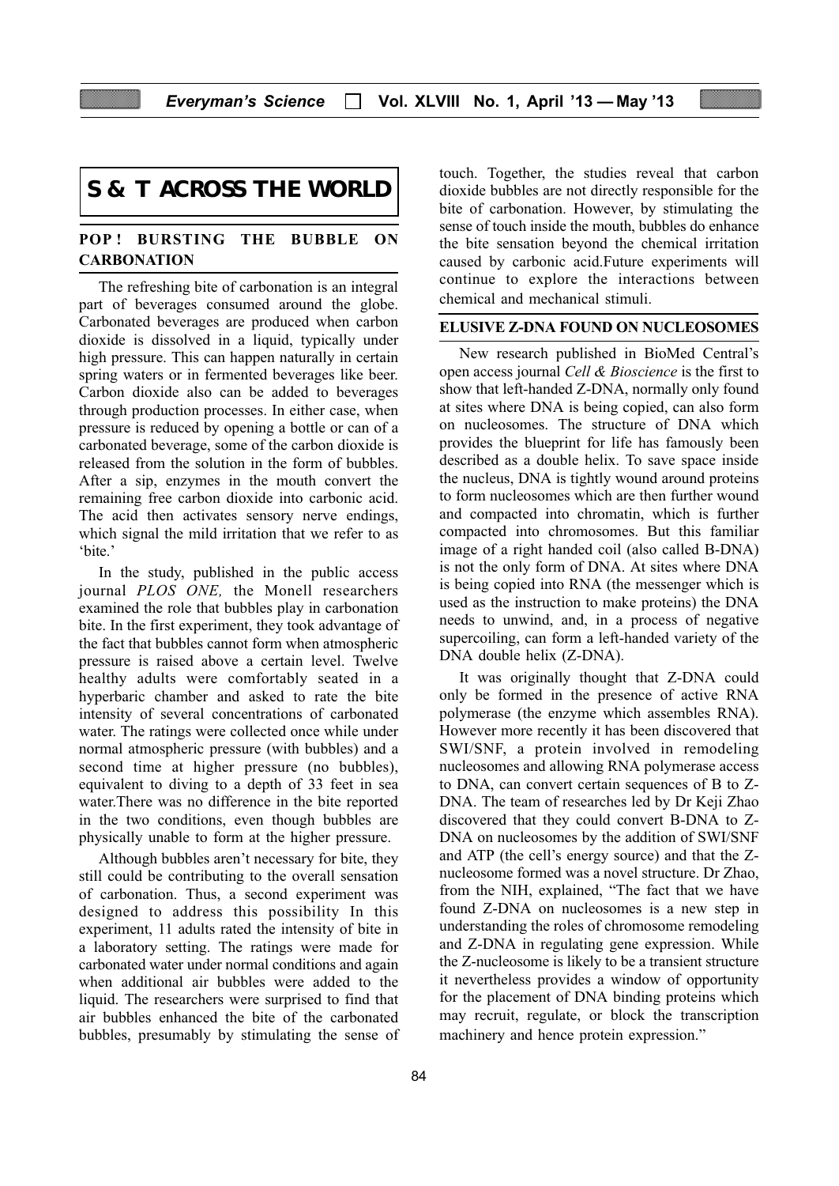# S & T ACROSS THE WORLD

## POP ! BURSTING THE BUBBLE ON CARBONATION

The refreshing bite of carbonation is an integral part of beverages consumed around the globe. Carbonated beverages are produced when carbon dioxide is dissolved in a liquid, typically under high pressure. This can happen naturally in certain spring waters or in fermented beverages like beer. Carbon dioxide also can be added to beverages through production processes. In either case, when pressure is reduced by opening a bottle or can of a carbonated beverage, some of the carbon dioxide is released from the solution in the form of bubbles. After a sip, enzymes in the mouth convert the remaining free carbon dioxide into carbonic acid. The acid then activates sensory nerve endings, which signal the mild irritation that we refer to as 'bite.'

In the study, published in the public access journal *PLOS ONE,* the Monell researchers examined the role that bubbles play in carbonation bite. In the first experiment, they took advantage of the fact that bubbles cannot form when atmospheric pressure is raised above a certain level. Twelve healthy adults were comfortably seated in a hyperbaric chamber and asked to rate the bite intensity of several concentrations of carbonated water. The ratings were collected once while under normal atmospheric pressure (with bubbles) and a second time at higher pressure (no bubbles), equivalent to diving to a depth of 33 feet in sea water.There was no difference in the bite reported in the two conditions, even though bubbles are physically unable to form at the higher pressure.

Although bubbles aren't necessary for bite, they still could be contributing to the overall sensation of carbonation. Thus, a second experiment was designed to address this possibility In this experiment, 11 adults rated the intensity of bite in a laboratory setting. The ratings were made for carbonated water under normal conditions and again when additional air bubbles were added to the liquid. The researchers were surprised to find that air bubbles enhanced the bite of the carbonated bubbles, presumably by stimulating the sense of touch. Together, the studies reveal that carbon dioxide bubbles are not directly responsible for the bite of carbonation. However, by stimulating the sense of touch inside the mouth, bubbles do enhance the bite sensation beyond the chemical irritation caused by carbonic acid.Future experiments will continue to explore the interactions between chemical and mechanical stimuli.

## ELUSIVE Z-DNA FOUND ON NUCLEOSOMES

New research published in BioMed Central's open access journal *Cell & Bioscience* is the first to show that left-handed Z-DNA, normally only found at sites where DNA is being copied, can also form on nucleosomes. The structure of DNA which provides the blueprint for life has famously been described as a double helix. To save space inside the nucleus, DNA is tightly wound around proteins to form nucleosomes which are then further wound and compacted into chromatin, which is further compacted into chromosomes. But this familiar image of a right handed coil (also called B-DNA) is not the only form of DNA. At sites where DNA is being copied into RNA (the messenger which is used as the instruction to make proteins) the DNA needs to unwind, and, in a process of negative supercoiling, can form a left-handed variety of the DNA double helix (Z-DNA).

It was originally thought that Z-DNA could only be formed in the presence of active RNA polymerase (the enzyme which assembles RNA). However more recently it has been discovered that SWI/SNF, a protein involved in remodeling nucleosomes and allowing RNA polymerase access to DNA, can convert certain sequences of B to Z-DNA. The team of researches led by Dr Keji Zhao discovered that they could convert B-DNA to Z-DNA on nucleosomes by the addition of SWI/SNF and ATP (the cell's energy source) and that the Z-nucleosome formed was a novel structure. Dr Zhao, from the NIH, explained, "The fact that we have found Z-DNA on nucleosomes is a new step in understanding the roles of chromosome remodeling and Z-DNA in regulating gene expression. While the Z-nucleosome is likely to be a transient structure it nevertheless provides a window of opportunity for the placement of DNA binding proteins which may recruit, regulate, or block the transcription machinery and hence protein expression."